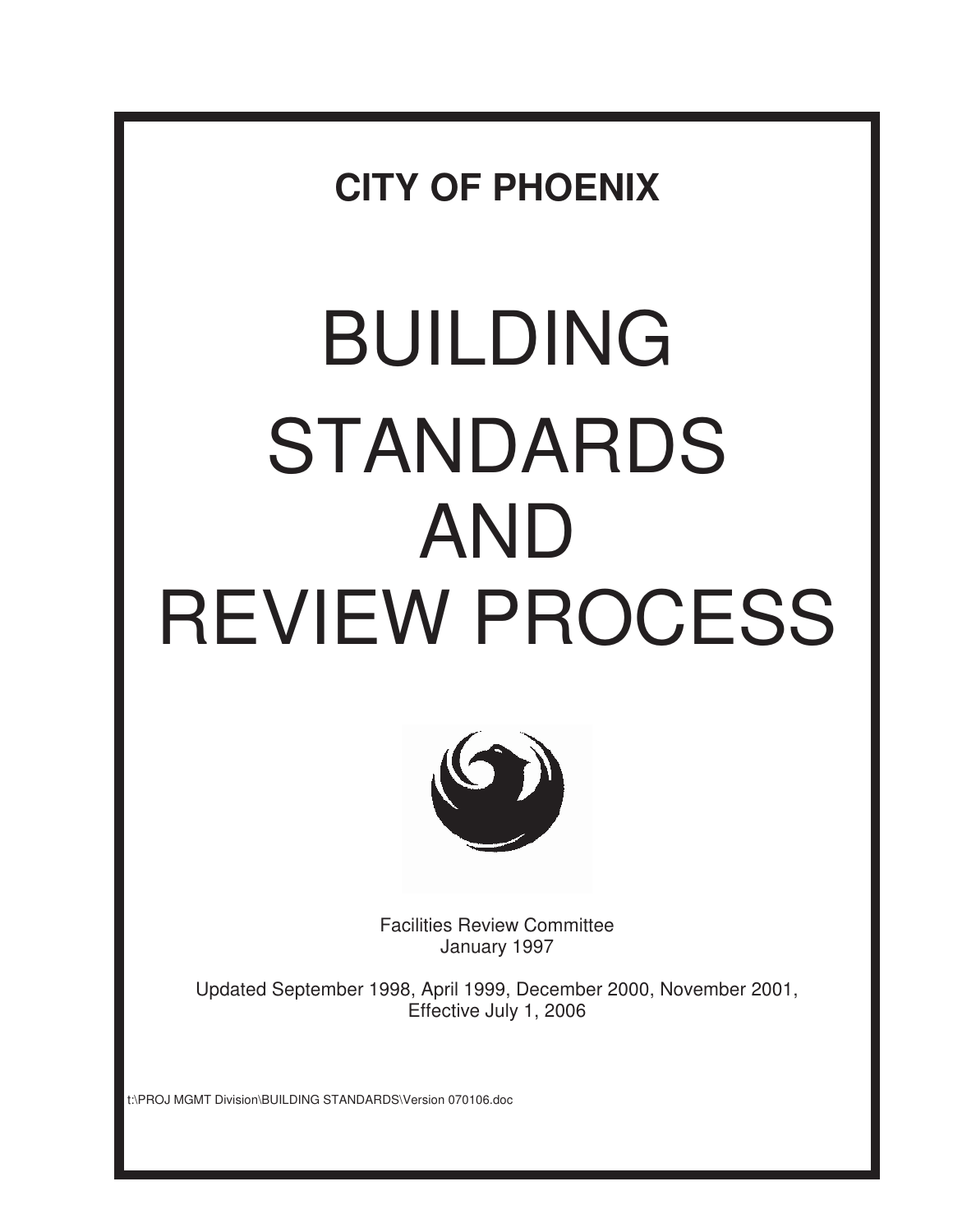**CITY OF PHOENIX**

# BUILDING STANDARDS AND REVIEW PROCESS

Facilities Review Committee
January 1997

Updated September 1998, April 1999, December 2000, November 2001,
Effective July 1, 2006

t:\PROJ MGMT Division\BUILDING STANDARDS\Version 070106.doc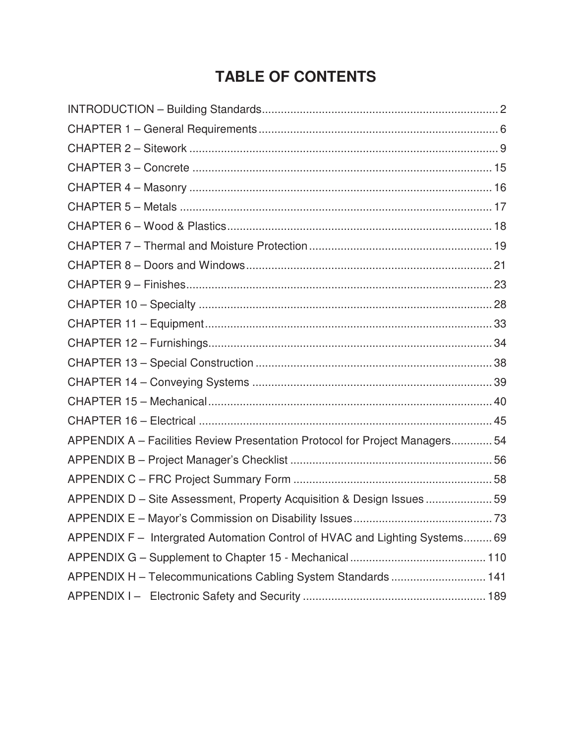# TABLE OF CONTENTS

INTRODUCTION – Building Standards .......... 2
CHAPTER 1 – General Requirements .......... 6
CHAPTER 2 – Sitework .......... 9
CHAPTER 3 – Concrete .......... 15
CHAPTER 4 – Masonry .......... 16
CHAPTER 5 – Metals .......... 17
CHAPTER 6 – Wood & Plastics .......... 18
CHAPTER 7 – Thermal and Moisture Protection .......... 19
CHAPTER 8 – Doors and Windows .......... 21
CHAPTER 9 – Finishes .......... 23
CHAPTER 10 – Specialty .......... 28
CHAPTER 11 – Equipment .......... 33
CHAPTER 12 – Furnishings .......... 34
CHAPTER 13 – Special Construction .......... 38
CHAPTER 14 – Conveying Systems .......... 39
CHAPTER 15 – Mechanical .......... 40
CHAPTER 16 – Electrical .......... 45
APPENDIX A – Facilities Review Presentation Protocol for Project Managers .......... 54
APPENDIX B – Project Manager's Checklist .......... 56
APPENDIX C – FRC Project Summary Form .......... 58
APPENDIX D – Site Assessment, Property Acquisition & Design Issues .......... 59
APPENDIX E – Mayor's Commission on Disability Issues .......... 73
APPENDIX F – Intergrated Automation Control of HVAC and Lighting Systems .......... 69
APPENDIX G – Supplement to Chapter 15 - Mechanical .......... 110
APPENDIX H – Telecommunications Cabling System Standards .......... 141
APPENDIX I – Electronic Safety and Security .......... 189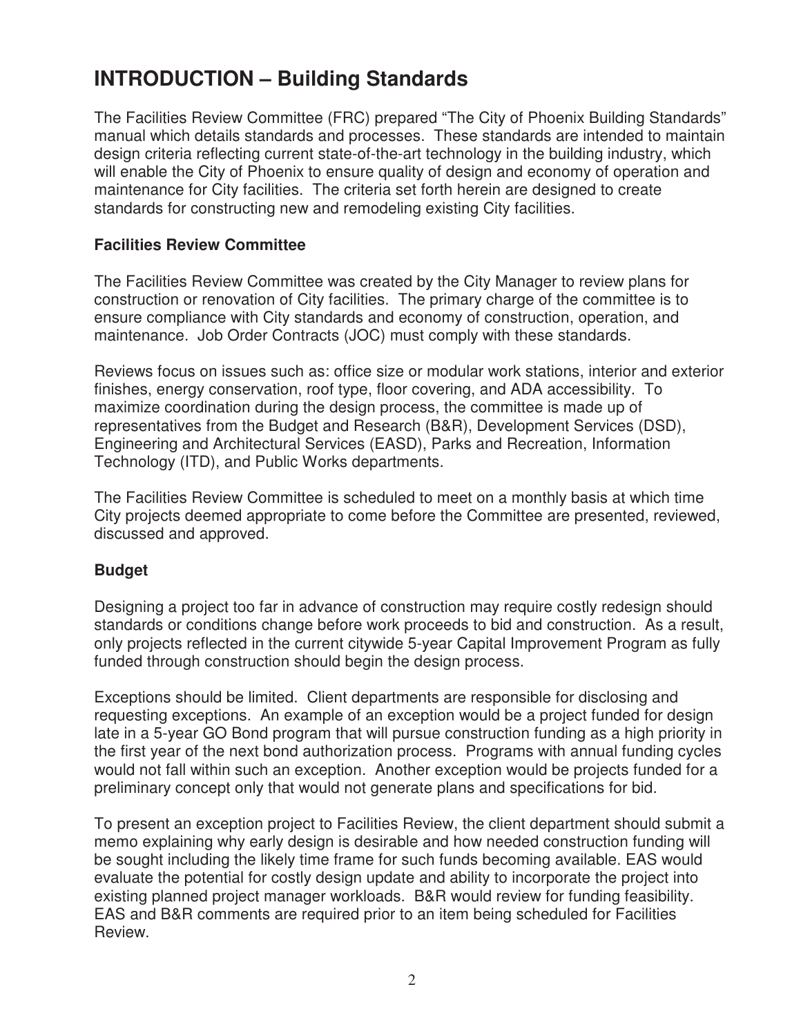# INTRODUCTION – Building Standards

The Facilities Review Committee (FRC) prepared "The City of Phoenix Building Standards" manual which details standards and processes. These standards are intended to maintain design criteria reflecting current state-of-the-art technology in the building industry, which will enable the City of Phoenix to ensure quality of design and economy of operation and maintenance for City facilities. The criteria set forth herein are designed to create standards for constructing new and remodeling existing City facilities.

### Facilities Review Committee

The Facilities Review Committee was created by the City Manager to review plans for construction or renovation of City facilities. The primary charge of the committee is to ensure compliance with City standards and economy of construction, operation, and maintenance. Job Order Contracts (JOC) must comply with these standards.

Reviews focus on issues such as: office size or modular work stations, interior and exterior finishes, energy conservation, roof type, floor covering, and ADA accessibility. To maximize coordination during the design process, the committee is made up of representatives from the Budget and Research (B&R), Development Services (DSD), Engineering and Architectural Services (EASD), Parks and Recreation, Information Technology (ITD), and Public Works departments.

The Facilities Review Committee is scheduled to meet on a monthly basis at which time City projects deemed appropriate to come before the Committee are presented, reviewed, discussed and approved.

### Budget

Designing a project too far in advance of construction may require costly redesign should standards or conditions change before work proceeds to bid and construction. As a result, only projects reflected in the current citywide 5-year Capital Improvement Program as fully funded through construction should begin the design process.

Exceptions should be limited. Client departments are responsible for disclosing and requesting exceptions. An example of an exception would be a project funded for design late in a 5-year GO Bond program that will pursue construction funding as a high priority in the first year of the next bond authorization process. Programs with annual funding cycles would not fall within such an exception. Another exception would be projects funded for a preliminary concept only that would not generate plans and specifications for bid.

To present an exception project to Facilities Review, the client department should submit a memo explaining why early design is desirable and how needed construction funding will be sought including the likely time frame for such funds becoming available. EAS would evaluate the potential for costly design update and ability to incorporate the project into existing planned project manager workloads. B&R would review for funding feasibility. EAS and B&R comments are required prior to an item being scheduled for Facilities Review.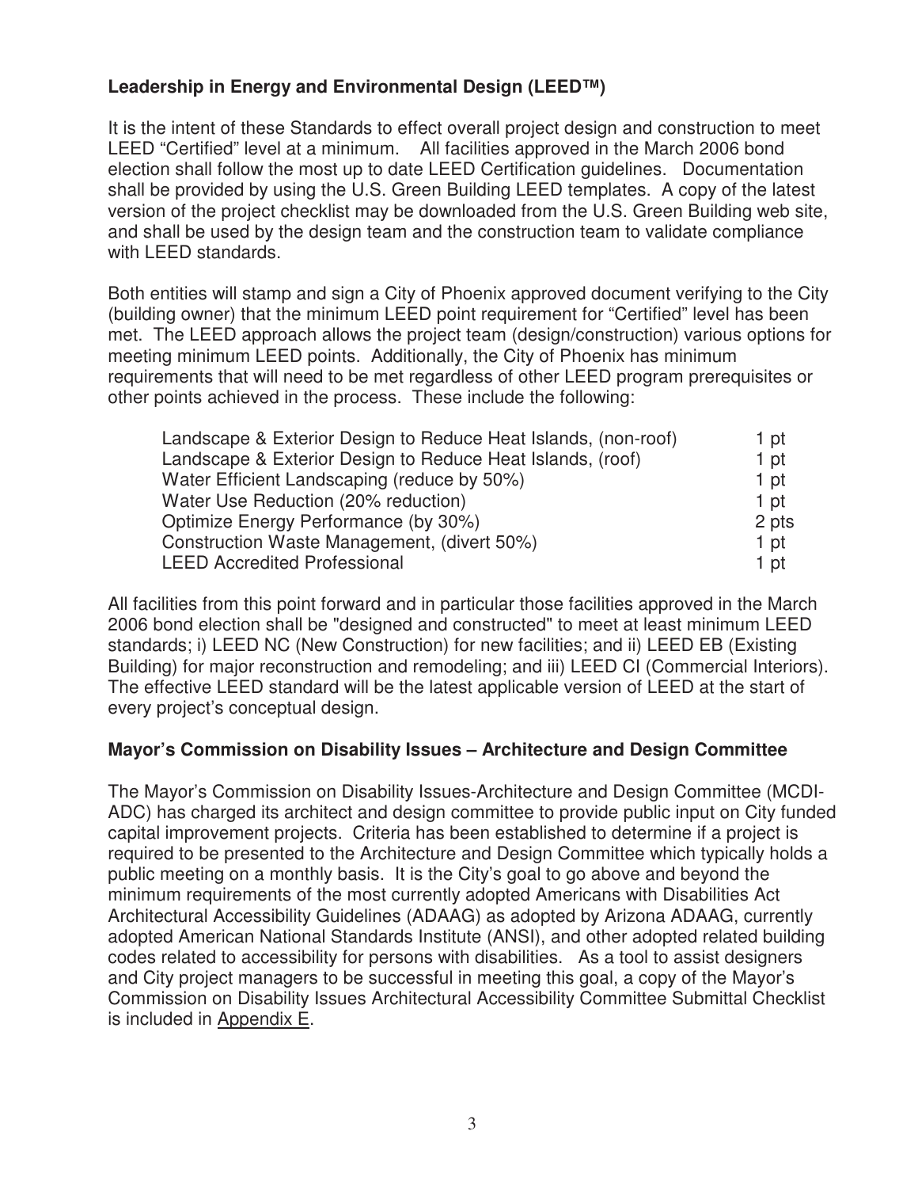**Leadership in Energy and Environmental Design (LEED™)**

It is the intent of these Standards to effect overall project design and construction to meet LEED "Certified" level at a minimum. All facilities approved in the March 2006 bond election shall follow the most up to date LEED Certification guidelines. Documentation shall be provided by using the U.S. Green Building LEED templates. A copy of the latest version of the project checklist may be downloaded from the U.S. Green Building web site, and shall be used by the design team and the construction team to validate compliance with LEED standards.

Both entities will stamp and sign a City of Phoenix approved document verifying to the City (building owner) that the minimum LEED point requirement for "Certified" level has been met. The LEED approach allows the project team (design/construction) various options for meeting minimum LEED points. Additionally, the City of Phoenix has minimum requirements that will need to be met regardless of other LEED program prerequisites or other points achieved in the process. These include the following:

| | |
|---|---|
| Landscape & Exterior Design to Reduce Heat Islands, (non-roof) | 1 pt |
| Landscape & Exterior Design to Reduce Heat Islands, (roof) | 1 pt |
| Water Efficient Landscaping (reduce by 50%) | 1 pt |
| Water Use Reduction (20% reduction) | 1 pt |
| Optimize Energy Performance (by 30%) | 2 pts |
| Construction Waste Management, (divert 50%) | 1 pt |
| LEED Accredited Professional | 1 pt |

All facilities from this point forward and in particular those facilities approved in the March 2006 bond election shall be "designed and constructed" to meet at least minimum LEED standards; i) LEED NC (New Construction) for new facilities; and ii) LEED EB (Existing Building) for major reconstruction and remodeling; and iii) LEED CI (Commercial Interiors). The effective LEED standard will be the latest applicable version of LEED at the start of every project's conceptual design.

**Mayor's Commission on Disability Issues – Architecture and Design Committee**

The Mayor's Commission on Disability Issues-Architecture and Design Committee (MCDI-ADC) has charged its architect and design committee to provide public input on City funded capital improvement projects. Criteria has been established to determine if a project is required to be presented to the Architecture and Design Committee which typically holds a public meeting on a monthly basis. It is the City's goal to go above and beyond the minimum requirements of the most currently adopted Americans with Disabilities Act Architectural Accessibility Guidelines (ADAAG) as adopted by Arizona ADAAG, currently adopted American National Standards Institute (ANSI), and other adopted related building codes related to accessibility for persons with disabilities. As a tool to assist designers and City project managers to be successful in meeting this goal, a copy of the Mayor's Commission on Disability Issues Architectural Accessibility Committee Submittal Checklist is included in Appendix E.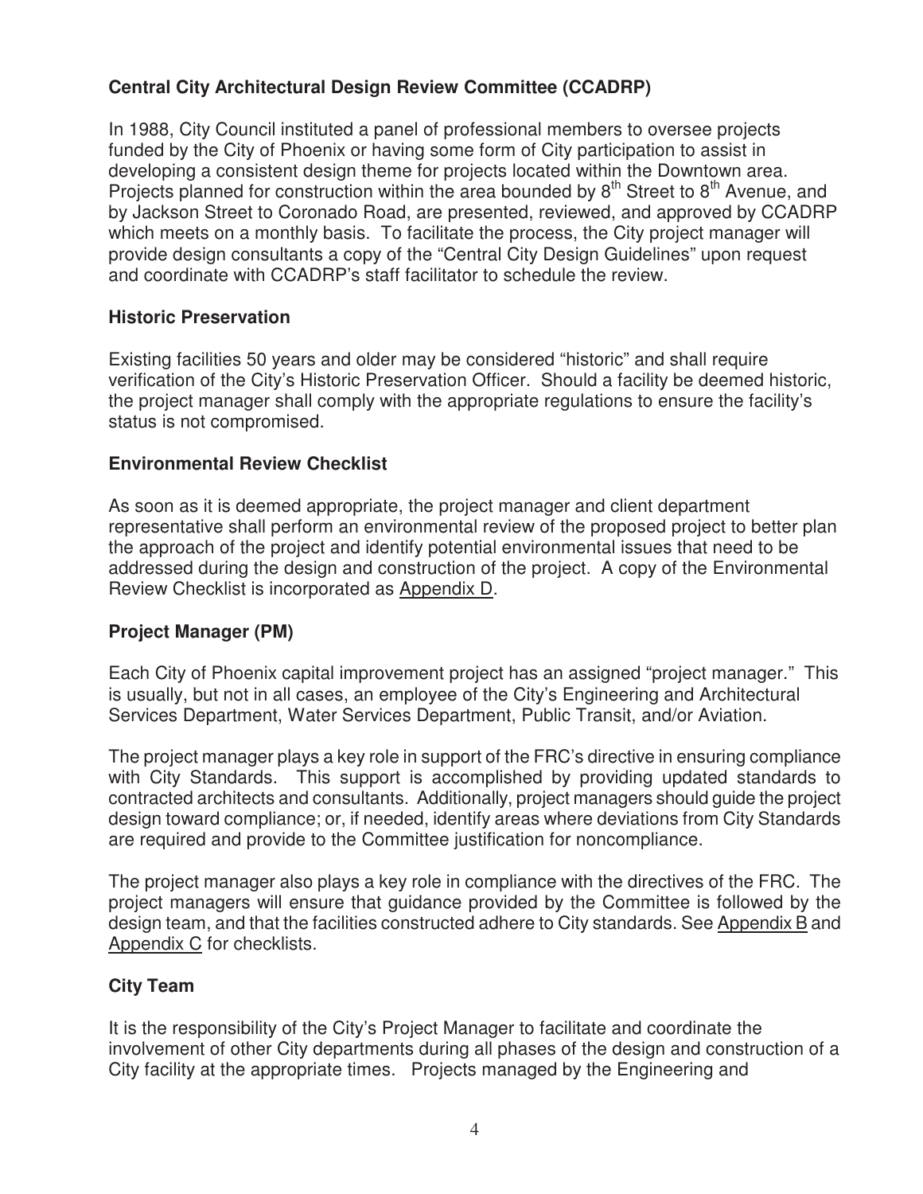### Central City Architectural Design Review Committee (CCADRP)

In 1988, City Council instituted a panel of professional members to oversee projects funded by the City of Phoenix or having some form of City participation to assist in developing a consistent design theme for projects located within the Downtown area. Projects planned for construction within the area bounded by 8th Street to 8th Avenue, and by Jackson Street to Coronado Road, are presented, reviewed, and approved by CCADRP which meets on a monthly basis. To facilitate the process, the City project manager will provide design consultants a copy of the "Central City Design Guidelines" upon request and coordinate with CCADRP's staff facilitator to schedule the review.

### Historic Preservation

Existing facilities 50 years and older may be considered "historic" and shall require verification of the City's Historic Preservation Officer. Should a facility be deemed historic, the project manager shall comply with the appropriate regulations to ensure the facility's status is not compromised.

### Environmental Review Checklist

As soon as it is deemed appropriate, the project manager and client department representative shall perform an environmental review of the proposed project to better plan the approach of the project and identify potential environmental issues that need to be addressed during the design and construction of the project. A copy of the Environmental Review Checklist is incorporated as Appendix D.

### Project Manager (PM)

Each City of Phoenix capital improvement project has an assigned "project manager." This is usually, but not in all cases, an employee of the City's Engineering and Architectural Services Department, Water Services Department, Public Transit, and/or Aviation.

The project manager plays a key role in support of the FRC's directive in ensuring compliance with City Standards. This support is accomplished by providing updated standards to contracted architects and consultants. Additionally, project managers should guide the project design toward compliance; or, if needed, identify areas where deviations from City Standards are required and provide to the Committee justification for noncompliance.

The project manager also plays a key role in compliance with the directives of the FRC. The project managers will ensure that guidance provided by the Committee is followed by the design team, and that the facilities constructed adhere to City standards. See Appendix B and Appendix C for checklists.

### City Team

It is the responsibility of the City's Project Manager to facilitate and coordinate the involvement of other City departments during all phases of the design and construction of a City facility at the appropriate times. Projects managed by the Engineering and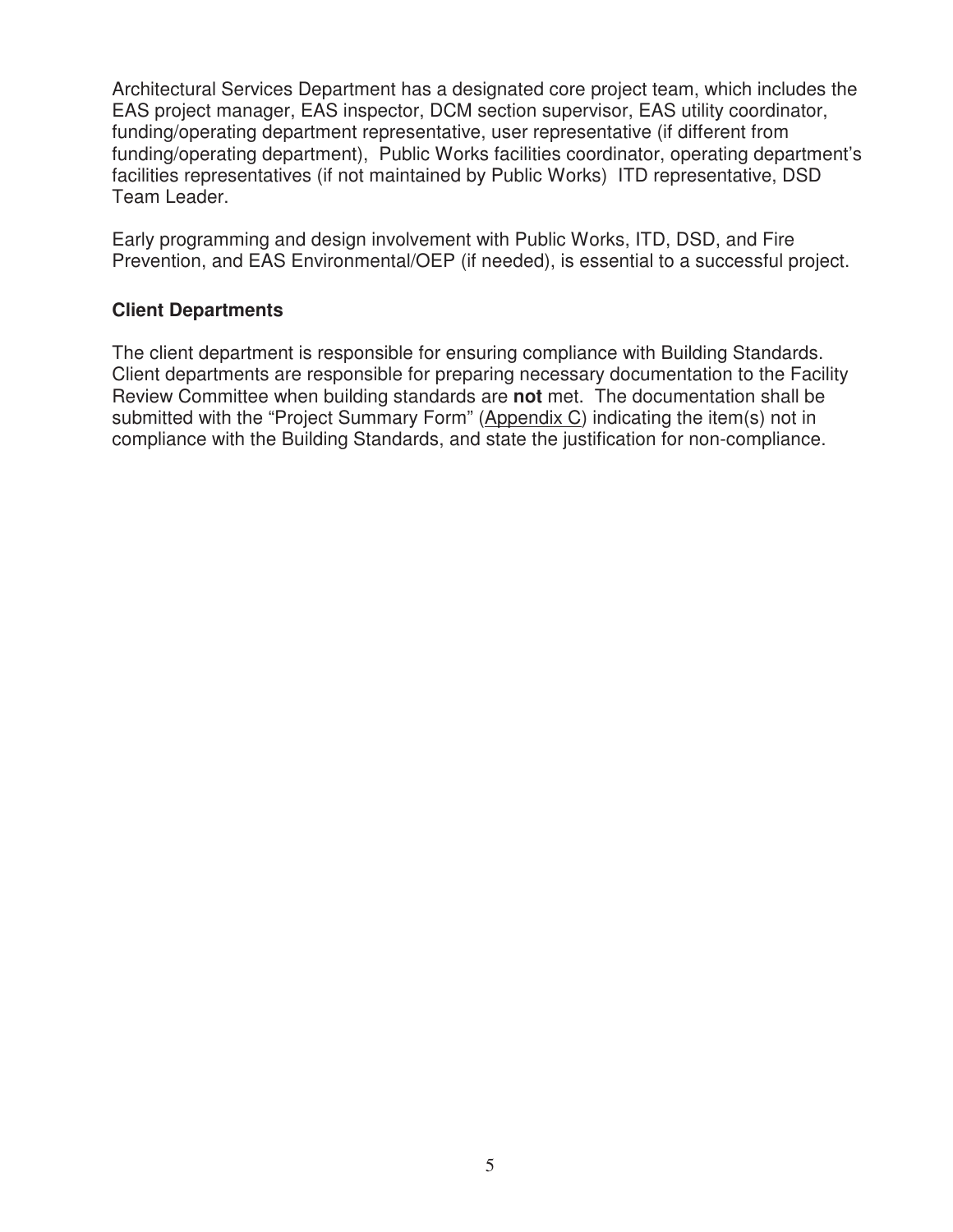Architectural Services Department has a designated core project team, which includes the EAS project manager, EAS inspector, DCM section supervisor, EAS utility coordinator, funding/operating department representative, user representative (if different from funding/operating department), Public Works facilities coordinator, operating department's facilities representatives (if not maintained by Public Works) ITD representative, DSD Team Leader.

Early programming and design involvement with Public Works, ITD, DSD, and Fire Prevention, and EAS Environmental/OEP (if needed), is essential to a successful project.

### Client Departments

The client department is responsible for ensuring compliance with Building Standards. Client departments are responsible for preparing necessary documentation to the Facility Review Committee when building standards are **not** met. The documentation shall be submitted with the "Project Summary Form" (Appendix C) indicating the item(s) not in compliance with the Building Standards, and state the justification for non-compliance.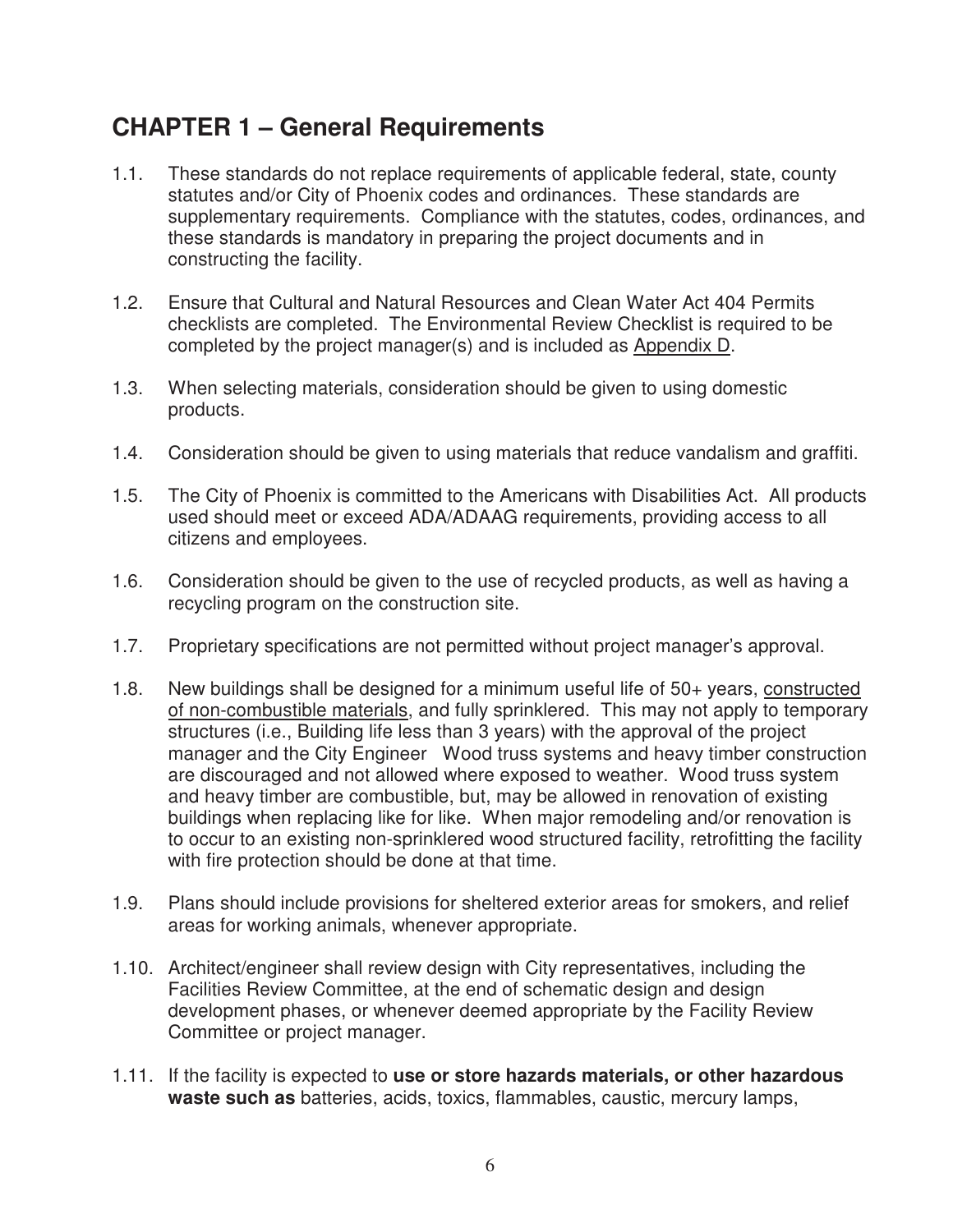## CHAPTER 1 – General Requirements

1.1. These standards do not replace requirements of applicable federal, state, county statutes and/or City of Phoenix codes and ordinances. These standards are supplementary requirements. Compliance with the statutes, codes, ordinances, and these standards is mandatory in preparing the project documents and in constructing the facility.

1.2. Ensure that Cultural and Natural Resources and Clean Water Act 404 Permits checklists are completed. The Environmental Review Checklist is required to be completed by the project manager(s) and is included as <u>Appendix D</u>.

1.3. When selecting materials, consideration should be given to using domestic products.

1.4. Consideration should be given to using materials that reduce vandalism and graffiti.

1.5. The City of Phoenix is committed to the Americans with Disabilities Act. All products used should meet or exceed ADA/ADAAG requirements, providing access to all citizens and employees.

1.6. Consideration should be given to the use of recycled products, as well as having a recycling program on the construction site.

1.7. Proprietary specifications are not permitted without project manager's approval.

1.8. New buildings shall be designed for a minimum useful life of 50+ years, <u>constructed of non-combustible materials</u>, and fully sprinklered. This may not apply to temporary structures (i.e., Building life less than 3 years) with the approval of the project manager and the City Engineer Wood truss systems and heavy timber construction are discouraged and not allowed where exposed to weather. Wood truss system and heavy timber are combustible, but, may be allowed in renovation of existing buildings when replacing like for like. When major remodeling and/or renovation is to occur to an existing non-sprinklered wood structured facility, retrofitting the facility with fire protection should be done at that time.

1.9. Plans should include provisions for sheltered exterior areas for smokers, and relief areas for working animals, whenever appropriate.

1.10. Architect/engineer shall review design with City representatives, including the Facilities Review Committee, at the end of schematic design and design development phases, or whenever deemed appropriate by the Facility Review Committee or project manager.

1.11. If the facility is expected to **use or store hazards materials, or other hazardous waste such as** batteries, acids, toxics, flammables, caustic, mercury lamps,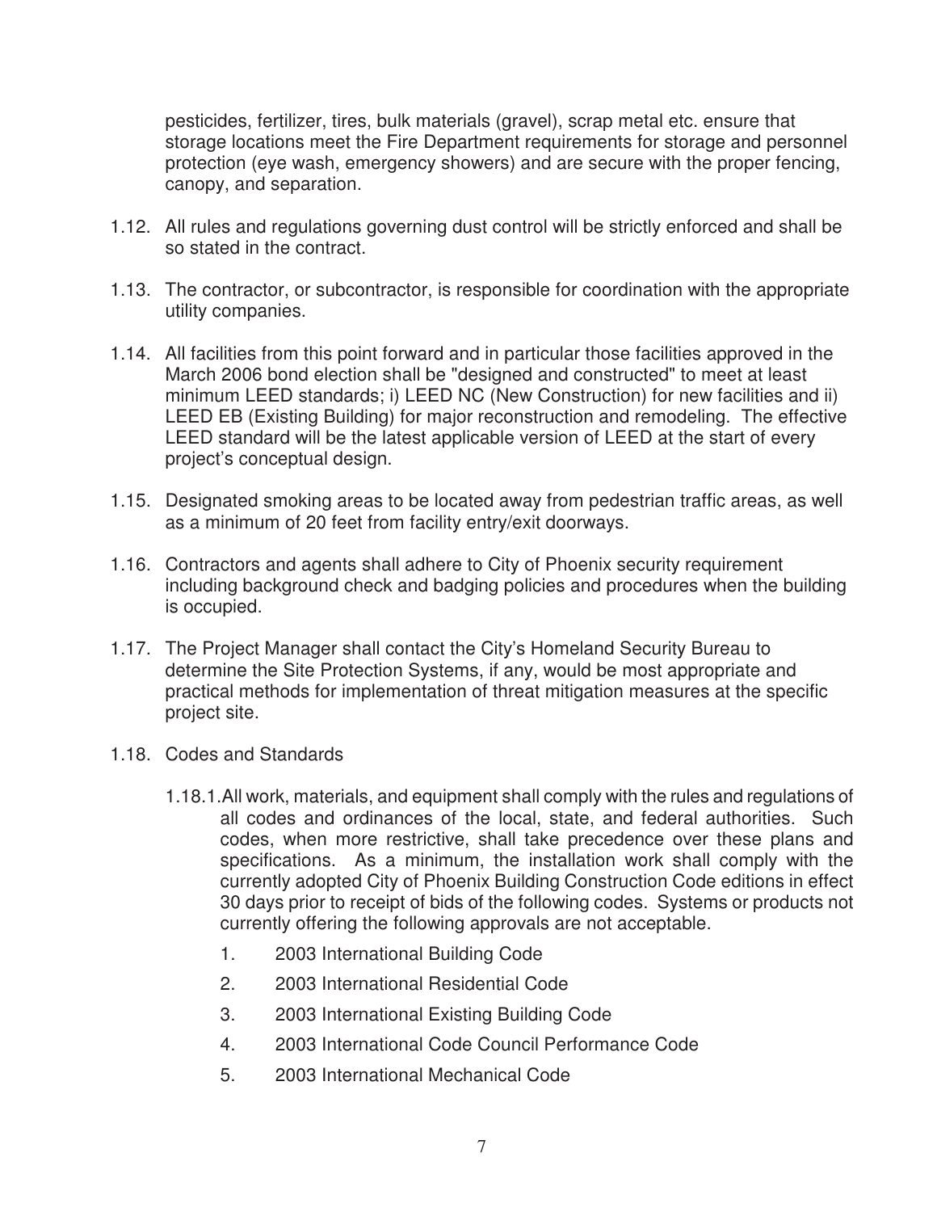pesticides, fertilizer, tires, bulk materials (gravel), scrap metal etc. ensure that storage locations meet the Fire Department requirements for storage and personnel protection (eye wash, emergency showers) and are secure with the proper fencing, canopy, and separation.

1.12. All rules and regulations governing dust control will be strictly enforced and shall be so stated in the contract.

1.13. The contractor, or subcontractor, is responsible for coordination with the appropriate utility companies.

1.14. All facilities from this point forward and in particular those facilities approved in the March 2006 bond election shall be "designed and constructed" to meet at least minimum LEED standards; i) LEED NC (New Construction) for new facilities and ii) LEED EB (Existing Building) for major reconstruction and remodeling. The effective LEED standard will be the latest applicable version of LEED at the start of every project's conceptual design.

1.15. Designated smoking areas to be located away from pedestrian traffic areas, as well as a minimum of 20 feet from facility entry/exit doorways.

1.16. Contractors and agents shall adhere to City of Phoenix security requirement including background check and badging policies and procedures when the building is occupied.

1.17. The Project Manager shall contact the City's Homeland Security Bureau to determine the Site Protection Systems, if any, would be most appropriate and practical methods for implementation of threat mitigation measures at the specific project site.

1.18. Codes and Standards

1.18.1. All work, materials, and equipment shall comply with the rules and regulations of all codes and ordinances of the local, state, and federal authorities. Such codes, when more restrictive, shall take precedence over these plans and specifications. As a minimum, the installation work shall comply with the currently adopted City of Phoenix Building Construction Code editions in effect 30 days prior to receipt of bids of the following codes. Systems or products not currently offering the following approvals are not acceptable.

1. 2003 International Building Code
2. 2003 International Residential Code
3. 2003 International Existing Building Code
4. 2003 International Code Council Performance Code
5. 2003 International Mechanical Code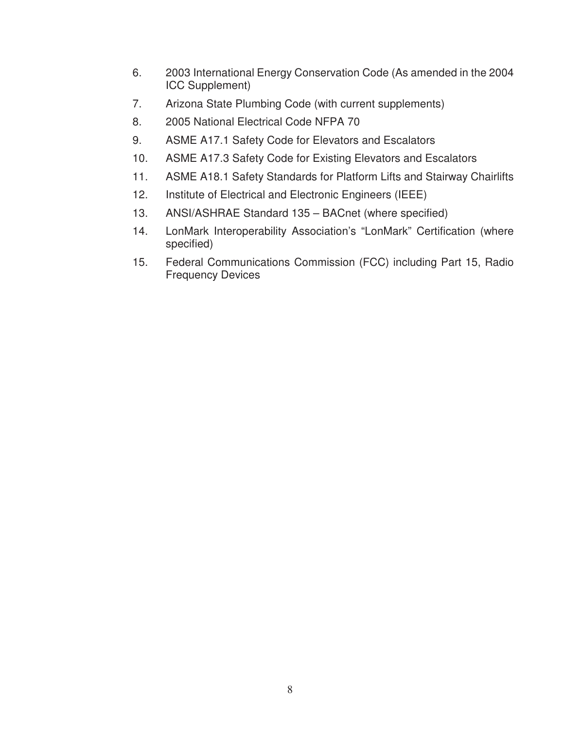6. 2003 International Energy Conservation Code (As amended in the 2004 ICC Supplement)
7. Arizona State Plumbing Code (with current supplements)
8. 2005 National Electrical Code NFPA 70
9. ASME A17.1 Safety Code for Elevators and Escalators
10. ASME A17.3 Safety Code for Existing Elevators and Escalators
11. ASME A18.1 Safety Standards for Platform Lifts and Stairway Chairlifts
12. Institute of Electrical and Electronic Engineers (IEEE)
13. ANSI/ASHRAE Standard 135 – BACnet (where specified)
14. LonMark Interoperability Association's "LonMark" Certification (where specified)
15. Federal Communications Commission (FCC) including Part 15, Radio Frequency Devices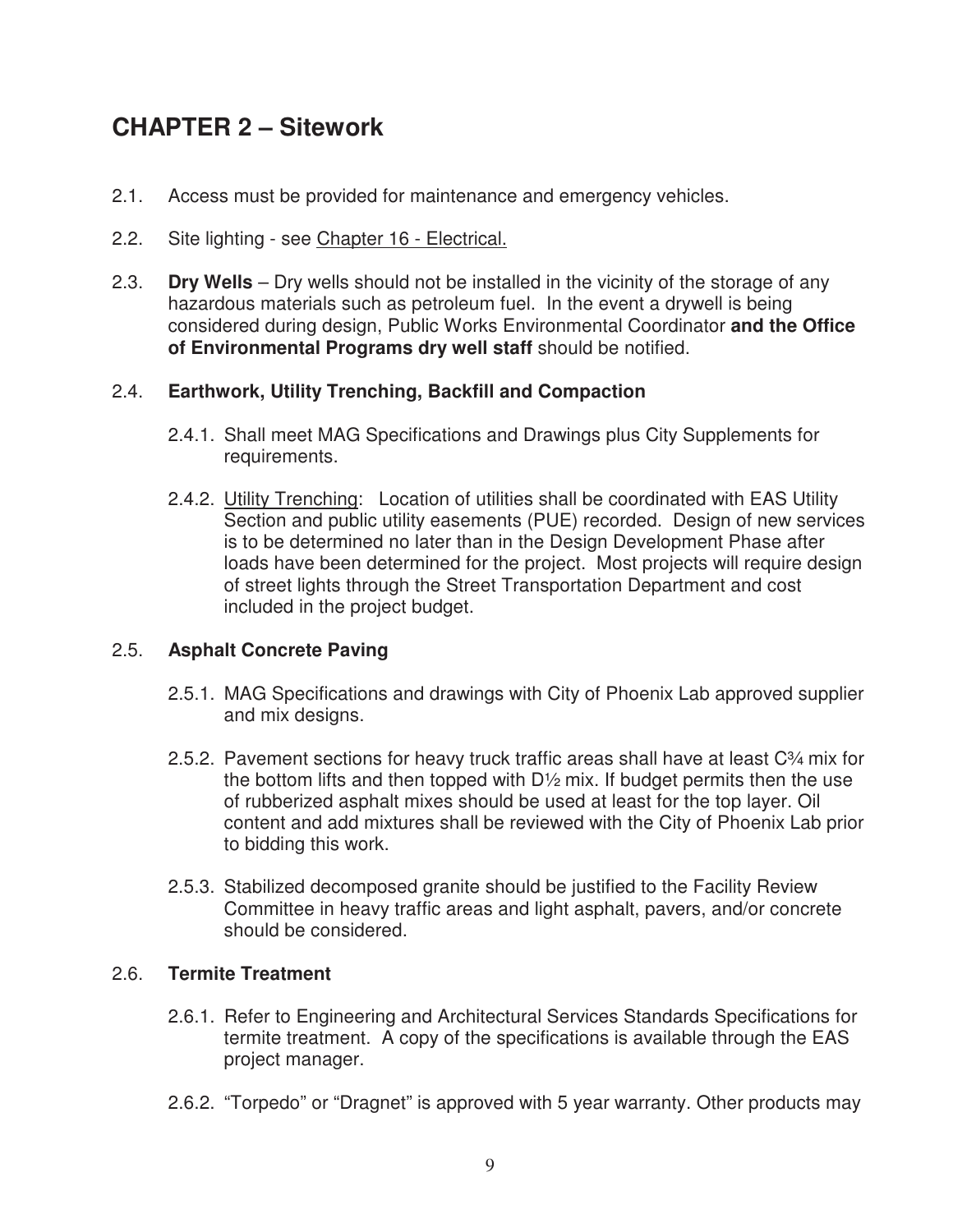# CHAPTER 2 – Sitework

2.1. Access must be provided for maintenance and emergency vehicles.

2.2. Site lighting - see Chapter 16 - Electrical.

2.3. **Dry Wells** – Dry wells should not be installed in the vicinity of the storage of any hazardous materials such as petroleum fuel. In the event a drywell is being considered during design, Public Works Environmental Coordinator **and the Office of Environmental Programs dry well staff** should be notified.

2.4. **Earthwork, Utility Trenching, Backfill and Compaction**

2.4.1. Shall meet MAG Specifications and Drawings plus City Supplements for requirements.

2.4.2. Utility Trenching: Location of utilities shall be coordinated with EAS Utility Section and public utility easements (PUE) recorded. Design of new services is to be determined no later than in the Design Development Phase after loads have been determined for the project. Most projects will require design of street lights through the Street Transportation Department and cost included in the project budget.

2.5. **Asphalt Concrete Paving**

2.5.1. MAG Specifications and drawings with City of Phoenix Lab approved supplier and mix designs.

2.5.2. Pavement sections for heavy truck traffic areas shall have at least C¾ mix for the bottom lifts and then topped with D½ mix. If budget permits then the use of rubberized asphalt mixes should be used at least for the top layer. Oil content and add mixtures shall be reviewed with the City of Phoenix Lab prior to bidding this work.

2.5.3. Stabilized decomposed granite should be justified to the Facility Review Committee in heavy traffic areas and light asphalt, pavers, and/or concrete should be considered.

2.6. **Termite Treatment**

2.6.1. Refer to Engineering and Architectural Services Standards Specifications for termite treatment. A copy of the specifications is available through the EAS project manager.

2.6.2. “Torpedo” or “Dragnet” is approved with 5 year warranty. Other products may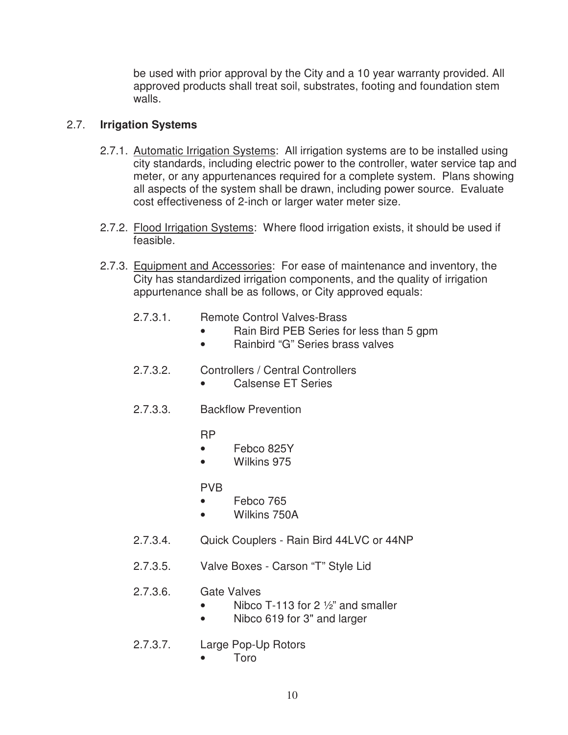be used with prior approval by the City and a 10 year warranty provided. All approved products shall treat soil, substrates, footing and foundation stem walls.

## 2.7. **Irrigation Systems**

2.7.1. Automatic Irrigation Systems: All irrigation systems are to be installed using city standards, including electric power to the controller, water service tap and meter, or any appurtenances required for a complete system. Plans showing all aspects of the system shall be drawn, including power source. Evaluate cost effectiveness of 2-inch or larger water meter size.

2.7.2. Flood Irrigation Systems: Where flood irrigation exists, it should be used if feasible.

2.7.3. Equipment and Accessories: For ease of maintenance and inventory, the City has standardized irrigation components, and the quality of irrigation appurtenance shall be as follows, or City approved equals:

2.7.3.1. Remote Control Valves-Brass

- Rain Bird PEB Series for less than 5 gpm
- Rainbird “G” Series brass valves

2.7.3.2. Controllers / Central Controllers

- Calsense ET Series

2.7.3.3. Backflow Prevention

RP

- Febco 825Y
- Wilkins 975

PVB

- Febco 765
- Wilkins 750A

2.7.3.4. Quick Couplers - Rain Bird 44LVC or 44NP

2.7.3.5. Valve Boxes - Carson “T” Style Lid

2.7.3.6. Gate Valves

- Nibco T-113 for 2 ½” and smaller
- Nibco 619 for 3" and larger

2.7.3.7. Large Pop-Up Rotors

- Toro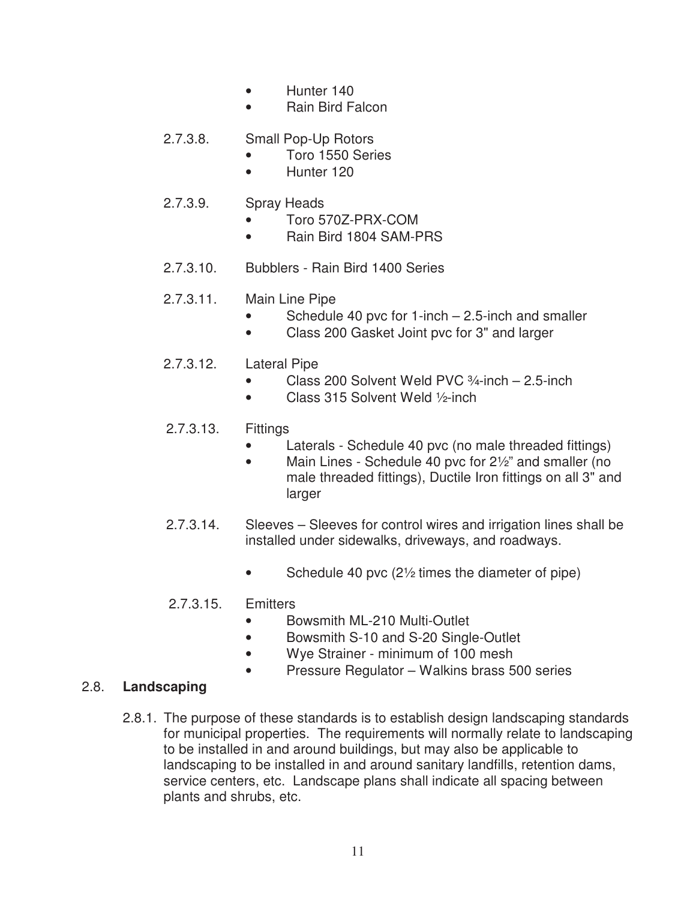- Hunter 140
- Rain Bird Falcon

2.7.3.8. Small Pop-Up Rotors
- Toro 1550 Series
- Hunter 120

2.7.3.9. Spray Heads
- Toro 570Z-PRX-COM
- Rain Bird 1804 SAM-PRS

2.7.3.10. Bubblers - Rain Bird 1400 Series

2.7.3.11. Main Line Pipe
- Schedule 40 pvc for 1-inch – 2.5-inch and smaller
- Class 200 Gasket Joint pvc for 3" and larger

2.7.3.12. Lateral Pipe
- Class 200 Solvent Weld PVC ¾-inch – 2.5-inch
- Class 315 Solvent Weld ½-inch

2.7.3.13. Fittings
- Laterals - Schedule 40 pvc (no male threaded fittings)
- Main Lines - Schedule 40 pvc for 2½" and smaller (no male threaded fittings), Ductile Iron fittings on all 3" and larger

2.7.3.14. Sleeves – Sleeves for control wires and irrigation lines shall be installed under sidewalks, driveways, and roadways.

- Schedule 40 pvc (2½ times the diameter of pipe)

2.7.3.15. Emitters
- Bowsmith ML-210 Multi-Outlet
- Bowsmith S-10 and S-20 Single-Outlet
- Wye Strainer - minimum of 100 mesh
- Pressure Regulator – Walkins brass 500 series

## 2.8. **Landscaping**

2.8.1. The purpose of these standards is to establish design landscaping standards for municipal properties. The requirements will normally relate to landscaping to be installed in and around buildings, but may also be applicable to landscaping to be installed in and around sanitary landfills, retention dams, service centers, etc. Landscape plans shall indicate all spacing between plants and shrubs, etc.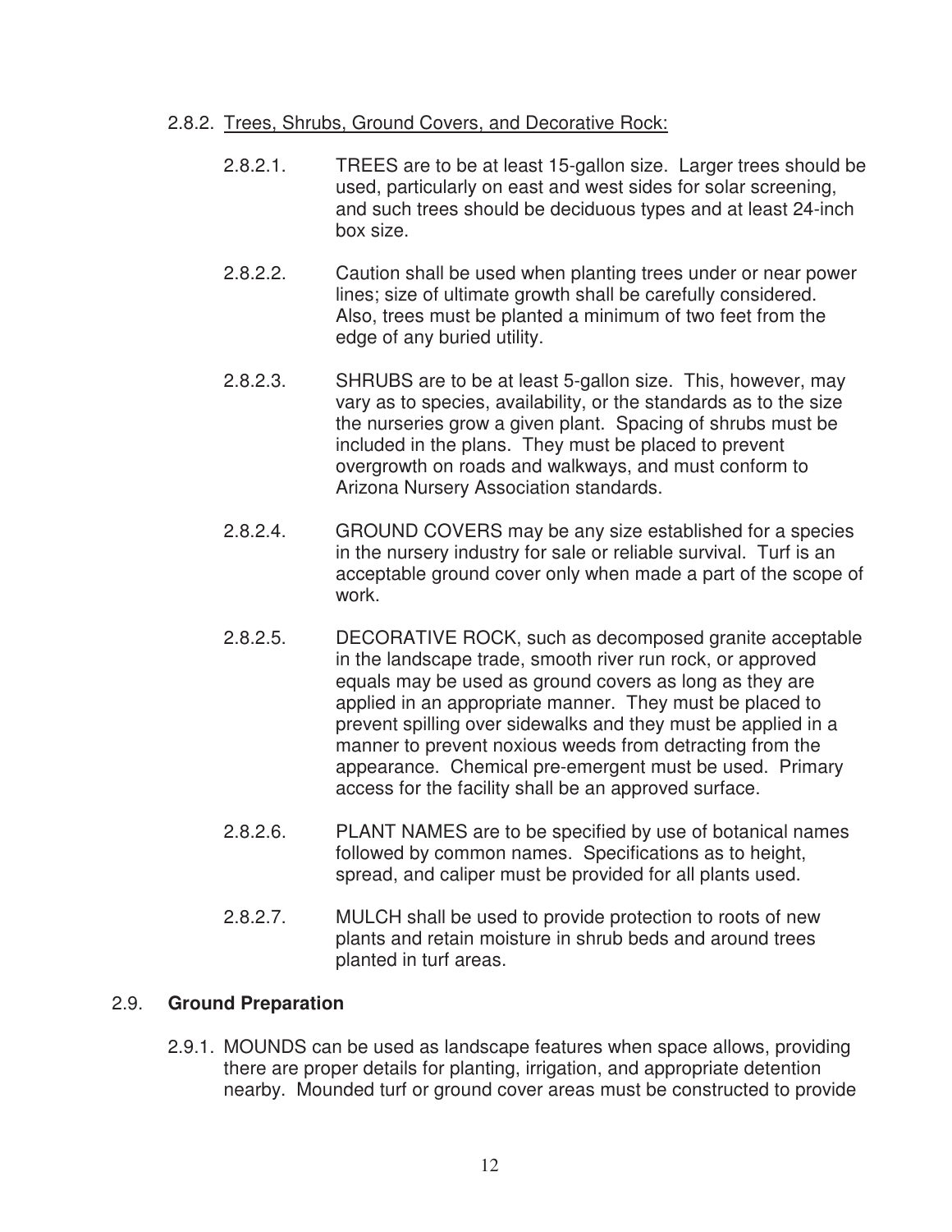2.8.2. Trees, Shrubs, Ground Covers, and Decorative Rock:

2.8.2.1. TREES are to be at least 15-gallon size. Larger trees should be used, particularly on east and west sides for solar screening, and such trees should be deciduous types and at least 24-inch box size.

2.8.2.2. Caution shall be used when planting trees under or near power lines; size of ultimate growth shall be carefully considered. Also, trees must be planted a minimum of two feet from the edge of any buried utility.

2.8.2.3. SHRUBS are to be at least 5-gallon size. This, however, may vary as to species, availability, or the standards as to the size the nurseries grow a given plant. Spacing of shrubs must be included in the plans. They must be placed to prevent overgrowth on roads and walkways, and must conform to Arizona Nursery Association standards.

2.8.2.4. GROUND COVERS may be any size established for a species in the nursery industry for sale or reliable survival. Turf is an acceptable ground cover only when made a part of the scope of work.

2.8.2.5. DECORATIVE ROCK, such as decomposed granite acceptable in the landscape trade, smooth river run rock, or approved equals may be used as ground covers as long as they are applied in an appropriate manner. They must be placed to prevent spilling over sidewalks and they must be applied in a manner to prevent noxious weeds from detracting from the appearance. Chemical pre-emergent must be used. Primary access for the facility shall be an approved surface.

2.8.2.6. PLANT NAMES are to be specified by use of botanical names followed by common names. Specifications as to height, spread, and caliper must be provided for all plants used.

2.8.2.7. MULCH shall be used to provide protection to roots of new plants and retain moisture in shrub beds and around trees planted in turf areas.

## 2.9. **Ground Preparation**

2.9.1. MOUNDS can be used as landscape features when space allows, providing there are proper details for planting, irrigation, and appropriate detention nearby. Mounded turf or ground cover areas must be constructed to provide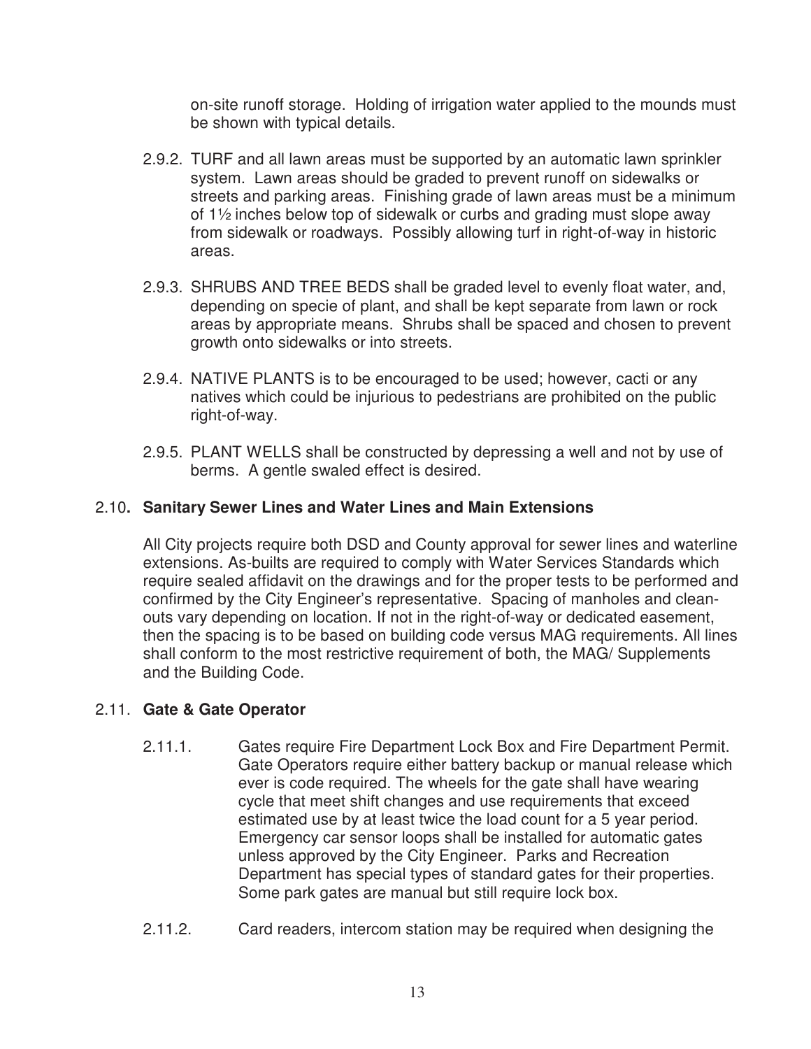on-site runoff storage. Holding of irrigation water applied to the mounds must be shown with typical details.

2.9.2. TURF and all lawn areas must be supported by an automatic lawn sprinkler system. Lawn areas should be graded to prevent runoff on sidewalks or streets and parking areas. Finishing grade of lawn areas must be a minimum of 1½ inches below top of sidewalk or curbs and grading must slope away from sidewalk or roadways. Possibly allowing turf in right-of-way in historic areas.

2.9.3. SHRUBS AND TREE BEDS shall be graded level to evenly float water, and, depending on specie of plant, and shall be kept separate from lawn or rock areas by appropriate means. Shrubs shall be spaced and chosen to prevent growth onto sidewalks or into streets.

2.9.4. NATIVE PLANTS is to be encouraged to be used; however, cacti or any natives which could be injurious to pedestrians are prohibited on the public right-of-way.

2.9.5. PLANT WELLS shall be constructed by depressing a well and not by use of berms. A gentle swaled effect is desired.

## 2.10. Sanitary Sewer Lines and Water Lines and Main Extensions

All City projects require both DSD and County approval for sewer lines and waterline extensions. As-builts are required to comply with Water Services Standards which require sealed affidavit on the drawings and for the proper tests to be performed and confirmed by the City Engineer's representative. Spacing of manholes and clean-outs vary depending on location. If not in the right-of-way or dedicated easement, then the spacing is to be based on building code versus MAG requirements. All lines shall conform to the most restrictive requirement of both, the MAG/ Supplements and the Building Code.

## 2.11. Gate & Gate Operator

2.11.1. Gates require Fire Department Lock Box and Fire Department Permit. Gate Operators require either battery backup or manual release which ever is code required. The wheels for the gate shall have wearing cycle that meet shift changes and use requirements that exceed estimated use by at least twice the load count for a 5 year period. Emergency car sensor loops shall be installed for automatic gates unless approved by the City Engineer. Parks and Recreation Department has special types of standard gates for their properties. Some park gates are manual but still require lock box.

2.11.2. Card readers, intercom station may be required when designing the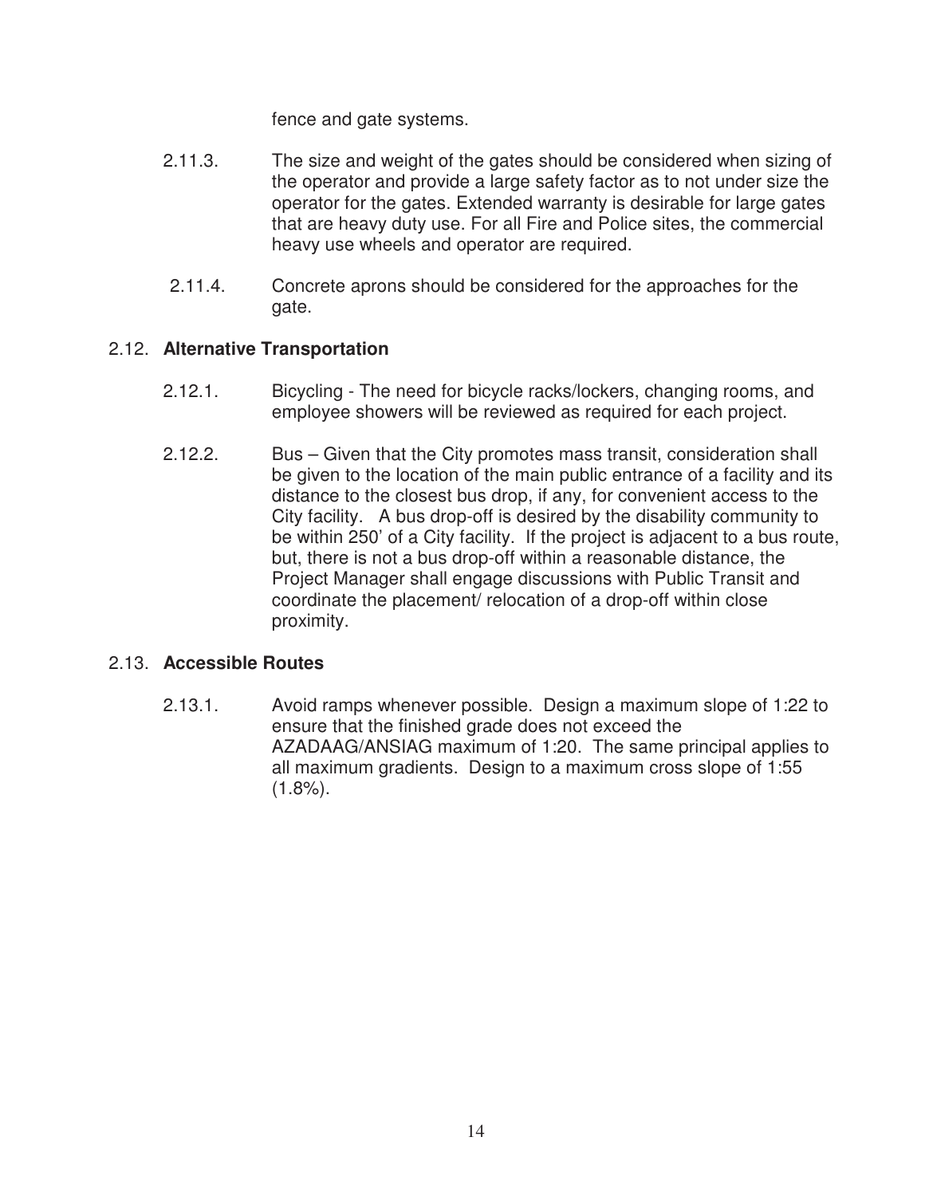fence and gate systems.

2.11.3. The size and weight of the gates should be considered when sizing of the operator and provide a large safety factor as to not under size the operator for the gates. Extended warranty is desirable for large gates that are heavy duty use. For all Fire and Police sites, the commercial heavy use wheels and operator are required.

2.11.4. Concrete aprons should be considered for the approaches for the gate.

## 2.12. **Alternative Transportation**

2.12.1. Bicycling - The need for bicycle racks/lockers, changing rooms, and employee showers will be reviewed as required for each project.

2.12.2. Bus – Given that the City promotes mass transit, consideration shall be given to the location of the main public entrance of a facility and its distance to the closest bus drop, if any, for convenient access to the City facility. A bus drop-off is desired by the disability community to be within 250' of a City facility. If the project is adjacent to a bus route, but, there is not a bus drop-off within a reasonable distance, the Project Manager shall engage discussions with Public Transit and coordinate the placement/ relocation of a drop-off within close proximity.

## 2.13. **Accessible Routes**

2.13.1. Avoid ramps whenever possible. Design a maximum slope of 1:22 to ensure that the finished grade does not exceed the AZADAAG/ANSIAG maximum of 1:20. The same principal applies to all maximum gradients. Design to a maximum cross slope of 1:55 (1.8%).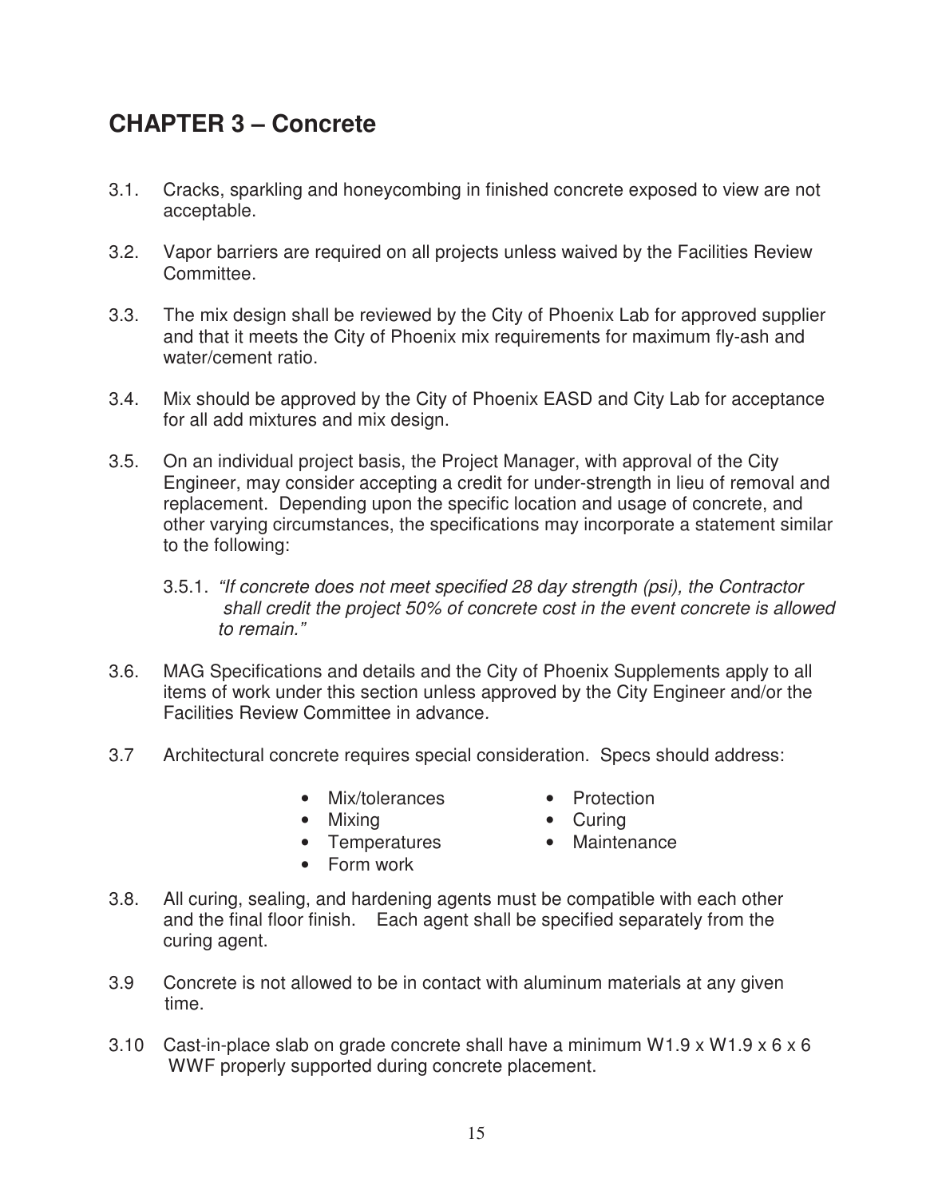# CHAPTER 3 – Concrete

3.1. Cracks, sparkling and honeycombing in finished concrete exposed to view are not acceptable.

3.2. Vapor barriers are required on all projects unless waived by the Facilities Review Committee.

3.3. The mix design shall be reviewed by the City of Phoenix Lab for approved supplier and that it meets the City of Phoenix mix requirements for maximum fly-ash and water/cement ratio.

3.4. Mix should be approved by the City of Phoenix EASD and City Lab for acceptance for all add mixtures and mix design.

3.5. On an individual project basis, the Project Manager, with approval of the City Engineer, may consider accepting a credit for under-strength in lieu of removal and replacement. Depending upon the specific location and usage of concrete, and other varying circumstances, the specifications may incorporate a statement similar to the following:

3.5.1. *"If concrete does not meet specified 28 day strength (psi), the Contractor shall credit the project 50% of concrete cost in the event concrete is allowed to remain."*

3.6. MAG Specifications and details and the City of Phoenix Supplements apply to all items of work under this section unless approved by the City Engineer and/or the Facilities Review Committee in advance.

3.7 Architectural concrete requires special consideration. Specs should address:

- Mix/tolerances
- Mixing
- Temperatures
- Form work
- Protection
- Curing
- Maintenance

3.8. All curing, sealing, and hardening agents must be compatible with each other and the final floor finish. Each agent shall be specified separately from the curing agent.

3.9 Concrete is not allowed to be in contact with aluminum materials at any given time.

3.10 Cast-in-place slab on grade concrete shall have a minimum W1.9 x W1.9 x 6 x 6 WWF properly supported during concrete placement.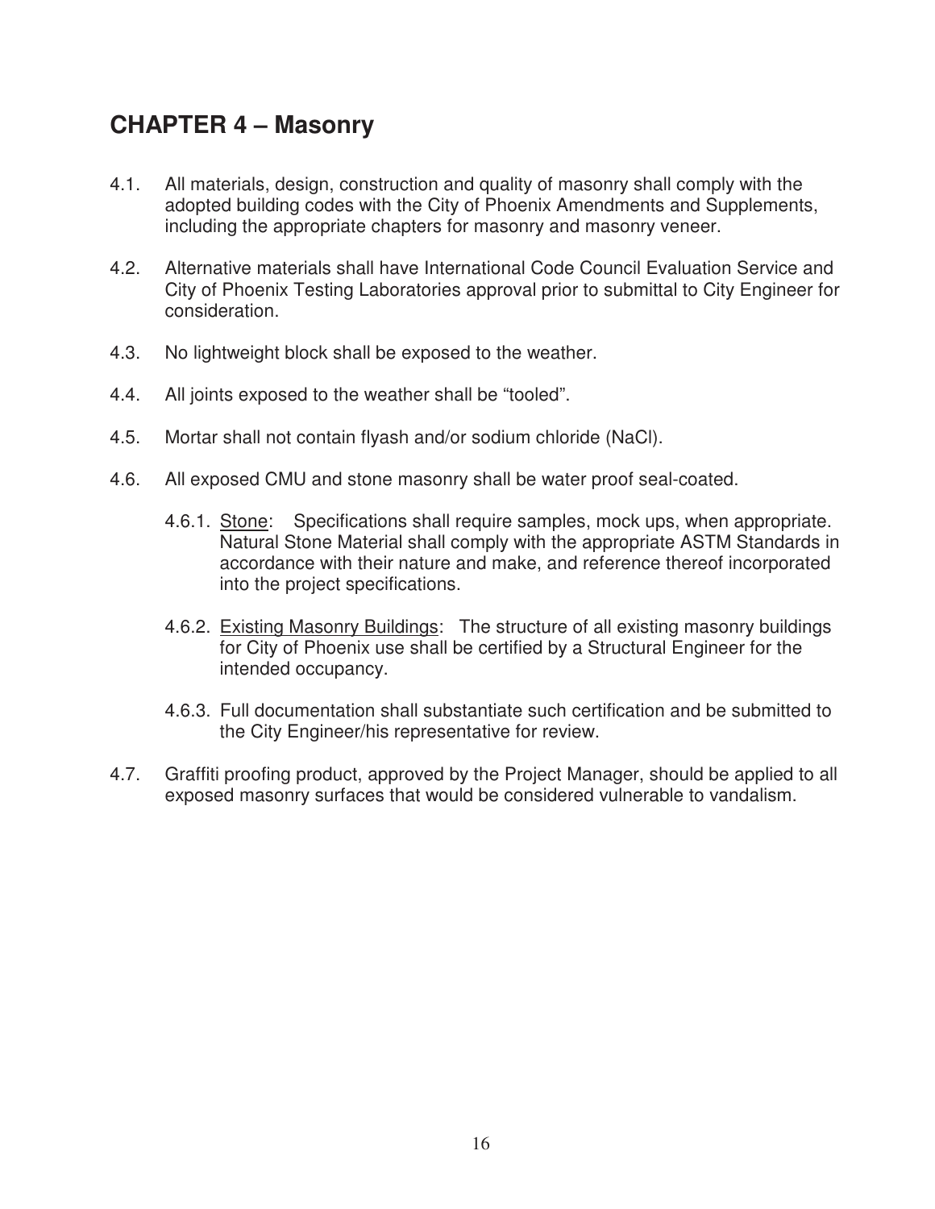# CHAPTER 4 – Masonry

4.1. All materials, design, construction and quality of masonry shall comply with the adopted building codes with the City of Phoenix Amendments and Supplements, including the appropriate chapters for masonry and masonry veneer.

4.2. Alternative materials shall have International Code Council Evaluation Service and City of Phoenix Testing Laboratories approval prior to submittal to City Engineer for consideration.

4.3. No lightweight block shall be exposed to the weather.

4.4. All joints exposed to the weather shall be "tooled".

4.5. Mortar shall not contain flyash and/or sodium chloride (NaCl).

4.6. All exposed CMU and stone masonry shall be water proof seal-coated.

   4.6.1. Stone: Specifications shall require samples, mock ups, when appropriate. Natural Stone Material shall comply with the appropriate ASTM Standards in accordance with their nature and make, and reference thereof incorporated into the project specifications.

   4.6.2. Existing Masonry Buildings: The structure of all existing masonry buildings for City of Phoenix use shall be certified by a Structural Engineer for the intended occupancy.

   4.6.3. Full documentation shall substantiate such certification and be submitted to the City Engineer/his representative for review.

4.7. Graffiti proofing product, approved by the Project Manager, should be applied to all exposed masonry surfaces that would be considered vulnerable to vandalism.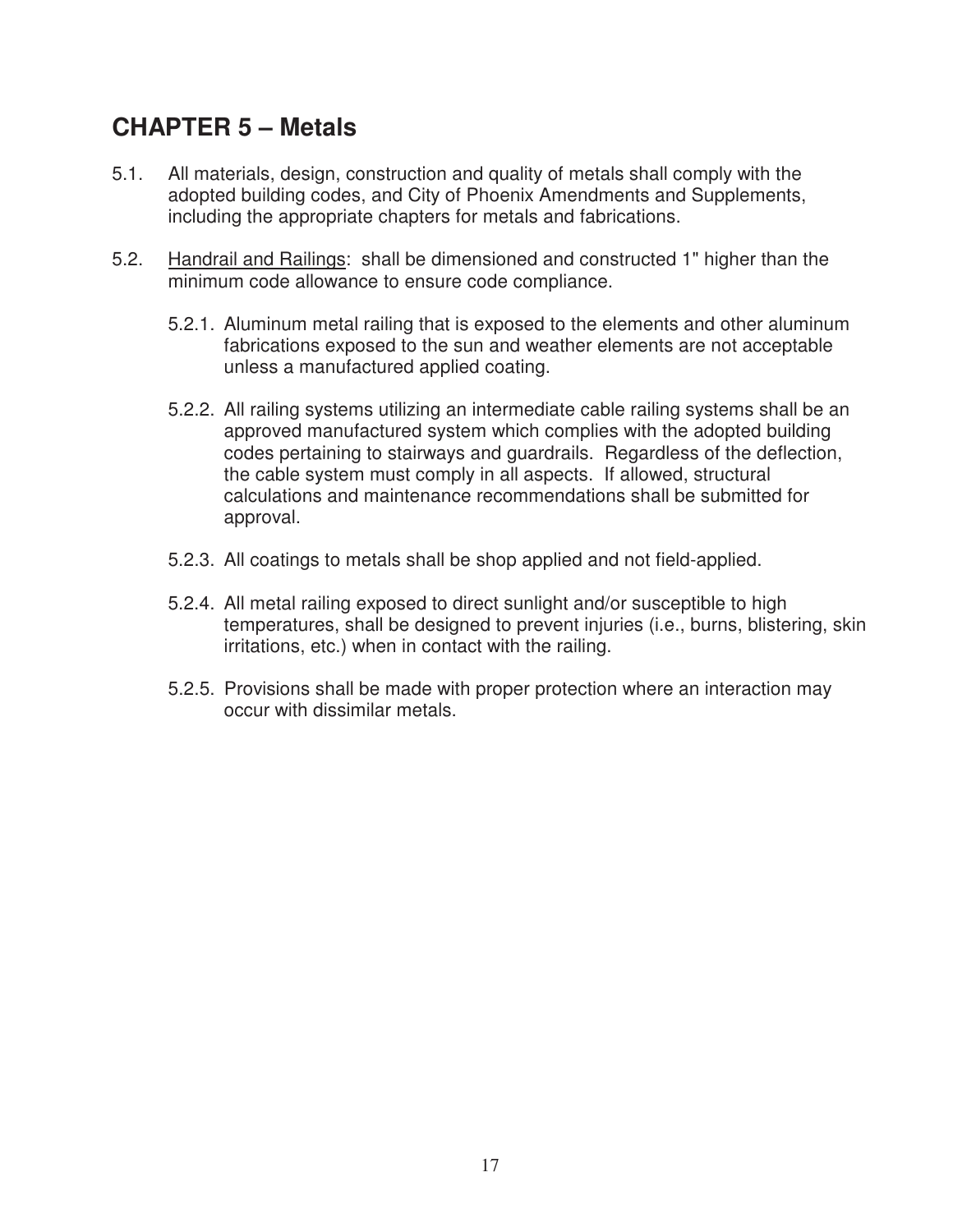# CHAPTER 5 – Metals

5.1. All materials, design, construction and quality of metals shall comply with the adopted building codes, and City of Phoenix Amendments and Supplements, including the appropriate chapters for metals and fabrications.

5.2. Handrail and Railings: shall be dimensioned and constructed 1" higher than the minimum code allowance to ensure code compliance.

5.2.1. Aluminum metal railing that is exposed to the elements and other aluminum fabrications exposed to the sun and weather elements are not acceptable unless a manufactured applied coating.

5.2.2. All railing systems utilizing an intermediate cable railing systems shall be an approved manufactured system which complies with the adopted building codes pertaining to stairways and guardrails. Regardless of the deflection, the cable system must comply in all aspects. If allowed, structural calculations and maintenance recommendations shall be submitted for approval.

5.2.3. All coatings to metals shall be shop applied and not field-applied.

5.2.4. All metal railing exposed to direct sunlight and/or susceptible to high temperatures, shall be designed to prevent injuries (i.e., burns, blistering, skin irritations, etc.) when in contact with the railing.

5.2.5. Provisions shall be made with proper protection where an interaction may occur with dissimilar metals.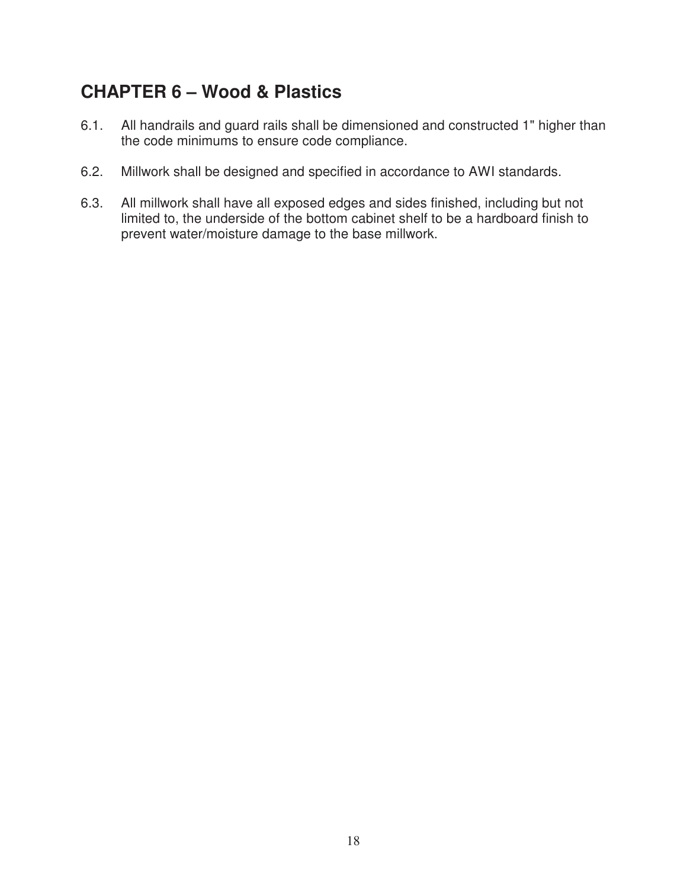## CHAPTER 6 – Wood & Plastics

6.1. All handrails and guard rails shall be dimensioned and constructed 1" higher than the code minimums to ensure code compliance.

6.2. Millwork shall be designed and specified in accordance to AWI standards.

6.3. All millwork shall have all exposed edges and sides finished, including but not limited to, the underside of the bottom cabinet shelf to be a hardboard finish to prevent water/moisture damage to the base millwork.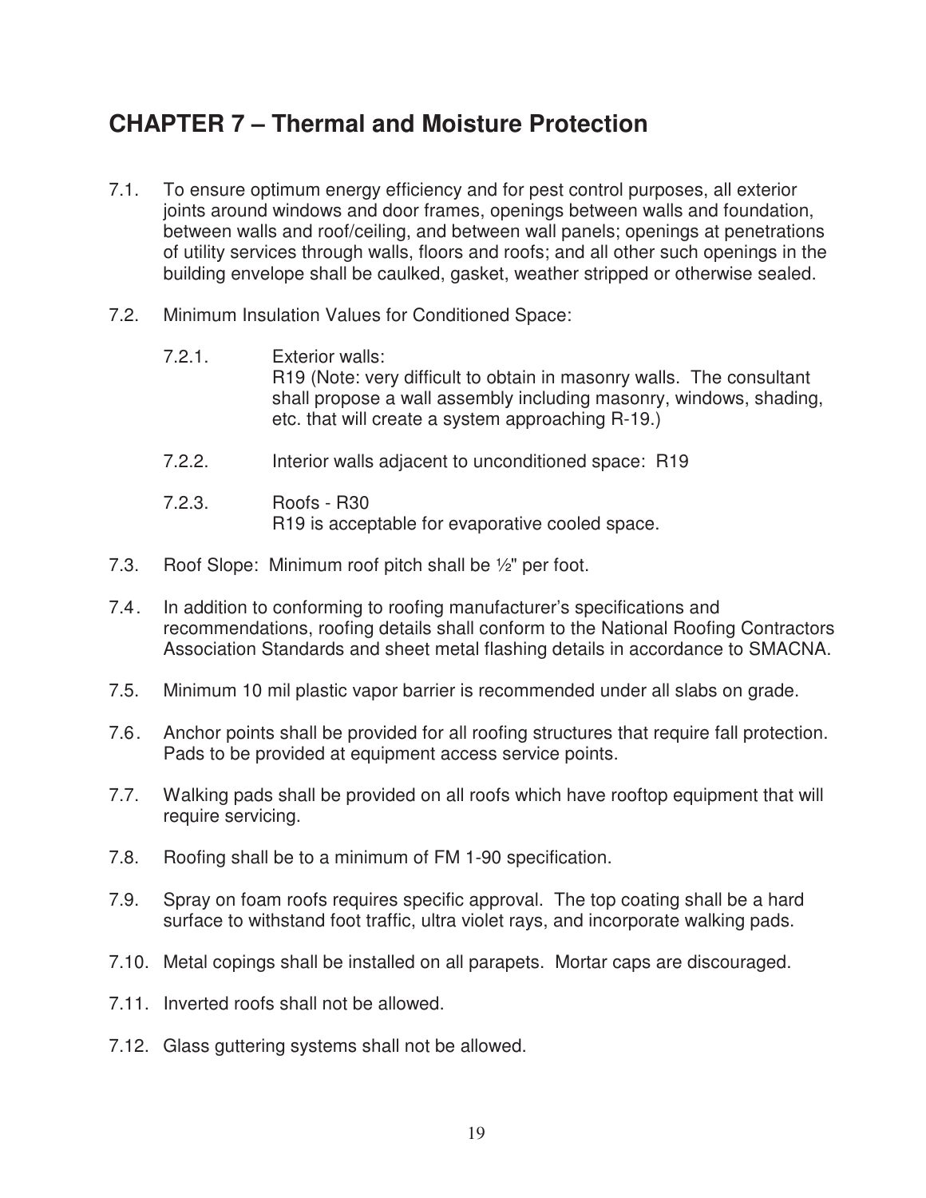# CHAPTER 7 – Thermal and Moisture Protection

7.1. To ensure optimum energy efficiency and for pest control purposes, all exterior joints around windows and door frames, openings between walls and foundation, between walls and roof/ceiling, and between wall panels; openings at penetrations of utility services through walls, floors and roofs; and all other such openings in the building envelope shall be caulked, gasket, weather stripped or otherwise sealed.

7.2. Minimum Insulation Values for Conditioned Space:

  7.2.1. Exterior walls:
  R19 (Note: very difficult to obtain in masonry walls. The consultant shall propose a wall assembly including masonry, windows, shading, etc. that will create a system approaching R-19.)

  7.2.2. Interior walls adjacent to unconditioned space: R19

  7.2.3. Roofs - R30
  R19 is acceptable for evaporative cooled space.

7.3. Roof Slope: Minimum roof pitch shall be ½" per foot.

7.4. In addition to conforming to roofing manufacturer's specifications and recommendations, roofing details shall conform to the National Roofing Contractors Association Standards and sheet metal flashing details in accordance to SMACNA.

7.5. Minimum 10 mil plastic vapor barrier is recommended under all slabs on grade.

7.6. Anchor points shall be provided for all roofing structures that require fall protection. Pads to be provided at equipment access service points.

7.7. Walking pads shall be provided on all roofs which have rooftop equipment that will require servicing.

7.8. Roofing shall be to a minimum of FM 1-90 specification.

7.9. Spray on foam roofs requires specific approval. The top coating shall be a hard surface to withstand foot traffic, ultra violet rays, and incorporate walking pads.

7.10. Metal copings shall be installed on all parapets. Mortar caps are discouraged.

7.11. Inverted roofs shall not be allowed.

7.12. Glass guttering systems shall not be allowed.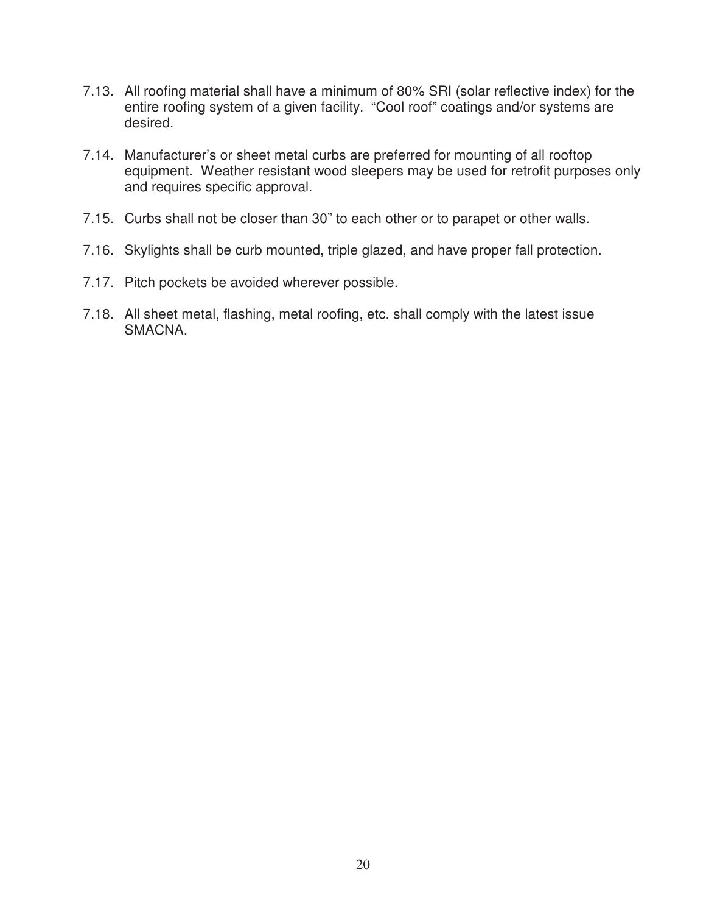7.13. All roofing material shall have a minimum of 80% SRI (solar reflective index) for the entire roofing system of a given facility. "Cool roof" coatings and/or systems are desired.

7.14. Manufacturer's or sheet metal curbs are preferred for mounting of all rooftop equipment. Weather resistant wood sleepers may be used for retrofit purposes only and requires specific approval.

7.15. Curbs shall not be closer than 30" to each other or to parapet or other walls.

7.16. Skylights shall be curb mounted, triple glazed, and have proper fall protection.

7.17. Pitch pockets be avoided wherever possible.

7.18. All sheet metal, flashing, metal roofing, etc. shall comply with the latest issue SMACNA.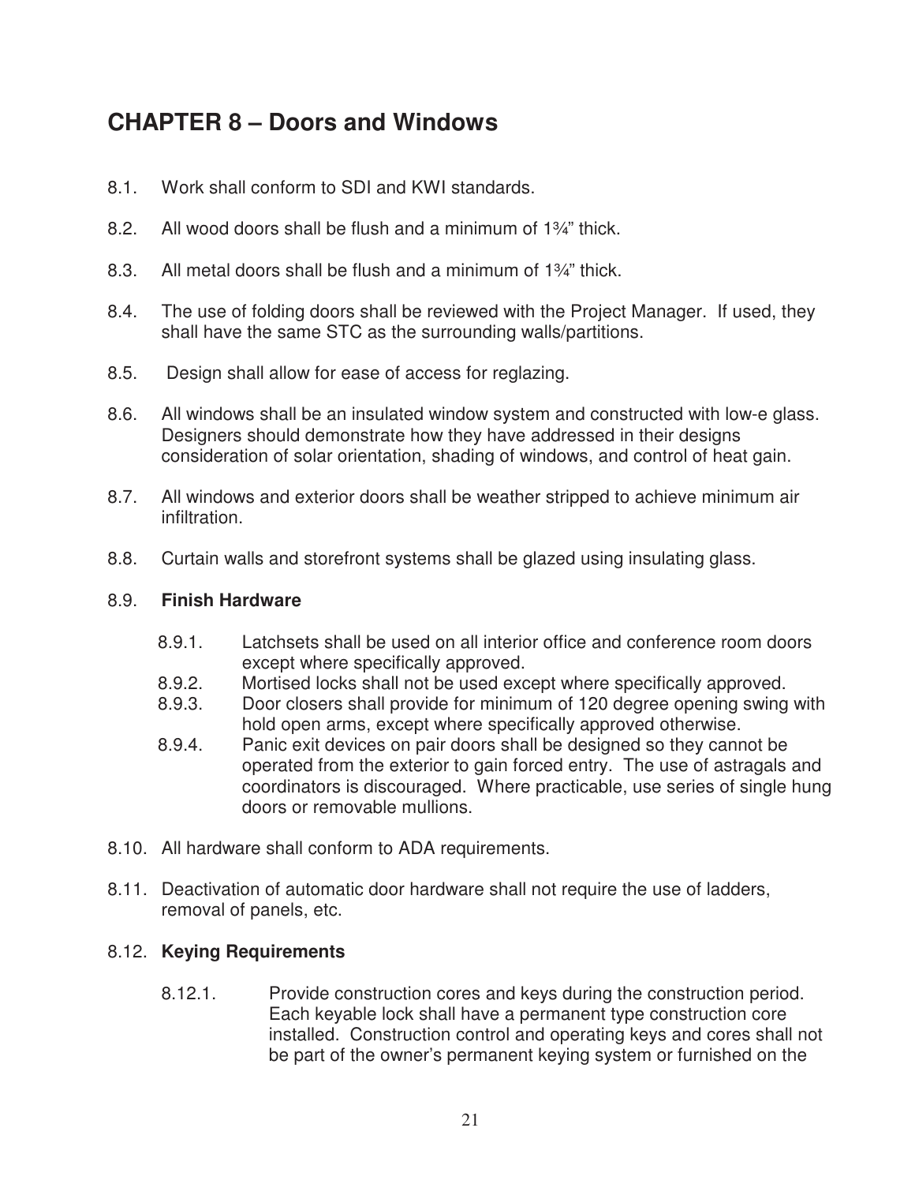# CHAPTER 8 – Doors and Windows

8.1. Work shall conform to SDI and KWI standards.

8.2. All wood doors shall be flush and a minimum of 1¾" thick.

8.3. All metal doors shall be flush and a minimum of 1¾" thick.

8.4. The use of folding doors shall be reviewed with the Project Manager. If used, they shall have the same STC as the surrounding walls/partitions.

8.5. Design shall allow for ease of access for reglazing.

8.6. All windows shall be an insulated window system and constructed with low-e glass. Designers should demonstrate how they have addressed in their designs consideration of solar orientation, shading of windows, and control of heat gain.

8.7. All windows and exterior doors shall be weather stripped to achieve minimum air infiltration.

8.8. Curtain walls and storefront systems shall be glazed using insulating glass.

8.9. **Finish Hardware**

8.9.1. Latchsets shall be used on all interior office and conference room doors except where specifically approved.

8.9.2. Mortised locks shall not be used except where specifically approved.

8.9.3. Door closers shall provide for minimum of 120 degree opening swing with hold open arms, except where specifically approved otherwise.

8.9.4. Panic exit devices on pair doors shall be designed so they cannot be operated from the exterior to gain forced entry. The use of astragals and coordinators is discouraged. Where practicable, use series of single hung doors or removable mullions.

8.10. All hardware shall conform to ADA requirements.

8.11. Deactivation of automatic door hardware shall not require the use of ladders, removal of panels, etc.

8.12. **Keying Requirements**

8.12.1. Provide construction cores and keys during the construction period. Each keyable lock shall have a permanent type construction core installed. Construction control and operating keys and cores shall not be part of the owner's permanent keying system or furnished on the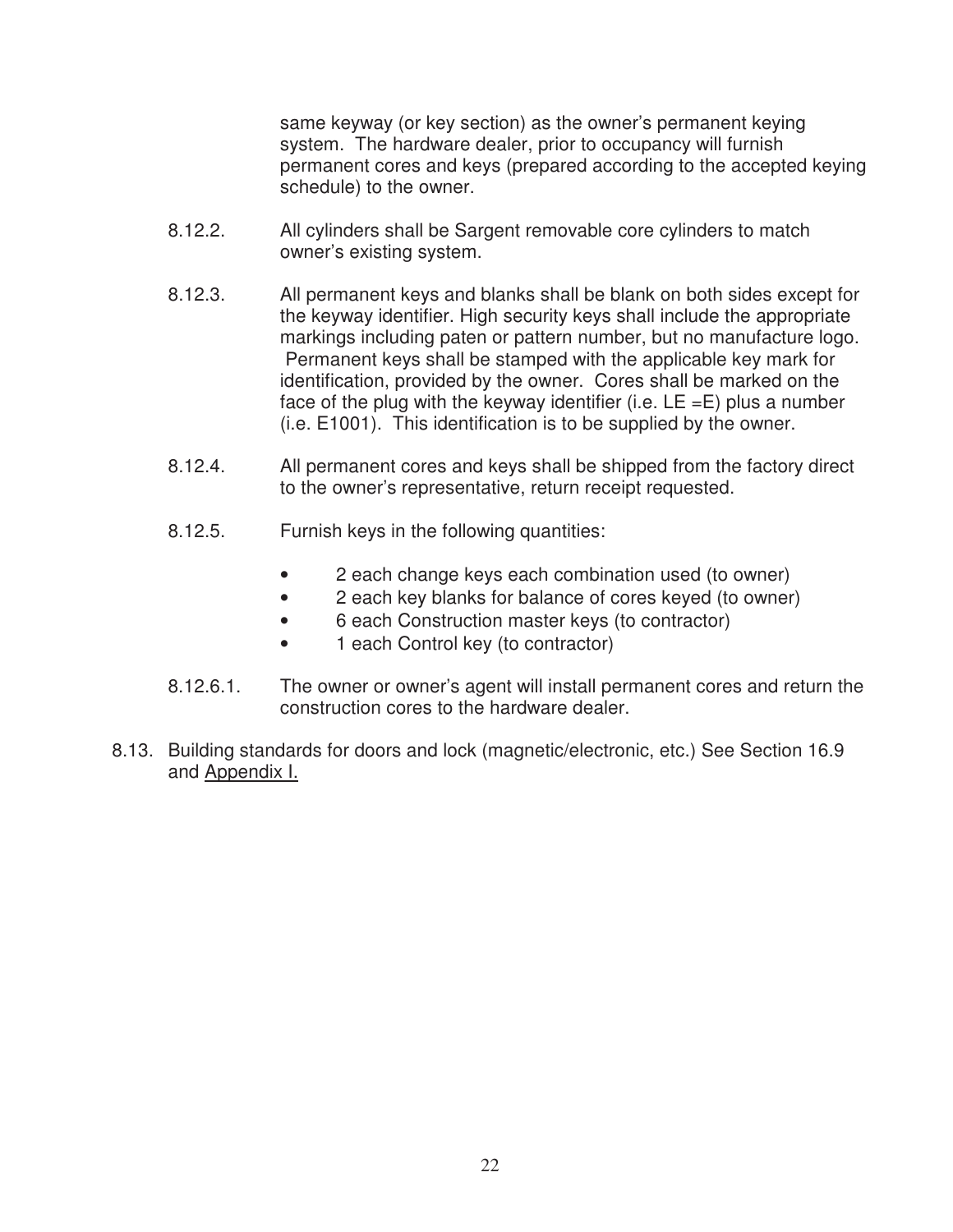same keyway (or key section) as the owner's permanent keying system. The hardware dealer, prior to occupancy will furnish permanent cores and keys (prepared according to the accepted keying schedule) to the owner.

8.12.2. All cylinders shall be Sargent removable core cylinders to match owner's existing system.

8.12.3. All permanent keys and blanks shall be blank on both sides except for the keyway identifier. High security keys shall include the appropriate markings including paten or pattern number, but no manufacture logo. Permanent keys shall be stamped with the applicable key mark for identification, provided by the owner. Cores shall be marked on the face of the plug with the keyway identifier (i.e. LE =E) plus a number (i.e. E1001). This identification is to be supplied by the owner.

8.12.4. All permanent cores and keys shall be shipped from the factory direct to the owner's representative, return receipt requested.

8.12.5. Furnish keys in the following quantities:

- 2 each change keys each combination used (to owner)
- 2 each key blanks for balance of cores keyed (to owner)
- 6 each Construction master keys (to contractor)
- 1 each Control key (to contractor)

8.12.6.1. The owner or owner's agent will install permanent cores and return the construction cores to the hardware dealer.

8.13. Building standards for doors and lock (magnetic/electronic, etc.) See Section 16.9 and Appendix I.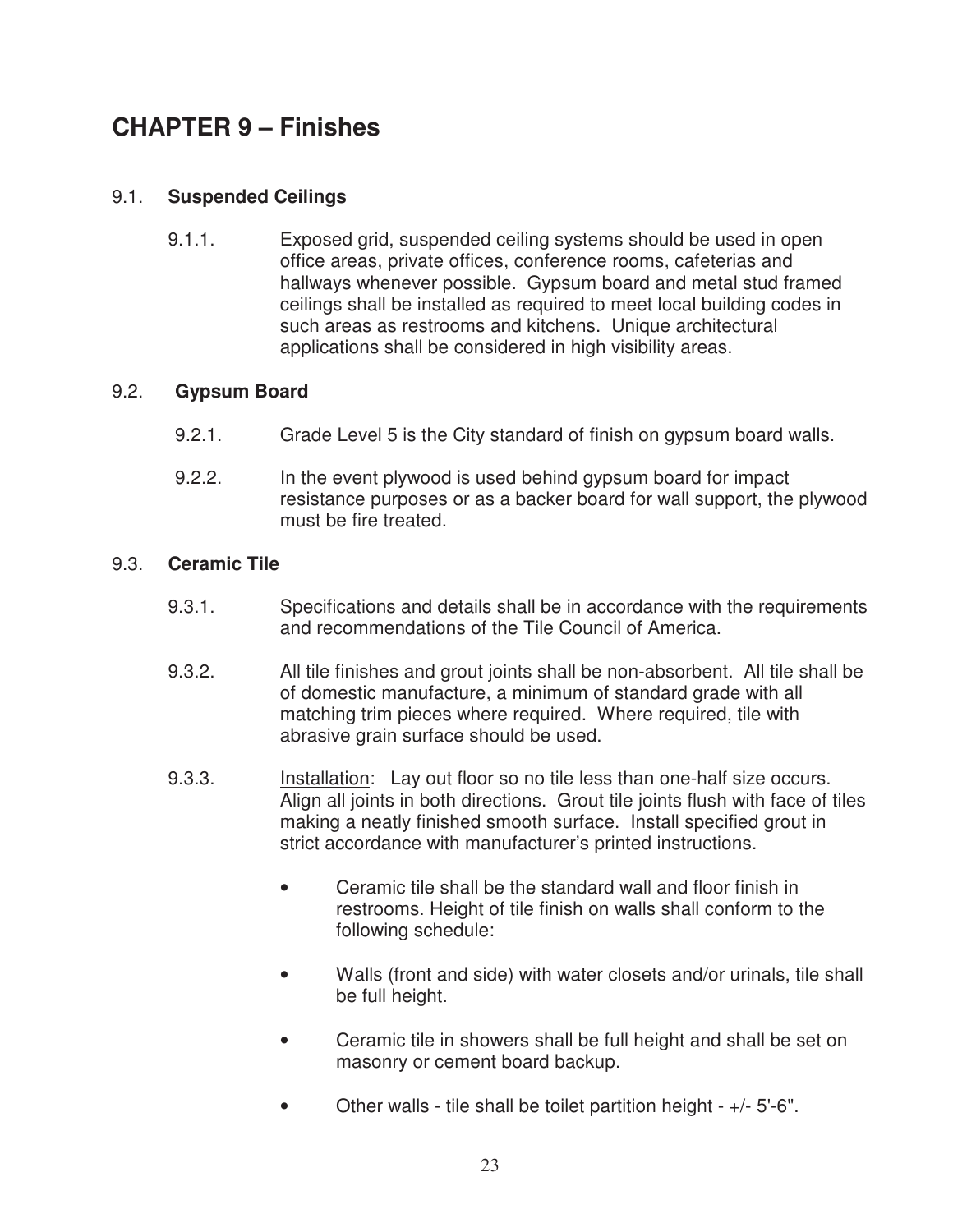# CHAPTER 9 – Finishes

## 9.1. Suspended Ceilings

9.1.1. Exposed grid, suspended ceiling systems should be used in open office areas, private offices, conference rooms, cafeterias and hallways whenever possible. Gypsum board and metal stud framed ceilings shall be installed as required to meet local building codes in such areas as restrooms and kitchens. Unique architectural applications shall be considered in high visibility areas.

## 9.2. Gypsum Board

9.2.1. Grade Level 5 is the City standard of finish on gypsum board walls.

9.2.2. In the event plywood is used behind gypsum board for impact resistance purposes or as a backer board for wall support, the plywood must be fire treated.

## 9.3. Ceramic Tile

9.3.1. Specifications and details shall be in accordance with the requirements and recommendations of the Tile Council of America.

9.3.2. All tile finishes and grout joints shall be non-absorbent. All tile shall be of domestic manufacture, a minimum of standard grade with all matching trim pieces where required. Where required, tile with abrasive grain surface should be used.

9.3.3. Installation: Lay out floor so no tile less than one-half size occurs. Align all joints in both directions. Grout tile joints flush with face of tiles making a neatly finished smooth surface. Install specified grout in strict accordance with manufacturer's printed instructions.

- Ceramic tile shall be the standard wall and floor finish in restrooms. Height of tile finish on walls shall conform to the following schedule:
- Walls (front and side) with water closets and/or urinals, tile shall be full height.
- Ceramic tile in showers shall be full height and shall be set on masonry or cement board backup.
- Other walls - tile shall be toilet partition height - +/- 5'-6".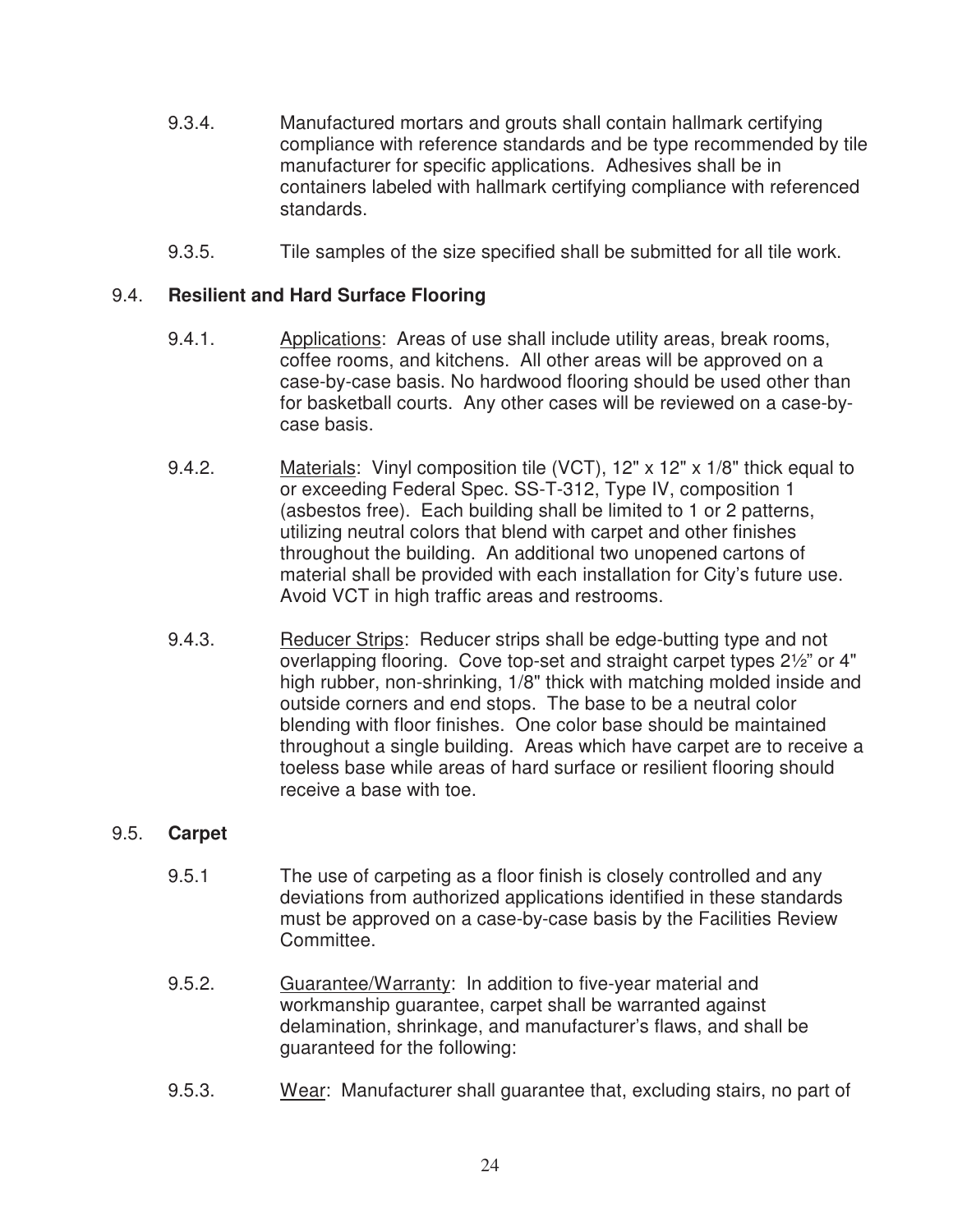9.3.4. Manufactured mortars and grouts shall contain hallmark certifying compliance with reference standards and be type recommended by tile manufacturer for specific applications. Adhesives shall be in containers labeled with hallmark certifying compliance with referenced standards.

9.3.5. Tile samples of the size specified shall be submitted for all tile work.

## 9.4. **Resilient and Hard Surface Flooring**

9.4.1. Applications: Areas of use shall include utility areas, break rooms, coffee rooms, and kitchens. All other areas will be approved on a case-by-case basis. No hardwood flooring should be used other than for basketball courts. Any other cases will be reviewed on a case-by-case basis.

9.4.2. Materials: Vinyl composition tile (VCT), 12" x 12" x 1/8" thick equal to or exceeding Federal Spec. SS-T-312, Type IV, composition 1 (asbestos free). Each building shall be limited to 1 or 2 patterns, utilizing neutral colors that blend with carpet and other finishes throughout the building. An additional two unopened cartons of material shall be provided with each installation for City's future use. Avoid VCT in high traffic areas and restrooms.

9.4.3. Reducer Strips: Reducer strips shall be edge-butting type and not overlapping flooring. Cove top-set and straight carpet types 2½" or 4" high rubber, non-shrinking, 1/8" thick with matching molded inside and outside corners and end stops. The base to be a neutral color blending with floor finishes. One color base should be maintained throughout a single building. Areas which have carpet are to receive a toeless base while areas of hard surface or resilient flooring should receive a base with toe.

## 9.5. **Carpet**

9.5.1 The use of carpeting as a floor finish is closely controlled and any deviations from authorized applications identified in these standards must be approved on a case-by-case basis by the Facilities Review Committee.

9.5.2. Guarantee/Warranty: In addition to five-year material and workmanship guarantee, carpet shall be warranted against delamination, shrinkage, and manufacturer's flaws, and shall be guaranteed for the following:

9.5.3. Wear: Manufacturer shall guarantee that, excluding stairs, no part of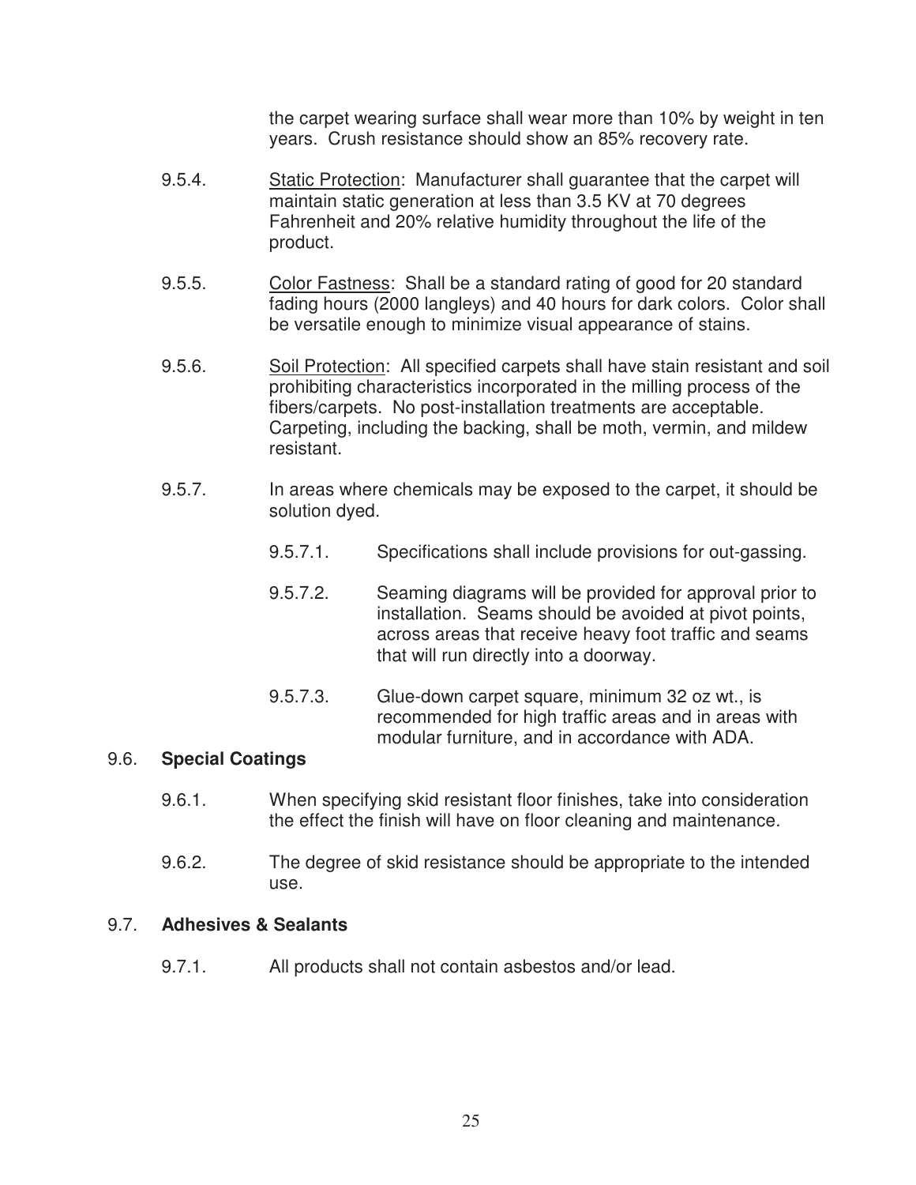the carpet wearing surface shall wear more than 10% by weight in ten years. Crush resistance should show an 85% recovery rate.

9.5.4. Static Protection: Manufacturer shall guarantee that the carpet will maintain static generation at less than 3.5 KV at 70 degrees Fahrenheit and 20% relative humidity throughout the life of the product.

9.5.5. Color Fastness: Shall be a standard rating of good for 20 standard fading hours (2000 langleys) and 40 hours for dark colors. Color shall be versatile enough to minimize visual appearance of stains.

9.5.6. Soil Protection: All specified carpets shall have stain resistant and soil prohibiting characteristics incorporated in the milling process of the fibers/carpets. No post-installation treatments are acceptable. Carpeting, including the backing, shall be moth, vermin, and mildew resistant.

9.5.7. In areas where chemicals may be exposed to the carpet, it should be solution dyed.

9.5.7.1. Specifications shall include provisions for out-gassing.

9.5.7.2. Seaming diagrams will be provided for approval prior to installation. Seams should be avoided at pivot points, across areas that receive heavy foot traffic and seams that will run directly into a doorway.

9.5.7.3. Glue-down carpet square, minimum 32 oz wt., is recommended for high traffic areas and in areas with modular furniture, and in accordance with ADA.

## 9.6. **Special Coatings**

9.6.1. When specifying skid resistant floor finishes, take into consideration the effect the finish will have on floor cleaning and maintenance.

9.6.2. The degree of skid resistance should be appropriate to the intended use.

## 9.7. **Adhesives & Sealants**

9.7.1. All products shall not contain asbestos and/or lead.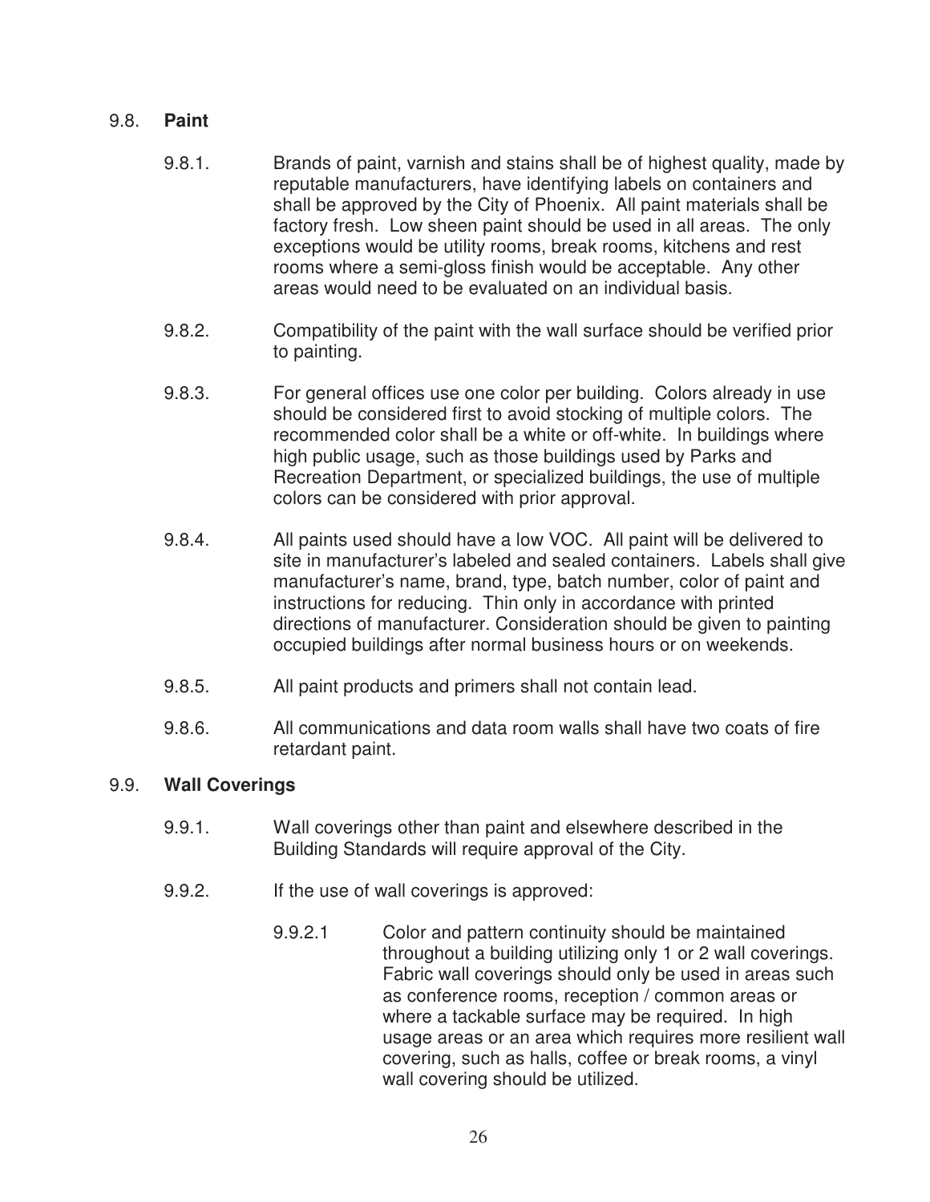## 9.8. **Paint**

9.8.1. Brands of paint, varnish and stains shall be of highest quality, made by reputable manufacturers, have identifying labels on containers and shall be approved by the City of Phoenix. All paint materials shall be factory fresh. Low sheen paint should be used in all areas. The only exceptions would be utility rooms, break rooms, kitchens and rest rooms where a semi-gloss finish would be acceptable. Any other areas would need to be evaluated on an individual basis.

9.8.2. Compatibility of the paint with the wall surface should be verified prior to painting.

9.8.3. For general offices use one color per building. Colors already in use should be considered first to avoid stocking of multiple colors. The recommended color shall be a white or off-white. In buildings where high public usage, such as those buildings used by Parks and Recreation Department, or specialized buildings, the use of multiple colors can be considered with prior approval.

9.8.4. All paints used should have a low VOC. All paint will be delivered to site in manufacturer's labeled and sealed containers. Labels shall give manufacturer's name, brand, type, batch number, color of paint and instructions for reducing. Thin only in accordance with printed directions of manufacturer. Consideration should be given to painting occupied buildings after normal business hours or on weekends.

9.8.5. All paint products and primers shall not contain lead.

9.8.6. All communications and data room walls shall have two coats of fire retardant paint.

## 9.9. **Wall Coverings**

9.9.1. Wall coverings other than paint and elsewhere described in the Building Standards will require approval of the City.

9.9.2. If the use of wall coverings is approved:

9.9.2.1 Color and pattern continuity should be maintained throughout a building utilizing only 1 or 2 wall coverings. Fabric wall coverings should only be used in areas such as conference rooms, reception / common areas or where a tackable surface may be required. In high usage areas or an area which requires more resilient wall covering, such as halls, coffee or break rooms, a vinyl wall covering should be utilized.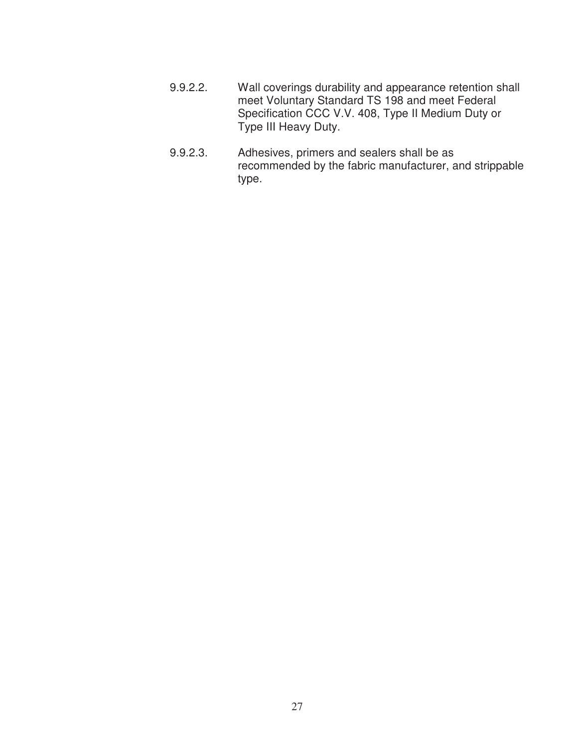9.9.2.2. Wall coverings durability and appearance retention shall meet Voluntary Standard TS 198 and meet Federal Specification CCC V.V. 408, Type II Medium Duty or Type III Heavy Duty.

9.9.2.3. Adhesives, primers and sealers shall be as recommended by the fabric manufacturer, and strippable type.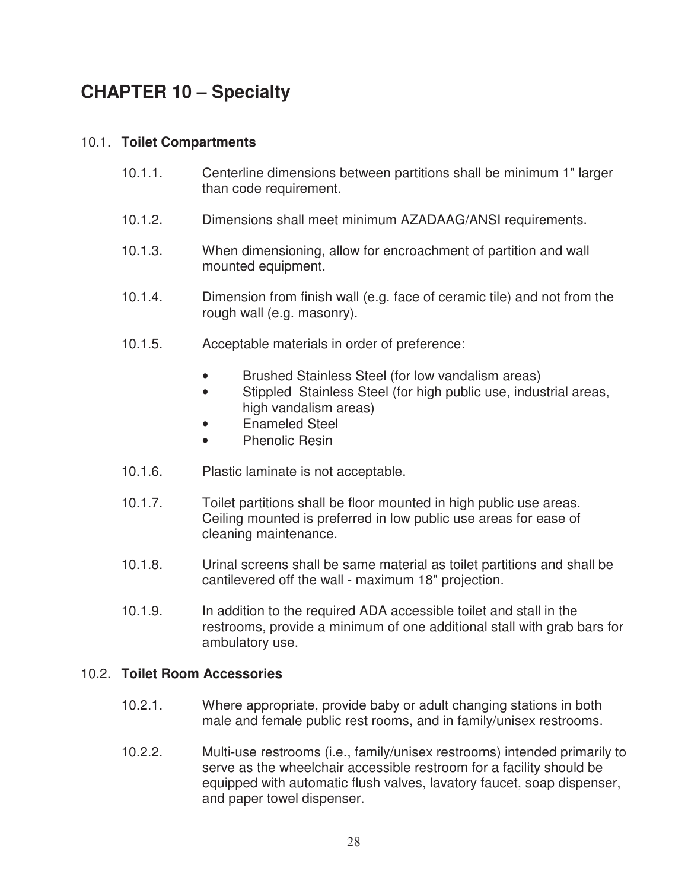# CHAPTER 10 – Specialty

## 10.1. Toilet Compartments

10.1.1. Centerline dimensions between partitions shall be minimum 1" larger than code requirement.

10.1.2. Dimensions shall meet minimum AZADAAG/ANSI requirements.

10.1.3. When dimensioning, allow for encroachment of partition and wall mounted equipment.

10.1.4. Dimension from finish wall (e.g. face of ceramic tile) and not from the rough wall (e.g. masonry).

10.1.5. Acceptable materials in order of preference:

- Brushed Stainless Steel (for low vandalism areas)
- Stippled Stainless Steel (for high public use, industrial areas, high vandalism areas)
- Enameled Steel
- Phenolic Resin

10.1.6. Plastic laminate is not acceptable.

10.1.7. Toilet partitions shall be floor mounted in high public use areas. Ceiling mounted is preferred in low public use areas for ease of cleaning maintenance.

10.1.8. Urinal screens shall be same material as toilet partitions and shall be cantilevered off the wall - maximum 18" projection.

10.1.9. In addition to the required ADA accessible toilet and stall in the restrooms, provide a minimum of one additional stall with grab bars for ambulatory use.

## 10.2. Toilet Room Accessories

10.2.1. Where appropriate, provide baby or adult changing stations in both male and female public rest rooms, and in family/unisex restrooms.

10.2.2. Multi-use restrooms (i.e., family/unisex restrooms) intended primarily to serve as the wheelchair accessible restroom for a facility should be equipped with automatic flush valves, lavatory faucet, soap dispenser, and paper towel dispenser.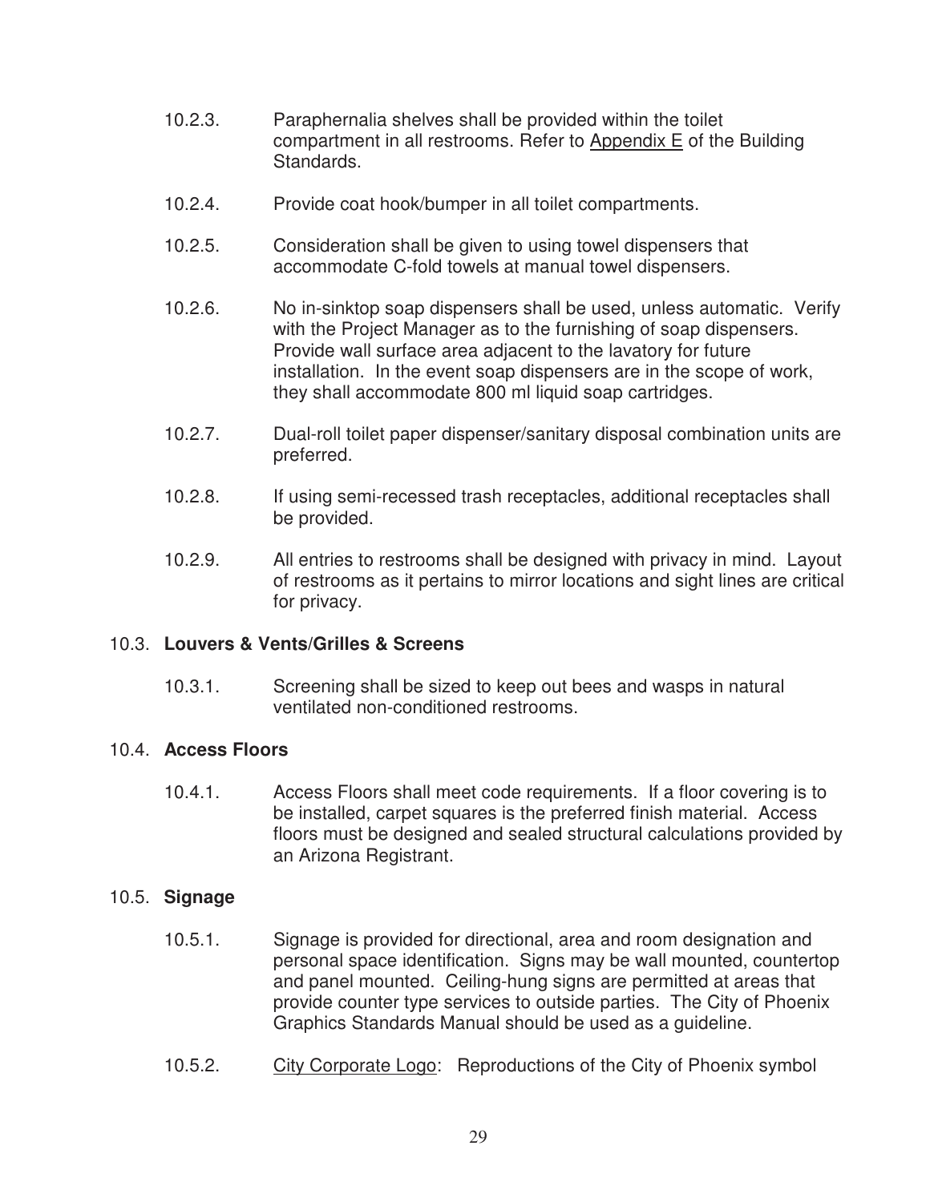10.2.3. Paraphernalia shelves shall be provided within the toilet compartment in all restrooms. Refer to Appendix E of the Building Standards.

10.2.4. Provide coat hook/bumper in all toilet compartments.

10.2.5. Consideration shall be given to using towel dispensers that accommodate C-fold towels at manual towel dispensers.

10.2.6. No in-sinktop soap dispensers shall be used, unless automatic. Verify with the Project Manager as to the furnishing of soap dispensers. Provide wall surface area adjacent to the lavatory for future installation. In the event soap dispensers are in the scope of work, they shall accommodate 800 ml liquid soap cartridges.

10.2.7. Dual-roll toilet paper dispenser/sanitary disposal combination units are preferred.

10.2.8. If using semi-recessed trash receptacles, additional receptacles shall be provided.

10.2.9. All entries to restrooms shall be designed with privacy in mind. Layout of restrooms as it pertains to mirror locations and sight lines are critical for privacy.

## 10.3. **Louvers & Vents/Grilles & Screens**

10.3.1. Screening shall be sized to keep out bees and wasps in natural ventilated non-conditioned restrooms.

## 10.4. **Access Floors**

10.4.1. Access Floors shall meet code requirements. If a floor covering is to be installed, carpet squares is the preferred finish material. Access floors must be designed and sealed structural calculations provided by an Arizona Registrant.

## 10.5. **Signage**

10.5.1. Signage is provided for directional, area and room designation and personal space identification. Signs may be wall mounted, countertop and panel mounted. Ceiling-hung signs are permitted at areas that provide counter type services to outside parties. The City of Phoenix Graphics Standards Manual should be used as a guideline.

10.5.2. City Corporate Logo: Reproductions of the City of Phoenix symbol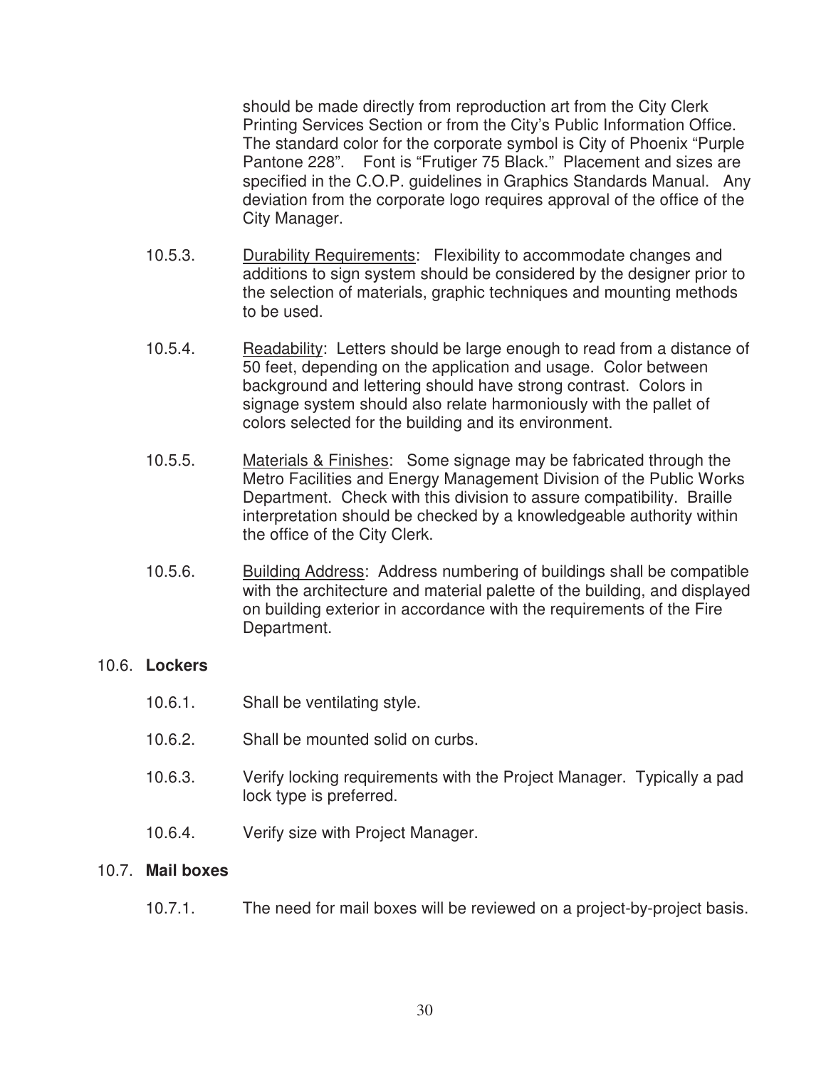should be made directly from reproduction art from the City Clerk Printing Services Section or from the City's Public Information Office. The standard color for the corporate symbol is City of Phoenix "Purple Pantone 228". Font is "Frutiger 75 Black." Placement and sizes are specified in the C.O.P. guidelines in Graphics Standards Manual. Any deviation from the corporate logo requires approval of the office of the City Manager.

10.5.3. Durability Requirements: Flexibility to accommodate changes and additions to sign system should be considered by the designer prior to the selection of materials, graphic techniques and mounting methods to be used.

10.5.4. Readability: Letters should be large enough to read from a distance of 50 feet, depending on the application and usage. Color between background and lettering should have strong contrast. Colors in signage system should also relate harmoniously with the pallet of colors selected for the building and its environment.

10.5.5. Materials & Finishes: Some signage may be fabricated through the Metro Facilities and Energy Management Division of the Public Works Department. Check with this division to assure compatibility. Braille interpretation should be checked by a knowledgeable authority within the office of the City Clerk.

10.5.6. Building Address: Address numbering of buildings shall be compatible with the architecture and material palette of the building, and displayed on building exterior in accordance with the requirements of the Fire Department.

## 10.6. **Lockers**

10.6.1. Shall be ventilating style.

10.6.2. Shall be mounted solid on curbs.

10.6.3. Verify locking requirements with the Project Manager. Typically a pad lock type is preferred.

10.6.4. Verify size with Project Manager.

## 10.7. **Mail boxes**

10.7.1. The need for mail boxes will be reviewed on a project-by-project basis.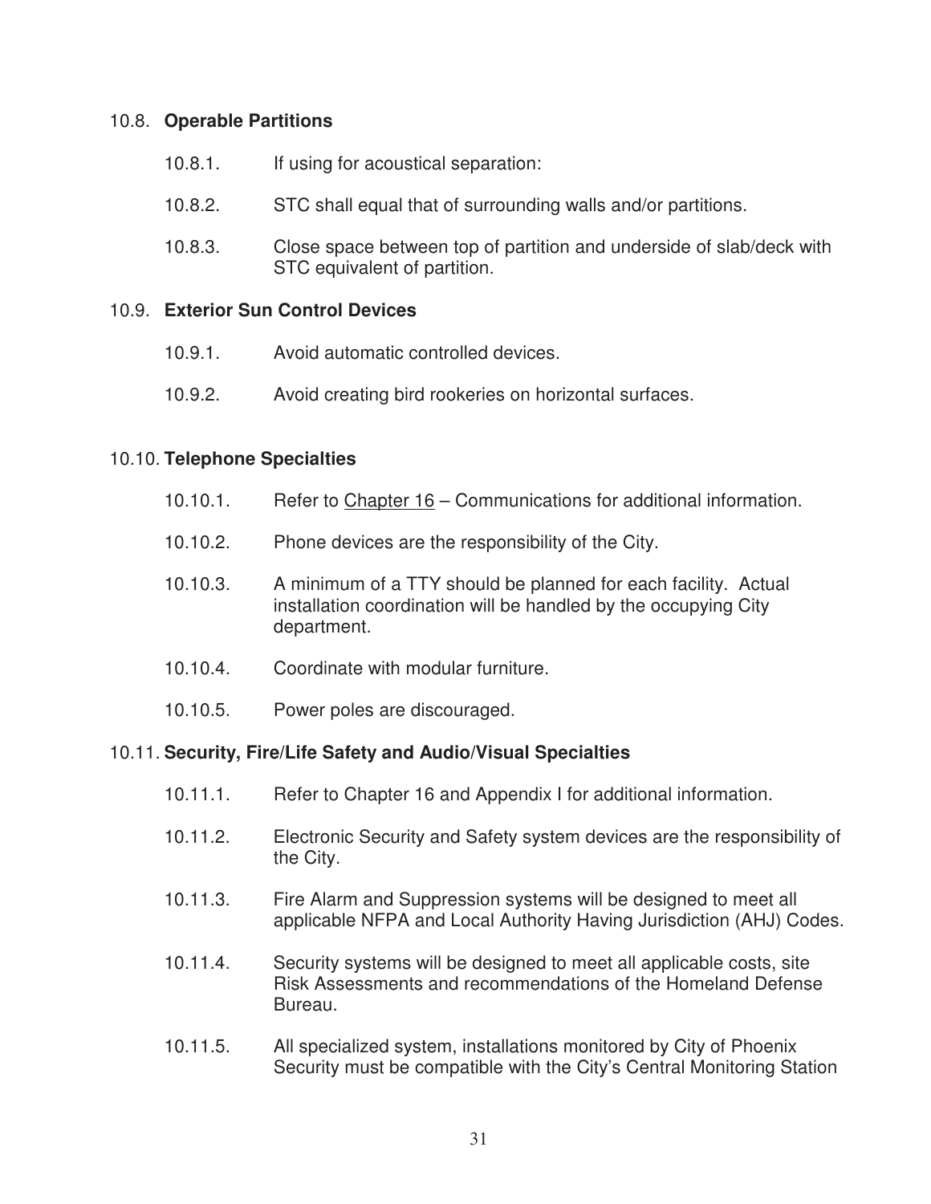## 10.8. **Operable Partitions**

10.8.1. If using for acoustical separation:

10.8.2. STC shall equal that of surrounding walls and/or partitions.

10.8.3. Close space between top of partition and underside of slab/deck with STC equivalent of partition.

## 10.9. **Exterior Sun Control Devices**

10.9.1. Avoid automatic controlled devices.

10.9.2. Avoid creating bird rookeries on horizontal surfaces.

## 10.10. **Telephone Specialties**

10.10.1. Refer to Chapter 16 – Communications for additional information.

10.10.2. Phone devices are the responsibility of the City.

10.10.3. A minimum of a TTY should be planned for each facility. Actual installation coordination will be handled by the occupying City department.

10.10.4. Coordinate with modular furniture.

10.10.5. Power poles are discouraged.

## 10.11. **Security, Fire/Life Safety and Audio/Visual Specialties**

10.11.1. Refer to Chapter 16 and Appendix I for additional information.

10.11.2. Electronic Security and Safety system devices are the responsibility of the City.

10.11.3. Fire Alarm and Suppression systems will be designed to meet all applicable NFPA and Local Authority Having Jurisdiction (AHJ) Codes.

10.11.4. Security systems will be designed to meet all applicable costs, site Risk Assessments and recommendations of the Homeland Defense Bureau.

10.11.5. All specialized system, installations monitored by City of Phoenix Security must be compatible with the City's Central Monitoring Station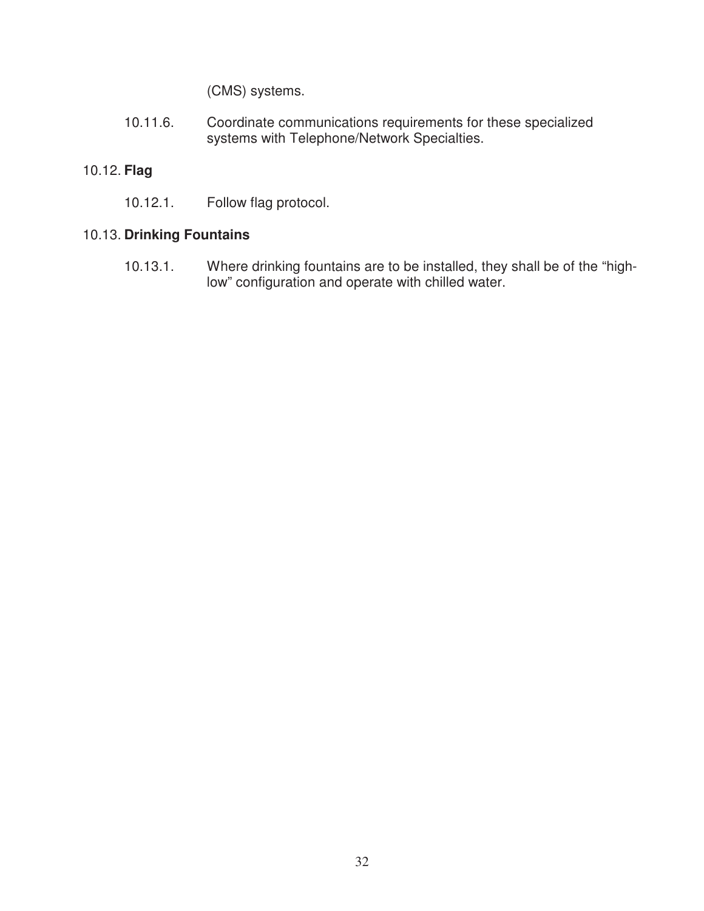(CMS) systems.

10.11.6. Coordinate communications requirements for these specialized systems with Telephone/Network Specialties.

10.12. **Flag**

10.12.1. Follow flag protocol.

10.13. **Drinking Fountains**

10.13.1. Where drinking fountains are to be installed, they shall be of the "high-low" configuration and operate with chilled water.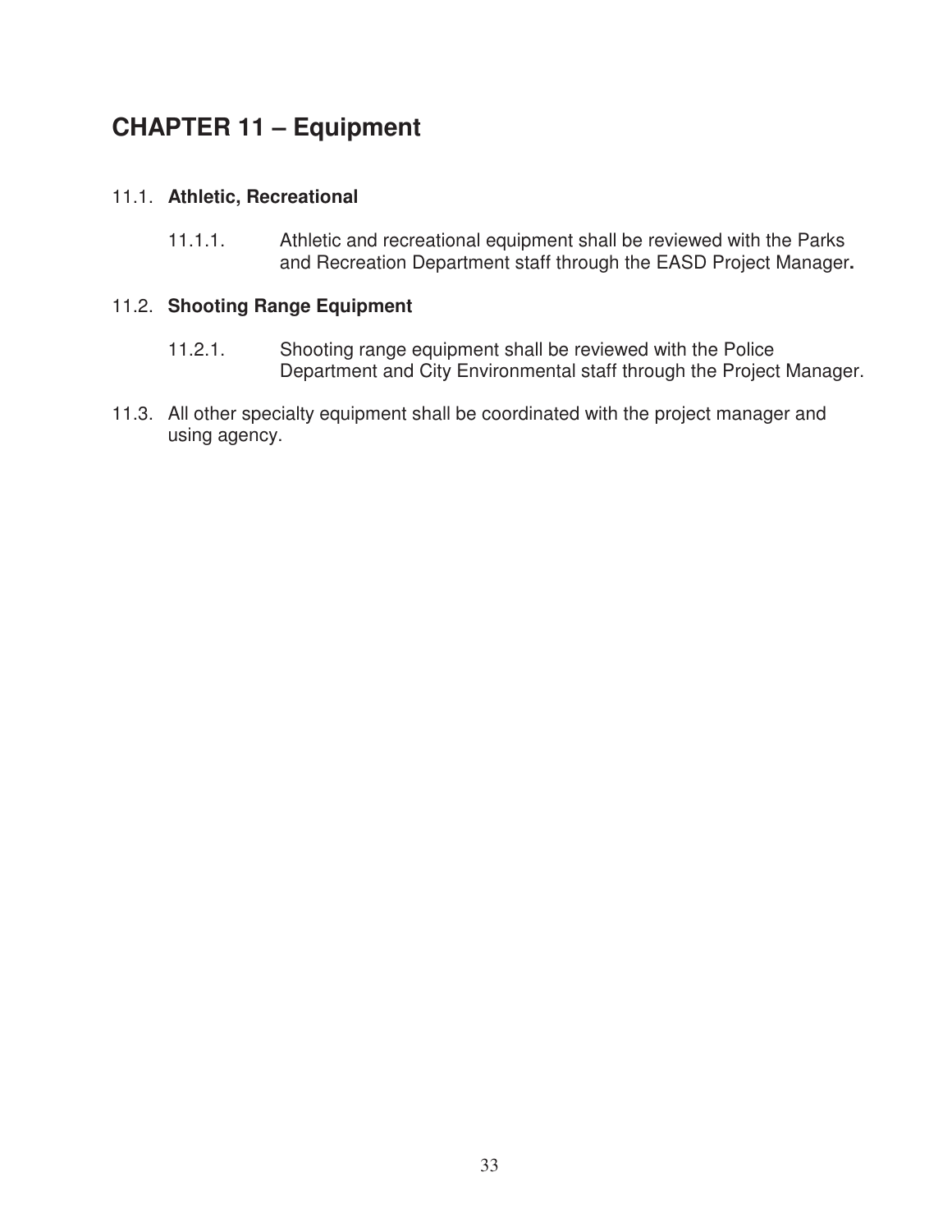# CHAPTER 11 – Equipment

11.1. **Athletic, Recreational**

11.1.1. Athletic and recreational equipment shall be reviewed with the Parks and Recreation Department staff through the EASD Project Manager**.**

11.2. **Shooting Range Equipment**

11.2.1. Shooting range equipment shall be reviewed with the Police Department and City Environmental staff through the Project Manager.

11.3. All other specialty equipment shall be coordinated with the project manager and using agency.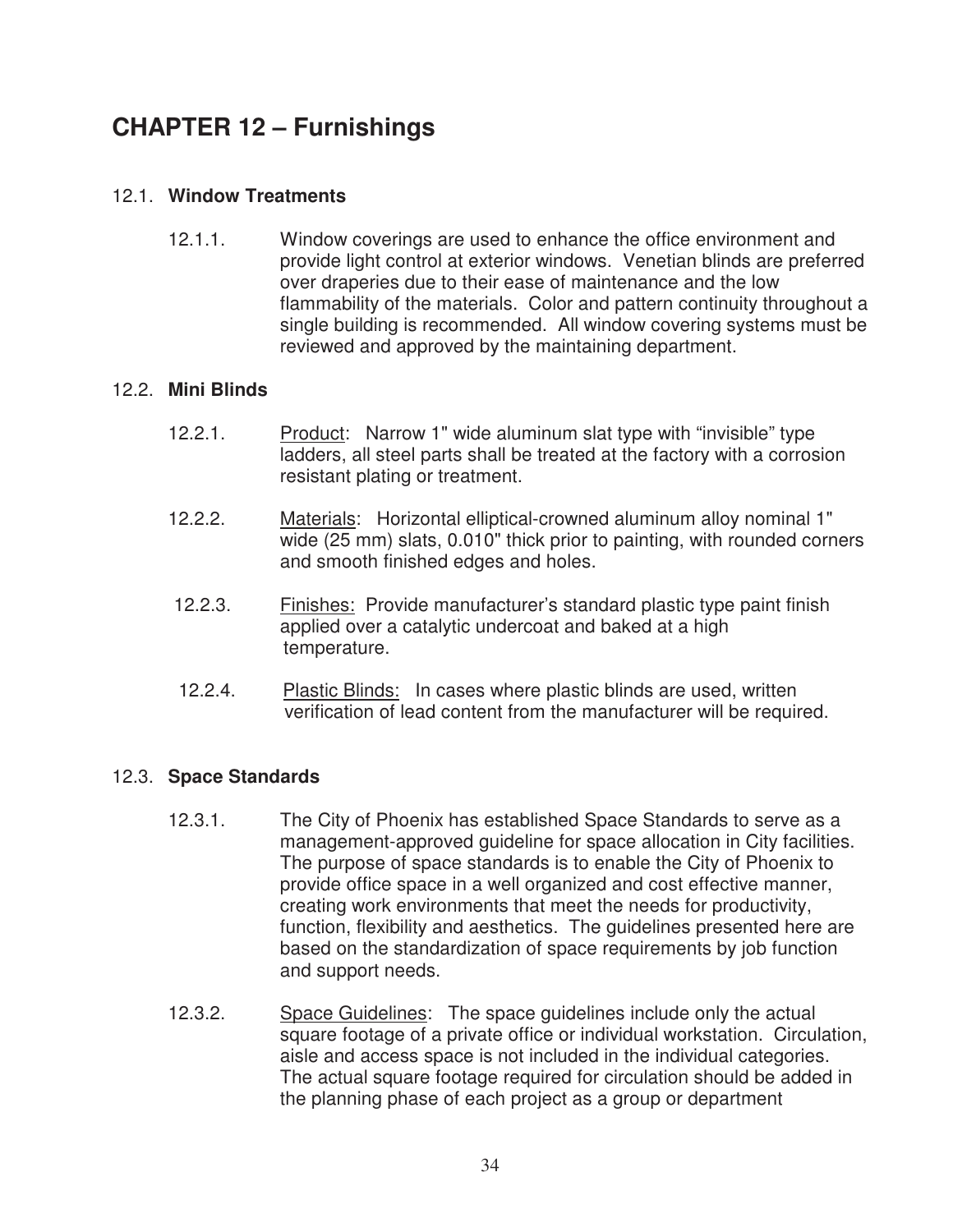# CHAPTER 12 – Furnishings

## 12.1. Window Treatments

12.1.1. Window coverings are used to enhance the office environment and provide light control at exterior windows. Venetian blinds are preferred over draperies due to their ease of maintenance and the low flammability of the materials. Color and pattern continuity throughout a single building is recommended. All window covering systems must be reviewed and approved by the maintaining department.

## 12.2. Mini Blinds

12.2.1. Product: Narrow 1" wide aluminum slat type with "invisible" type ladders, all steel parts shall be treated at the factory with a corrosion resistant plating or treatment.

12.2.2. Materials: Horizontal elliptical-crowned aluminum alloy nominal 1" wide (25 mm) slats, 0.010" thick prior to painting, with rounded corners and smooth finished edges and holes.

12.2.3. Finishes: Provide manufacturer's standard plastic type paint finish applied over a catalytic undercoat and baked at a high temperature.

12.2.4. Plastic Blinds: In cases where plastic blinds are used, written verification of lead content from the manufacturer will be required.

## 12.3. Space Standards

12.3.1. The City of Phoenix has established Space Standards to serve as a management-approved guideline for space allocation in City facilities. The purpose of space standards is to enable the City of Phoenix to provide office space in a well organized and cost effective manner, creating work environments that meet the needs for productivity, function, flexibility and aesthetics. The guidelines presented here are based on the standardization of space requirements by job function and support needs.

12.3.2. Space Guidelines: The space guidelines include only the actual square footage of a private office or individual workstation. Circulation, aisle and access space is not included in the individual categories. The actual square footage required for circulation should be added in the planning phase of each project as a group or department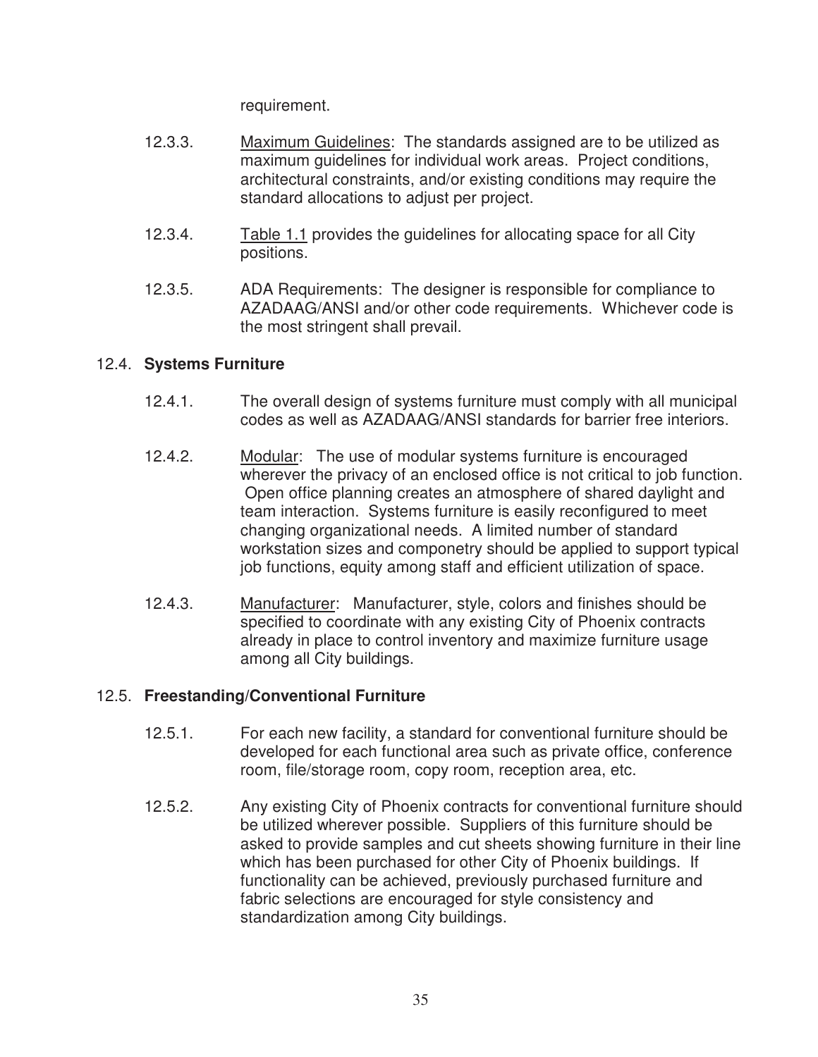requirement.

12.3.3. Maximum Guidelines: The standards assigned are to be utilized as maximum guidelines for individual work areas. Project conditions, architectural constraints, and/or existing conditions may require the standard allocations to adjust per project.

12.3.4. Table 1.1 provides the guidelines for allocating space for all City positions.

12.3.5. ADA Requirements: The designer is responsible for compliance to AZADAAG/ANSI and/or other code requirements. Whichever code is the most stringent shall prevail.

### 12.4. **Systems Furniture**

12.4.1. The overall design of systems furniture must comply with all municipal codes as well as AZADAAG/ANSI standards for barrier free interiors.

12.4.2. Modular: The use of modular systems furniture is encouraged wherever the privacy of an enclosed office is not critical to job function. Open office planning creates an atmosphere of shared daylight and team interaction. Systems furniture is easily reconfigured to meet changing organizational needs. A limited number of standard workstation sizes and componetry should be applied to support typical job functions, equity among staff and efficient utilization of space.

12.4.3. Manufacturer: Manufacturer, style, colors and finishes should be specified to coordinate with any existing City of Phoenix contracts already in place to control inventory and maximize furniture usage among all City buildings.

### 12.5. **Freestanding/Conventional Furniture**

12.5.1. For each new facility, a standard for conventional furniture should be developed for each functional area such as private office, conference room, file/storage room, copy room, reception area, etc.

12.5.2. Any existing City of Phoenix contracts for conventional furniture should be utilized wherever possible. Suppliers of this furniture should be asked to provide samples and cut sheets showing furniture in their line which has been purchased for other City of Phoenix buildings. If functionality can be achieved, previously purchased furniture and fabric selections are encouraged for style consistency and standardization among City buildings.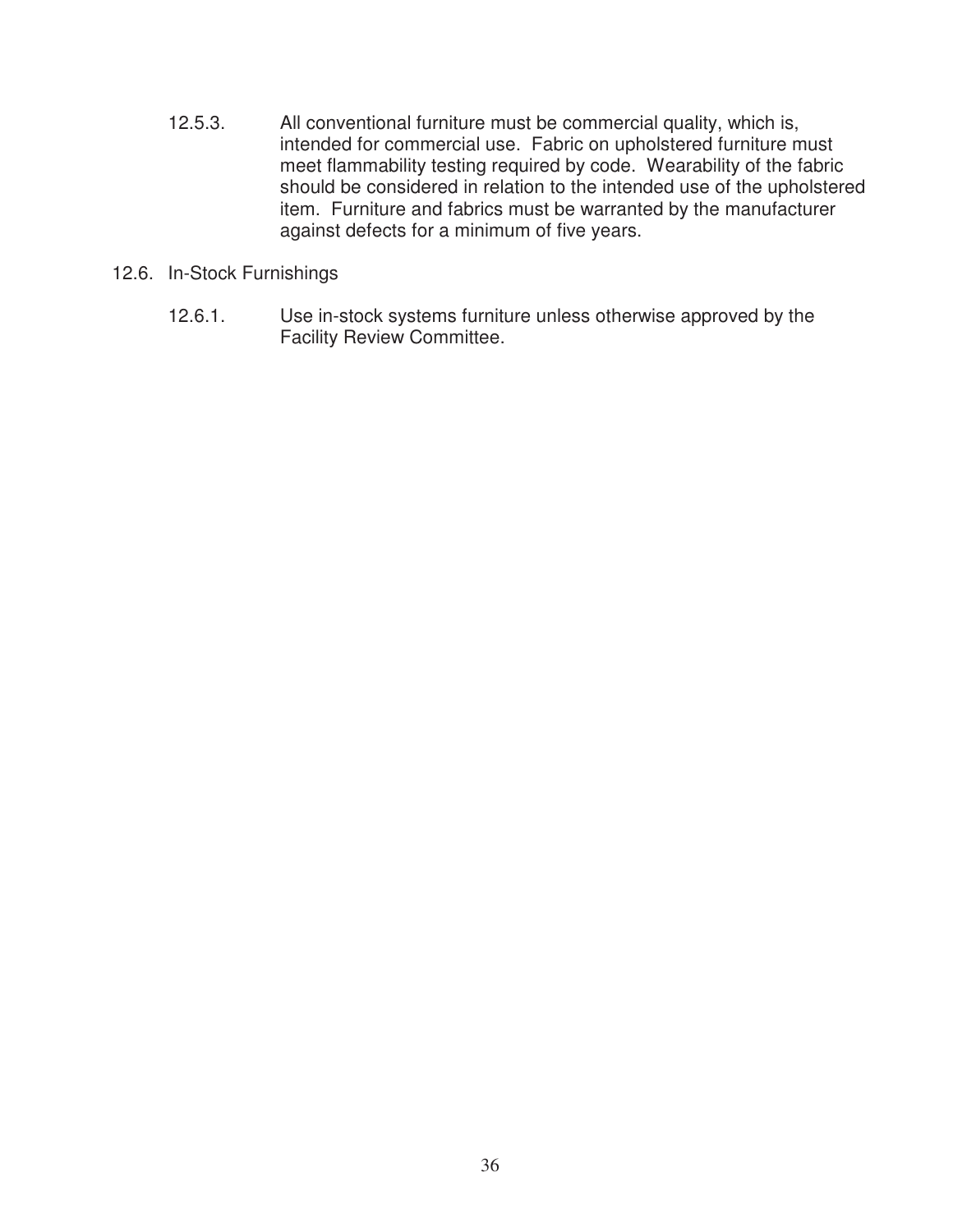12.5.3. All conventional furniture must be commercial quality, which is, intended for commercial use. Fabric on upholstered furniture must meet flammability testing required by code. Wearability of the fabric should be considered in relation to the intended use of the upholstered item. Furniture and fabrics must be warranted by the manufacturer against defects for a minimum of five years.

12.6. In-Stock Furnishings

12.6.1. Use in-stock systems furniture unless otherwise approved by the Facility Review Committee.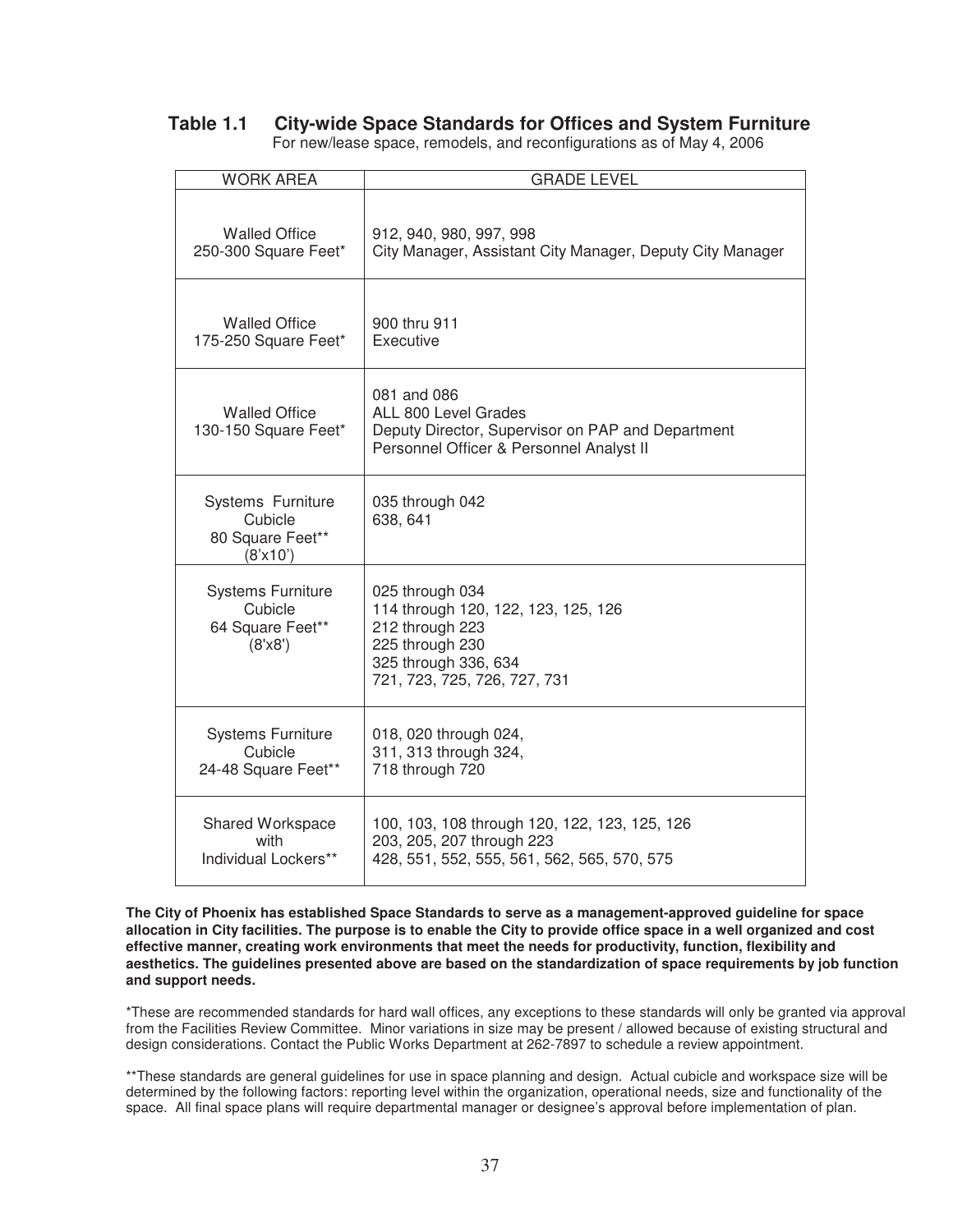## Table 1.1 City-wide Space Standards for Offices and System Furniture

For new/lease space, remodels, and reconfigurations as of May 4, 2006

| WORK AREA | GRADE LEVEL |
|---|---|
| Walled Office 250-300 Square Feet* | 912, 940, 980, 997, 998<br>City Manager, Assistant City Manager, Deputy City Manager |
| Walled Office 175-250 Square Feet* | 900 thru 911<br>Executive |
| Walled Office 130-150 Square Feet* | 081 and 086<br>ALL 800 Level Grades<br>Deputy Director, Supervisor on PAP and Department Personnel Officer & Personnel Analyst II |
| Systems Furniture Cubicle 80 Square Feet** (8'x10') | 035 through 042<br>638, 641 |
| Systems Furniture Cubicle 64 Square Feet** (8'x8') | 025 through 034<br>114 through 120, 122, 123, 125, 126<br>212 through 223<br>225 through 230<br>325 through 336, 634<br>721, 723, 725, 726, 727, 731 |
| Systems Furniture Cubicle 24-48 Square Feet** | 018, 020 through 024,<br>311, 313 through 324,<br>718 through 720 |
| Shared Workspace with Individual Lockers** | 100, 103, 108 through 120, 122, 123, 125, 126<br>203, 205, 207 through 223<br>428, 551, 552, 555, 561, 562, 565, 570, 575 |

**The City of Phoenix has established Space Standards to serve as a management-approved guideline for space allocation in City facilities. The purpose is to enable the City to provide office space in a well organized and cost effective manner, creating work environments that meet the needs for productivity, function, flexibility and aesthetics. The guidelines presented above are based on the standardization of space requirements by job function and support needs.**

*These are recommended standards for hard wall offices, any exceptions to these standards will only be granted via approval from the Facilities Review Committee. Minor variations in size may be present / allowed because of existing structural and design considerations. Contact the Public Works Department at 262-7897 to schedule a review appointment.

**These standards are general guidelines for use in space planning and design. Actual cubicle and workspace size will be determined by the following factors: reporting level within the organization, operational needs, size and functionality of the space. All final space plans will require departmental manager or designee's approval before implementation of plan.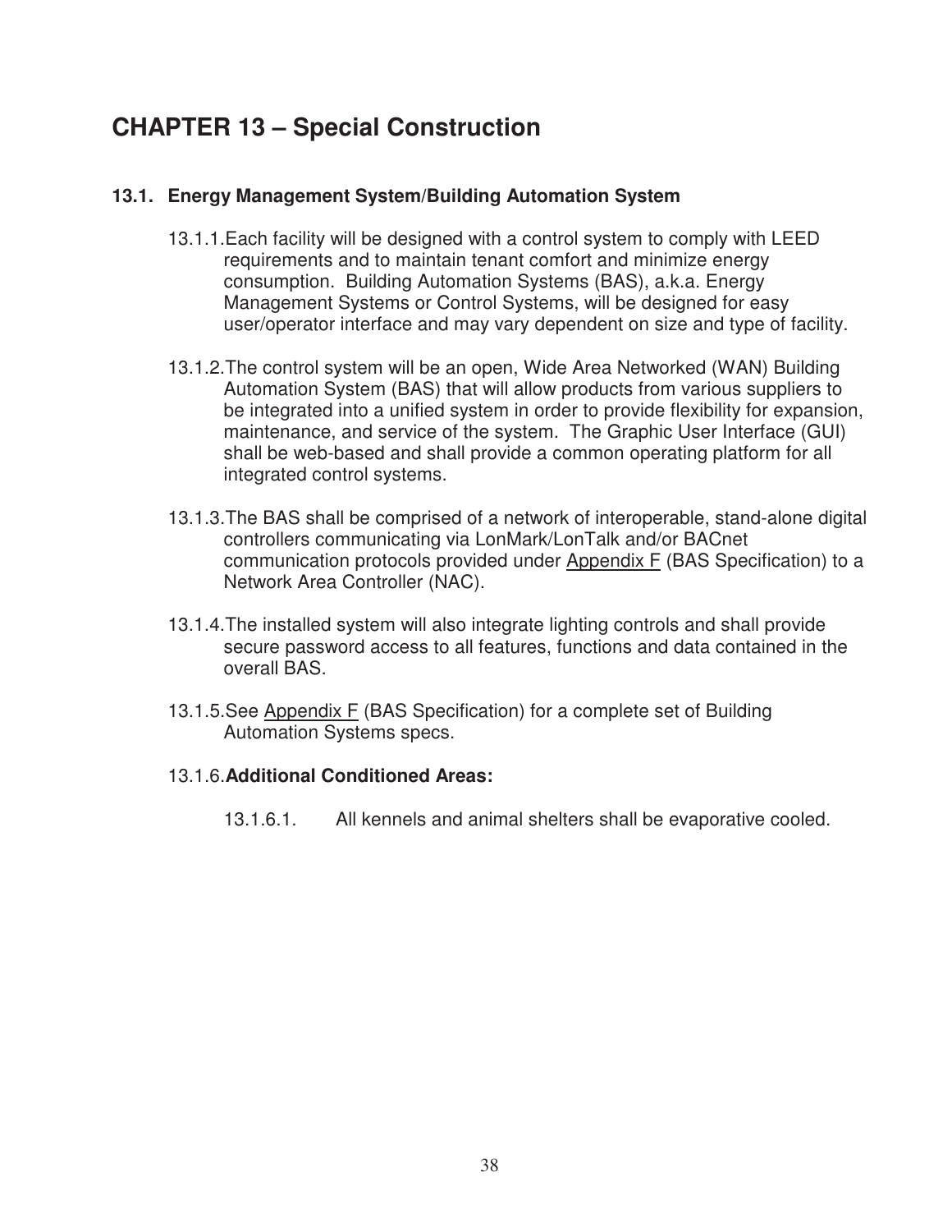# CHAPTER 13 – Special Construction

## 13.1. Energy Management System/Building Automation System

13.1.1. Each facility will be designed with a control system to comply with LEED requirements and to maintain tenant comfort and minimize energy consumption. Building Automation Systems (BAS), a.k.a. Energy Management Systems or Control Systems, will be designed for easy user/operator interface and may vary dependent on size and type of facility.

13.1.2. The control system will be an open, Wide Area Networked (WAN) Building Automation System (BAS) that will allow products from various suppliers to be integrated into a unified system in order to provide flexibility for expansion, maintenance, and service of the system. The Graphic User Interface (GUI) shall be web-based and shall provide a common operating platform for all integrated control systems.

13.1.3. The BAS shall be comprised of a network of interoperable, stand-alone digital controllers communicating via LonMark/LonTalk and/or BACnet communication protocols provided under Appendix F (BAS Specification) to a Network Area Controller (NAC).

13.1.4. The installed system will also integrate lighting controls and shall provide secure password access to all features, functions and data contained in the overall BAS.

13.1.5. See Appendix F (BAS Specification) for a complete set of Building Automation Systems specs.

13.1.6. **Additional Conditioned Areas:**

13.1.6.1. All kennels and animal shelters shall be evaporative cooled.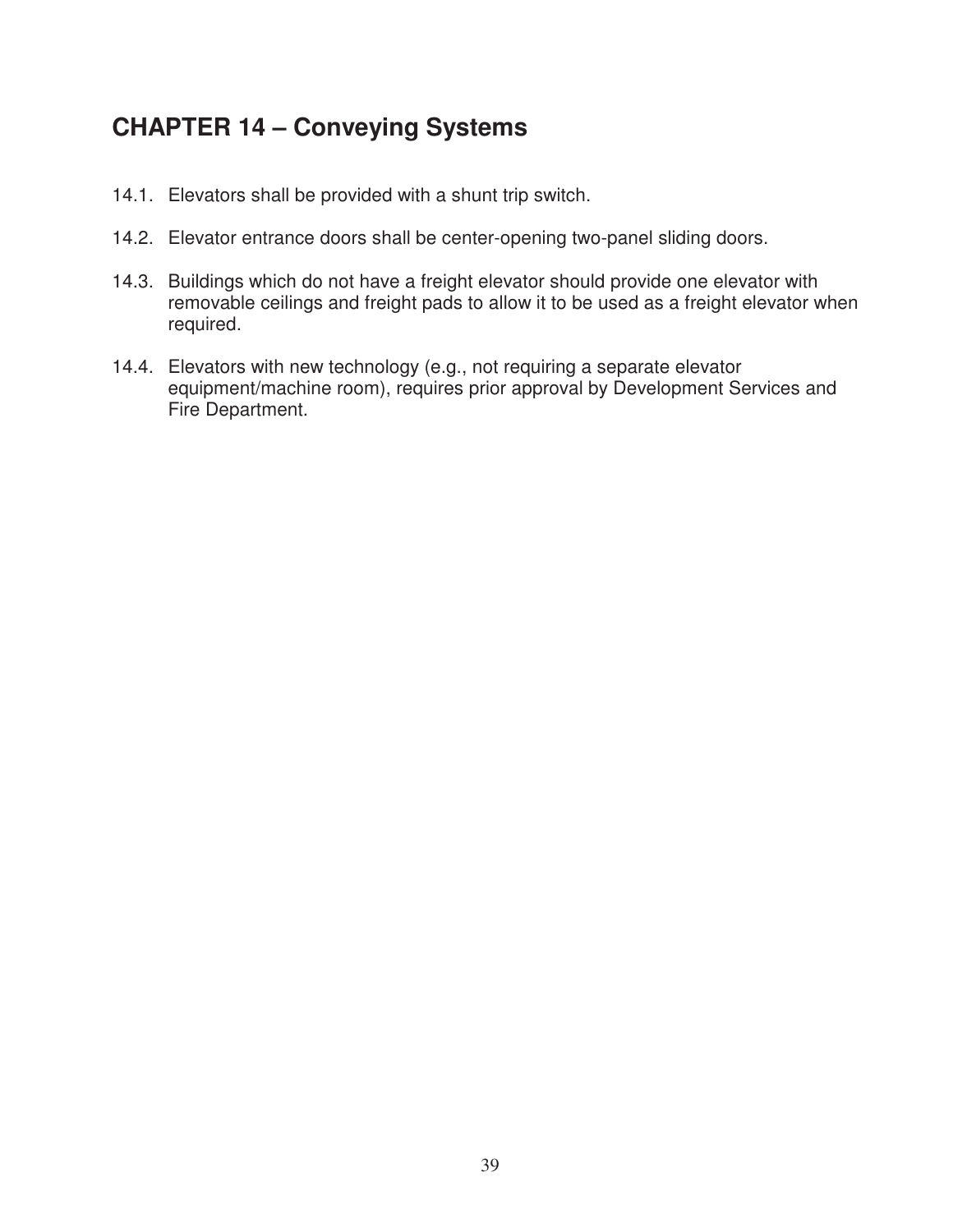# CHAPTER 14 – Conveying Systems

14.1. Elevators shall be provided with a shunt trip switch.

14.2. Elevator entrance doors shall be center-opening two-panel sliding doors.

14.3. Buildings which do not have a freight elevator should provide one elevator with removable ceilings and freight pads to allow it to be used as a freight elevator when required.

14.4. Elevators with new technology (e.g., not requiring a separate elevator equipment/machine room), requires prior approval by Development Services and Fire Department.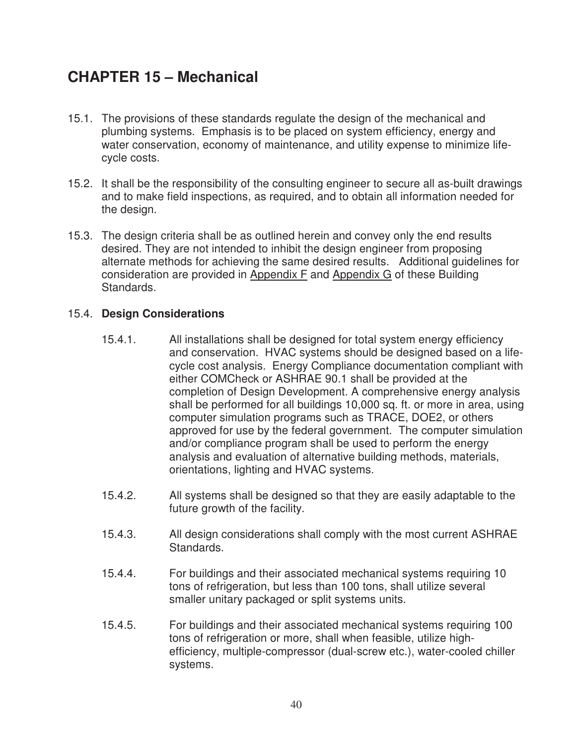# CHAPTER 15 – Mechanical

15.1. The provisions of these standards regulate the design of the mechanical and plumbing systems. Emphasis is to be placed on system efficiency, energy and water conservation, economy of maintenance, and utility expense to minimize life-cycle costs.

15.2. It shall be the responsibility of the consulting engineer to secure all as-built drawings and to make field inspections, as required, and to obtain all information needed for the design.

15.3. The design criteria shall be as outlined herein and convey only the end results desired. They are not intended to inhibit the design engineer from proposing alternate methods for achieving the same desired results. Additional guidelines for consideration are provided in Appendix F and Appendix G of these Building Standards.

15.4. **Design Considerations**

15.4.1. All installations shall be designed for total system energy efficiency and conservation. HVAC systems should be designed based on a life-cycle cost analysis. Energy Compliance documentation compliant with either COMCheck or ASHRAE 90.1 shall be provided at the completion of Design Development. A comprehensive energy analysis shall be performed for all buildings 10,000 sq. ft. or more in area, using computer simulation programs such as TRACE, DOE2, or others approved for use by the federal government. The computer simulation and/or compliance program shall be used to perform the energy analysis and evaluation of alternative building methods, materials, orientations, lighting and HVAC systems.

15.4.2. All systems shall be designed so that they are easily adaptable to the future growth of the facility.

15.4.3. All design considerations shall comply with the most current ASHRAE Standards.

15.4.4. For buildings and their associated mechanical systems requiring 10 tons of refrigeration, but less than 100 tons, shall utilize several smaller unitary packaged or split systems units.

15.4.5. For buildings and their associated mechanical systems requiring 100 tons of refrigeration or more, shall when feasible, utilize high-efficiency, multiple-compressor (dual-screw etc.), water-cooled chiller systems.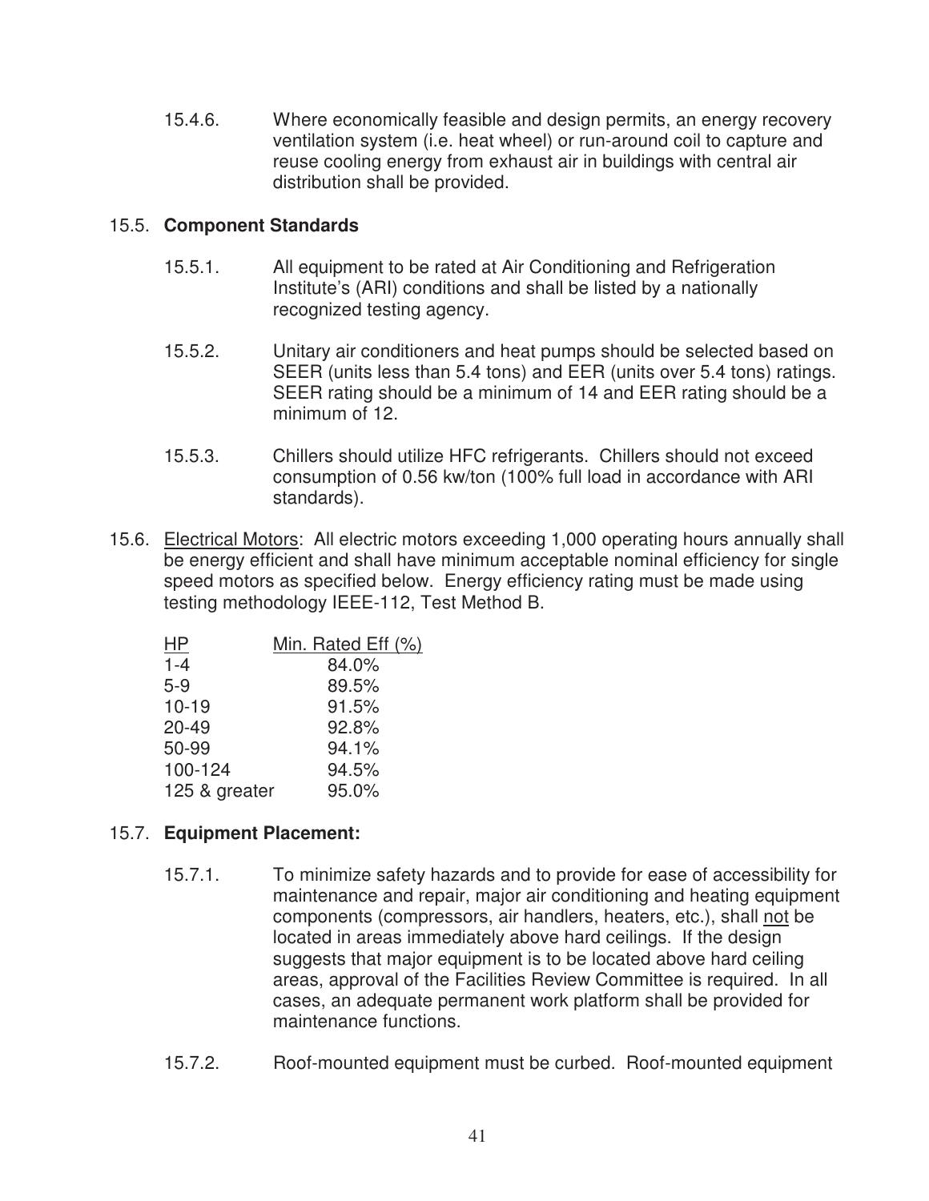15.4.6. Where economically feasible and design permits, an energy recovery ventilation system (i.e. heat wheel) or run-around coil to capture and reuse cooling energy from exhaust air in buildings with central air distribution shall be provided.

15.5. **Component Standards**

15.5.1. All equipment to be rated at Air Conditioning and Refrigeration Institute's (ARI) conditions and shall be listed by a nationally recognized testing agency.

15.5.2. Unitary air conditioners and heat pumps should be selected based on SEER (units less than 5.4 tons) and EER (units over 5.4 tons) ratings. SEER rating should be a minimum of 14 and EER rating should be a minimum of 12.

15.5.3. Chillers should utilize HFC refrigerants. Chillers should not exceed consumption of 0.56 kw/ton (100% full load in accordance with ARI standards).

15.6. Electrical Motors: All electric motors exceeding 1,000 operating hours annually shall be energy efficient and shall have minimum acceptable nominal efficiency for single speed motors as specified below. Energy efficiency rating must be made using testing methodology IEEE-112, Test Method B.

| HP | Min. Rated Eff (%) |
|---|---|
| 1-4 | 84.0% |
| 5-9 | 89.5% |
| 10-19 | 91.5% |
| 20-49 | 92.8% |
| 50-99 | 94.1% |
| 100-124 | 94.5% |
| 125 & greater | 95.0% |

15.7. **Equipment Placement:**

15.7.1. To minimize safety hazards and to provide for ease of accessibility for maintenance and repair, major air conditioning and heating equipment components (compressors, air handlers, heaters, etc.), shall not be located in areas immediately above hard ceilings. If the design suggests that major equipment is to be located above hard ceiling areas, approval of the Facilities Review Committee is required. In all cases, an adequate permanent work platform shall be provided for maintenance functions.

15.7.2. Roof-mounted equipment must be curbed. Roof-mounted equipment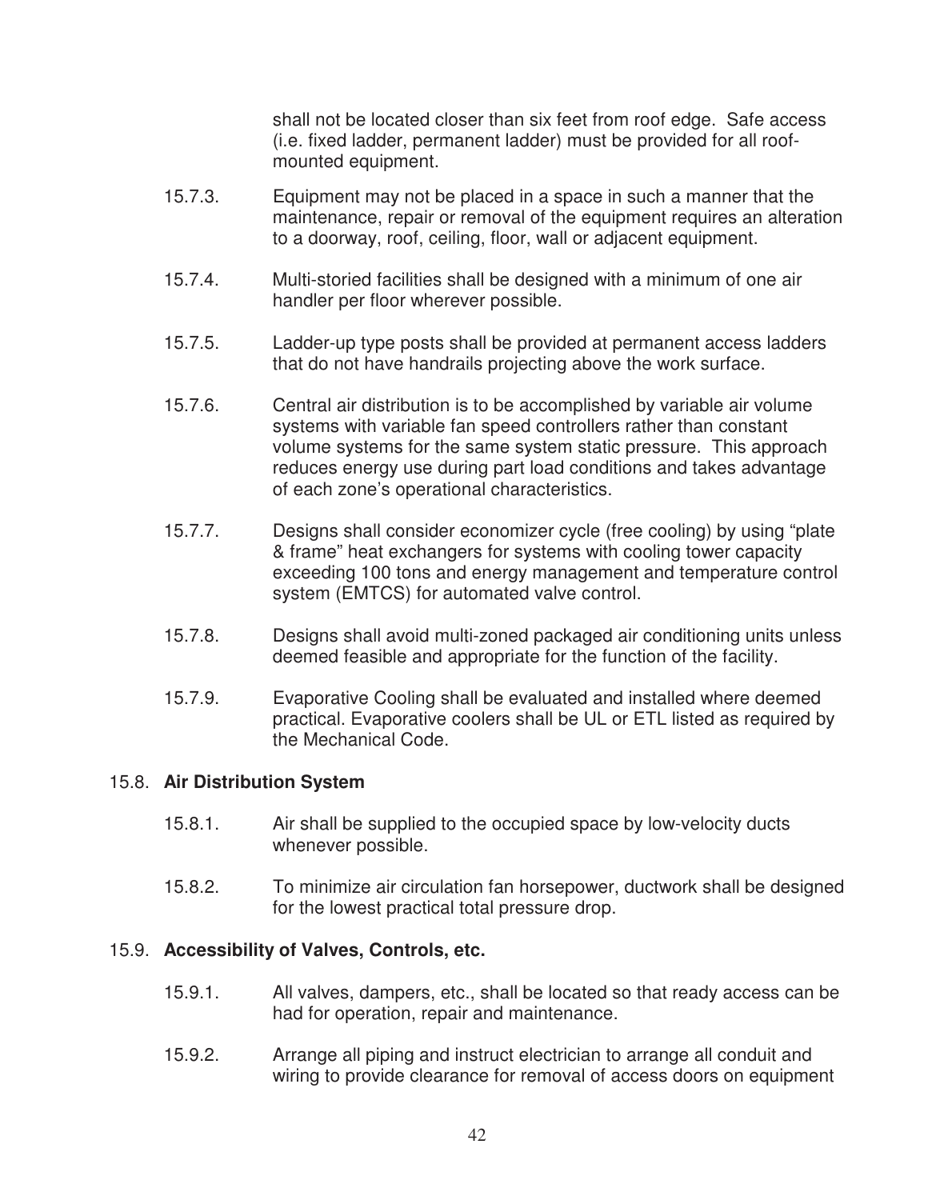shall not be located closer than six feet from roof edge. Safe access (i.e. fixed ladder, permanent ladder) must be provided for all roof-mounted equipment.

15.7.3. Equipment may not be placed in a space in such a manner that the maintenance, repair or removal of the equipment requires an alteration to a doorway, roof, ceiling, floor, wall or adjacent equipment.

15.7.4. Multi-storied facilities shall be designed with a minimum of one air handler per floor wherever possible.

15.7.5. Ladder-up type posts shall be provided at permanent access ladders that do not have handrails projecting above the work surface.

15.7.6. Central air distribution is to be accomplished by variable air volume systems with variable fan speed controllers rather than constant volume systems for the same system static pressure. This approach reduces energy use during part load conditions and takes advantage of each zone's operational characteristics.

15.7.7. Designs shall consider economizer cycle (free cooling) by using "plate & frame" heat exchangers for systems with cooling tower capacity exceeding 100 tons and energy management and temperature control system (EMTCS) for automated valve control.

15.7.8. Designs shall avoid multi-zoned packaged air conditioning units unless deemed feasible and appropriate for the function of the facility.

15.7.9. Evaporative Cooling shall be evaluated and installed where deemed practical. Evaporative coolers shall be UL or ETL listed as required by the Mechanical Code.

## 15.8. **Air Distribution System**

15.8.1. Air shall be supplied to the occupied space by low-velocity ducts whenever possible.

15.8.2. To minimize air circulation fan horsepower, ductwork shall be designed for the lowest practical total pressure drop.

## 15.9. **Accessibility of Valves, Controls, etc.**

15.9.1. All valves, dampers, etc., shall be located so that ready access can be had for operation, repair and maintenance.

15.9.2. Arrange all piping and instruct electrician to arrange all conduit and wiring to provide clearance for removal of access doors on equipment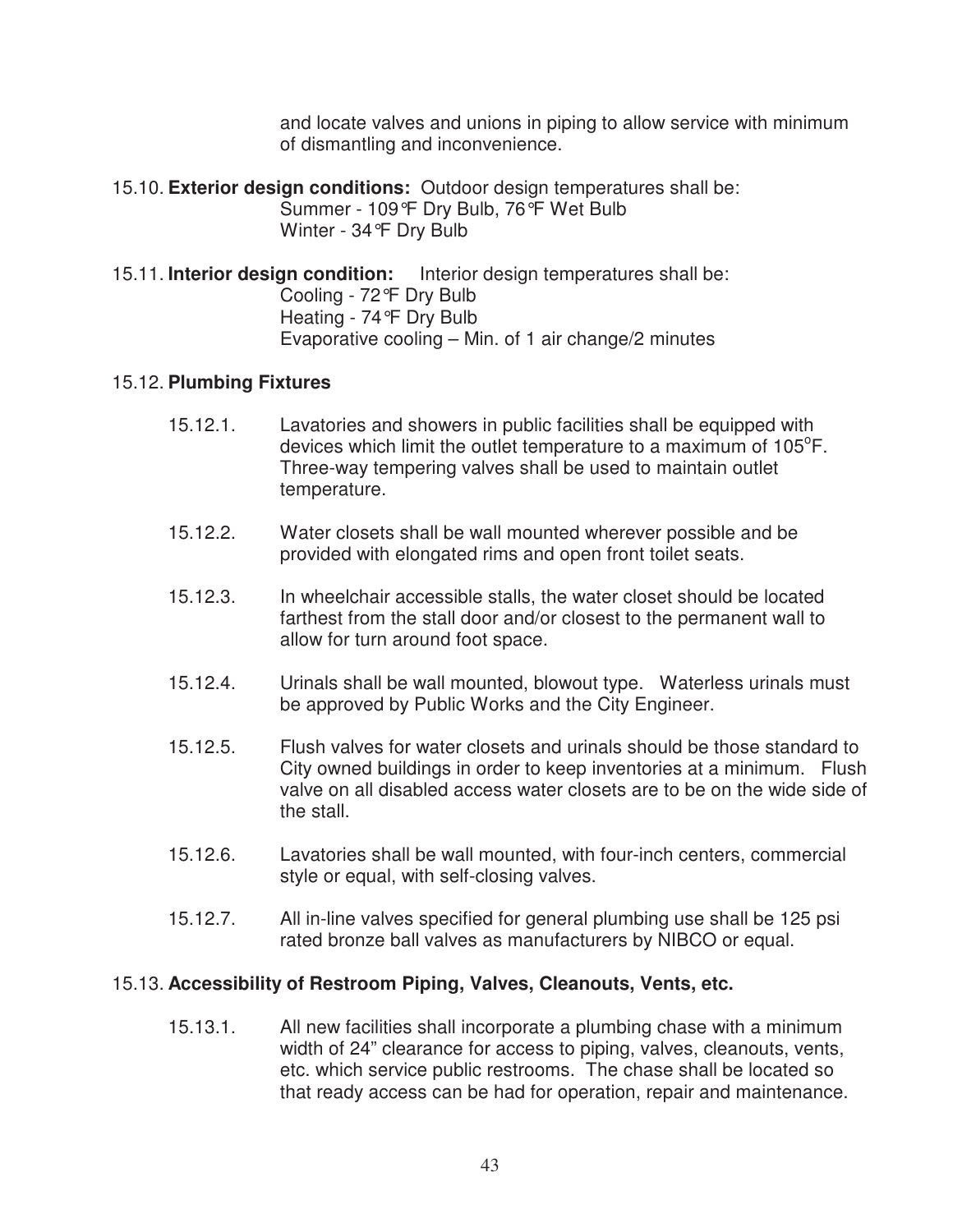and locate valves and unions in piping to allow service with minimum of dismantling and inconvenience.

15.10. **Exterior design conditions:** Outdoor design temperatures shall be:
Summer - 109°F Dry Bulb, 76°F Wet Bulb
Winter - 34°F Dry Bulb

15.11. **Interior design condition:** Interior design temperatures shall be:
Cooling - 72°F Dry Bulb
Heating - 74°F Dry Bulb
Evaporative cooling – Min. of 1 air change/2 minutes

15.12. **Plumbing Fixtures**

15.12.1. Lavatories and showers in public facilities shall be equipped with devices which limit the outlet temperature to a maximum of 105°F. Three-way tempering valves shall be used to maintain outlet temperature.

15.12.2. Water closets shall be wall mounted wherever possible and be provided with elongated rims and open front toilet seats.

15.12.3. In wheelchair accessible stalls, the water closet should be located farthest from the stall door and/or closest to the permanent wall to allow for turn around foot space.

15.12.4. Urinals shall be wall mounted, blowout type. Waterless urinals must be approved by Public Works and the City Engineer.

15.12.5. Flush valves for water closets and urinals should be those standard to City owned buildings in order to keep inventories at a minimum. Flush valve on all disabled access water closets are to be on the wide side of the stall.

15.12.6. Lavatories shall be wall mounted, with four-inch centers, commercial style or equal, with self-closing valves.

15.12.7. All in-line valves specified for general plumbing use shall be 125 psi rated bronze ball valves as manufacturers by NIBCO or equal.

15.13. **Accessibility of Restroom Piping, Valves, Cleanouts, Vents, etc.**

15.13.1. All new facilities shall incorporate a plumbing chase with a minimum width of 24" clearance for access to piping, valves, cleanouts, vents, etc. which service public restrooms. The chase shall be located so that ready access can be had for operation, repair and maintenance.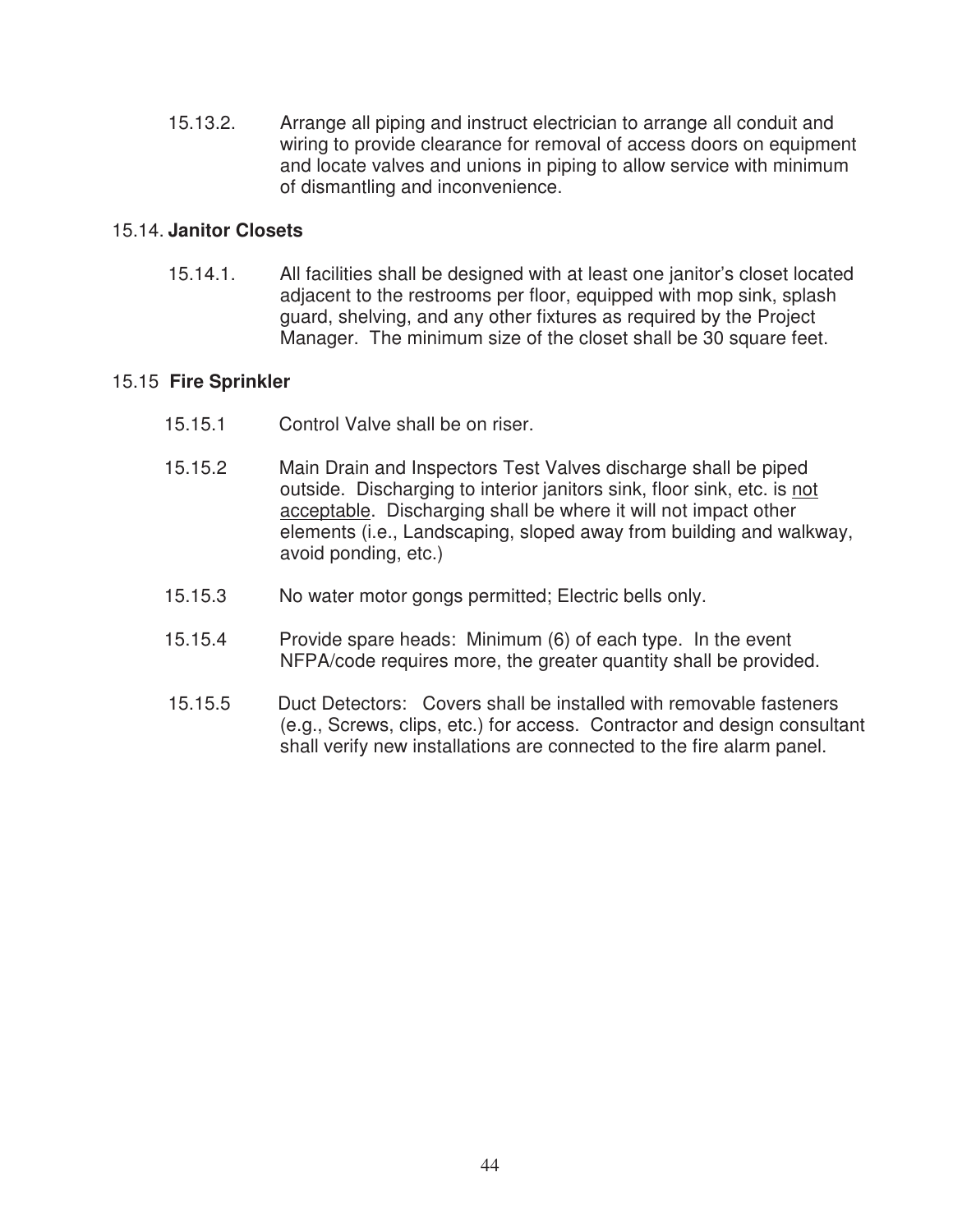15.13.2. Arrange all piping and instruct electrician to arrange all conduit and wiring to provide clearance for removal of access doors on equipment and locate valves and unions in piping to allow service with minimum of dismantling and inconvenience.

### 15.14. **Janitor Closets**

15.14.1. All facilities shall be designed with at least one janitor's closet located adjacent to the restrooms per floor, equipped with mop sink, splash guard, shelving, and any other fixtures as required by the Project Manager. The minimum size of the closet shall be 30 square feet.

### 15.15 **Fire Sprinkler**

15.15.1 Control Valve shall be on riser.

15.15.2 Main Drain and Inspectors Test Valves discharge shall be piped outside. Discharging to interior janitors sink, floor sink, etc. is <u>not acceptable</u>. Discharging shall be where it will not impact other elements (i.e., Landscaping, sloped away from building and walkway, avoid ponding, etc.)

15.15.3 No water motor gongs permitted; Electric bells only.

15.15.4 Provide spare heads: Minimum (6) of each type. In the event NFPA/code requires more, the greater quantity shall be provided.

15.15.5 Duct Detectors: Covers shall be installed with removable fasteners (e.g., Screws, clips, etc.) for access. Contractor and design consultant shall verify new installations are connected to the fire alarm panel.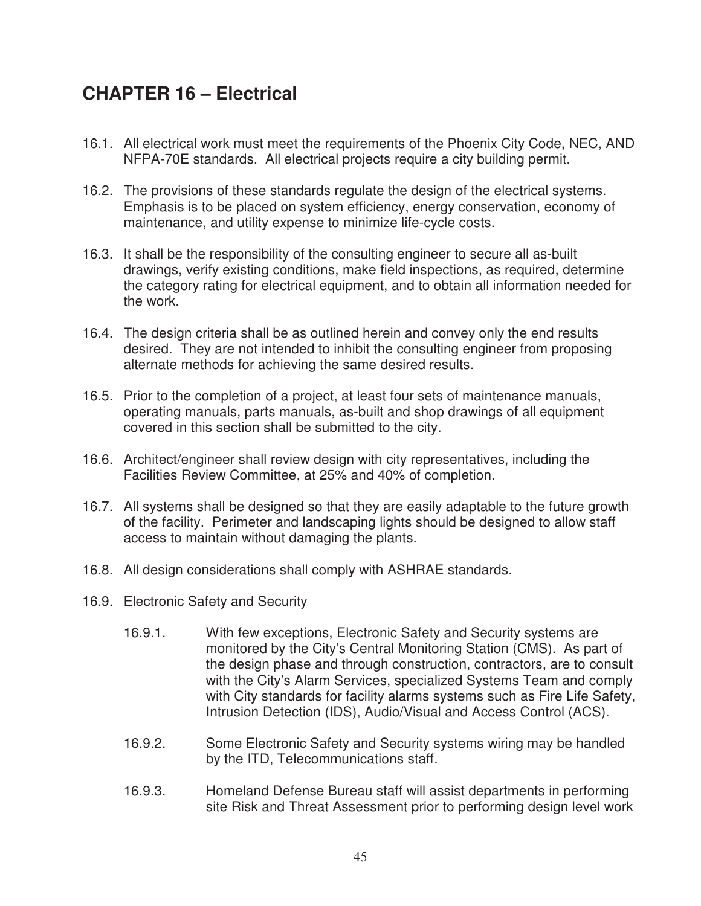## CHAPTER 16 – Electrical

16.1. All electrical work must meet the requirements of the Phoenix City Code, NEC, AND NFPA-70E standards. All electrical projects require a city building permit.

16.2. The provisions of these standards regulate the design of the electrical systems. Emphasis is to be placed on system efficiency, energy conservation, economy of maintenance, and utility expense to minimize life-cycle costs.

16.3. It shall be the responsibility of the consulting engineer to secure all as-built drawings, verify existing conditions, make field inspections, as required, determine the category rating for electrical equipment, and to obtain all information needed for the work.

16.4. The design criteria shall be as outlined herein and convey only the end results desired. They are not intended to inhibit the consulting engineer from proposing alternate methods for achieving the same desired results.

16.5. Prior to the completion of a project, at least four sets of maintenance manuals, operating manuals, parts manuals, as-built and shop drawings of all equipment covered in this section shall be submitted to the city.

16.6. Architect/engineer shall review design with city representatives, including the Facilities Review Committee, at 25% and 40% of completion.

16.7. All systems shall be designed so that they are easily adaptable to the future growth of the facility. Perimeter and landscaping lights should be designed to allow staff access to maintain without damaging the plants.

16.8. All design considerations shall comply with ASHRAE standards.

16.9. Electronic Safety and Security

16.9.1. With few exceptions, Electronic Safety and Security systems are monitored by the City's Central Monitoring Station (CMS). As part of the design phase and through construction, contractors, are to consult with the City's Alarm Services, specialized Systems Team and comply with City standards for facility alarms systems such as Fire Life Safety, Intrusion Detection (IDS), Audio/Visual and Access Control (ACS).

16.9.2. Some Electronic Safety and Security systems wiring may be handled by the ITD, Telecommunications staff.

16.9.3. Homeland Defense Bureau staff will assist departments in performing site Risk and Threat Assessment prior to performing design level work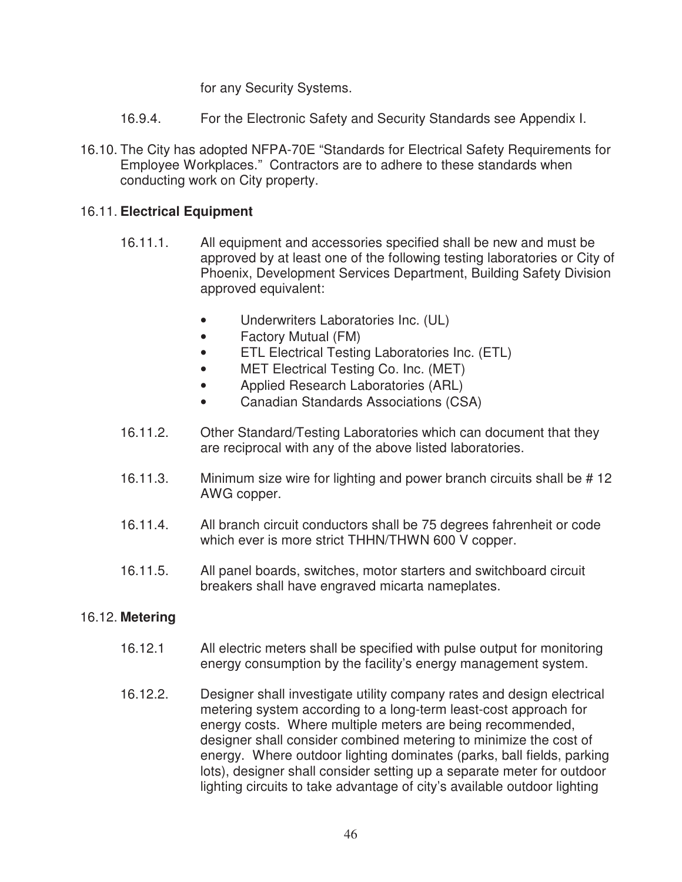for any Security Systems.

16.9.4. For the Electronic Safety and Security Standards see Appendix I.

16.10. The City has adopted NFPA-70E "Standards for Electrical Safety Requirements for Employee Workplaces." Contractors are to adhere to these standards when conducting work on City property.

16.11. **Electrical Equipment**

16.11.1. All equipment and accessories specified shall be new and must be approved by at least one of the following testing laboratories or City of Phoenix, Development Services Department, Building Safety Division approved equivalent:

- Underwriters Laboratories Inc. (UL)
- Factory Mutual (FM)
- ETL Electrical Testing Laboratories Inc. (ETL)
- MET Electrical Testing Co. Inc. (MET)
- Applied Research Laboratories (ARL)
- Canadian Standards Associations (CSA)

16.11.2. Other Standard/Testing Laboratories which can document that they are reciprocal with any of the above listed laboratories.

16.11.3. Minimum size wire for lighting and power branch circuits shall be # 12 AWG copper.

16.11.4. All branch circuit conductors shall be 75 degrees fahrenheit or code which ever is more strict THHN/THWN 600 V copper.

16.11.5. All panel boards, switches, motor starters and switchboard circuit breakers shall have engraved micarta nameplates.

16.12. **Metering**

16.12.1 All electric meters shall be specified with pulse output for monitoring energy consumption by the facility's energy management system.

16.12.2. Designer shall investigate utility company rates and design electrical metering system according to a long-term least-cost approach for energy costs. Where multiple meters are being recommended, designer shall consider combined metering to minimize the cost of energy. Where outdoor lighting dominates (parks, ball fields, parking lots), designer shall consider setting up a separate meter for outdoor lighting circuits to take advantage of city's available outdoor lighting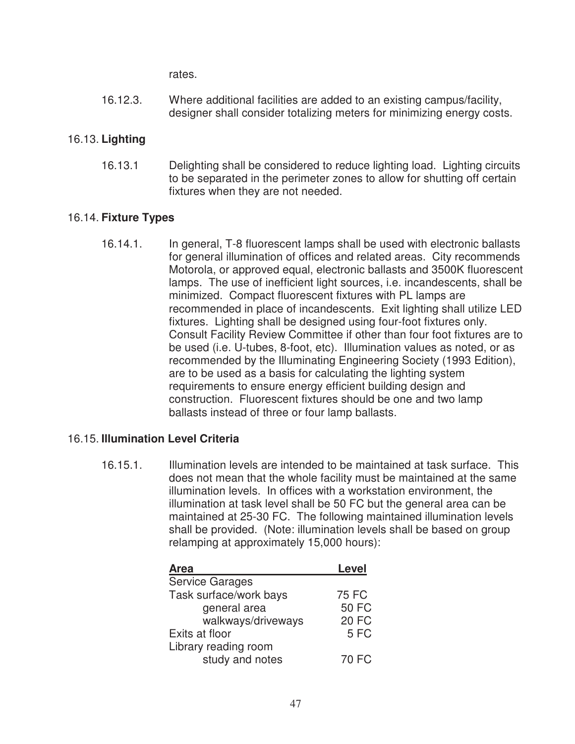rates.

16.12.3. Where additional facilities are added to an existing campus/facility, designer shall consider totalizing meters for minimizing energy costs.

## 16.13. **Lighting**

16.13.1 Delighting shall be considered to reduce lighting load. Lighting circuits to be separated in the perimeter zones to allow for shutting off certain fixtures when they are not needed.

## 16.14. **Fixture Types**

16.14.1. In general, T-8 fluorescent lamps shall be used with electronic ballasts for general illumination of offices and related areas. City recommends Motorola, or approved equal, electronic ballasts and 3500K fluorescent lamps. The use of inefficient light sources, i.e. incandescents, shall be minimized. Compact fluorescent fixtures with PL lamps are recommended in place of incandescents. Exit lighting shall utilize LED fixtures. Lighting shall be designed using four-foot fixtures only. Consult Facility Review Committee if other than four foot fixtures are to be used (i.e. U-tubes, 8-foot, etc). Illumination values as noted, or as recommended by the Illuminating Engineering Society (1993 Edition), are to be used as a basis for calculating the lighting system requirements to ensure energy efficient building design and construction. Fluorescent fixtures should be one and two lamp ballasts instead of three or four lamp ballasts.

## 16.15. **Illumination Level Criteria**

16.15.1. Illumination levels are intended to be maintained at task surface. This does not mean that the whole facility must be maintained at the same illumination levels. In offices with a workstation environment, the illumination at task level shall be 50 FC but the general area can be maintained at 25-30 FC. The following maintained illumination levels shall be provided. (Note: illumination levels shall be based on group relamping at approximately 15,000 hours):

| Area | Level |
|---|---|
| Service Garages | |
| Task surface/work bays | 75 FC |
| general area | 50 FC |
| walkways/driveways | 20 FC |
| Exits at floor | 5 FC |
| Library reading room | |
| study and notes | 70 FC |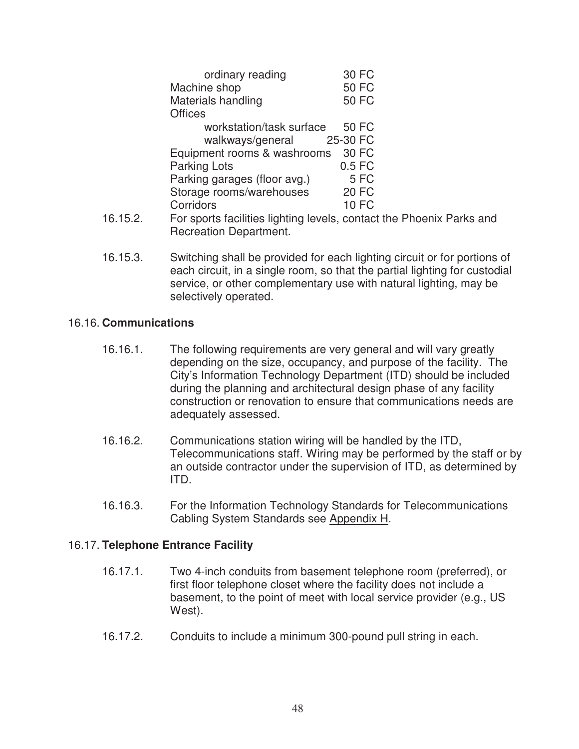| | |
|---|---|
| ordinary reading | 30 FC |
| Machine shop | 50 FC |
| Materials handling | 50 FC |
| Offices | |
| workstation/task surface | 50 FC |
| walkways/general | 25-30 FC |
| Equipment rooms & washrooms | 30 FC |
| Parking Lots | 0.5 FC |
| Parking garages (floor avg.) | 5 FC |
| Storage rooms/warehouses | 20 FC |
| Corridors | 10 FC |

16.15.2. For sports facilities lighting levels, contact the Phoenix Parks and Recreation Department.

16.15.3. Switching shall be provided for each lighting circuit or for portions of each circuit, in a single room, so that the partial lighting for custodial service, or other complementary use with natural lighting, may be selectively operated.

## 16.16. Communications

16.16.1. The following requirements are very general and will vary greatly depending on the size, occupancy, and purpose of the facility. The City's Information Technology Department (ITD) should be included during the planning and architectural design phase of any facility construction or renovation to ensure that communications needs are adequately assessed.

16.16.2. Communications station wiring will be handled by the ITD, Telecommunications staff. Wiring may be performed by the staff or by an outside contractor under the supervision of ITD, as determined by ITD.

16.16.3. For the Information Technology Standards for Telecommunications Cabling System Standards see Appendix H.

## 16.17. Telephone Entrance Facility

16.17.1. Two 4-inch conduits from basement telephone room (preferred), or first floor telephone closet where the facility does not include a basement, to the point of meet with local service provider (e.g., US West).

16.17.2. Conduits to include a minimum 300-pound pull string in each.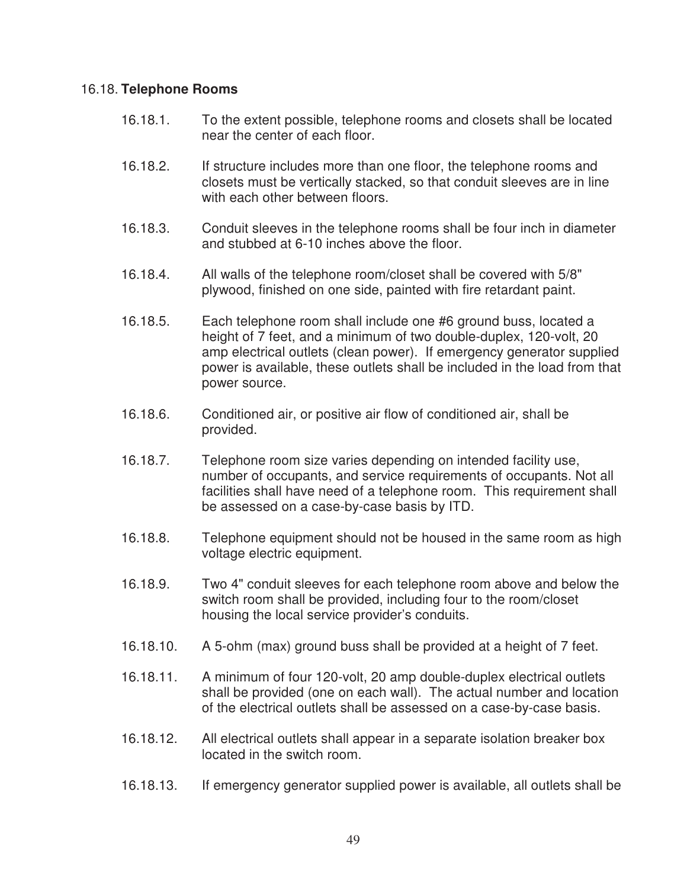## 16.18. **Telephone Rooms**

16.18.1. To the extent possible, telephone rooms and closets shall be located near the center of each floor.

16.18.2. If structure includes more than one floor, the telephone rooms and closets must be vertically stacked, so that conduit sleeves are in line with each other between floors.

16.18.3. Conduit sleeves in the telephone rooms shall be four inch in diameter and stubbed at 6-10 inches above the floor.

16.18.4. All walls of the telephone room/closet shall be covered with 5/8" plywood, finished on one side, painted with fire retardant paint.

16.18.5. Each telephone room shall include one #6 ground buss, located a height of 7 feet, and a minimum of two double-duplex, 120-volt, 20 amp electrical outlets (clean power). If emergency generator supplied power is available, these outlets shall be included in the load from that power source.

16.18.6. Conditioned air, or positive air flow of conditioned air, shall be provided.

16.18.7. Telephone room size varies depending on intended facility use, number of occupants, and service requirements of occupants. Not all facilities shall have need of a telephone room. This requirement shall be assessed on a case-by-case basis by ITD.

16.18.8. Telephone equipment should not be housed in the same room as high voltage electric equipment.

16.18.9. Two 4" conduit sleeves for each telephone room above and below the switch room shall be provided, including four to the room/closet housing the local service provider's conduits.

16.18.10. A 5-ohm (max) ground buss shall be provided at a height of 7 feet.

16.18.11. A minimum of four 120-volt, 20 amp double-duplex electrical outlets shall be provided (one on each wall). The actual number and location of the electrical outlets shall be assessed on a case-by-case basis.

16.18.12. All electrical outlets shall appear in a separate isolation breaker box located in the switch room.

16.18.13. If emergency generator supplied power is available, all outlets shall be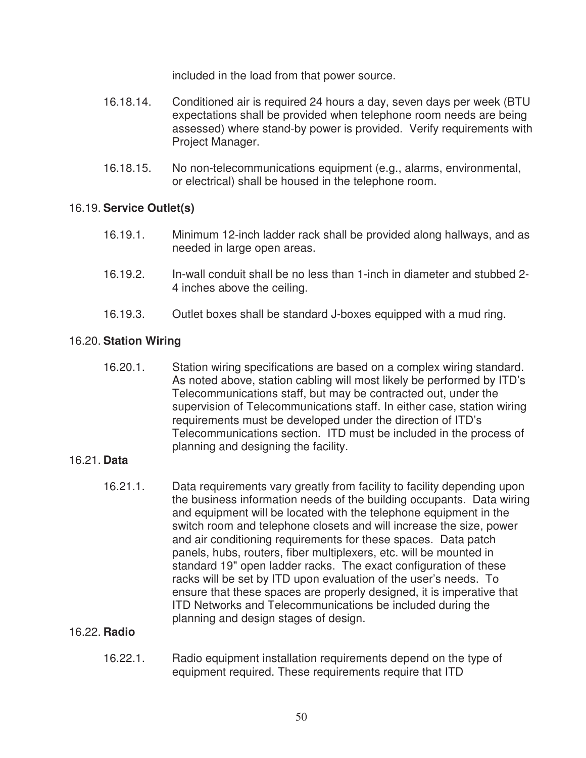included in the load from that power source.

16.18.14. Conditioned air is required 24 hours a day, seven days per week (BTU expectations shall be provided when telephone room needs are being assessed) where stand-by power is provided. Verify requirements with Project Manager.

16.18.15. No non-telecommunications equipment (e.g., alarms, environmental, or electrical) shall be housed in the telephone room.

## 16.19. **Service Outlet(s)**

16.19.1. Minimum 12-inch ladder rack shall be provided along hallways, and as needed in large open areas.

16.19.2. In-wall conduit shall be no less than 1-inch in diameter and stubbed 2-4 inches above the ceiling.

16.19.3. Outlet boxes shall be standard J-boxes equipped with a mud ring.

## 16.20. **Station Wiring**

16.20.1. Station wiring specifications are based on a complex wiring standard. As noted above, station cabling will most likely be performed by ITD's Telecommunications staff, but may be contracted out, under the supervision of Telecommunications staff. In either case, station wiring requirements must be developed under the direction of ITD's Telecommunications section. ITD must be included in the process of planning and designing the facility.

## 16.21. **Data**

16.21.1. Data requirements vary greatly from facility to facility depending upon the business information needs of the building occupants. Data wiring and equipment will be located with the telephone equipment in the switch room and telephone closets and will increase the size, power and air conditioning requirements for these spaces. Data patch panels, hubs, routers, fiber multiplexers, etc. will be mounted in standard 19" open ladder racks. The exact configuration of these racks will be set by ITD upon evaluation of the user's needs. To ensure that these spaces are properly designed, it is imperative that ITD Networks and Telecommunications be included during the planning and design stages of design.

## 16.22. **Radio**

16.22.1. Radio equipment installation requirements depend on the type of equipment required. These requirements require that ITD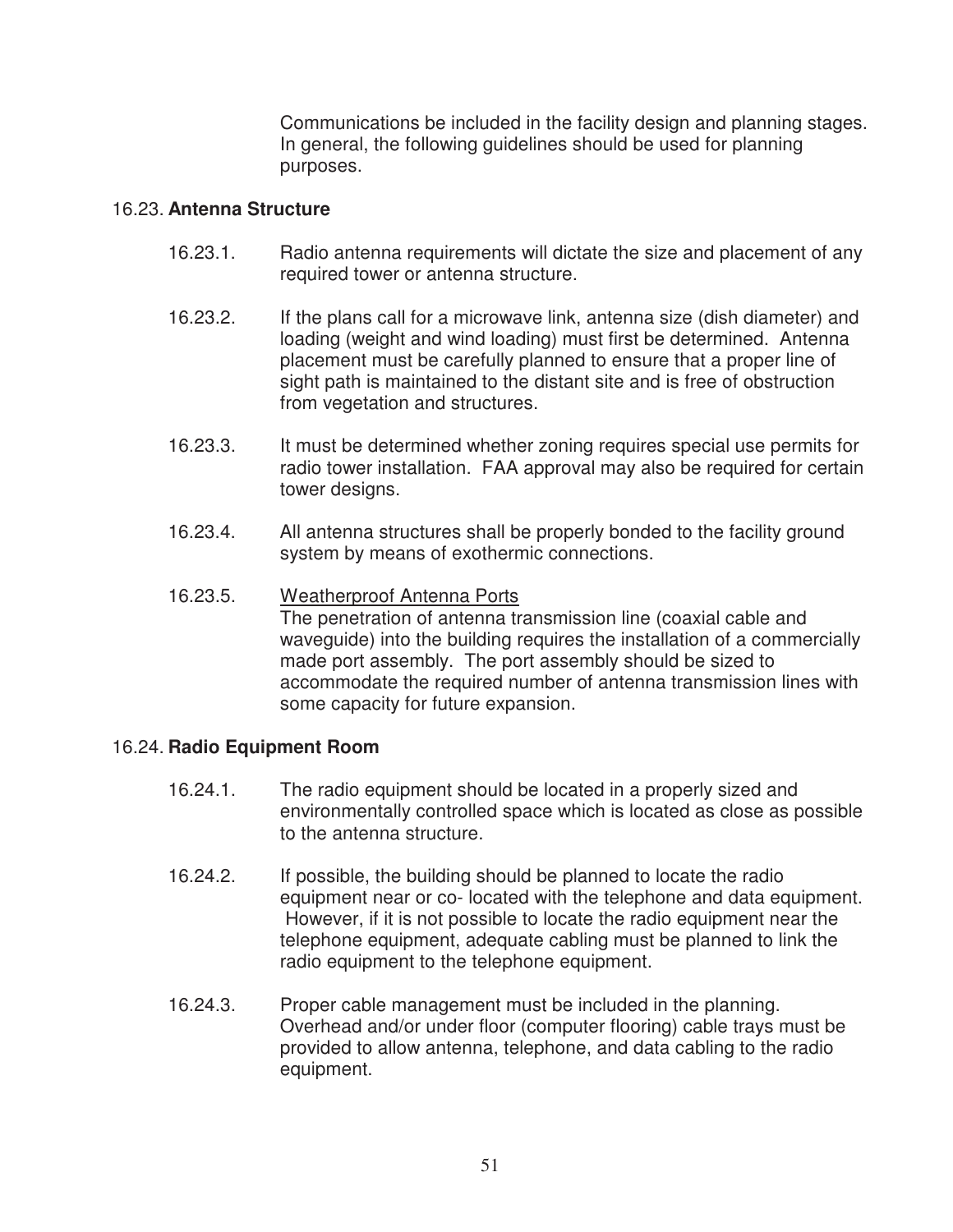Communications be included in the facility design and planning stages. In general, the following guidelines should be used for planning purposes.

## 16.23. **Antenna Structure**

16.23.1. Radio antenna requirements will dictate the size and placement of any required tower or antenna structure.

16.23.2. If the plans call for a microwave link, antenna size (dish diameter) and loading (weight and wind loading) must first be determined. Antenna placement must be carefully planned to ensure that a proper line of sight path is maintained to the distant site and is free of obstruction from vegetation and structures.

16.23.3. It must be determined whether zoning requires special use permits for radio tower installation. FAA approval may also be required for certain tower designs.

16.23.4. All antenna structures shall be properly bonded to the facility ground system by means of exothermic connections.

16.23.5. <u>Weatherproof Antenna Ports</u>
The penetration of antenna transmission line (coaxial cable and waveguide) into the building requires the installation of a commercially made port assembly. The port assembly should be sized to accommodate the required number of antenna transmission lines with some capacity for future expansion.

## 16.24. **Radio Equipment Room**

16.24.1. The radio equipment should be located in a properly sized and environmentally controlled space which is located as close as possible to the antenna structure.

16.24.2. If possible, the building should be planned to locate the radio equipment near or co- located with the telephone and data equipment. However, if it is not possible to locate the radio equipment near the telephone equipment, adequate cabling must be planned to link the radio equipment to the telephone equipment.

16.24.3. Proper cable management must be included in the planning. Overhead and/or under floor (computer flooring) cable trays must be provided to allow antenna, telephone, and data cabling to the radio equipment.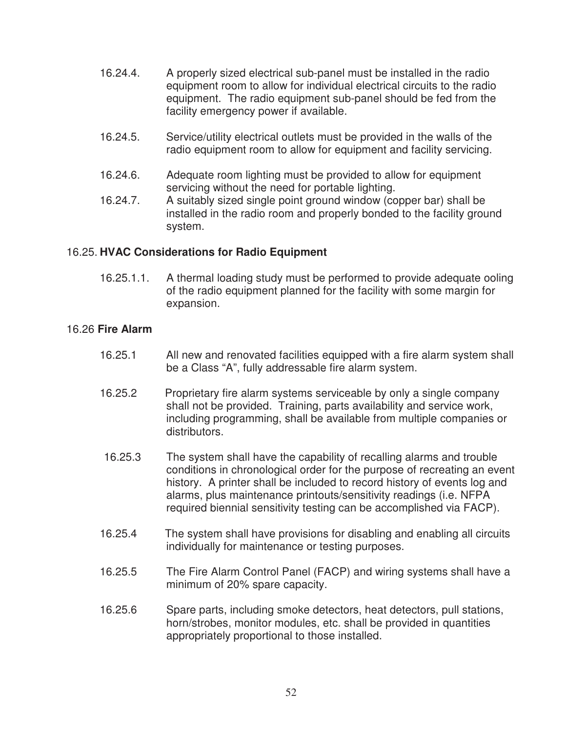16.24.4. A properly sized electrical sub-panel must be installed in the radio equipment room to allow for individual electrical circuits to the radio equipment. The radio equipment sub-panel should be fed from the facility emergency power if available.

16.24.5. Service/utility electrical outlets must be provided in the walls of the radio equipment room to allow for equipment and facility servicing.

16.24.6. Adequate room lighting must be provided to allow for equipment servicing without the need for portable lighting.

16.24.7. A suitably sized single point ground window (copper bar) shall be installed in the radio room and properly bonded to the facility ground system.

## 16.25. **HVAC Considerations for Radio Equipment**

16.25.1.1. A thermal loading study must be performed to provide adequate ooling of the radio equipment planned for the facility with some margin for expansion.

## 16.26 **Fire Alarm**

16.25.1 All new and renovated facilities equipped with a fire alarm system shall be a Class "A", fully addressable fire alarm system.

16.25.2 Proprietary fire alarm systems serviceable by only a single company shall not be provided. Training, parts availability and service work, including programming, shall be available from multiple companies or distributors.

16.25.3 The system shall have the capability of recalling alarms and trouble conditions in chronological order for the purpose of recreating an event history. A printer shall be included to record history of events log and alarms, plus maintenance printouts/sensitivity readings (i.e. NFPA required biennial sensitivity testing can be accomplished via FACP).

16.25.4 The system shall have provisions for disabling and enabling all circuits individually for maintenance or testing purposes.

16.25.5 The Fire Alarm Control Panel (FACP) and wiring systems shall have a minimum of 20% spare capacity.

16.25.6 Spare parts, including smoke detectors, heat detectors, pull stations, horn/strobes, monitor modules, etc. shall be provided in quantities appropriately proportional to those installed.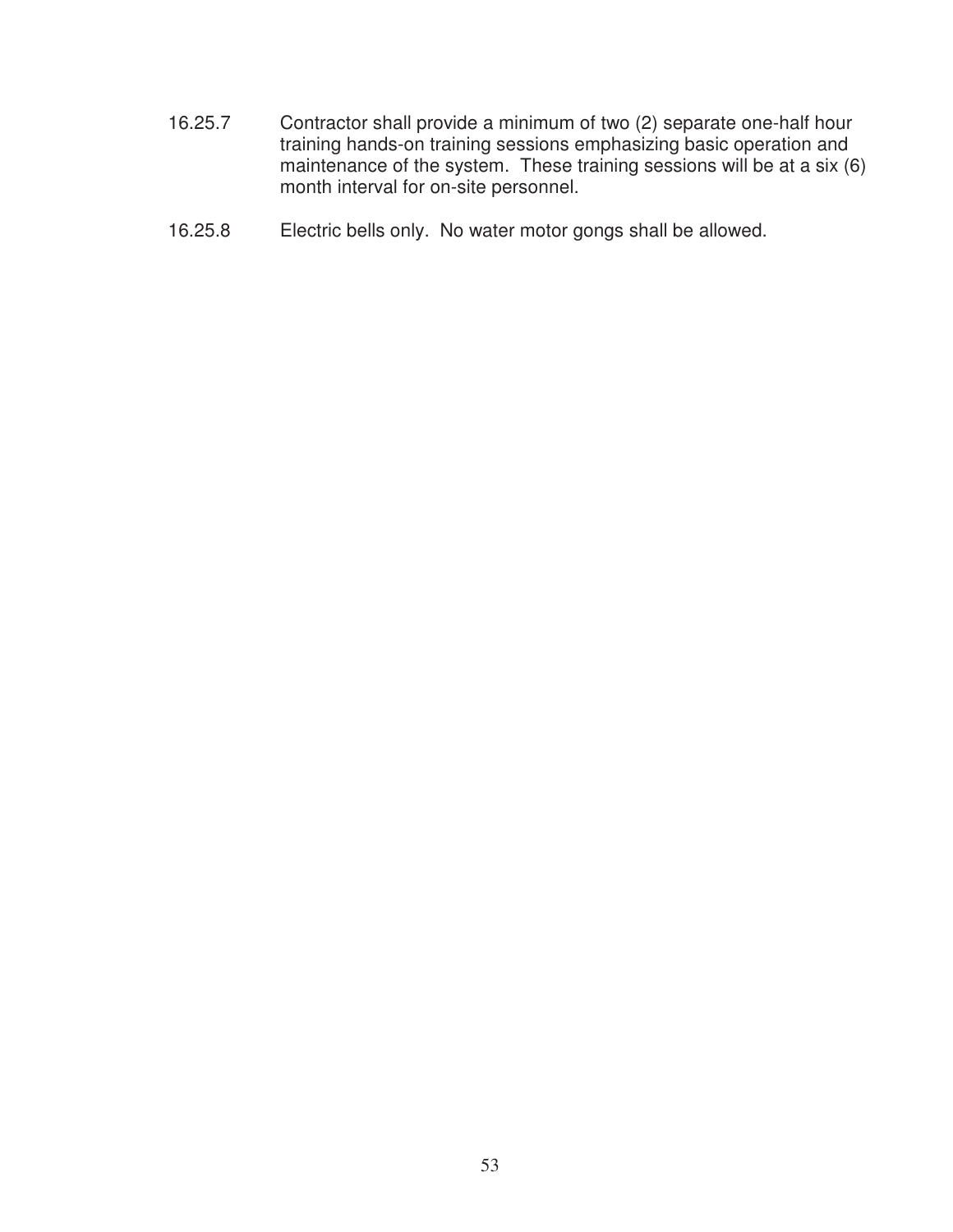16.25.7 Contractor shall provide a minimum of two (2) separate one-half hour training hands-on training sessions emphasizing basic operation and maintenance of the system. These training sessions will be at a six (6) month interval for on-site personnel.

16.25.8 Electric bells only. No water motor gongs shall be allowed.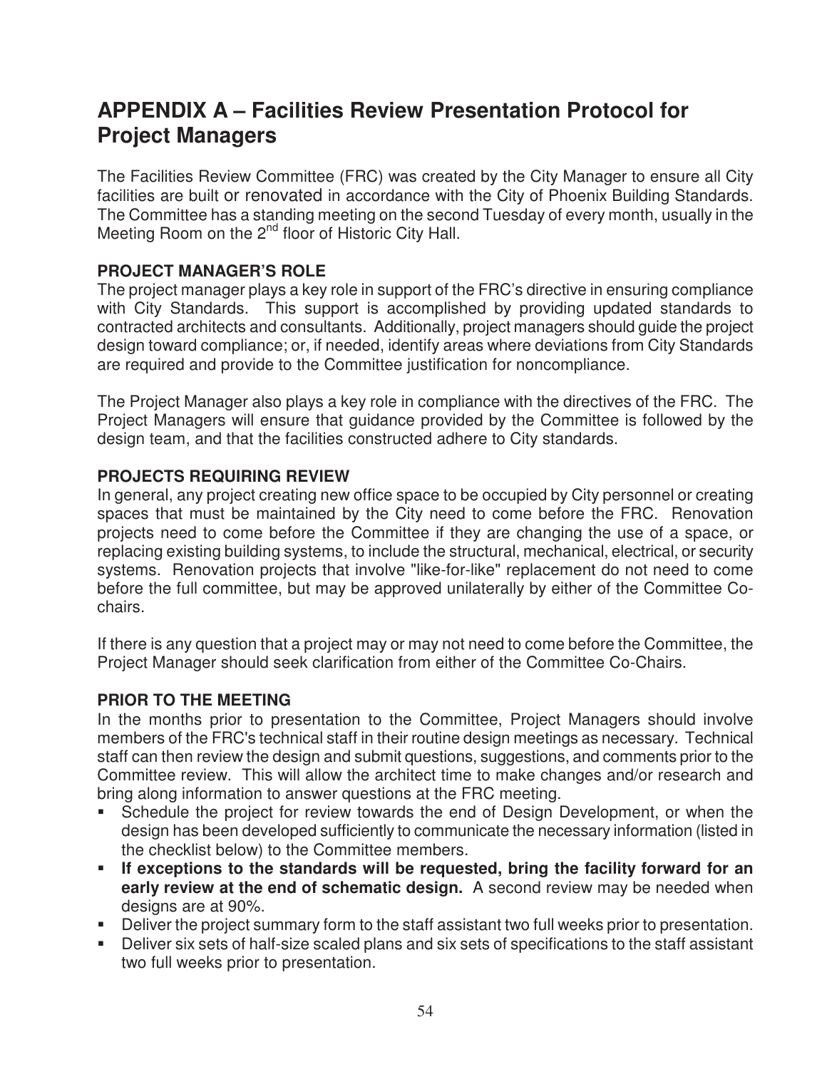# APPENDIX A – Facilities Review Presentation Protocol for Project Managers

The Facilities Review Committee (FRC) was created by the City Manager to ensure all City facilities are built or renovated in accordance with the City of Phoenix Building Standards. The Committee has a standing meeting on the second Tuesday of every month, usually in the Meeting Room on the 2nd floor of Historic City Hall.

**PROJECT MANAGER'S ROLE**

The project manager plays a key role in support of the FRC's directive in ensuring compliance with City Standards. This support is accomplished by providing updated standards to contracted architects and consultants. Additionally, project managers should guide the project design toward compliance; or, if needed, identify areas where deviations from City Standards are required and provide to the Committee justification for noncompliance.

The Project Manager also plays a key role in compliance with the directives of the FRC. The Project Managers will ensure that guidance provided by the Committee is followed by the design team, and that the facilities constructed adhere to City standards.

**PROJECTS REQUIRING REVIEW**

In general, any project creating new office space to be occupied by City personnel or creating spaces that must be maintained by the City need to come before the FRC. Renovation projects need to come before the Committee if they are changing the use of a space, or replacing existing building systems, to include the structural, mechanical, electrical, or security systems. Renovation projects that involve "like-for-like" replacement do not need to come before the full committee, but may be approved unilaterally by either of the Committee Co-chairs.

If there is any question that a project may or may not need to come before the Committee, the Project Manager should seek clarification from either of the Committee Co-Chairs.

**PRIOR TO THE MEETING**

In the months prior to presentation to the Committee, Project Managers should involve members of the FRC's technical staff in their routine design meetings as necessary. Technical staff can then review the design and submit questions, suggestions, and comments prior to the Committee review. This will allow the architect time to make changes and/or research and bring along information to answer questions at the FRC meeting.

- Schedule the project for review towards the end of Design Development, or when the design has been developed sufficiently to communicate the necessary information (listed in the checklist below) to the Committee members.
- **If exceptions to the standards will be requested, bring the facility forward for an early review at the end of schematic design.** A second review may be needed when designs are at 90%.
- Deliver the project summary form to the staff assistant two full weeks prior to presentation.
- Deliver six sets of half-size scaled plans and six sets of specifications to the staff assistant two full weeks prior to presentation.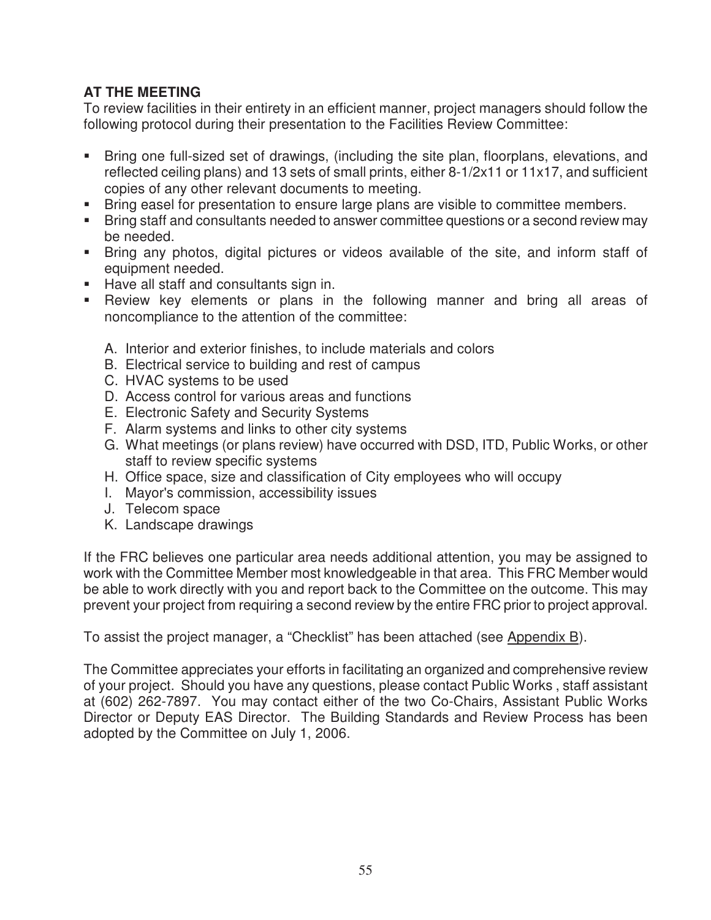**AT THE MEETING**

To review facilities in their entirety in an efficient manner, project managers should follow the following protocol during their presentation to the Facilities Review Committee:

- Bring one full-sized set of drawings, (including the site plan, floorplans, elevations, and reflected ceiling plans) and 13 sets of small prints, either 8-1/2x11 or 11x17, and sufficient copies of any other relevant documents to meeting.
- Bring easel for presentation to ensure large plans are visible to committee members.
- Bring staff and consultants needed to answer committee questions or a second review may be needed.
- Bring any photos, digital pictures or videos available of the site, and inform staff of equipment needed.
- Have all staff and consultants sign in.
- Review key elements or plans in the following manner and bring all areas of noncompliance to the attention of the committee:

   A. Interior and exterior finishes, to include materials and colors
   B. Electrical service to building and rest of campus
   C. HVAC systems to be used
   D. Access control for various areas and functions
   E. Electronic Safety and Security Systems
   F. Alarm systems and links to other city systems
   G. What meetings (or plans review) have occurred with DSD, ITD, Public Works, or other staff to review specific systems
   H. Office space, size and classification of City employees who will occupy
   I. Mayor's commission, accessibility issues
   J. Telecom space
   K. Landscape drawings

If the FRC believes one particular area needs additional attention, you may be assigned to work with the Committee Member most knowledgeable in that area. This FRC Member would be able to work directly with you and report back to the Committee on the outcome. This may prevent your project from requiring a second review by the entire FRC prior to project approval.

To assist the project manager, a "Checklist" has been attached (see Appendix B).

The Committee appreciates your efforts in facilitating an organized and comprehensive review of your project. Should you have any questions, please contact Public Works , staff assistant at (602) 262-7897. You may contact either of the two Co-Chairs, Assistant Public Works Director or Deputy EAS Director. The Building Standards and Review Process has been adopted by the Committee on July 1, 2006.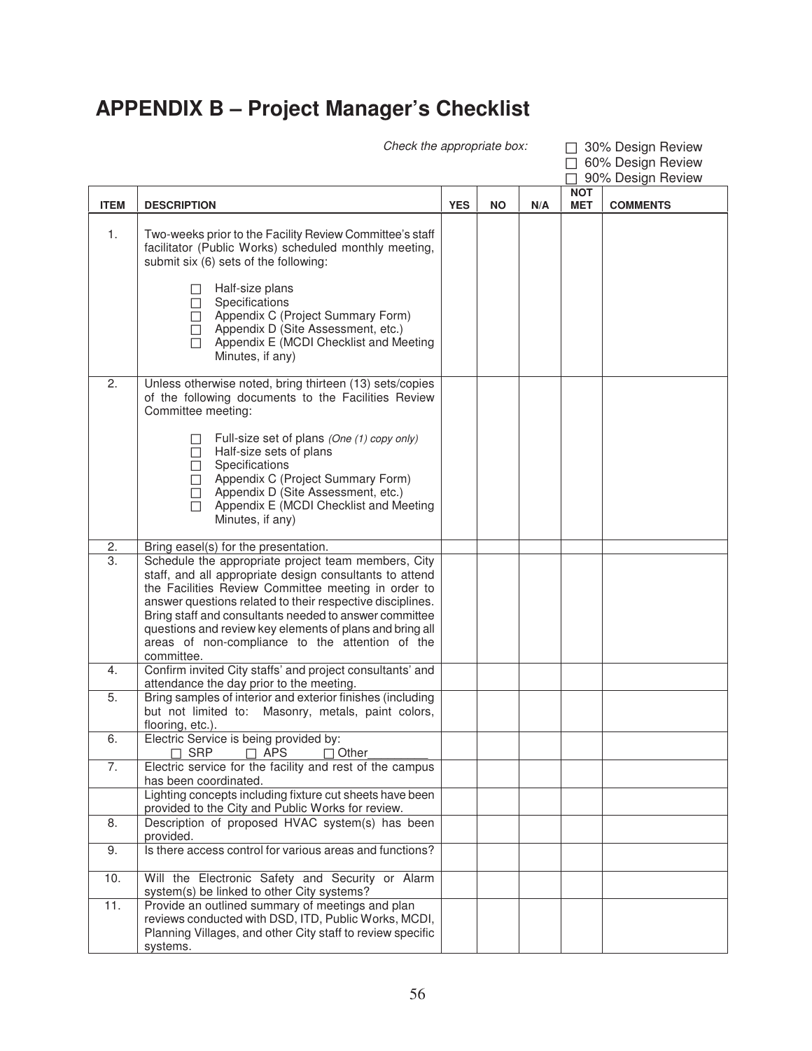# APPENDIX B – Project Manager's Checklist

*Check the appropriate box:*

☐ 30% Design Review
☐ 60% Design Review
☐ 90% Design Review

| ITEM | DESCRIPTION | YES | NO | N/A | NOT MET | COMMENTS |
|---|---|---|---|---|---|---|
| 1. | Two-weeks prior to the Facility Review Committee's staff facilitator (Public Works) scheduled monthly meeting, submit six (6) sets of the following:<br><br>☐ Half-size plans<br>☐ Specifications<br>☐ Appendix C (Project Summary Form)<br>☐ Appendix D (Site Assessment, etc.)<br>☐ Appendix E (MCDI Checklist and Meeting Minutes, if any) | | | | | |
| 2. | Unless otherwise noted, bring thirteen (13) sets/copies of the following documents to the Facilities Review Committee meeting:<br><br>☐ Full-size set of plans *(One (1) copy only)*<br>☐ Half-size sets of plans<br>☐ Specifications<br>☐ Appendix C (Project Summary Form)<br>☐ Appendix D (Site Assessment, etc.)<br>☐ Appendix E (MCDI Checklist and Meeting Minutes, if any) | | | | | |
| 2. | Bring easel(s) for the presentation. | | | | | |
| 3. | Schedule the appropriate project team members, City staff, and all appropriate design consultants to attend the Facilities Review Committee meeting in order to answer questions related to their respective disciplines. Bring staff and consultants needed to answer committee questions and review key elements of plans and bring all areas of non-compliance to the attention of the committee. | | | | | |
| 4. | Confirm invited City staffs' and project consultants' and attendance the day prior to the meeting. | | | | | |
| 5. | Bring samples of interior and exterior finishes (including but not limited to: Masonry, metals, paint colors, flooring, etc.). | | | | | |
| 6. | Electric Service is being provided by:<br>☐ SRP ☐ APS ☐ Other_________ | | | | | |
| 7. | Electric service for the facility and rest of the campus has been coordinated. | | | | | |
| | Lighting concepts including fixture cut sheets have been provided to the City and Public Works for review. | | | | | |
| 8. | Description of proposed HVAC system(s) has been provided. | | | | | |
| 9. | Is there access control for various areas and functions? | | | | | |
| 10. | Will the Electronic Safety and Security or Alarm system(s) be linked to other City systems? | | | | | |
| 11. | Provide an outlined summary of meetings and plan reviews conducted with DSD, ITD, Public Works, MCDI, Planning Villages, and other City staff to review specific systems. | | | | | |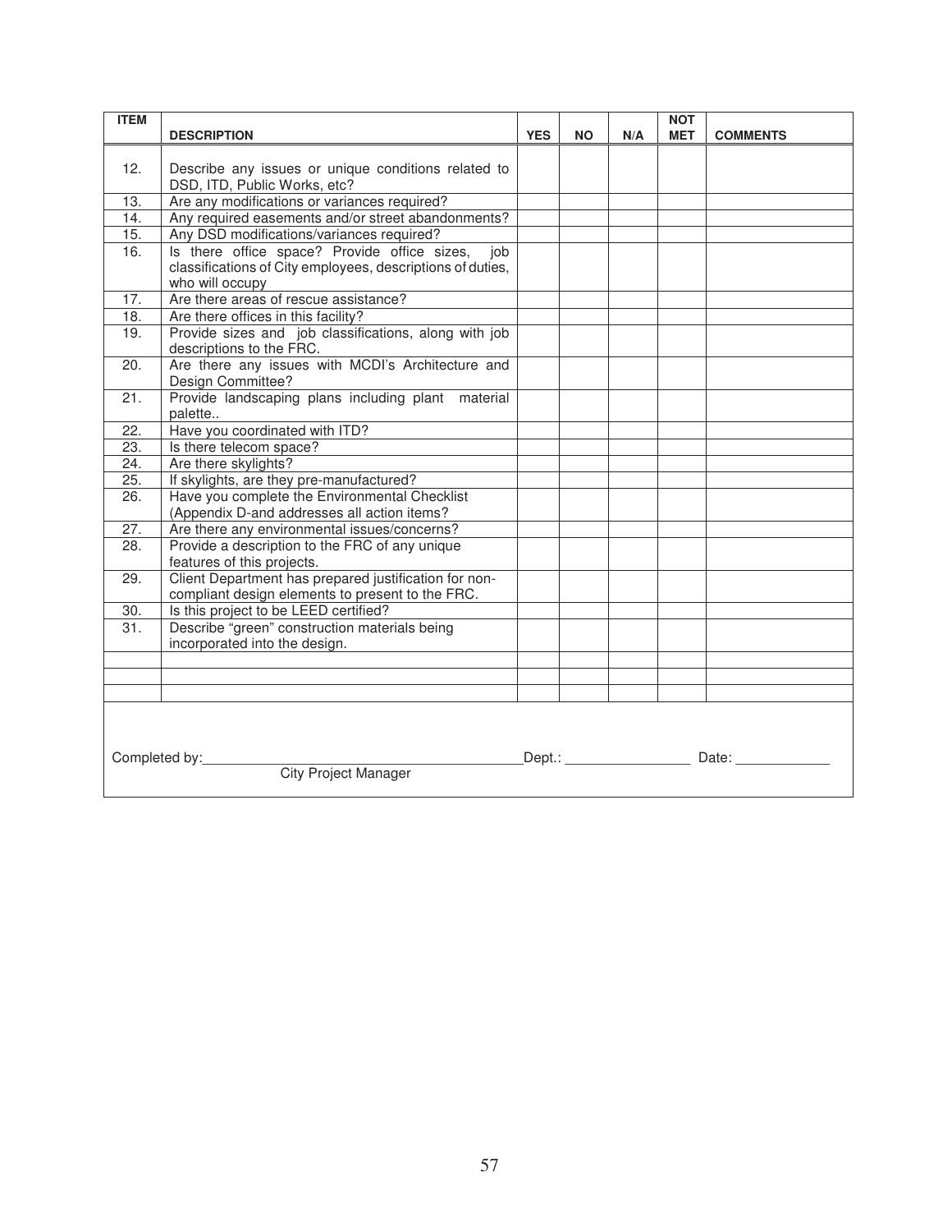| ITEM | DESCRIPTION | YES | NO | N/A | NOT MET | COMMENTS |
|---|---|---|---|---|---|---|
| 12. | Describe any issues or unique conditions related to DSD, ITD, Public Works, etc? | | | | | |
| 13. | Are any modifications or variances required? | | | | | |
| 14. | Any required easements and/or street abandonments? | | | | | |
| 15. | Any DSD modifications/variances required? | | | | | |
| 16. | Is there office space? Provide office sizes, job classifications of City employees, descriptions of duties, who will occupy | | | | | |
| 17. | Are there areas of rescue assistance? | | | | | |
| 18. | Are there offices in this facility? | | | | | |
| 19. | Provide sizes and job classifications, along with job descriptions to the FRC. | | | | | |
| 20. | Are there any issues with MCDI's Architecture and Design Committee? | | | | | |
| 21. | Provide landscaping plans including plant material palette.. | | | | | |
| 22. | Have you coordinated with ITD? | | | | | |
| 23. | Is there telecom space? | | | | | |
| 24. | Are there skylights? | | | | | |
| 25. | If skylights, are they pre-manufactured? | | | | | |
| 26. | Have you complete the Environmental Checklist (Appendix D-and addresses all action items? | | | | | |
| 27. | Are there any environmental issues/concerns? | | | | | |
| 28. | Provide a description to the FRC of any unique features of this projects. | | | | | |
| 29. | Client Department has prepared justification for non-compliant design elements to present to the FRC. | | | | | |
| 30. | Is this project to be LEED certified? | | | | | |
| 31. | Describe "green" construction materials being incorporated into the design. | | | | | |
| | | | | | | |
| | | | | | | |
| | | | | | | |

Completed by:_________________________________ Dept.: _______________ Date: ___________

City Project Manager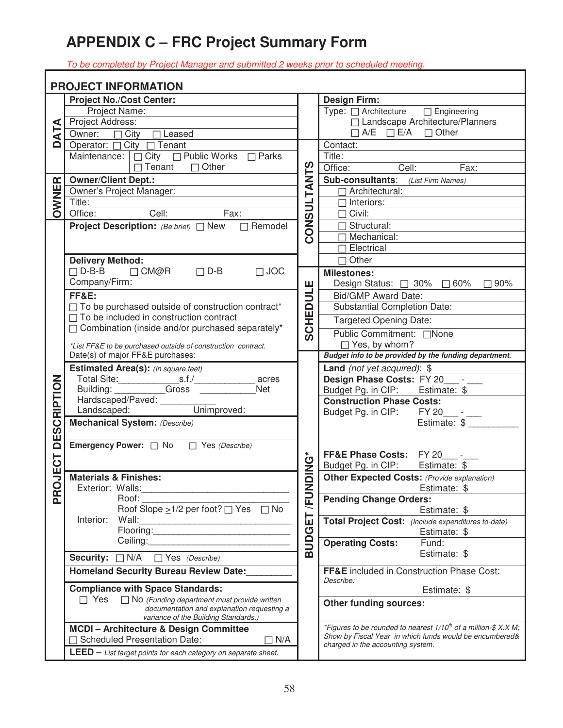# APPENDIX C – FRC Project Summary Form

*To be completed by Project Manager and submitted 2 weeks prior to scheduled meeting.*

## PROJECT INFORMATION

### DATA

**Project No./Cost Center:**
Project Name:
Project Address:
Owner: ☐ City ☐ Leased
Operator: ☐ City ☐ Tenant
Maintenance: ☐ City ☐ Public Works ☐ Parks ☐ Tenant ☐ Other

### OWNER

**Owner/Client Dept.:**
Owner's Project Manager:
Title:
Office: Cell: Fax:

### PROJECT DESCRIPTION

**Project Description:** *(Be brief)* ☐ New ☐ Remodel

**Delivery Method:**
☐ D-B-B ☐ CM@R ☐ D-B ☐ JOC
Company/Firm:

**FF&E:**
☐ To be purchased outside of construction contract*
☐ To be included in construction contract
☐ Combination (inside and/or purchased separately*

*\*List FF&E to be purchased outside of construction contract.*
Date(s) of major FF&E purchases:

**Estimated Area(s):** *(In square feet)*
Total Site:\_\_\_\_\_\_\_\_\_\_\_\_s.f./\_\_\_\_\_\_\_\_\_\_\_ acres
Building: \_\_\_\_\_\_\_\_\_\_Gross \_\_\_\_\_\_\_\_\_\_\_Net
Hardscaped/Paved: \_\_\_\_\_\_\_\_\_\_\_
Landscaped: Unimproved:

**Mechanical System:** *(Describe)*

**Emergency Power:** ☐ No ☐ Yes *(Describe)*

**Materials & Finishes:**
Exterior: Walls:\_\_\_\_\_\_\_\_\_\_\_\_\_\_\_\_\_\_\_\_\_\_\_\_\_\_\_
Roof: \_\_\_\_\_\_\_\_\_\_\_\_\_\_\_\_\_\_\_\_\_\_\_\_\_\_\_
Roof Slope ≥1/2 per foot? ☐ Yes ☐ No
Interior: Wall:\_\_\_\_\_\_\_\_\_\_\_\_\_\_\_\_\_\_\_\_\_\_\_\_\_\_\_
Flooring:\_\_\_\_\_\_\_\_\_\_\_\_\_\_\_\_\_\_\_\_\_\_\_\_\_\_\_
Ceiling:\_\_\_\_\_\_\_\_\_\_\_\_\_\_\_\_\_\_\_\_\_\_\_\_\_\_\_

**Security:** ☐ N/A ☐ Yes *(Describe)*

**Homeland Security Bureau Review Date:**\_\_\_\_\_\_\_\_\_

**Compliance with Space Standards:**
☐ Yes ☐ No *(Funding department must provide written documentation and explanation requesting a variance of the Building Standards.)*

**MCDI – Architecture & Design Committee**
☐ Scheduled Presentation Date: ☐ N/A

**LEED –** *List target points for each category on separate sheet.*

### CONSULTANTS

**Design Firm:**
Type: ☐ Architecture ☐ Engineering
☐ Landscape Architecture/Planners
☐ A/E ☐ E/A ☐ Other
Contact:
Title:
Office: Cell: Fax:

**Sub-consultants**: *(List Firm Names)*
☐ Architectural:
☐ Interiors:
☐ Civil:
☐ Structural:
☐ Mechanical:
☐ Electrical
☐ Other

### SCHEDULE

**Milestones:**
Design Status: ☐ 30% ☐ 60% ☐ 90%
Bid/GMP Award Date:
Substantial Completion Date:
Targeted Opening Date:
Public Commitment: ☐None
☐ Yes, by whom?

### BUDGET /FUNDING*

***Budget info to be provided by the funding department.***

**Land** *(not yet acquired)*: $

**Design Phase Costs:** FY 20\_\_\_ - \_\_\_
Budget Pg. in CIP: Estimate: $

**Construction Phase Costs:**
Budget Pg. in CIP: FY 20\_\_\_ - \_\_\_
Estimate: $ \_\_\_\_\_\_\_\_\_\_

**FF&E Phase Costs:** FY 20\_\_\_ -\_\_\_
Budget Pg. in CIP: Estimate: $

**Other Expected Costs:** *(Provide explanation)*
Estimate: $

**Pending Change Orders:**
Estimate: $

**Total Project Cost:** *(Include expenditures to-date)*
Estimate: $

**Operating Costs:** Fund:
Estimate: $

**FF&E** included in Construction Phase Cost:
*Describe:*
Estimate: $

**Other funding sources:**

*\*Figures to be rounded to nearest 1/10th of a million-$ X.X M; Show by Fiscal Year in which funds would be encumbered& charged in the accounting system.*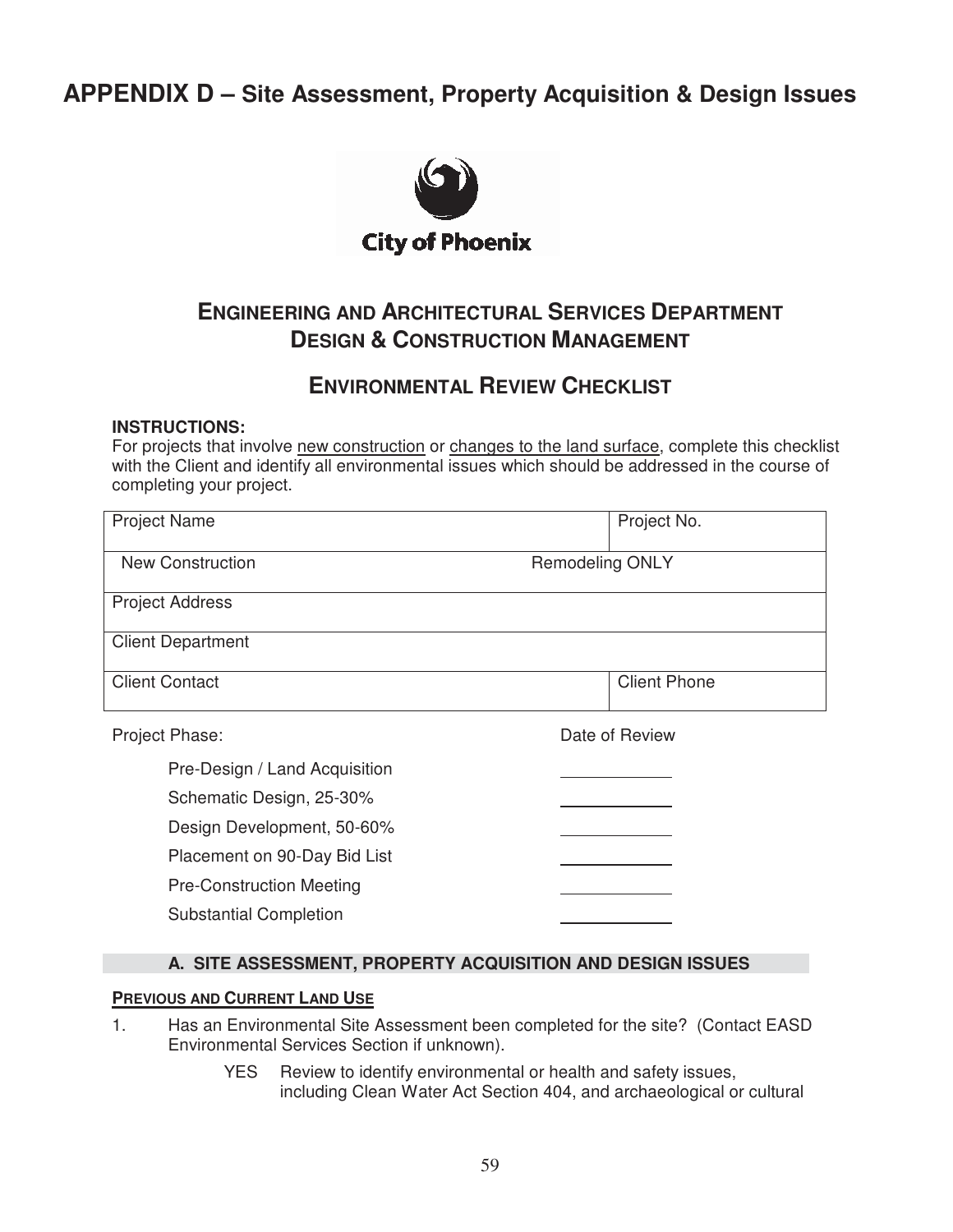# APPENDIX D – Site Assessment, Property Acquisition & Design Issues

City of Phoenix

## ENGINEERING AND ARCHITECTURAL SERVICES DEPARTMENT
## DESIGN & CONSTRUCTION MANAGEMENT

## ENVIRONMENTAL REVIEW CHECKLIST

**INSTRUCTIONS:**
For projects that involve new construction or changes to the land surface, complete this checklist with the Client and identify all environmental issues which should be addressed in the course of completing your project.

| Project Name | Project No. |
|---|---|
| New Construction | Remodeling ONLY |
| Project Address | |
| Client Department | |
| Client Contact | Client Phone |

| Project Phase: | Date of Review |
|---|---|
| Pre-Design / Land Acquisition | ________ |
| Schematic Design, 25-30% | ________ |
| Design Development, 50-60% | ________ |
| Placement on 90-Day Bid List | ________ |
| Pre-Construction Meeting | ________ |
| Substantial Completion | ________ |

### A. SITE ASSESSMENT, PROPERTY ACQUISITION AND DESIGN ISSUES

**PREVIOUS AND CURRENT LAND USE**

1. Has an Environmental Site Assessment been completed for the site? (Contact EASD Environmental Services Section if unknown).

   YES Review to identify environmental or health and safety issues, including Clean Water Act Section 404, and archaeological or cultural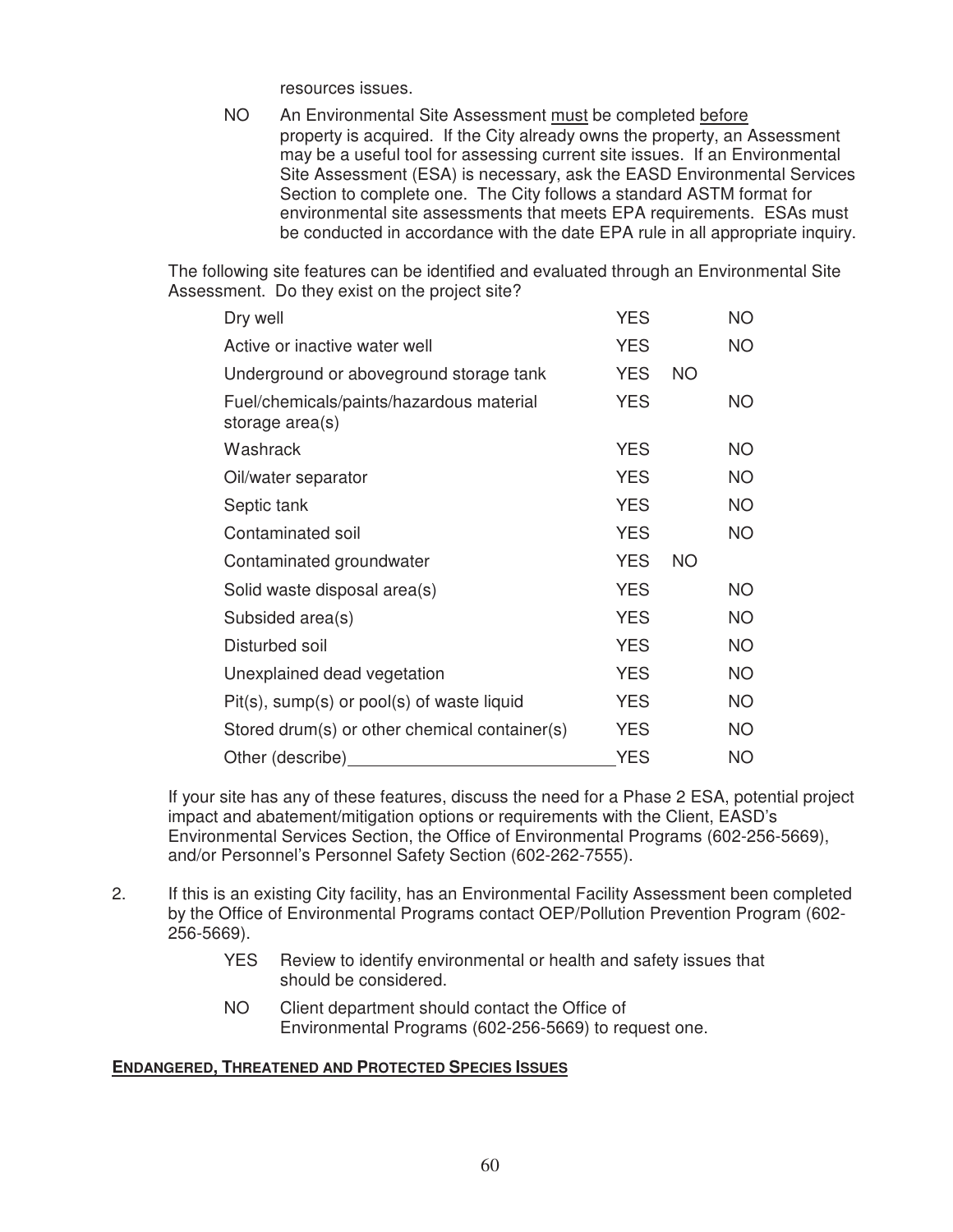resources issues.

NO An Environmental Site Assessment <u>must</u> be completed <u>before</u> property is acquired. If the City already owns the property, an Assessment may be a useful tool for assessing current site issues. If an Environmental Site Assessment (ESA) is necessary, ask the EASD Environmental Services Section to complete one. The City follows a standard ASTM format for environmental site assessments that meets EPA requirements. ESAs must be conducted in accordance with the date EPA rule in all appropriate inquiry.

The following site features can be identified and evaluated through an Environmental Site Assessment. Do they exist on the project site?

| | | |
|---|---|---|
| Dry well | YES | NO |
| Active or inactive water well | YES | NO |
| Underground or aboveground storage tank | YES | NO |
| Fuel/chemicals/paints/hazardous material storage area(s) | YES | NO |
| Washrack | YES | NO |
| Oil/water separator | YES | NO |
| Septic tank | YES | NO |
| Contaminated soil | YES | NO |
| Contaminated groundwater | YES | NO |
| Solid waste disposal area(s) | YES | NO |
| Subsided area(s) | YES | NO |
| Disturbed soil | YES | NO |
| Unexplained dead vegetation | YES | NO |
| Pit(s), sump(s) or pool(s) of waste liquid | YES | NO |
| Stored drum(s) or other chemical container(s) | YES | NO |
| Other (describe)\_\_\_\_\_\_\_\_\_\_\_\_\_\_\_\_\_\_\_\_\_\_\_\_\_\_\_\_ | YES | NO |

If your site has any of these features, discuss the need for a Phase 2 ESA, potential project impact and abatement/mitigation options or requirements with the Client, EASD's Environmental Services Section, the Office of Environmental Programs (602-256-5669), and/or Personnel's Personnel Safety Section (602-262-7555).

2. If this is an existing City facility, has an Environmental Facility Assessment been completed by the Office of Environmental Programs contact OEP/Pollution Prevention Program (602-256-5669).

   YES Review to identify environmental or health and safety issues that should be considered.

   NO Client department should contact the Office of Environmental Programs (602-256-5669) to request one.

**<u>ENDANGERED, THREATENED AND PROTECTED SPECIES ISSUES</u>**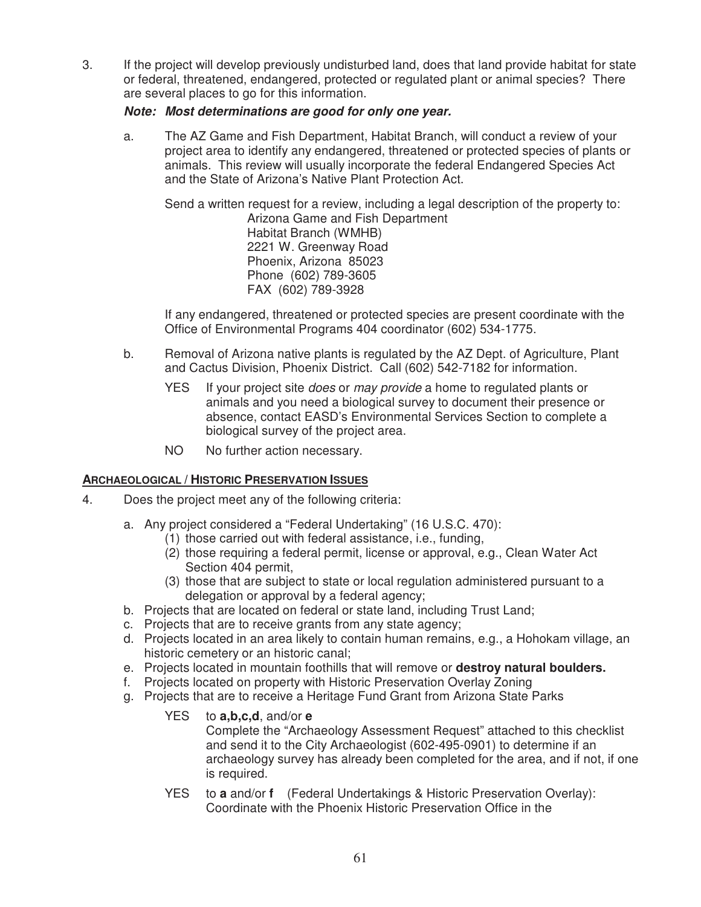3. If the project will develop previously undisturbed land, does that land provide habitat for state or federal, threatened, endangered, protected or regulated plant or animal species? There are several places to go for this information.

   ***Note: Most determinations are good for only one year.***

   a. The AZ Game and Fish Department, Habitat Branch, will conduct a review of your project area to identify any endangered, threatened or protected species of plants or animals. This review will usually incorporate the federal Endangered Species Act and the State of Arizona's Native Plant Protection Act.

      Send a written request for a review, including a legal description of the property to:
      
      Arizona Game and Fish Department  
      Habitat Branch (WMHB)  
      2221 W. Greenway Road  
      Phoenix, Arizona 85023  
      Phone (602) 789-3605  
      FAX (602) 789-3928

      If any endangered, threatened or protected species are present coordinate with the Office of Environmental Programs 404 coordinator (602) 534-1775.

   b. Removal of Arizona native plants is regulated by the AZ Dept. of Agriculture, Plant and Cactus Division, Phoenix District. Call (602) 542-7182 for information.

      YES If your project site *does* or *may provide* a home to regulated plants or animals and you need a biological survey to document their presence or absence, contact EASD's Environmental Services Section to complete a biological survey of the project area.

      NO No further action necessary.

## ARCHAEOLOGICAL / HISTORIC PRESERVATION ISSUES

4. Does the project meet any of the following criteria:

   a. Any project considered a "Federal Undertaking" (16 U.S.C. 470):
      (1) those carried out with federal assistance, i.e., funding,
      (2) those requiring a federal permit, license or approval, e.g., Clean Water Act Section 404 permit,
      (3) those that are subject to state or local regulation administered pursuant to a delegation or approval by a federal agency;
   b. Projects that are located on federal or state land, including Trust Land;
   c. Projects that are to receive grants from any state agency;
   d. Projects located in an area likely to contain human remains, e.g., a Hohokam village, an historic cemetery or an historic canal;
   e. Projects located in mountain foothills that will remove or **destroy natural boulders.**
   f. Projects located on property with Historic Preservation Overlay Zoning
   g. Projects that are to receive a Heritage Fund Grant from Arizona State Parks

      YES to **a,b,c,d**, and/or **e**
      Complete the "Archaeology Assessment Request" attached to this checklist and send it to the City Archaeologist (602-495-0901) to determine if an archaeology survey has already been completed for the area, and if not, if one is required.

      YES to **a** and/or **f** (Federal Undertakings & Historic Preservation Overlay): Coordinate with the Phoenix Historic Preservation Office in the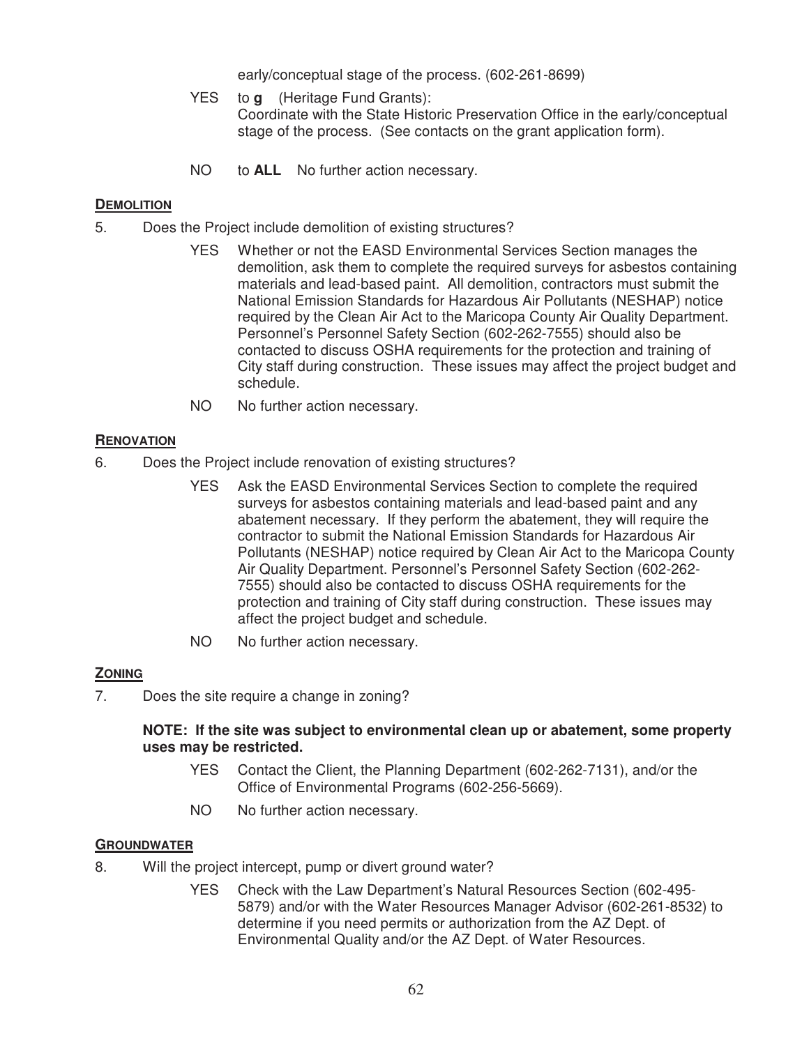early/conceptual stage of the process. (602-261-8699)

YES to **g** (Heritage Fund Grants):
Coordinate with the State Historic Preservation Office in the early/conceptual stage of the process. (See contacts on the grant application form).

NO to **ALL** No further action necessary.

**DEMOLITION**

5. Does the Project include demolition of existing structures?

   YES Whether or not the EASD Environmental Services Section manages the demolition, ask them to complete the required surveys for asbestos containing materials and lead-based paint. All demolition, contractors must submit the National Emission Standards for Hazardous Air Pollutants (NESHAP) notice required by the Clean Air Act to the Maricopa County Air Quality Department. Personnel's Personnel Safety Section (602-262-7555) should also be contacted to discuss OSHA requirements for the protection and training of City staff during construction. These issues may affect the project budget and schedule.

   NO No further action necessary.

**RENOVATION**

6. Does the Project include renovation of existing structures?

   YES Ask the EASD Environmental Services Section to complete the required surveys for asbestos containing materials and lead-based paint and any abatement necessary. If they perform the abatement, they will require the contractor to submit the National Emission Standards for Hazardous Air Pollutants (NESHAP) notice required by Clean Air Act to the Maricopa County Air Quality Department. Personnel's Personnel Safety Section (602-262-7555) should also be contacted to discuss OSHA requirements for the protection and training of City staff during construction. These issues may affect the project budget and schedule.

   NO No further action necessary.

**ZONING**

7. Does the site require a change in zoning?

   **NOTE: If the site was subject to environmental clean up or abatement, some property uses may be restricted.**

   YES Contact the Client, the Planning Department (602-262-7131), and/or the Office of Environmental Programs (602-256-5669).

   NO No further action necessary.

**GROUNDWATER**

8. Will the project intercept, pump or divert ground water?

   YES Check with the Law Department's Natural Resources Section (602-495-5879) and/or with the Water Resources Manager Advisor (602-261-8532) to determine if you need permits or authorization from the AZ Dept. of Environmental Quality and/or the AZ Dept. of Water Resources.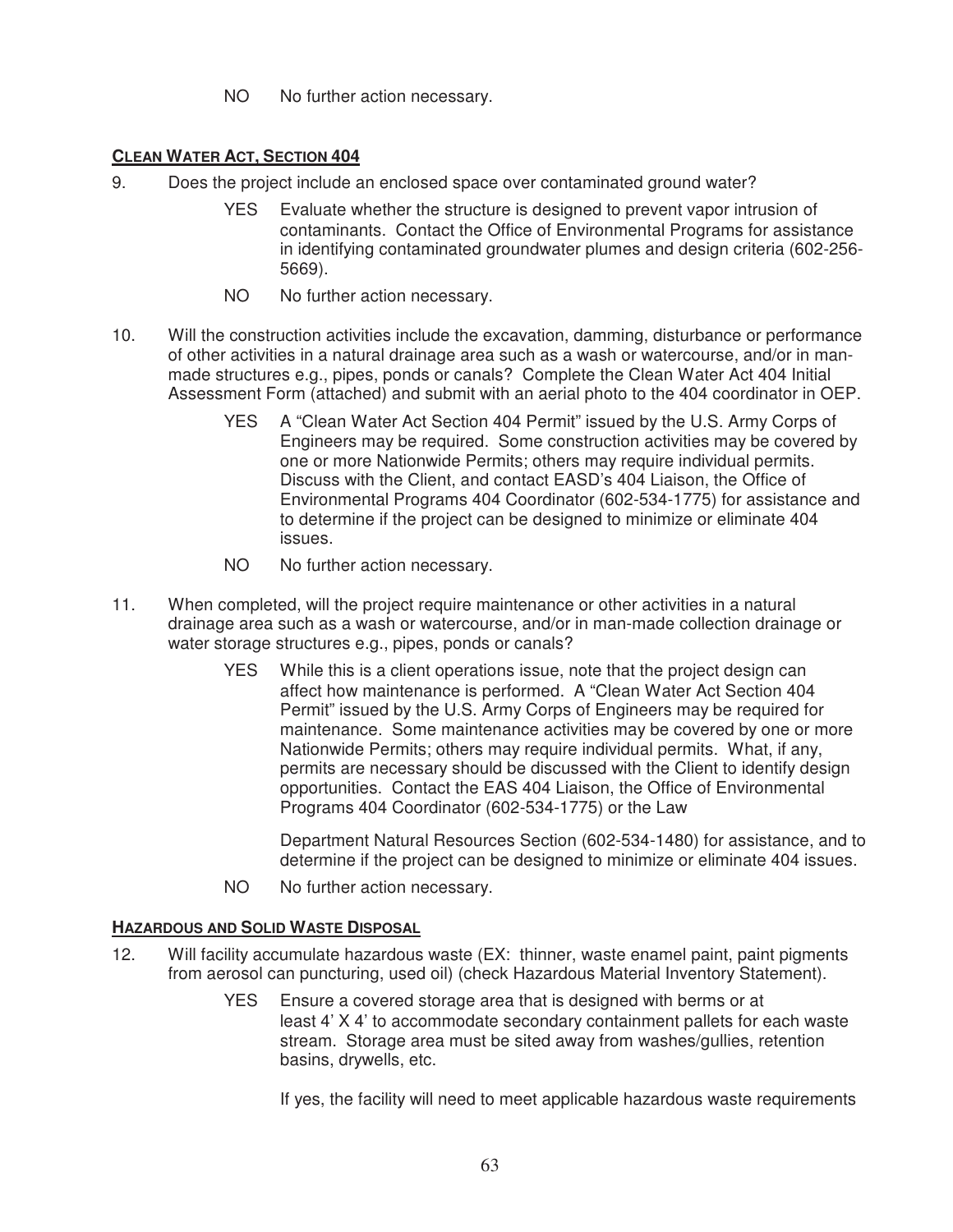NO No further action necessary.

#### CLEAN WATER ACT, SECTION 404

9. Does the project include an enclosed space over contaminated ground water?

   YES Evaluate whether the structure is designed to prevent vapor intrusion of contaminants. Contact the Office of Environmental Programs for assistance in identifying contaminated groundwater plumes and design criteria (602-256-5669).

   NO No further action necessary.

10. Will the construction activities include the excavation, damming, disturbance or performance of other activities in a natural drainage area such as a wash or watercourse, and/or in man-made structures e.g., pipes, ponds or canals? Complete the Clean Water Act 404 Initial Assessment Form (attached) and submit with an aerial photo to the 404 coordinator in OEP.

    YES A "Clean Water Act Section 404 Permit" issued by the U.S. Army Corps of Engineers may be required. Some construction activities may be covered by one or more Nationwide Permits; others may require individual permits. Discuss with the Client, and contact EASD's 404 Liaison, the Office of Environmental Programs 404 Coordinator (602-534-1775) for assistance and to determine if the project can be designed to minimize or eliminate 404 issues.

    NO No further action necessary.

11. When completed, will the project require maintenance or other activities in a natural drainage area such as a wash or watercourse, and/or in man-made collection drainage or water storage structures e.g., pipes, ponds or canals?

    YES While this is a client operations issue, note that the project design can affect how maintenance is performed. A "Clean Water Act Section 404 Permit" issued by the U.S. Army Corps of Engineers may be required for maintenance. Some maintenance activities may be covered by one or more Nationwide Permits; others may require individual permits. What, if any, permits are necessary should be discussed with the Client to identify design opportunities. Contact the EAS 404 Liaison, the Office of Environmental Programs 404 Coordinator (602-534-1775) or the Law

    Department Natural Resources Section (602-534-1480) for assistance, and to determine if the project can be designed to minimize or eliminate 404 issues.

    NO No further action necessary.

#### HAZARDOUS AND SOLID WASTE DISPOSAL

12. Will facility accumulate hazardous waste (EX: thinner, waste enamel paint, paint pigments from aerosol can puncturing, used oil) (check Hazardous Material Inventory Statement).

    YES Ensure a covered storage area that is designed with berms or at least 4' X 4' to accommodate secondary containment pallets for each waste stream. Storage area must be sited away from washes/gullies, retention basins, drywells, etc.

    If yes, the facility will need to meet applicable hazardous waste requirements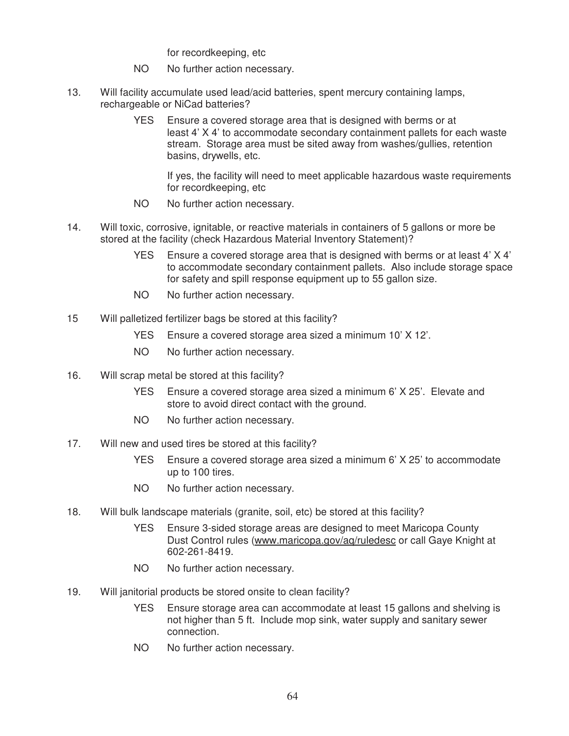for recordkeeping, etc

NO No further action necessary.

13. Will facility accumulate used lead/acid batteries, spent mercury containing lamps, rechargeable or NiCad batteries?

    YES Ensure a covered storage area that is designed with berms or at least 4' X 4' to accommodate secondary containment pallets for each waste stream. Storage area must be sited away from washes/gullies, retention basins, drywells, etc.

    If yes, the facility will need to meet applicable hazardous waste requirements for recordkeeping, etc

    NO No further action necessary.

14. Will toxic, corrosive, ignitable, or reactive materials in containers of 5 gallons or more be stored at the facility (check Hazardous Material Inventory Statement)?

    YES Ensure a covered storage area that is designed with berms or at least 4' X 4' to accommodate secondary containment pallets. Also include storage space for safety and spill response equipment up to 55 gallon size.

    NO No further action necessary.

15 Will palletized fertilizer bags be stored at this facility?

    YES Ensure a covered storage area sized a minimum 10' X 12'.

    NO No further action necessary.

16. Will scrap metal be stored at this facility?

    YES Ensure a covered storage area sized a minimum 6' X 25'. Elevate and store to avoid direct contact with the ground.

    NO No further action necessary.

17. Will new and used tires be stored at this facility?

    YES Ensure a covered storage area sized a minimum 6' X 25' to accommodate up to 100 tires.

    NO No further action necessary.

18. Will bulk landscape materials (granite, soil, etc) be stored at this facility?

    YES Ensure 3-sided storage areas are designed to meet Maricopa County Dust Control rules (www.maricopa.gov/aq/ruledesc or call Gaye Knight at 602-261-8419.

    NO No further action necessary.

19. Will janitorial products be stored onsite to clean facility?

    YES Ensure storage area can accommodate at least 15 gallons and shelving is not higher than 5 ft. Include mop sink, water supply and sanitary sewer connection.

    NO No further action necessary.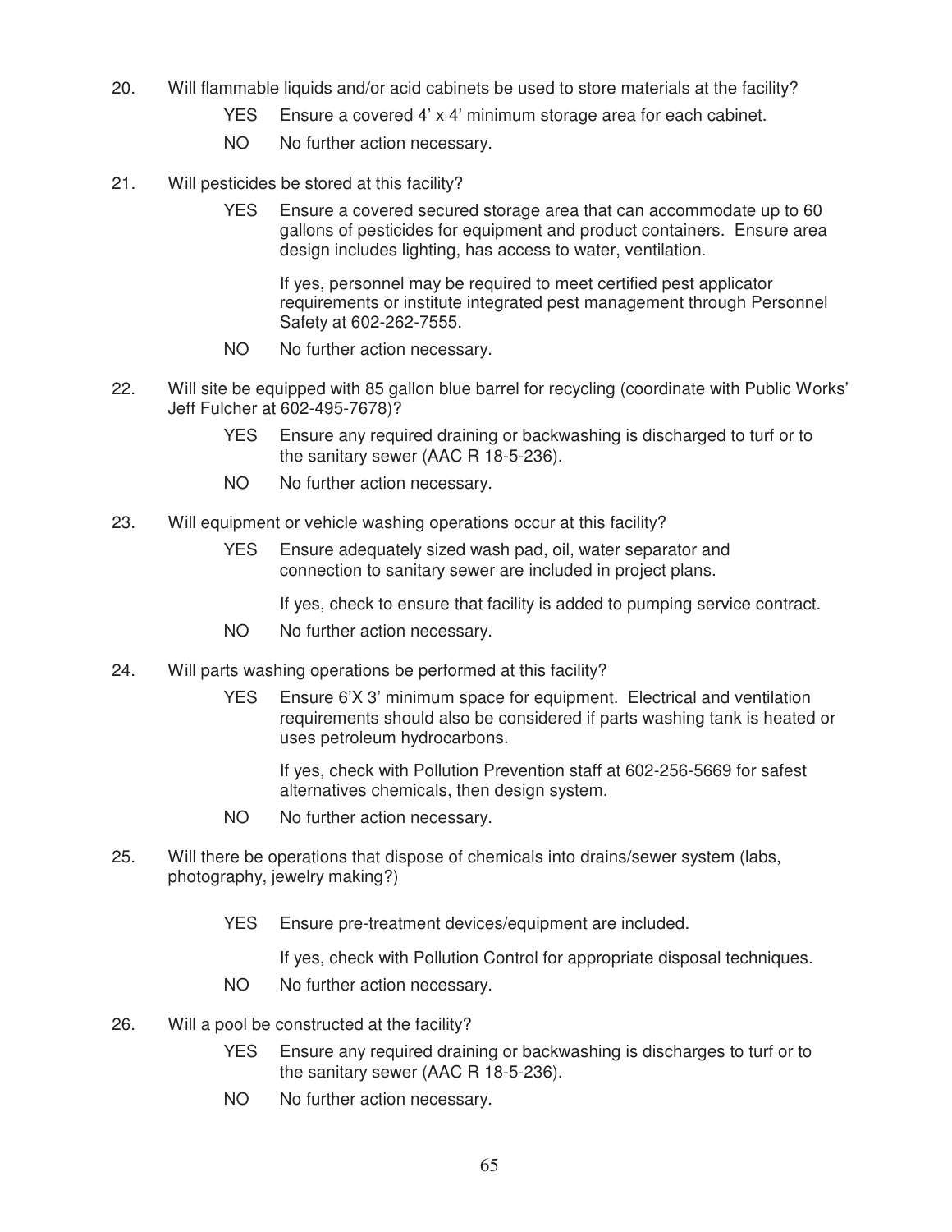20. Will flammable liquids and/or acid cabinets be used to store materials at the facility?

    YES Ensure a covered 4' x 4' minimum storage area for each cabinet.

    NO No further action necessary.

21. Will pesticides be stored at this facility?

    YES Ensure a covered secured storage area that can accommodate up to 60 gallons of pesticides for equipment and product containers. Ensure area design includes lighting, has access to water, ventilation.

    If yes, personnel may be required to meet certified pest applicator requirements or institute integrated pest management through Personnel Safety at 602-262-7555.

    NO No further action necessary.

22. Will site be equipped with 85 gallon blue barrel for recycling (coordinate with Public Works' Jeff Fulcher at 602-495-7678)?

    YES Ensure any required draining or backwashing is discharged to turf or to the sanitary sewer (AAC R 18-5-236).

    NO No further action necessary.

23. Will equipment or vehicle washing operations occur at this facility?

    YES Ensure adequately sized wash pad, oil, water separator and connection to sanitary sewer are included in project plans.

    If yes, check to ensure that facility is added to pumping service contract.

    NO No further action necessary.

24. Will parts washing operations be performed at this facility?

    YES Ensure 6'X 3' minimum space for equipment. Electrical and ventilation requirements should also be considered if parts washing tank is heated or uses petroleum hydrocarbons.

    If yes, check with Pollution Prevention staff at 602-256-5669 for safest alternatives chemicals, then design system.

    NO No further action necessary.

25. Will there be operations that dispose of chemicals into drains/sewer system (labs, photography, jewelry making?)

    YES Ensure pre-treatment devices/equipment are included.

    If yes, check with Pollution Control for appropriate disposal techniques.

    NO No further action necessary.

26. Will a pool be constructed at the facility?

    YES Ensure any required draining or backwashing is discharges to turf or to the sanitary sewer (AAC R 18-5-236).

    NO No further action necessary.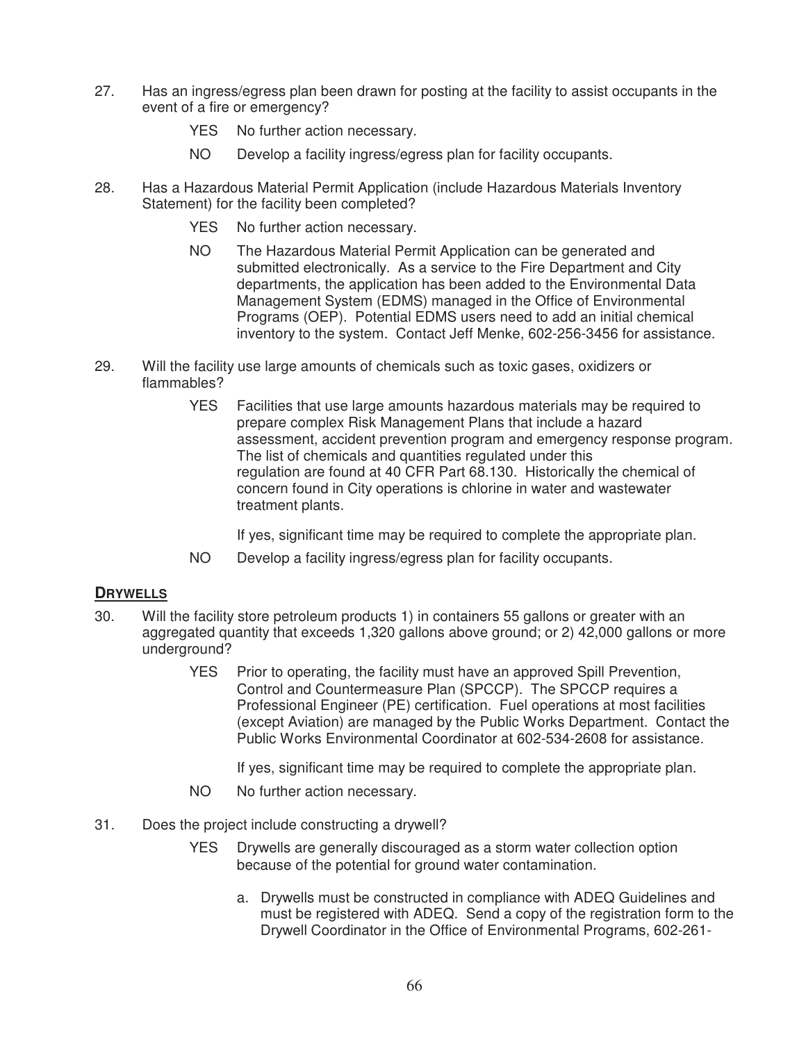27. Has an ingress/egress plan been drawn for posting at the facility to assist occupants in the event of a fire or emergency?

    YES No further action necessary.

    NO Develop a facility ingress/egress plan for facility occupants.

28. Has a Hazardous Material Permit Application (include Hazardous Materials Inventory Statement) for the facility been completed?

    YES No further action necessary.

    NO The Hazardous Material Permit Application can be generated and submitted electronically. As a service to the Fire Department and City departments, the application has been added to the Environmental Data Management System (EDMS) managed in the Office of Environmental Programs (OEP). Potential EDMS users need to add an initial chemical inventory to the system. Contact Jeff Menke, 602-256-3456 for assistance.

29. Will the facility use large amounts of chemicals such as toxic gases, oxidizers or flammables?

    YES Facilities that use large amounts hazardous materials may be required to prepare complex Risk Management Plans that include a hazard assessment, accident prevention program and emergency response program. The list of chemicals and quantities regulated under this regulation are found at 40 CFR Part 68.130. Historically the chemical of concern found in City operations is chlorine in water and wastewater treatment plants.

    If yes, significant time may be required to complete the appropriate plan.

    NO Develop a facility ingress/egress plan for facility occupants.

## DRYWELLS

30. Will the facility store petroleum products 1) in containers 55 gallons or greater with an aggregated quantity that exceeds 1,320 gallons above ground; or 2) 42,000 gallons or more underground?

    YES Prior to operating, the facility must have an approved Spill Prevention, Control and Countermeasure Plan (SPCCP). The SPCCP requires a Professional Engineer (PE) certification. Fuel operations at most facilities (except Aviation) are managed by the Public Works Department. Contact the Public Works Environmental Coordinator at 602-534-2608 for assistance.

    If yes, significant time may be required to complete the appropriate plan.

    NO No further action necessary.

31. Does the project include constructing a drywell?

    YES Drywells are generally discouraged as a storm water collection option because of the potential for ground water contamination.

    a. Drywells must be constructed in compliance with ADEQ Guidelines and must be registered with ADEQ. Send a copy of the registration form to the Drywell Coordinator in the Office of Environmental Programs, 602-261-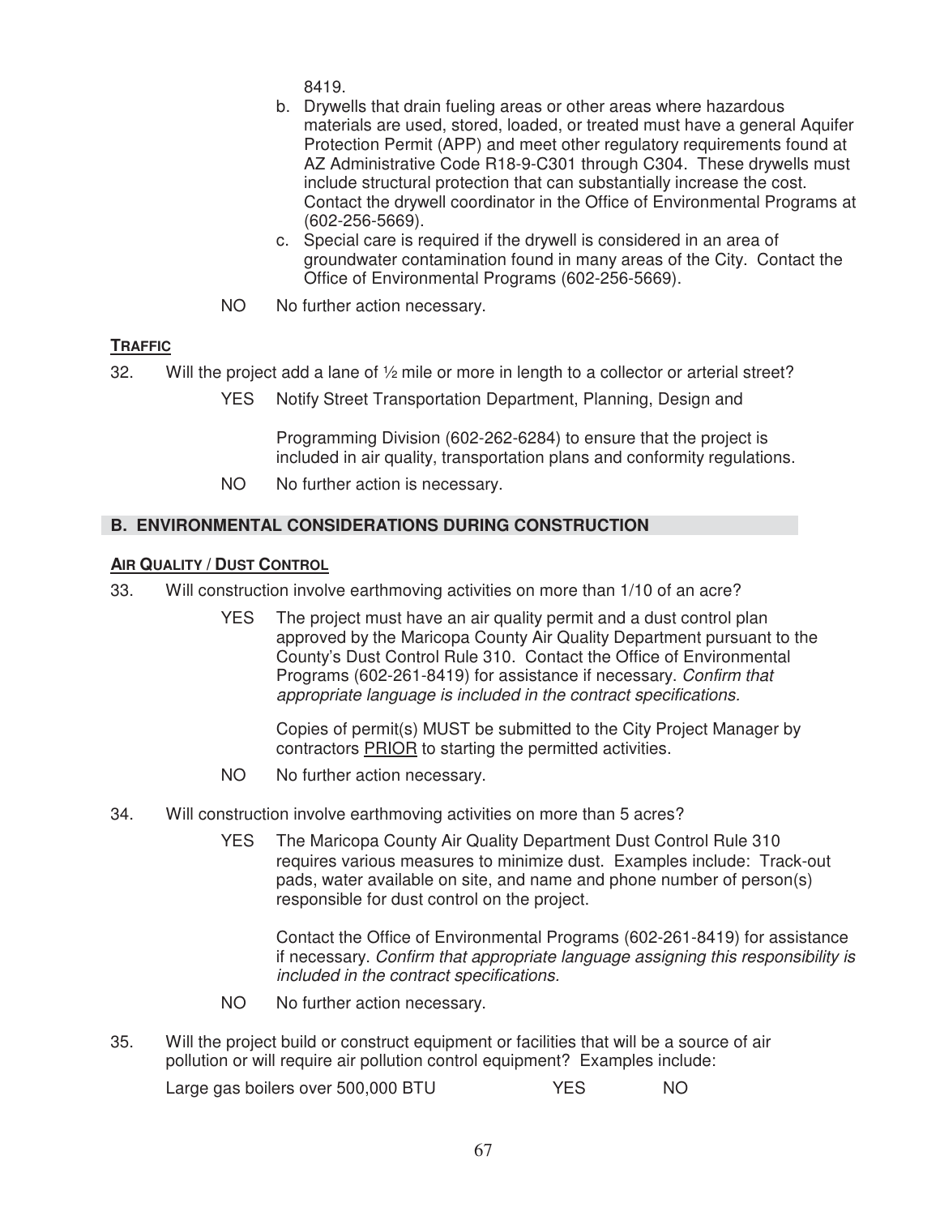8419.

b. Drywells that drain fueling areas or other areas where hazardous materials are used, stored, loaded, or treated must have a general Aquifer Protection Permit (APP) and meet other regulatory requirements found at AZ Administrative Code R18-9-C301 through C304. These drywells must include structural protection that can substantially increase the cost. Contact the drywell coordinator in the Office of Environmental Programs at (602-256-5669).

c. Special care is required if the drywell is considered in an area of groundwater contamination found in many areas of the City. Contact the Office of Environmental Programs (602-256-5669).

NO No further action necessary.

**TRAFFIC**

32. Will the project add a lane of ½ mile or more in length to a collector or arterial street?

YES Notify Street Transportation Department, Planning, Design and

Programming Division (602-262-6284) to ensure that the project is included in air quality, transportation plans and conformity regulations.

NO No further action is necessary.

## B. ENVIRONMENTAL CONSIDERATIONS DURING CONSTRUCTION

**AIR QUALITY / DUST CONTROL**

33. Will construction involve earthmoving activities on more than 1/10 of an acre?

YES The project must have an air quality permit and a dust control plan approved by the Maricopa County Air Quality Department pursuant to the County's Dust Control Rule 310. Contact the Office of Environmental Programs (602-261-8419) for assistance if necessary. *Confirm that appropriate language is included in the contract specifications.*

Copies of permit(s) MUST be submitted to the City Project Manager by contractors PRIOR to starting the permitted activities.

NO No further action necessary.

34. Will construction involve earthmoving activities on more than 5 acres?

YES The Maricopa County Air Quality Department Dust Control Rule 310 requires various measures to minimize dust. Examples include: Track-out pads, water available on site, and name and phone number of person(s) responsible for dust control on the project.

Contact the Office of Environmental Programs (602-261-8419) for assistance if necessary. *Confirm that appropriate language assigning this responsibility is included in the contract specifications.*

NO No further action necessary.

35. Will the project build or construct equipment or facilities that will be a source of air pollution or will require air pollution control equipment? Examples include:

Large gas boilers over 500,000 BTU YES NO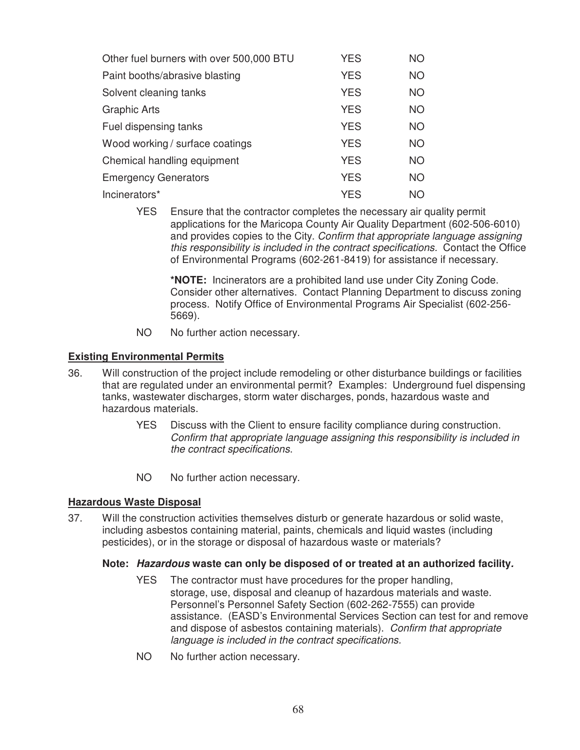| | | |
|---|---|---|
| Other fuel burners with over 500,000 BTU | YES | NO |
| Paint booths/abrasive blasting | YES | NO |
| Solvent cleaning tanks | YES | NO |
| Graphic Arts | YES | NO |
| Fuel dispensing tanks | YES | NO |
| Wood working / surface coatings | YES | NO |
| Chemical handling equipment | YES | NO |
| Emergency Generators | YES | NO |
| Incinerators* | YES | NO |

YES Ensure that the contractor completes the necessary air quality permit applications for the Maricopa County Air Quality Department (602-506-6010) and provides copies to the City. *Confirm that appropriate language assigning this responsibility is included in the contract specifications.* Contact the Office of Environmental Programs (602-261-8419) for assistance if necessary.

**\*NOTE:** Incinerators are a prohibited land use under City Zoning Code. Consider other alternatives. Contact Planning Department to discuss zoning process. Notify Office of Environmental Programs Air Specialist (602-256-5669).

NO No further action necessary.

**Existing Environmental Permits**

36. Will construction of the project include remodeling or other disturbance buildings or facilities that are regulated under an environmental permit? Examples: Underground fuel dispensing tanks, wastewater discharges, storm water discharges, ponds, hazardous waste and hazardous materials.

YES Discuss with the Client to ensure facility compliance during construction. *Confirm that appropriate language assigning this responsibility is included in the contract specifications.*

NO No further action necessary.

**Hazardous Waste Disposal**

37. Will the construction activities themselves disturb or generate hazardous or solid waste, including asbestos containing material, paints, chemicals and liquid wastes (including pesticides), or in the storage or disposal of hazardous waste or materials?

**Note: *Hazardous* waste can only be disposed of or treated at an authorized facility*.***

YES The contractor must have procedures for the proper handling, storage, use, disposal and cleanup of hazardous materials and waste. Personnel's Personnel Safety Section (602-262-7555) can provide assistance. (EASD's Environmental Services Section can test for and remove and dispose of asbestos containing materials). *Confirm that appropriate language is included in the contract specifications.*

NO No further action necessary.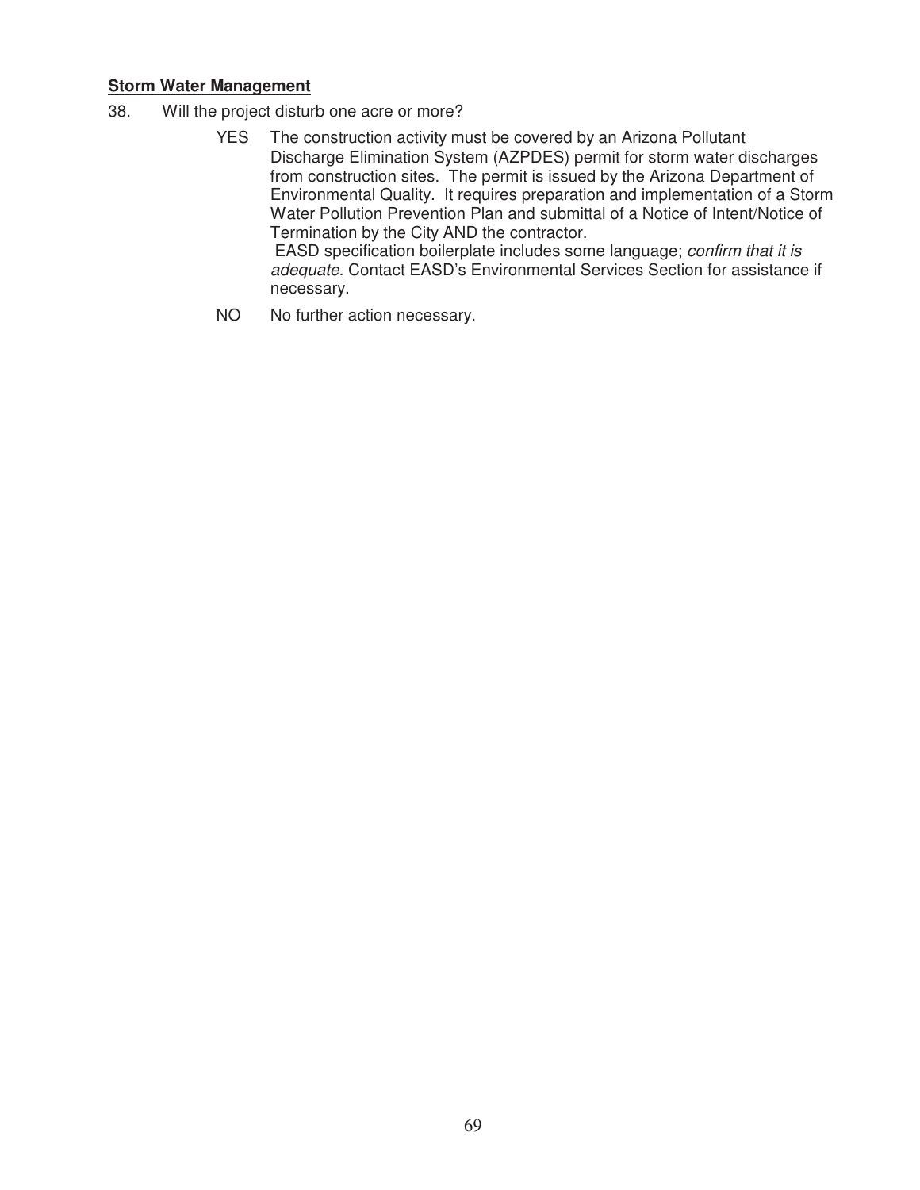**<u>Storm Water Management</u>**

38. Will the project disturb one acre or more?

    YES The construction activity must be covered by an Arizona Pollutant Discharge Elimination System (AZPDES) permit for storm water discharges from construction sites. The permit is issued by the Arizona Department of Environmental Quality. It requires preparation and implementation of a Storm Water Pollution Prevention Plan and submittal of a Notice of Intent/Notice of Termination by the City AND the contractor.
    EASD specification boilerplate includes some language; *confirm that it is adequate.* Contact EASD's Environmental Services Section for assistance if necessary.

    NO No further action necessary.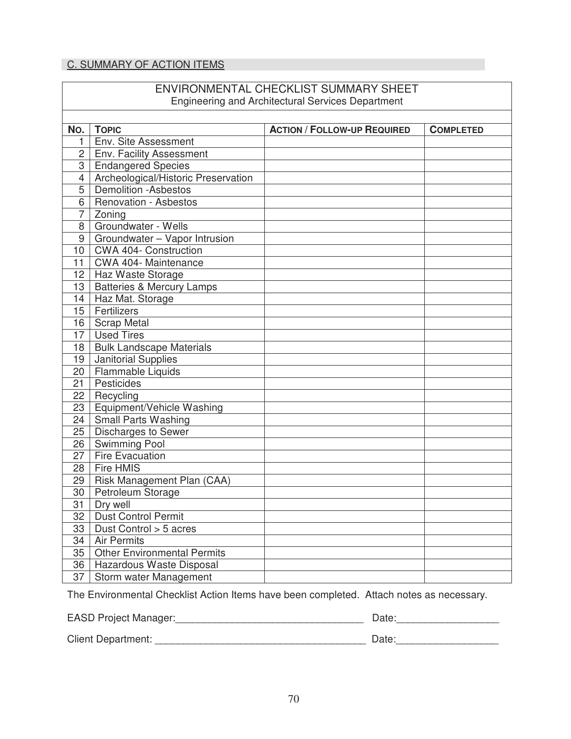## C. SUMMARY OF ACTION ITEMS

**ENVIRONMENTAL CHECKLIST SUMMARY SHEET**
Engineering and Architectural Services Department

| NO. | TOPIC | ACTION / FOLLOW-UP REQUIRED | COMPLETED |
|---|---|---|---|
| 1 | Env. Site Assessment | | |
| 2 | Env. Facility Assessment | | |
| 3 | Endangered Species | | |
| 4 | Archeological/Historic Preservation | | |
| 5 | Demolition -Asbestos | | |
| 6 | Renovation - Asbestos | | |
| 7 | Zoning | | |
| 8 | Groundwater - Wells | | |
| 9 | Groundwater – Vapor Intrusion | | |
| 10 | CWA 404- Construction | | |
| 11 | CWA 404- Maintenance | | |
| 12 | Haz Waste Storage | | |
| 13 | Batteries & Mercury Lamps | | |
| 14 | Haz Mat. Storage | | |
| 15 | Fertilizers | | |
| 16 | Scrap Metal | | |
| 17 | Used Tires | | |
| 18 | Bulk Landscape Materials | | |
| 19 | Janitorial Supplies | | |
| 20 | Flammable Liquids | | |
| 21 | Pesticides | | |
| 22 | Recycling | | |
| 23 | Equipment/Vehicle Washing | | |
| 24 | Small Parts Washing | | |
| 25 | Discharges to Sewer | | |
| 26 | Swimming Pool | | |
| 27 | Fire Evacuation | | |
| 28 | Fire HMIS | | |
| 29 | Risk Management Plan (CAA) | | |
| 30 | Petroleum Storage | | |
| 31 | Dry well | | |
| 32 | Dust Control Permit | | |
| 33 | Dust Control > 5 acres | | |
| 34 | Air Permits | | |
| 35 | Other Environmental Permits | | |
| 36 | Hazardous Waste Disposal | | |
| 37 | Storm water Management | | |

The Environmental Checklist Action Items have been completed. Attach notes as necessary.

EASD Project Manager:_________________________________ Date:_________________

Client Department: _____________________________________ Date:_________________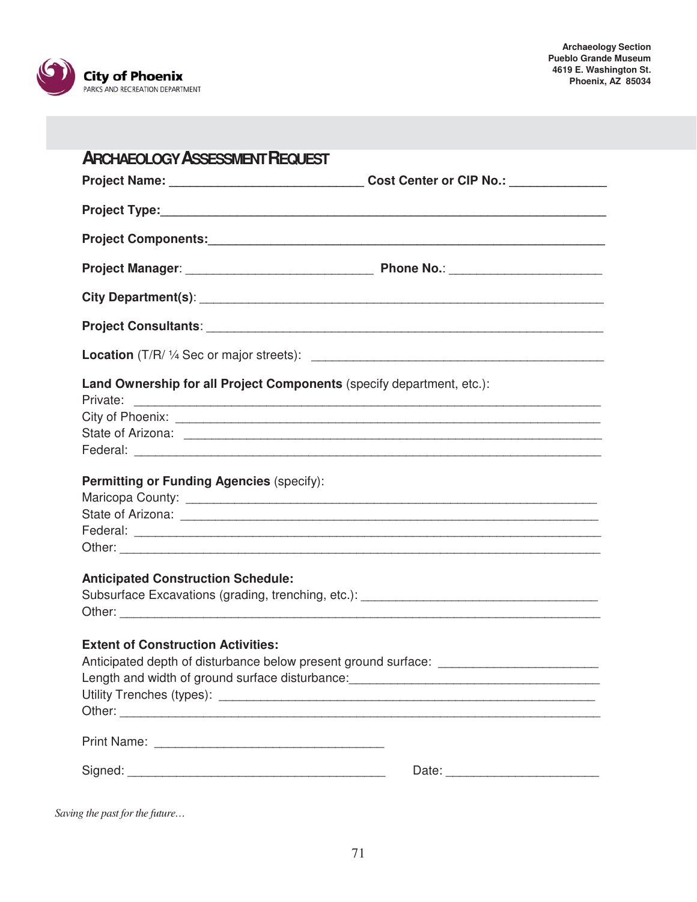City of Phoenix
PARKS AND RECREATION DEPARTMENT

**Archaeology Section**
**Pueblo Grande Museum**
**4619 E. Washington St.**
**Phoenix, AZ 85034**

# ARCHAEOLOGY ASSESSMENT REQUEST

**Project Name:** ___________________________ **Cost Center or CIP No.:** _____________

**Project Type:**_______________________________________________________________

**Project Components:**__________________________________________________________

**Project Manager**: ___________________________ **Phone No.**: ______________________

**City Department(s)**: ___________________________________________________________

**Project Consultants**: __________________________________________________________

**Location** (T/R/ ¼ Sec or major streets): ________________________________________

**Land Ownership for all Project Components** (specify department, etc.):

Private: _______________________________________________________________________

City of Phoenix: _________________________________________________________________

State of Arizona: ________________________________________________________________

Federal: _______________________________________________________________________

**Permitting or Funding Agencies** (specify):

Maricopa County: ________________________________________________________________

State of Arizona: ________________________________________________________________

Federal: _______________________________________________________________________

Other: ________________________________________________________________________

**Anticipated Construction Schedule:**

Subsurface Excavations (grading, trenching, etc.): ______________________________

Other: ________________________________________________________________________

**Extent of Construction Activities:**

Anticipated depth of disturbance below present ground surface: ____________________

Length and width of ground surface disturbance:_________________________________

Utility Trenches (types): ___________________________________________________

Other: ________________________________________________________________________

Print Name: ______________________________

Signed: ____________________________________ Date: ______________________

*Saving the past for the future…*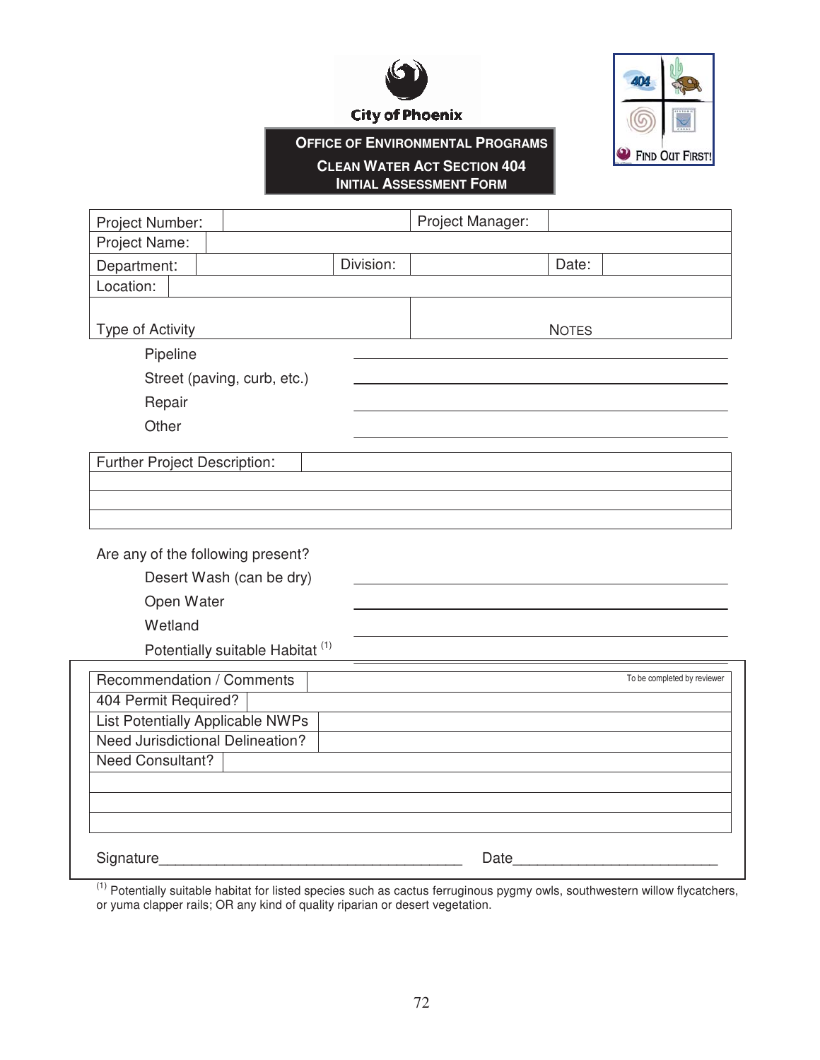City of Phoenix

## Office of Environmental Programs
### Clean Water Act Section 404
### Initial Assessment Form

FIND OUT FIRST!

| Project Number: | | Project Manager: | |
|---|---|---|---|
| Project Name: | | | |
| Department: | Division: | | Date: |
| Location: | | | |
| Type of Activity | | Notes | |

Pipeline ______________________

Street (paving, curb, etc.) ______________________

Repair ______________________

Other ______________________

| Further Project Description: | |
|---|---|
| | |
| | |
| | |

Are any of the following present?

Desert Wash (can be dry) ______________________

Open Water ______________________

Wetland ______________________

Potentially suitable Habitat [(1)] ______________________

| Recommendation / Comments | To be completed by reviewer |
|---|---|
| 404 Permit Required? | |
| List Potentially Applicable NWPs | |
| Need Jurisdictional Delineation? | |
| Need Consultant? | |
| | |
| | |
| | |

Signature______________________________________ Date_________________________

[(1)] Potentially suitable habitat for listed species such as cactus ferruginous pygmy owls, southwestern willow flycatchers, or yuma clapper rails; OR any kind of quality riparian or desert vegetation.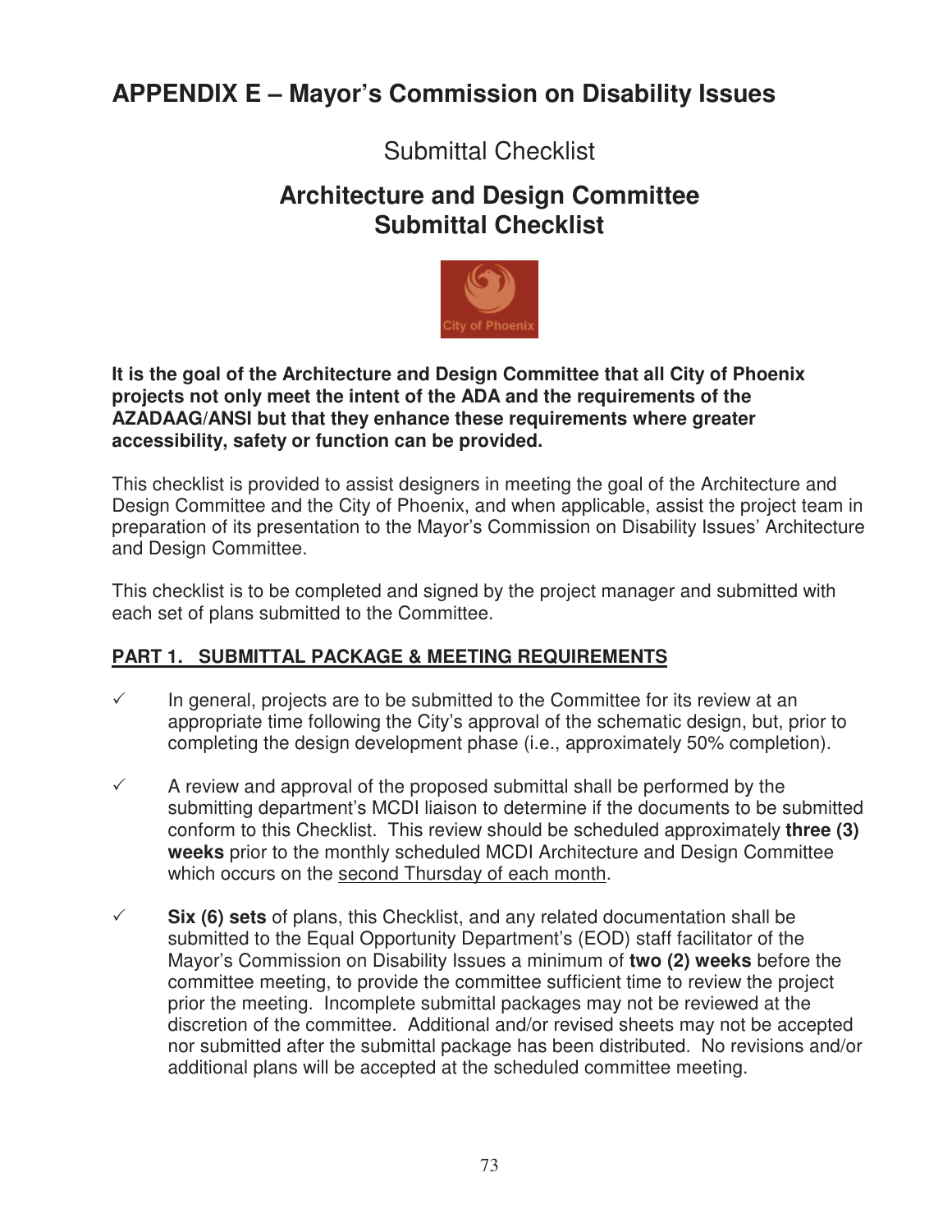# APPENDIX E – Mayor's Commission on Disability Issues

## Submittal Checklist

## Architecture and Design Committee Submittal Checklist

**It is the goal of the Architecture and Design Committee that all City of Phoenix projects not only meet the intent of the ADA and the requirements of the AZADAAG/ANSI but that they enhance these requirements where greater accessibility, safety or function can be provided.**

This checklist is provided to assist designers in meeting the goal of the Architecture and Design Committee and the City of Phoenix, and when applicable, assist the project team in preparation of its presentation to the Mayor's Commission on Disability Issues' Architecture and Design Committee.

This checklist is to be completed and signed by the project manager and submitted with each set of plans submitted to the Committee.

### PART 1. SUBMITTAL PACKAGE & MEETING REQUIREMENTS

- ✓ In general, projects are to be submitted to the Committee for its review at an appropriate time following the City's approval of the schematic design, but, prior to completing the design development phase (i.e., approximately 50% completion).

- ✓ A review and approval of the proposed submittal shall be performed by the submitting department's MCDI liaison to determine if the documents to be submitted conform to this Checklist. This review should be scheduled approximately **three (3) weeks** prior to the monthly scheduled MCDI Architecture and Design Committee which occurs on the <u>second Thursday of each month</u>.

- ✓ **Six (6) sets** of plans, this Checklist, and any related documentation shall be submitted to the Equal Opportunity Department's (EOD) staff facilitator of the Mayor's Commission on Disability Issues a minimum of **two (2) weeks** before the committee meeting, to provide the committee sufficient time to review the project prior the meeting. Incomplete submittal packages may not be reviewed at the discretion of the committee. Additional and/or revised sheets may not be accepted nor submitted after the submittal package has been distributed. No revisions and/or additional plans will be accepted at the scheduled committee meeting.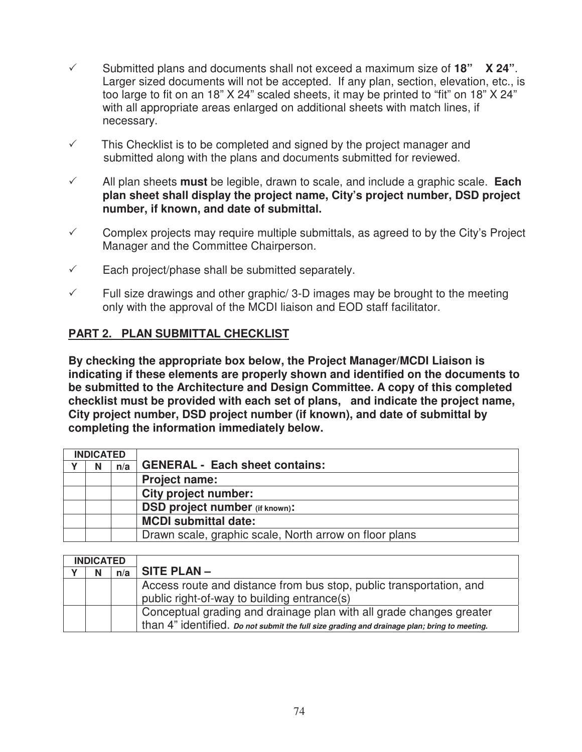- ✓ Submitted plans and documents shall not exceed a maximum size of **18" X 24"**. Larger sized documents will not be accepted. If any plan, section, elevation, etc., is too large to fit on an 18" X 24" scaled sheets, it may be printed to "fit" on 18" X 24" with all appropriate areas enlarged on additional sheets with match lines, if necessary.
- ✓ This Checklist is to be completed and signed by the project manager and submitted along with the plans and documents submitted for reviewed.
- ✓ All plan sheets **must** be legible, drawn to scale, and include a graphic scale. **Each plan sheet shall display the project name, City's project number, DSD project number, if known, and date of submittal.**
- ✓ Complex projects may require multiple submittals, as agreed to by the City's Project Manager and the Committee Chairperson.
- ✓ Each project/phase shall be submitted separately.
- ✓ Full size drawings and other graphic/ 3-D images may be brought to the meeting only with the approval of the MCDI liaison and EOD staff facilitator.

## PART 2. PLAN SUBMITTAL CHECKLIST

**By checking the appropriate box below, the Project Manager/MCDI Liaison is indicating if these elements are properly shown and identified on the documents to be submitted to the Architecture and Design Committee. A copy of this completed checklist must be provided with each set of plans, and indicate the project name, City project number, DSD project number (if known), and date of submittal by completing the information immediately below.**

| INDICATED | | | |
|---|---|---|---|
| Y | N | n/a | **GENERAL - Each sheet contains:** |
| | | | **Project name:** |
| | | | **City project number:** |
| | | | **DSD project number (if known):** |
| | | | **MCDI submittal date:** |
| | | | Drawn scale, graphic scale, North arrow on floor plans |

| INDICATED | | | |
|---|---|---|---|
| Y | N | n/a | **SITE PLAN –** |
| | | | Access route and distance from bus stop, public transportation, and public right-of-way to building entrance(s) |
| | | | Conceptual grading and drainage plan with all grade changes greater than 4" identified. ***Do not submit the full size grading and drainage plan; bring to meeting.*** |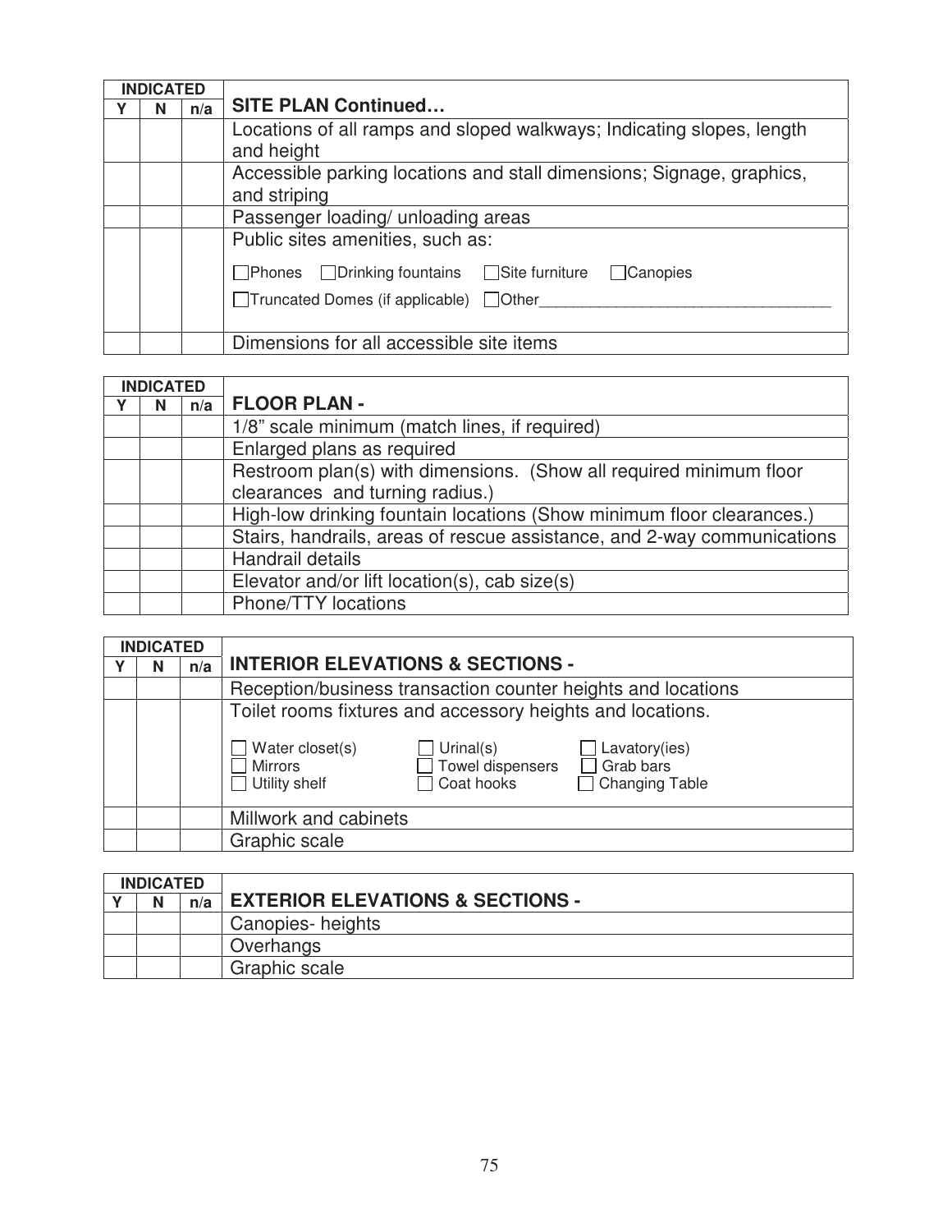| INDICATED | | | |
|---|---|---|---|
| Y | N | n/a | **SITE PLAN Continued…** |
| | | | Locations of all ramps and sloped walkways; Indicating slopes, length and height |
| | | | Accessible parking locations and stall dimensions; Signage, graphics, and striping |
| | | | Passenger loading/ unloading areas |
| | | | Public sites amenities, such as: ☐Phones ☐Drinking fountains ☐Site furniture ☐Canopies ☐Truncated Domes (if applicable) ☐Other________________________________ |
| | | | Dimensions for all accessible site items |

| INDICATED | | | |
|---|---|---|---|
| Y | N | n/a | **FLOOR PLAN -** |
| | | | 1/8" scale minimum (match lines, if required) |
| | | | Enlarged plans as required |
| | | | Restroom plan(s) with dimensions. (Show all required minimum floor clearances and turning radius.) |
| | | | High-low drinking fountain locations (Show minimum floor clearances.) |
| | | | Stairs, handrails, areas of rescue assistance, and 2-way communications |
| | | | Handrail details |
| | | | Elevator and/or lift location(s), cab size(s) |
| | | | Phone/TTY locations |

| INDICATED | | | |
|---|---|---|---|
| Y | N | n/a | **INTERIOR ELEVATIONS & SECTIONS -** |
| | | | Reception/business transaction counter heights and locations |
| | | | Toilet rooms fixtures and accessory heights and locations. ☐ Water closet(s) ☐ Urinal(s) ☐ Lavatory(ies) ☐ Mirrors ☐ Towel dispensers ☐ Grab bars ☐ Utility shelf ☐ Coat hooks ☐ Changing Table |
| | | | Millwork and cabinets |
| | | | Graphic scale |

| INDICATED | | | |
|---|---|---|---|
| Y | N | n/a | **EXTERIOR ELEVATIONS & SECTIONS -** |
| | | | Canopies- heights |
| | | | Overhangs |
| | | | Graphic scale |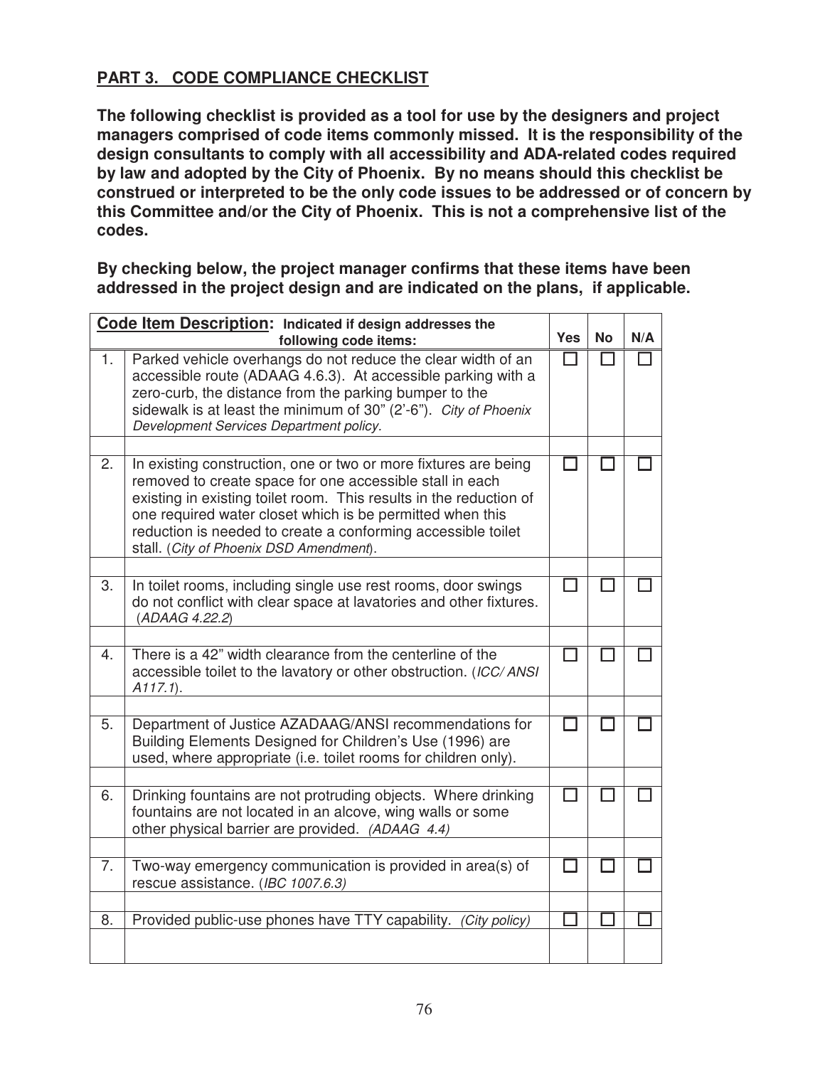## PART 3. CODE COMPLIANCE CHECKLIST

**The following checklist is provided as a tool for use by the designers and project managers comprised of code items commonly missed. It is the responsibility of the design consultants to comply with all accessibility and ADA-related codes required by law and adopted by the City of Phoenix. By no means should this checklist be construed or interpreted to be the only code issues to be addressed or of concern by this Committee and/or the City of Phoenix. This is not a comprehensive list of the codes.**

**By checking below, the project manager confirms that these items have been addressed in the project design and are indicated on the plans, if applicable.**

| | **Code Item Description:** Indicated if design addresses the following code items: | Yes | No | N/A |
|---|---|---|---|---|
| 1. | Parked vehicle overhangs do not reduce the clear width of an accessible route (ADAAG 4.6.3). At accessible parking with a zero-curb, the distance from the parking bumper to the sidewalk is at least the minimum of 30" (2'-6"). *City of Phoenix Development Services Department policy.* | ☐ | ☐ | ☐ |
| | | | | |
| 2. | In existing construction, one or two or more fixtures are being removed to create space for one accessible stall in each existing in existing toilet room. This results in the reduction of one required water closet which is be permitted when this reduction is needed to create a conforming accessible toilet stall. (*City of Phoenix DSD Amendment*). | ☐ | ☐ | ☐ |
| | | | | |
| 3. | In toilet rooms, including single use rest rooms, door swings do not conflict with clear space at lavatories and other fixtures. (*ADAAG 4.22.2*) | ☐ | ☐ | ☐ |
| | | | | |
| 4. | There is a 42" width clearance from the centerline of the accessible toilet to the lavatory or other obstruction. (*ICC/ ANSI A117.1*). | ☐ | ☐ | ☐ |
| | | | | |
| 5. | Department of Justice AZADAAG/ANSI recommendations for Building Elements Designed for Children's Use (1996) are used, where appropriate (i.e. toilet rooms for children only). | ☐ | ☐ | ☐ |
| | | | | |
| 6. | Drinking fountains are not protruding objects. Where drinking fountains are not located in an alcove, wing walls or some other physical barrier are provided. *(ADAAG 4.4)* | ☐ | ☐ | ☐ |
| | | | | |
| 7. | Two-way emergency communication is provided in area(s) of rescue assistance. (*IBC 1007.6.3)* | ☐ | ☐ | ☐ |
| | | | | |
| 8. | Provided public-use phones have TTY capability. *(City policy)* | ☐ | ☐ | ☐ |
| | | | | |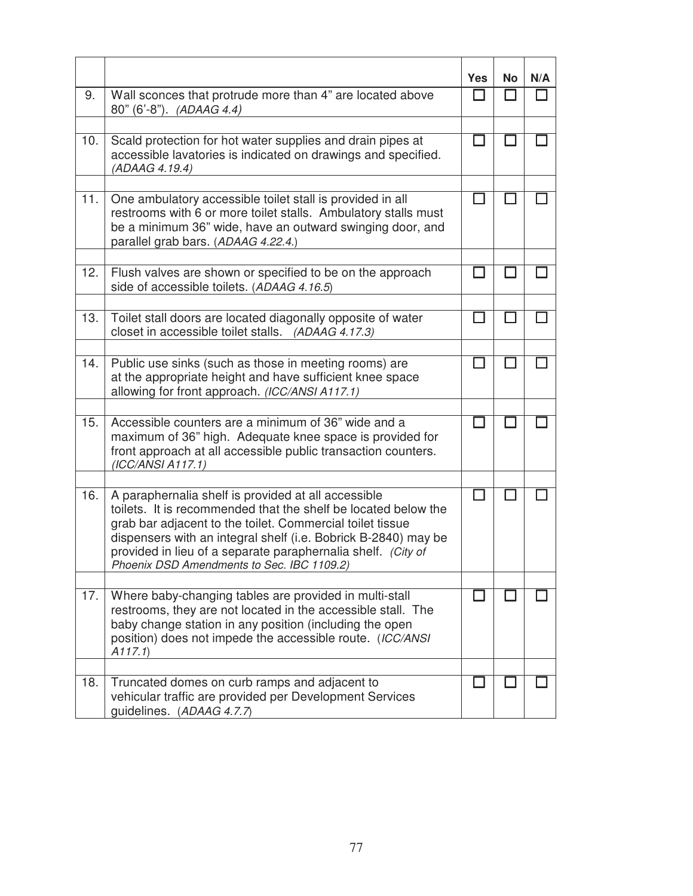| | | Yes | No | N/A |
|---|---|---|---|---|
| 9. | Wall sconces that protrude more than 4” are located above 80” (6’-8”). *(ADAAG 4.4)* | ☐ | ☐ | ☐ |
| 10. | Scald protection for hot water supplies and drain pipes at accessible lavatories is indicated on drawings and specified. *(ADAAG 4.19.4)* | ☐ | ☐ | ☐ |
| 11. | One ambulatory accessible toilet stall is provided in all restrooms with 6 or more toilet stalls. Ambulatory stalls must be a minimum 36” wide, have an outward swinging door, and parallel grab bars. (*ADAAG 4.22.4*.) | ☐ | ☐ | ☐ |
| 12. | Flush valves are shown or specified to be on the approach side of accessible toilets. (*ADAAG 4.16.5*) | ☐ | ☐ | ☐ |
| 13. | Toilet stall doors are located diagonally opposite of water closet in accessible toilet stalls. *(ADAAG 4.17.3)* | ☐ | ☐ | ☐ |
| 14. | Public use sinks (such as those in meeting rooms) are at the appropriate height and have sufficient knee space allowing for front approach. *(ICC/ANSI A117.1)* | ☐ | ☐ | ☐ |
| 15. | Accessible counters are a minimum of 36” wide and a maximum of 36” high. Adequate knee space is provided for front approach at all accessible public transaction counters. *(ICC/ANSI A117.1)* | ☐ | ☐ | ☐ |
| 16. | A paraphernalia shelf is provided at all accessible toilets. It is recommended that the shelf be located below the grab bar adjacent to the toilet. Commercial toilet tissue dispensers with an integral shelf (i.e. Bobrick B-2840) may be provided in lieu of a separate paraphernalia shelf. *(City of Phoenix DSD Amendments to Sec. IBC 1109.2)* | ☐ | ☐ | ☐ |
| 17. | Where baby-changing tables are provided in multi-stall restrooms, they are not located in the accessible stall. The baby change station in any position (including the open position) does not impede the accessible route. (*ICC/ANSI A117.1*) | ☐ | ☐ | ☐ |
| 18. | Truncated domes on curb ramps and adjacent to vehicular traffic are provided per Development Services guidelines. (*ADAAG 4.7.7*) | ☐ | ☐ | ☐ |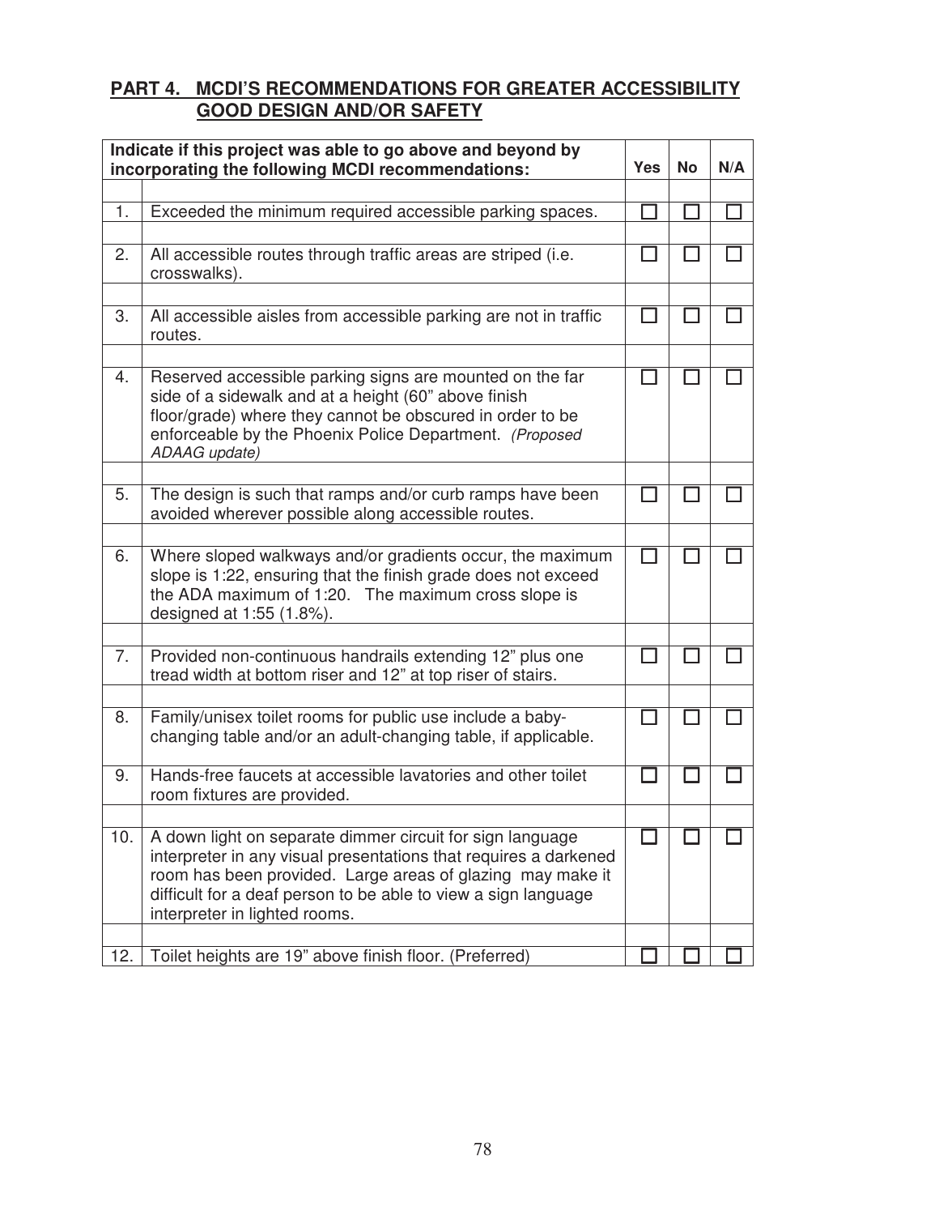## PART 4. MCDI'S RECOMMENDATIONS FOR GREATER ACCESSIBILITY GOOD DESIGN AND/OR SAFETY

| Indicate if this project was able to go above and beyond by incorporating the following MCDI recommendations: | | Yes | No | N/A |
|---|---|---|---|---|
| 1. | Exceeded the minimum required accessible parking spaces. | ☐ | ☐ | ☐ |
| 2. | All accessible routes through traffic areas are striped (i.e. crosswalks). | ☐ | ☐ | ☐ |
| 3. | All accessible aisles from accessible parking are not in traffic routes. | ☐ | ☐ | ☐ |
| 4. | Reserved accessible parking signs are mounted on the far side of a sidewalk and at a height (60" above finish floor/grade) where they cannot be obscured in order to be enforceable by the Phoenix Police Department. *(Proposed ADAAG update)* | ☐ | ☐ | ☐ |
| 5. | The design is such that ramps and/or curb ramps have been avoided wherever possible along accessible routes. | ☐ | ☐ | ☐ |
| 6. | Where sloped walkways and/or gradients occur, the maximum slope is 1:22, ensuring that the finish grade does not exceed the ADA maximum of 1:20. The maximum cross slope is designed at 1:55 (1.8%). | ☐ | ☐ | ☐ |
| 7. | Provided non-continuous handrails extending 12" plus one tread width at bottom riser and 12" at top riser of stairs. | ☐ | ☐ | ☐ |
| 8. | Family/unisex toilet rooms for public use include a baby-changing table and/or an adult-changing table, if applicable. | ☐ | ☐ | ☐ |
| 9. | Hands-free faucets at accessible lavatories and other toilet room fixtures are provided. | ☐ | ☐ | ☐ |
| 10. | A down light on separate dimmer circuit for sign language interpreter in any visual presentations that requires a darkened room has been provided. Large areas of glazing may make it difficult for a deaf person to be able to view a sign language interpreter in lighted rooms. | ☐ | ☐ | ☐ |
| 12. | Toilet heights are 19" above finish floor. (Preferred) | ☐ | ☐ | ☐ |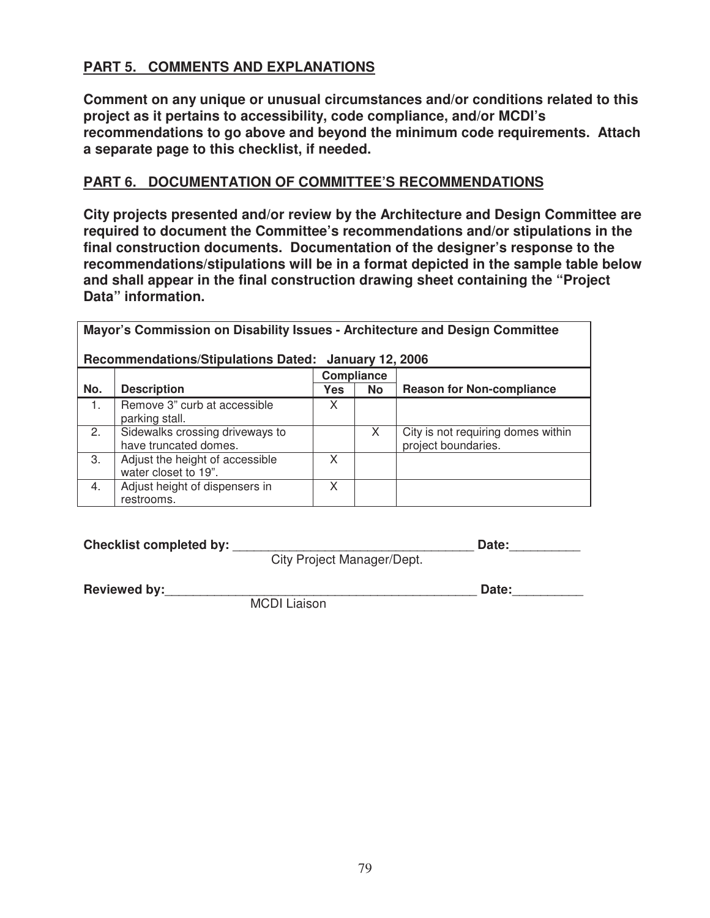## PART 5. COMMENTS AND EXPLANATIONS

**Comment on any unique or unusual circumstances and/or conditions related to this project as it pertains to accessibility, code compliance, and/or MCDI's recommendations to go above and beyond the minimum code requirements. Attach a separate page to this checklist, if needed.**

## PART 6. DOCUMENTATION OF COMMITTEE'S RECOMMENDATIONS

**City projects presented and/or review by the Architecture and Design Committee are required to document the Committee's recommendations and/or stipulations in the final construction documents. Documentation of the designer's response to the recommendations/stipulations will be in a format depicted in the sample table below and shall appear in the final construction drawing sheet containing the "Project Data" information.**

| **Mayor's Commission on Disability Issues - Architecture and Design Committee<br><br>Recommendations/Stipulations Dated: January 12, 2006** | | | | |
|---|---|---|---|---|
| | | **Compliance** | | |
| **No.** | **Description** | **Yes** | **No** | **Reason for Non-compliance** |
| 1. | Remove 3" curb at accessible parking stall. | X | | |
| 2. | Sidewalks crossing driveways to have truncated domes. | | X | City is not requiring domes within project boundaries. |
| 3. | Adjust the height of accessible water closet to 19". | X | | |
| 4. | Adjust height of dispensers in restrooms. | X | | |

**Checklist completed by:** ___________________________________ **Date:**__________
City Project Manager/Dept.

**Reviewed by:**_____________________________________________ **Date:**__________
MCDI Liaison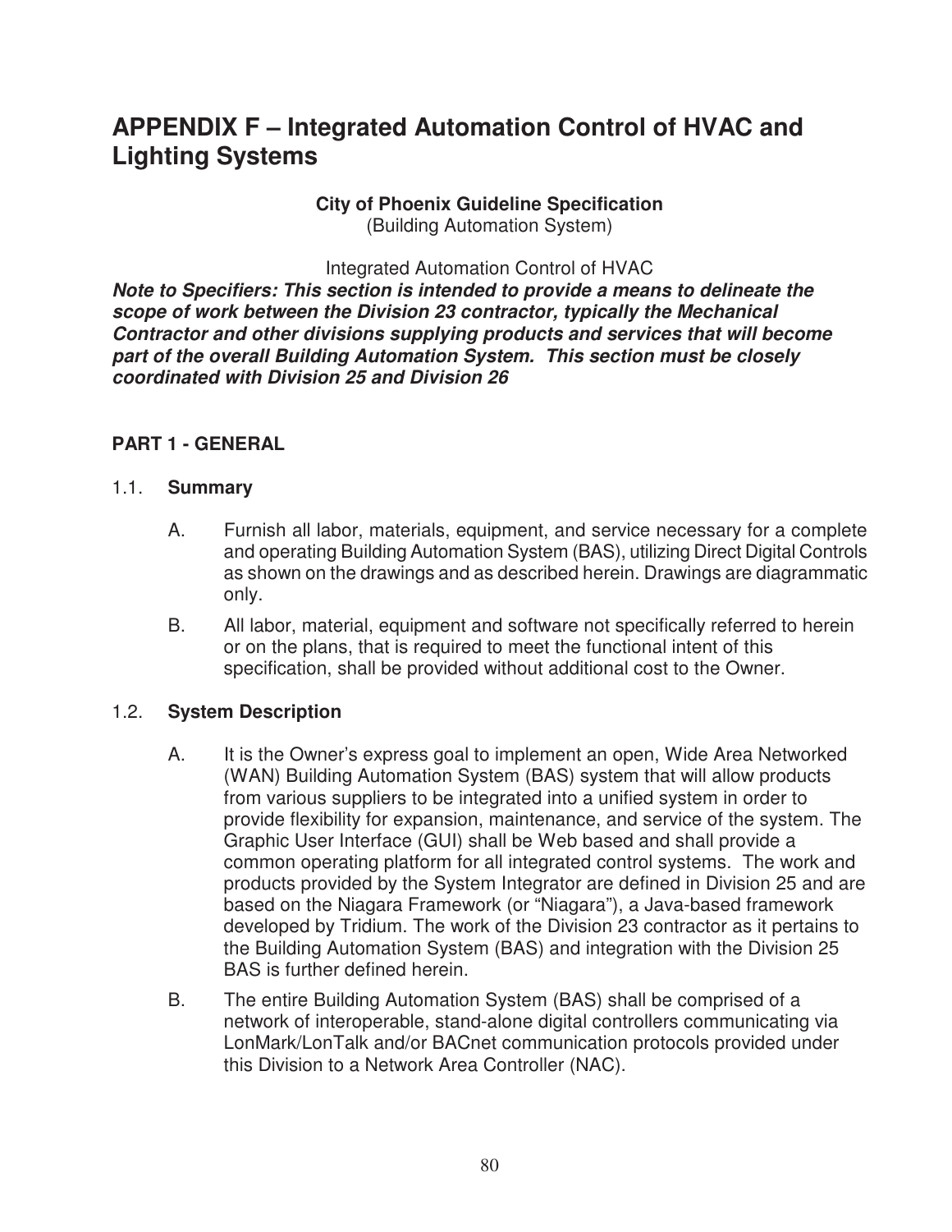# APPENDIX F – Integrated Automation Control of HVAC and Lighting Systems

**City of Phoenix Guideline Specification**
(Building Automation System)

Integrated Automation Control of HVAC

***Note to Specifiers: This section is intended to provide a means to delineate the scope of work between the Division 23 contractor, typically the Mechanical Contractor and other divisions supplying products and services that will become part of the overall Building Automation System. This section must be closely coordinated with Division 25 and Division 26***

## PART 1 - GENERAL

### 1.1. Summary

A. Furnish all labor, materials, equipment, and service necessary for a complete and operating Building Automation System (BAS), utilizing Direct Digital Controls as shown on the drawings and as described herein. Drawings are diagrammatic only.

B. All labor, material, equipment and software not specifically referred to herein or on the plans, that is required to meet the functional intent of this specification, shall be provided without additional cost to the Owner.

### 1.2. System Description

A. It is the Owner's express goal to implement an open, Wide Area Networked (WAN) Building Automation System (BAS) system that will allow products from various suppliers to be integrated into a unified system in order to provide flexibility for expansion, maintenance, and service of the system. The Graphic User Interface (GUI) shall be Web based and shall provide a common operating platform for all integrated control systems. The work and products provided by the System Integrator are defined in Division 25 and are based on the Niagara Framework (or "Niagara"), a Java-based framework developed by Tridium. The work of the Division 23 contractor as it pertains to the Building Automation System (BAS) and integration with the Division 25 BAS is further defined herein.

B. The entire Building Automation System (BAS) shall be comprised of a network of interoperable, stand-alone digital controllers communicating via LonMark/LonTalk and/or BACnet communication protocols provided under this Division to a Network Area Controller (NAC).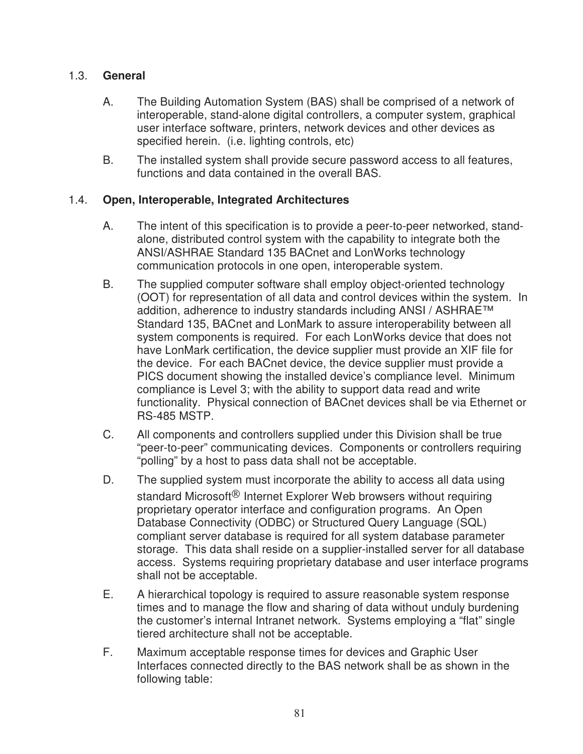## 1.3. General

A. The Building Automation System (BAS) shall be comprised of a network of interoperable, stand-alone digital controllers, a computer system, graphical user interface software, printers, network devices and other devices as specified herein. (i.e. lighting controls, etc)

B. The installed system shall provide secure password access to all features, functions and data contained in the overall BAS.

## 1.4. Open, Interoperable, Integrated Architectures

A. The intent of this specification is to provide a peer-to-peer networked, stand-alone, distributed control system with the capability to integrate both the ANSI/ASHRAE Standard 135 BACnet and LonWorks technology communication protocols in one open, interoperable system.

B. The supplied computer software shall employ object-oriented technology (OOT) for representation of all data and control devices within the system. In addition, adherence to industry standards including ANSI / ASHRAE™ Standard 135, BACnet and LonMark to assure interoperability between all system components is required. For each LonWorks device that does not have LonMark certification, the device supplier must provide an XIF file for the device. For each BACnet device, the device supplier must provide a PICS document showing the installed device's compliance level. Minimum compliance is Level 3; with the ability to support data read and write functionality. Physical connection of BACnet devices shall be via Ethernet or RS-485 MSTP.

C. All components and controllers supplied under this Division shall be true "peer-to-peer" communicating devices. Components or controllers requiring "polling" by a host to pass data shall not be acceptable.

D. The supplied system must incorporate the ability to access all data using standard Microsoft® Internet Explorer Web browsers without requiring proprietary operator interface and configuration programs. An Open Database Connectivity (ODBC) or Structured Query Language (SQL) compliant server database is required for all system database parameter storage. This data shall reside on a supplier-installed server for all database access. Systems requiring proprietary database and user interface programs shall not be acceptable.

E. A hierarchical topology is required to assure reasonable system response times and to manage the flow and sharing of data without unduly burdening the customer's internal Intranet network. Systems employing a "flat" single tiered architecture shall not be acceptable.

F. Maximum acceptable response times for devices and Graphic User Interfaces connected directly to the BAS network shall be as shown in the following table: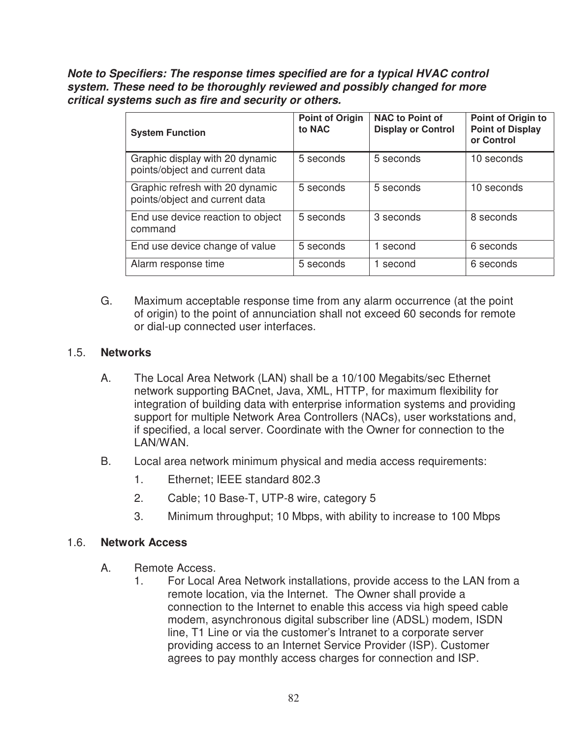***Note to Specifiers: The response times specified are for a typical HVAC control system. These need to be thoroughly reviewed and possibly changed for more critical systems such as fire and security or others.***

| System Function | Point of Origin to NAC | NAC to Point of Display or Control | Point of Origin to Point of Display or Control |
|---|---|---|---|
| Graphic display with 20 dynamic points/object and current data | 5 seconds | 5 seconds | 10 seconds |
| Graphic refresh with 20 dynamic points/object and current data | 5 seconds | 5 seconds | 10 seconds |
| End use device reaction to object command | 5 seconds | 3 seconds | 8 seconds |
| End use device change of value | 5 seconds | 1 second | 6 seconds |
| Alarm response time | 5 seconds | 1 second | 6 seconds |

G. Maximum acceptable response time from any alarm occurrence (at the point of origin) to the point of annunciation shall not exceed 60 seconds for remote or dial-up connected user interfaces.

## 1.5. **Networks**

A. The Local Area Network (LAN) shall be a 10/100 Megabits/sec Ethernet network supporting BACnet, Java, XML, HTTP, for maximum flexibility for integration of building data with enterprise information systems and providing support for multiple Network Area Controllers (NACs), user workstations and, if specified, a local server. Coordinate with the Owner for connection to the LAN/WAN.

B. Local area network minimum physical and media access requirements:

1. Ethernet; IEEE standard 802.3
2. Cable; 10 Base-T, UTP-8 wire, category 5
3. Minimum throughput; 10 Mbps, with ability to increase to 100 Mbps

## 1.6. **Network Access**

A. Remote Access.

1. For Local Area Network installations, provide access to the LAN from a remote location, via the Internet. The Owner shall provide a connection to the Internet to enable this access via high speed cable modem, asynchronous digital subscriber line (ADSL) modem, ISDN line, T1 Line or via the customer's Intranet to a corporate server providing access to an Internet Service Provider (ISP). Customer agrees to pay monthly access charges for connection and ISP.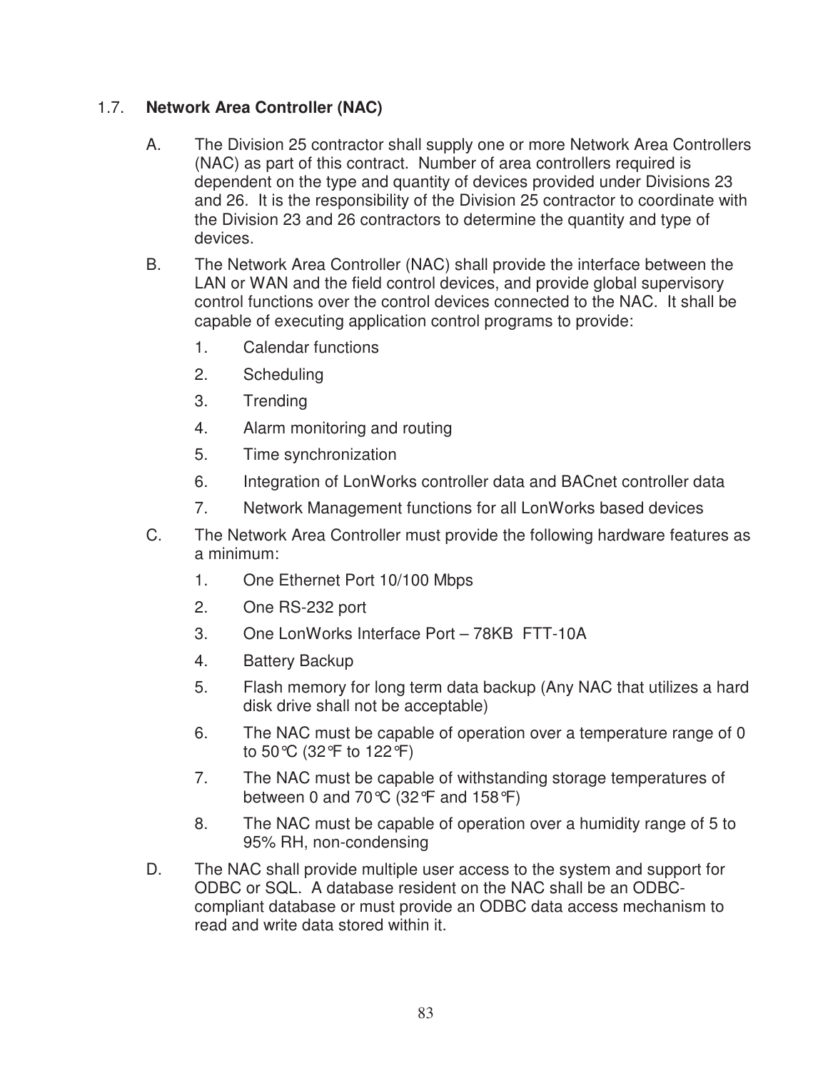## 1.7. **Network Area Controller (NAC)**

A. The Division 25 contractor shall supply one or more Network Area Controllers (NAC) as part of this contract. Number of area controllers required is dependent on the type and quantity of devices provided under Divisions 23 and 26. It is the responsibility of the Division 25 contractor to coordinate with the Division 23 and 26 contractors to determine the quantity and type of devices.

B. The Network Area Controller (NAC) shall provide the interface between the LAN or WAN and the field control devices, and provide global supervisory control functions over the control devices connected to the NAC. It shall be capable of executing application control programs to provide:

1. Calendar functions
2. Scheduling
3. Trending
4. Alarm monitoring and routing
5. Time synchronization
6. Integration of LonWorks controller data and BACnet controller data
7. Network Management functions for all LonWorks based devices

C. The Network Area Controller must provide the following hardware features as a minimum:

1. One Ethernet Port 10/100 Mbps
2. One RS-232 port
3. One LonWorks Interface Port – 78KB FTT-10A
4. Battery Backup
5. Flash memory for long term data backup (Any NAC that utilizes a hard disk drive shall not be acceptable)
6. The NAC must be capable of operation over a temperature range of 0 to 50°C (32°F to 122°F)
7. The NAC must be capable of withstanding storage temperatures of between 0 and 70°C (32°F and 158°F)
8. The NAC must be capable of operation over a humidity range of 5 to 95% RH, non-condensing

D. The NAC shall provide multiple user access to the system and support for ODBC or SQL. A database resident on the NAC shall be an ODBC-compliant database or must provide an ODBC data access mechanism to read and write data stored within it.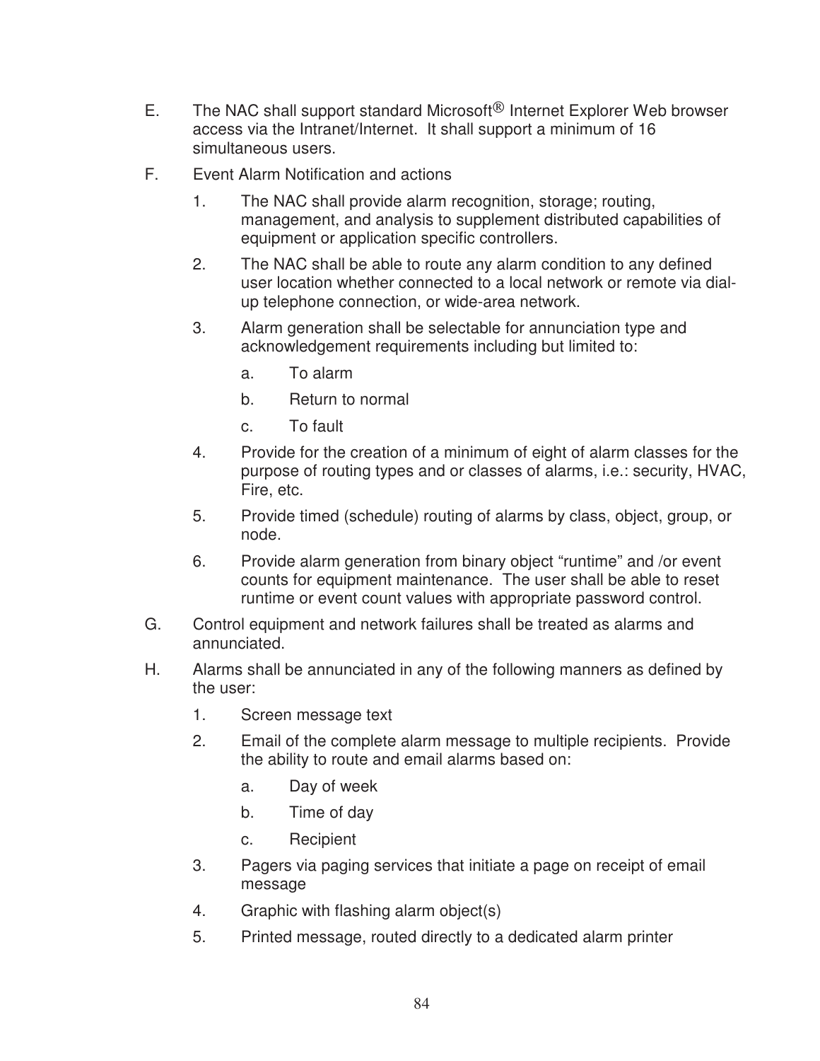E. The NAC shall support standard Microsoft® Internet Explorer Web browser access via the Intranet/Internet. It shall support a minimum of 16 simultaneous users.

F. Event Alarm Notification and actions

   1. The NAC shall provide alarm recognition, storage; routing, management, and analysis to supplement distributed capabilities of equipment or application specific controllers.

   2. The NAC shall be able to route any alarm condition to any defined user location whether connected to a local network or remote via dial-up telephone connection, or wide-area network.

   3. Alarm generation shall be selectable for annunciation type and acknowledgement requirements including but limited to:

      a. To alarm

      b. Return to normal

      c. To fault

   4. Provide for the creation of a minimum of eight of alarm classes for the purpose of routing types and or classes of alarms, i.e.: security, HVAC, Fire, etc.

   5. Provide timed (schedule) routing of alarms by class, object, group, or node.

   6. Provide alarm generation from binary object "runtime" and /or event counts for equipment maintenance. The user shall be able to reset runtime or event count values with appropriate password control.

G. Control equipment and network failures shall be treated as alarms and annunciated.

H. Alarms shall be annunciated in any of the following manners as defined by the user:

   1. Screen message text

   2. Email of the complete alarm message to multiple recipients. Provide the ability to route and email alarms based on:

      a. Day of week

      b. Time of day

      c. Recipient

   3. Pagers via paging services that initiate a page on receipt of email message

   4. Graphic with flashing alarm object(s)

   5. Printed message, routed directly to a dedicated alarm printer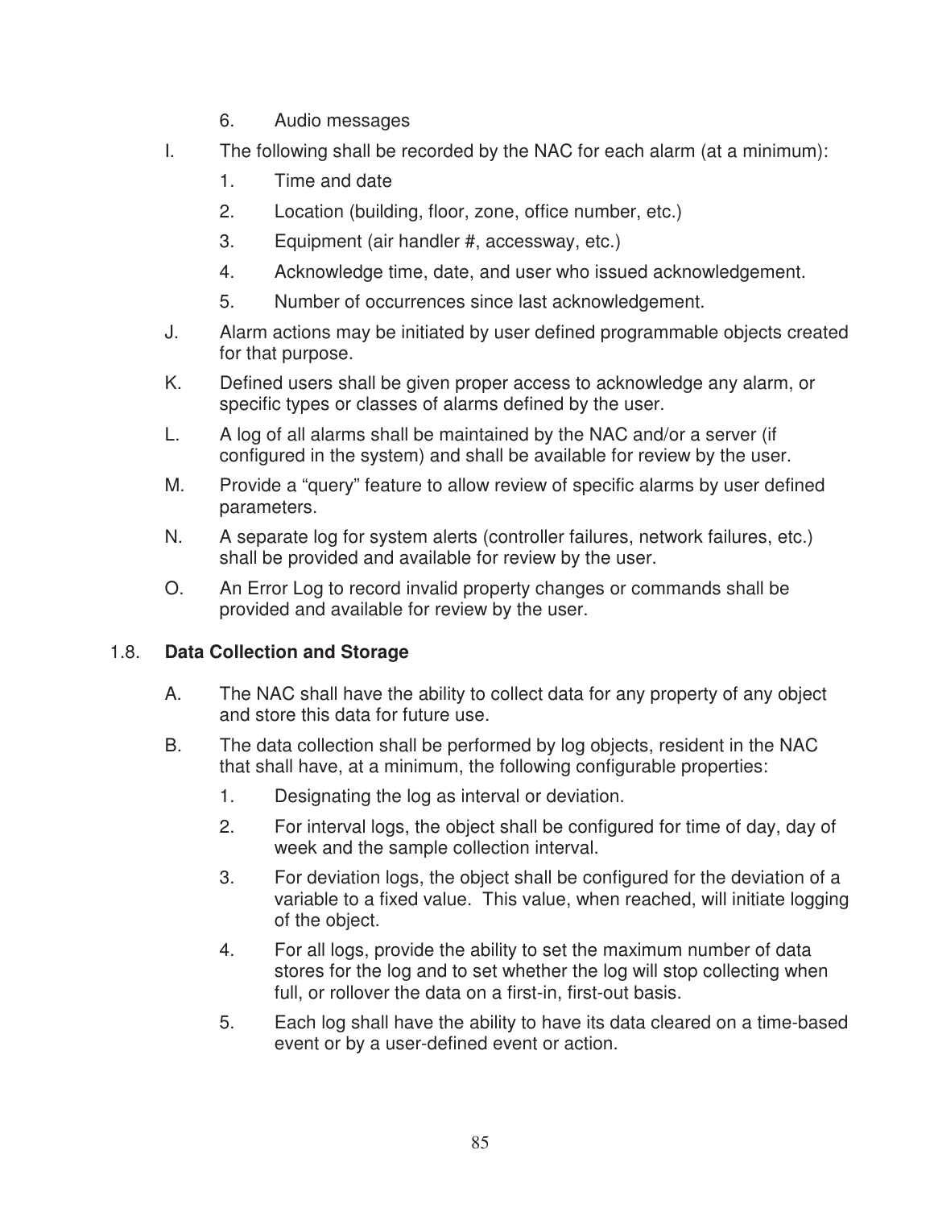6. Audio messages

I. The following shall be recorded by the NAC for each alarm (at a minimum):

   1. Time and date
   2. Location (building, floor, zone, office number, etc.)
   3. Equipment (air handler #, accessway, etc.)
   4. Acknowledge time, date, and user who issued acknowledgement.
   5. Number of occurrences since last acknowledgement.

J. Alarm actions may be initiated by user defined programmable objects created for that purpose.

K. Defined users shall be given proper access to acknowledge any alarm, or specific types or classes of alarms defined by the user.

L. A log of all alarms shall be maintained by the NAC and/or a server (if configured in the system) and shall be available for review by the user.

M. Provide a "query" feature to allow review of specific alarms by user defined parameters.

N. A separate log for system alerts (controller failures, network failures, etc.) shall be provided and available for review by the user.

O. An Error Log to record invalid property changes or commands shall be provided and available for review by the user.

## 1.8. **Data Collection and Storage**

A. The NAC shall have the ability to collect data for any property of any object and store this data for future use.

B. The data collection shall be performed by log objects, resident in the NAC that shall have, at a minimum, the following configurable properties:

   1. Designating the log as interval or deviation.
   2. For interval logs, the object shall be configured for time of day, day of week and the sample collection interval.
   3. For deviation logs, the object shall be configured for the deviation of a variable to a fixed value. This value, when reached, will initiate logging of the object.
   4. For all logs, provide the ability to set the maximum number of data stores for the log and to set whether the log will stop collecting when full, or rollover the data on a first-in, first-out basis.
   5. Each log shall have the ability to have its data cleared on a time-based event or by a user-defined event or action.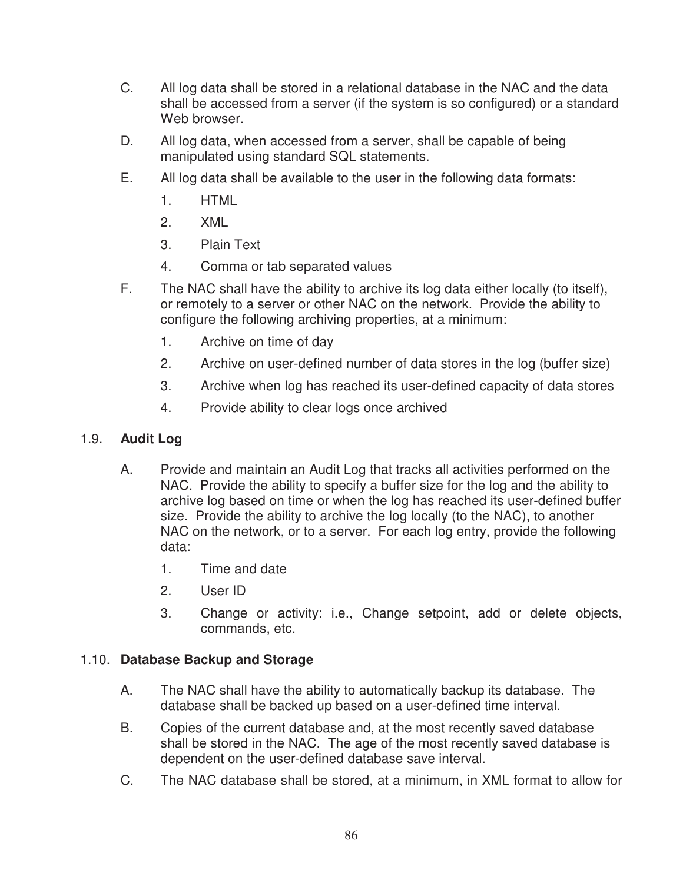C. All log data shall be stored in a relational database in the NAC and the data shall be accessed from a server (if the system is so configured) or a standard Web browser.

D. All log data, when accessed from a server, shall be capable of being manipulated using standard SQL statements.

E. All log data shall be available to the user in the following data formats:

1. HTML
2. XML
3. Plain Text
4. Comma or tab separated values

F. The NAC shall have the ability to archive its log data either locally (to itself), or remotely to a server or other NAC on the network. Provide the ability to configure the following archiving properties, at a minimum:

1. Archive on time of day
2. Archive on user-defined number of data stores in the log (buffer size)
3. Archive when log has reached its user-defined capacity of data stores
4. Provide ability to clear logs once archived

### 1.9. Audit Log

A. Provide and maintain an Audit Log that tracks all activities performed on the NAC. Provide the ability to specify a buffer size for the log and the ability to archive log based on time or when the log has reached its user-defined buffer size. Provide the ability to archive the log locally (to the NAC), to another NAC on the network, or to a server. For each log entry, provide the following data:

1. Time and date
2. User ID
3. Change or activity: i.e., Change setpoint, add or delete objects, commands, etc.

### 1.10. Database Backup and Storage

A. The NAC shall have the ability to automatically backup its database. The database shall be backed up based on a user-defined time interval.

B. Copies of the current database and, at the most recently saved database shall be stored in the NAC. The age of the most recently saved database is dependent on the user-defined database save interval.

C. The NAC database shall be stored, at a minimum, in XML format to allow for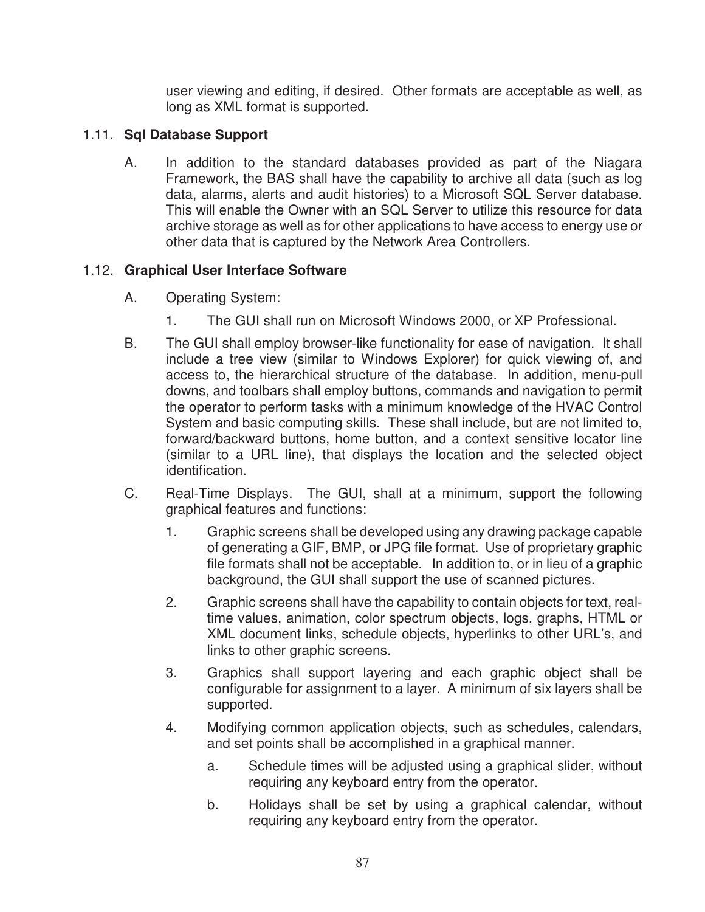user viewing and editing, if desired. Other formats are acceptable as well, as long as XML format is supported.

### 1.11. Sql Database Support

A. In addition to the standard databases provided as part of the Niagara Framework, the BAS shall have the capability to archive all data (such as log data, alarms, alerts and audit histories) to a Microsoft SQL Server database. This will enable the Owner with an SQL Server to utilize this resource for data archive storage as well as for other applications to have access to energy use or other data that is captured by the Network Area Controllers.

### 1.12. Graphical User Interface Software

A. Operating System:

1. The GUI shall run on Microsoft Windows 2000, or XP Professional.

B. The GUI shall employ browser-like functionality for ease of navigation. It shall include a tree view (similar to Windows Explorer) for quick viewing of, and access to, the hierarchical structure of the database. In addition, menu-pull downs, and toolbars shall employ buttons, commands and navigation to permit the operator to perform tasks with a minimum knowledge of the HVAC Control System and basic computing skills. These shall include, but are not limited to, forward/backward buttons, home button, and a context sensitive locator line (similar to a URL line), that displays the location and the selected object identification.

C. Real-Time Displays. The GUI, shall at a minimum, support the following graphical features and functions:

1. Graphic screens shall be developed using any drawing package capable of generating a GIF, BMP, or JPG file format. Use of proprietary graphic file formats shall not be acceptable. In addition to, or in lieu of a graphic background, the GUI shall support the use of scanned pictures.
2. Graphic screens shall have the capability to contain objects for text, real-time values, animation, color spectrum objects, logs, graphs, HTML or XML document links, schedule objects, hyperlinks to other URL's, and links to other graphic screens.
3. Graphics shall support layering and each graphic object shall be configurable for assignment to a layer. A minimum of six layers shall be supported.
4. Modifying common application objects, such as schedules, calendars, and set points shall be accomplished in a graphical manner.
   a. Schedule times will be adjusted using a graphical slider, without requiring any keyboard entry from the operator.
   b. Holidays shall be set by using a graphical calendar, without requiring any keyboard entry from the operator.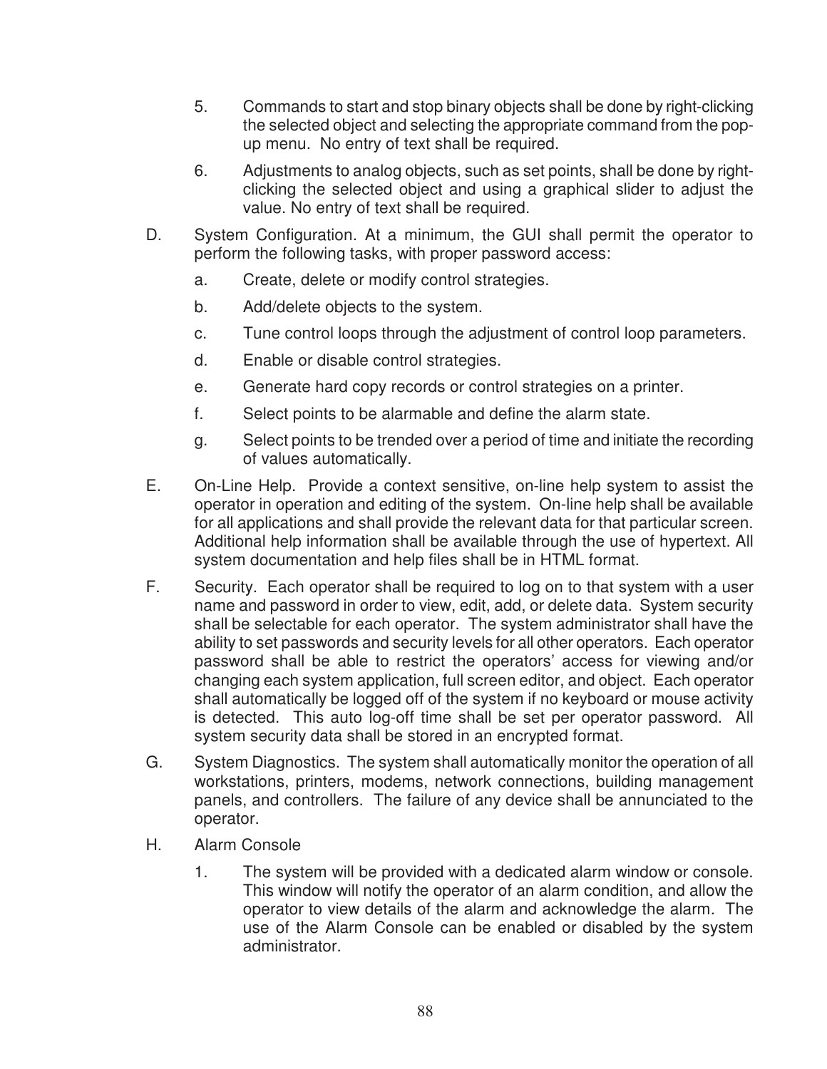5. Commands to start and stop binary objects shall be done by right-clicking the selected object and selecting the appropriate command from the pop-up menu. No entry of text shall be required.

6. Adjustments to analog objects, such as set points, shall be done by right-clicking the selected object and using a graphical slider to adjust the value. No entry of text shall be required.

D. System Configuration. At a minimum, the GUI shall permit the operator to perform the following tasks, with proper password access:

   a. Create, delete or modify control strategies.

   b. Add/delete objects to the system.

   c. Tune control loops through the adjustment of control loop parameters.

   d. Enable or disable control strategies.

   e. Generate hard copy records or control strategies on a printer.

   f. Select points to be alarmable and define the alarm state.

   g. Select points to be trended over a period of time and initiate the recording of values automatically.

E. On-Line Help. Provide a context sensitive, on-line help system to assist the operator in operation and editing of the system. On-line help shall be available for all applications and shall provide the relevant data for that particular screen. Additional help information shall be available through the use of hypertext. All system documentation and help files shall be in HTML format.

F. Security. Each operator shall be required to log on to that system with a user name and password in order to view, edit, add, or delete data. System security shall be selectable for each operator. The system administrator shall have the ability to set passwords and security levels for all other operators. Each operator password shall be able to restrict the operators' access for viewing and/or changing each system application, full screen editor, and object. Each operator shall automatically be logged off of the system if no keyboard or mouse activity is detected. This auto log-off time shall be set per operator password. All system security data shall be stored in an encrypted format.

G. System Diagnostics. The system shall automatically monitor the operation of all workstations, printers, modems, network connections, building management panels, and controllers. The failure of any device shall be annunciated to the operator.

H. Alarm Console

   1. The system will be provided with a dedicated alarm window or console. This window will notify the operator of an alarm condition, and allow the operator to view details of the alarm and acknowledge the alarm. The use of the Alarm Console can be enabled or disabled by the system administrator.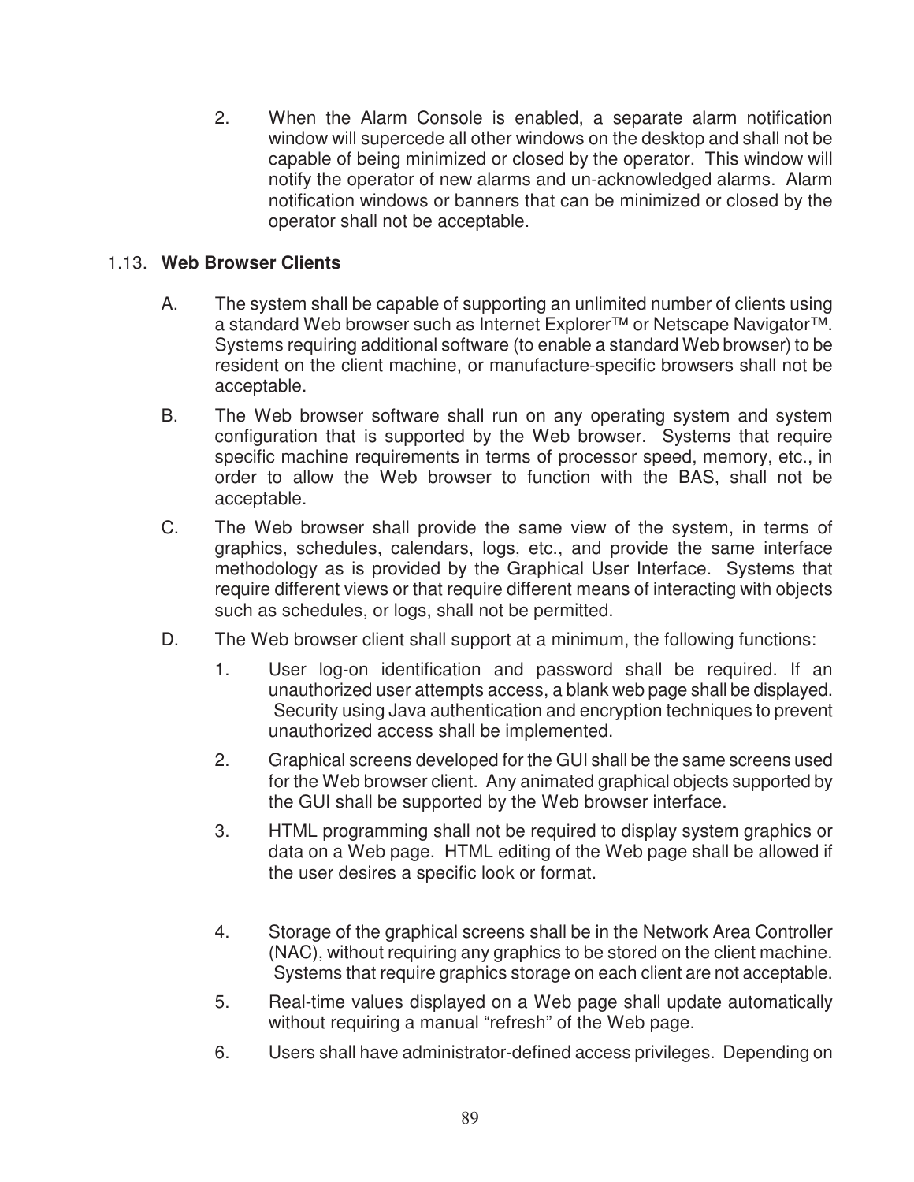2. When the Alarm Console is enabled, a separate alarm notification window will supercede all other windows on the desktop and shall not be capable of being minimized or closed by the operator. This window will notify the operator of new alarms and un-acknowledged alarms. Alarm notification windows or banners that can be minimized or closed by the operator shall not be acceptable.

### 1.13. **Web Browser Clients**

A. The system shall be capable of supporting an unlimited number of clients using a standard Web browser such as Internet Explorer™ or Netscape Navigator™. Systems requiring additional software (to enable a standard Web browser) to be resident on the client machine, or manufacture-specific browsers shall not be acceptable.

B. The Web browser software shall run on any operating system and system configuration that is supported by the Web browser. Systems that require specific machine requirements in terms of processor speed, memory, etc., in order to allow the Web browser to function with the BAS, shall not be acceptable.

C. The Web browser shall provide the same view of the system, in terms of graphics, schedules, calendars, logs, etc., and provide the same interface methodology as is provided by the Graphical User Interface. Systems that require different views or that require different means of interacting with objects such as schedules, or logs, shall not be permitted.

D. The Web browser client shall support at a minimum, the following functions:

1. User log-on identification and password shall be required. If an unauthorized user attempts access, a blank web page shall be displayed. Security using Java authentication and encryption techniques to prevent unauthorized access shall be implemented.

2. Graphical screens developed for the GUI shall be the same screens used for the Web browser client. Any animated graphical objects supported by the GUI shall be supported by the Web browser interface.

3. HTML programming shall not be required to display system graphics or data on a Web page. HTML editing of the Web page shall be allowed if the user desires a specific look or format.

4. Storage of the graphical screens shall be in the Network Area Controller (NAC), without requiring any graphics to be stored on the client machine. Systems that require graphics storage on each client are not acceptable.

5. Real-time values displayed on a Web page shall update automatically without requiring a manual "refresh" of the Web page.

6. Users shall have administrator-defined access privileges. Depending on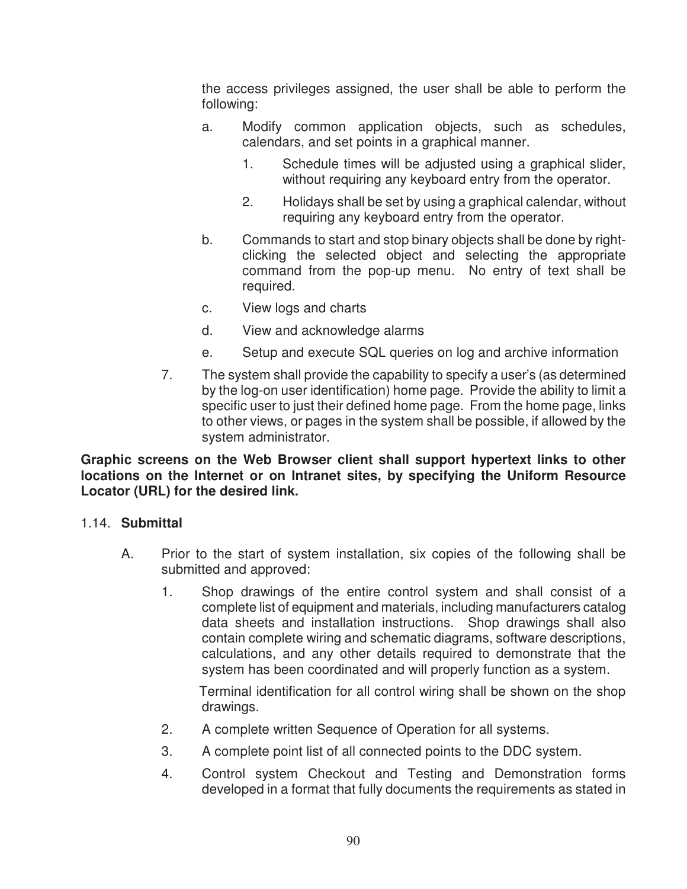the access privileges assigned, the user shall be able to perform the following:

a. Modify common application objects, such as schedules, calendars, and set points in a graphical manner.

   1. Schedule times will be adjusted using a graphical slider, without requiring any keyboard entry from the operator.

   2. Holidays shall be set by using a graphical calendar, without requiring any keyboard entry from the operator.

b. Commands to start and stop binary objects shall be done by right-clicking the selected object and selecting the appropriate command from the pop-up menu. No entry of text shall be required.

c. View logs and charts

d. View and acknowledge alarms

e. Setup and execute SQL queries on log and archive information

7. The system shall provide the capability to specify a user's (as determined by the log-on user identification) home page. Provide the ability to limit a specific user to just their defined home page. From the home page, links to other views, or pages in the system shall be possible, if allowed by the system administrator.

**Graphic screens on the Web Browser client shall support hypertext links to other locations on the Internet or on Intranet sites, by specifying the Uniform Resource Locator (URL) for the desired link.**

## 1.14. **Submittal**

A. Prior to the start of system installation, six copies of the following shall be submitted and approved:

1. Shop drawings of the entire control system and shall consist of a complete list of equipment and materials, including manufacturers catalog data sheets and installation instructions. Shop drawings shall also contain complete wiring and schematic diagrams, software descriptions, calculations, and any other details required to demonstrate that the system has been coordinated and will properly function as a system.

   Terminal identification for all control wiring shall be shown on the shop drawings.

2. A complete written Sequence of Operation for all systems.

3. A complete point list of all connected points to the DDC system.

4. Control system Checkout and Testing and Demonstration forms developed in a format that fully documents the requirements as stated in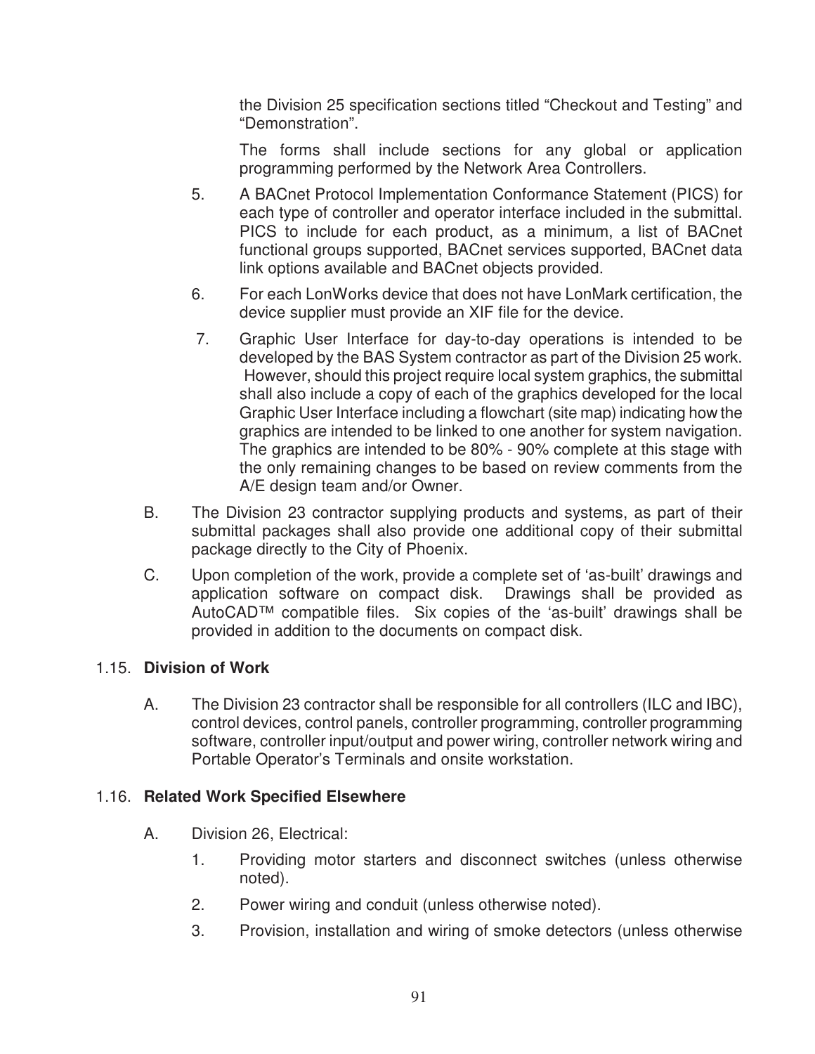the Division 25 specification sections titled “Checkout and Testing” and “Demonstration”.

The forms shall include sections for any global or application programming performed by the Network Area Controllers.

5. A BACnet Protocol Implementation Conformance Statement (PICS) for each type of controller and operator interface included in the submittal. PICS to include for each product, as a minimum, a list of BACnet functional groups supported, BACnet services supported, BACnet data link options available and BACnet objects provided.

6. For each LonWorks device that does not have LonMark certification, the device supplier must provide an XIF file for the device.

7. Graphic User Interface for day-to-day operations is intended to be developed by the BAS System contractor as part of the Division 25 work. However, should this project require local system graphics, the submittal shall also include a copy of each of the graphics developed for the local Graphic User Interface including a flowchart (site map) indicating how the graphics are intended to be linked to one another for system navigation. The graphics are intended to be 80% - 90% complete at this stage with the only remaining changes to be based on review comments from the A/E design team and/or Owner.

B. The Division 23 contractor supplying products and systems, as part of their submittal packages shall also provide one additional copy of their submittal package directly to the City of Phoenix.

C. Upon completion of the work, provide a complete set of ‘as-built’ drawings and application software on compact disk. Drawings shall be provided as AutoCAD™ compatible files. Six copies of the ‘as-built’ drawings shall be provided in addition to the documents on compact disk.

## 1.15. Division of Work

A. The Division 23 contractor shall be responsible for all controllers (ILC and IBC), control devices, control panels, controller programming, controller programming software, controller input/output and power wiring, controller network wiring and Portable Operator’s Terminals and onsite workstation.

## 1.16. Related Work Specified Elsewhere

A. Division 26, Electrical:

1. Providing motor starters and disconnect switches (unless otherwise noted).

2. Power wiring and conduit (unless otherwise noted).

3. Provision, installation and wiring of smoke detectors (unless otherwise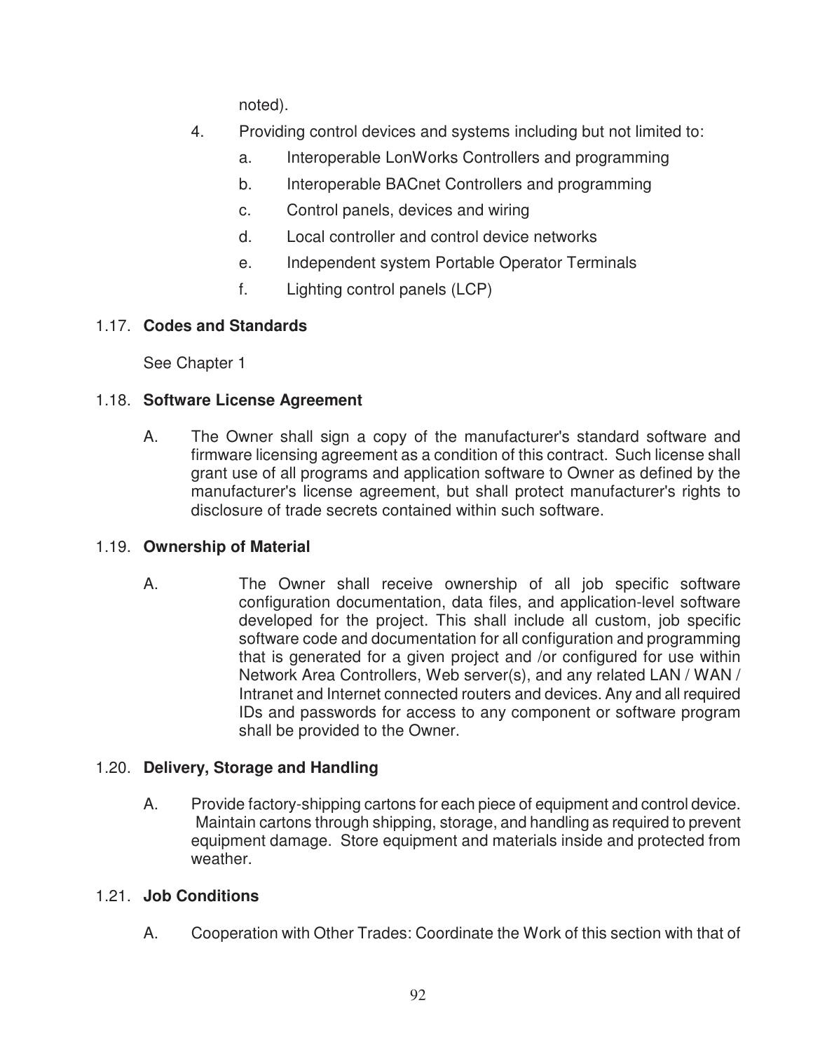noted).

4. Providing control devices and systems including but not limited to:
   a. Interoperable LonWorks Controllers and programming
   b. Interoperable BACnet Controllers and programming
   c. Control panels, devices and wiring
   d. Local controller and control device networks
   e. Independent system Portable Operator Terminals
   f. Lighting control panels (LCP)

## 1.17. **Codes and Standards**

See Chapter 1

## 1.18. **Software License Agreement**

A. The Owner shall sign a copy of the manufacturer's standard software and firmware licensing agreement as a condition of this contract. Such license shall grant use of all programs and application software to Owner as defined by the manufacturer's license agreement, but shall protect manufacturer's rights to disclosure of trade secrets contained within such software.

## 1.19. **Ownership of Material**

A. The Owner shall receive ownership of all job specific software configuration documentation, data files, and application-level software developed for the project. This shall include all custom, job specific software code and documentation for all configuration and programming that is generated for a given project and /or configured for use within Network Area Controllers, Web server(s), and any related LAN / WAN / Intranet and Internet connected routers and devices. Any and all required IDs and passwords for access to any component or software program shall be provided to the Owner.

## 1.20. **Delivery, Storage and Handling**

A. Provide factory-shipping cartons for each piece of equipment and control device. Maintain cartons through shipping, storage, and handling as required to prevent equipment damage. Store equipment and materials inside and protected from weather.

## 1.21. **Job Conditions**

A. Cooperation with Other Trades: Coordinate the Work of this section with that of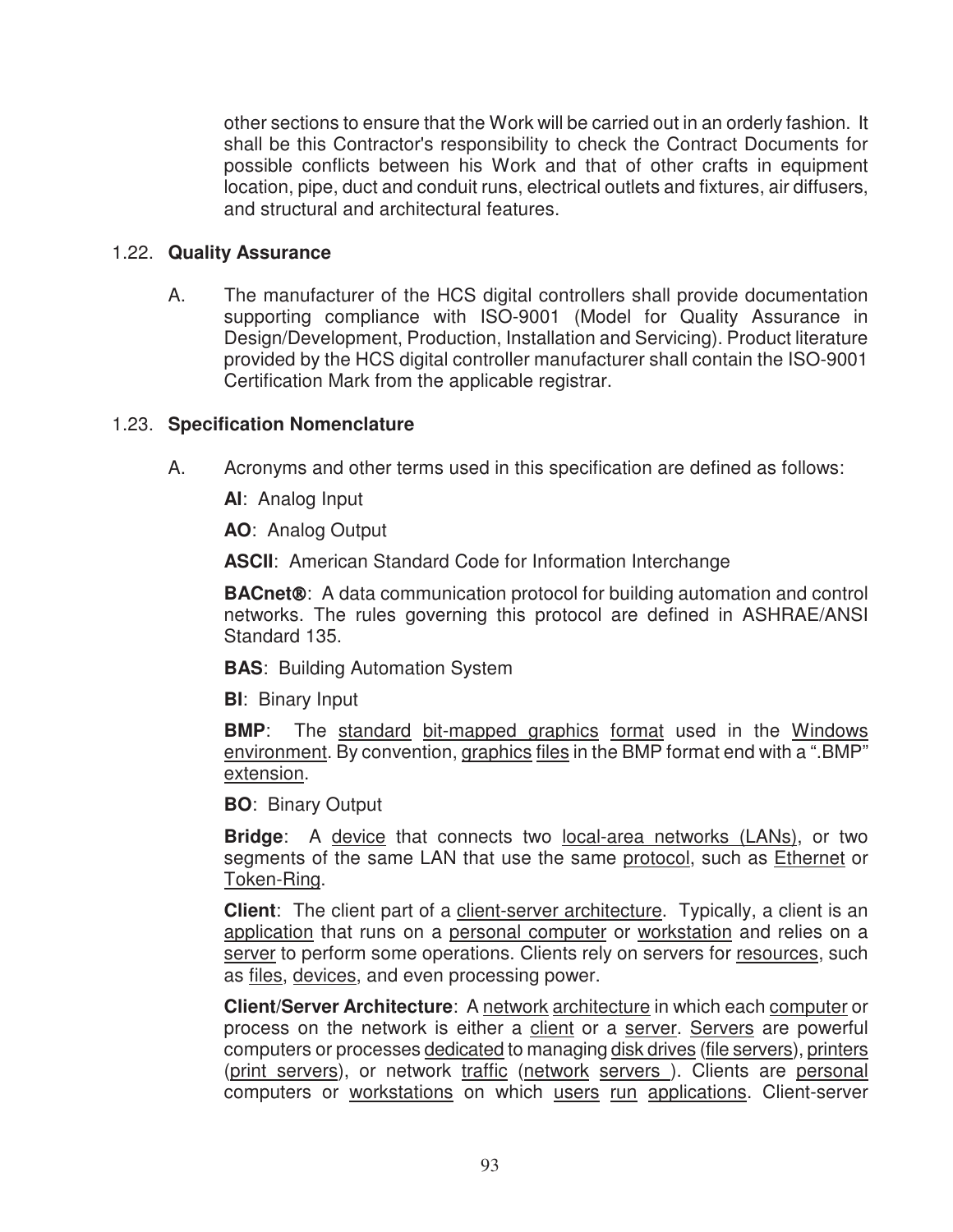other sections to ensure that the Work will be carried out in an orderly fashion. It shall be this Contractor's responsibility to check the Contract Documents for possible conflicts between his Work and that of other crafts in equipment location, pipe, duct and conduit runs, electrical outlets and fixtures, air diffusers, and structural and architectural features.

## 1.22. Quality Assurance

A. The manufacturer of the HCS digital controllers shall provide documentation supporting compliance with ISO-9001 (Model for Quality Assurance in Design/Development, Production, Installation and Servicing). Product literature provided by the HCS digital controller manufacturer shall contain the ISO-9001 Certification Mark from the applicable registrar.

## 1.23. Specification Nomenclature

A. Acronyms and other terms used in this specification are defined as follows:

**AI**: Analog Input

**AO**: Analog Output

**ASCII**: American Standard Code for Information Interchange

**BACnet®**: A data communication protocol for building automation and control networks. The rules governing this protocol are defined in ASHRAE/ANSI Standard 135.

**BAS**: Building Automation System

**BI**: Binary Input

**BMP**: The standard bit-mapped graphics format used in the Windows environment. By convention, graphics files in the BMP format end with a ".BMP" extension.

**BO**: Binary Output

**Bridge**: A device that connects two local-area networks (LANs), or two segments of the same LAN that use the same protocol, such as Ethernet or Token-Ring.

**Client**: The client part of a client-server architecture. Typically, a client is an application that runs on a personal computer or workstation and relies on a server to perform some operations. Clients rely on servers for resources, such as files, devices, and even processing power.

**Client/Server Architecture**: A network architecture in which each computer or process on the network is either a client or a server. Servers are powerful computers or processes dedicated to managing disk drives (file servers), printers (print servers), or network traffic (network servers ). Clients are personal computers or workstations on which users run applications. Client-server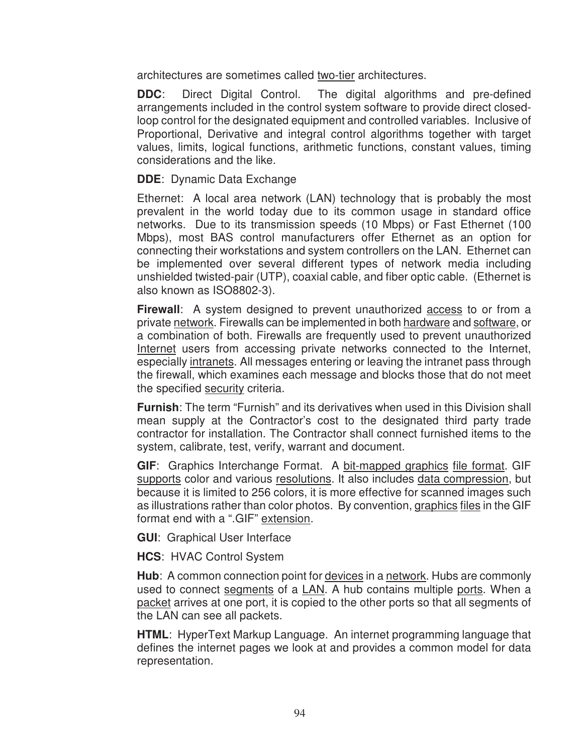architectures are sometimes called two-tier architectures.

**DDC**: Direct Digital Control. The digital algorithms and pre-defined arrangements included in the control system software to provide direct closed-loop control for the designated equipment and controlled variables. Inclusive of Proportional, Derivative and integral control algorithms together with target values, limits, logical functions, arithmetic functions, constant values, timing considerations and the like.

**DDE**: Dynamic Data Exchange

Ethernet: A local area network (LAN) technology that is probably the most prevalent in the world today due to its common usage in standard office networks. Due to its transmission speeds (10 Mbps) or Fast Ethernet (100 Mbps), most BAS control manufacturers offer Ethernet as an option for connecting their workstations and system controllers on the LAN. Ethernet can be implemented over several different types of network media including unshielded twisted-pair (UTP), coaxial cable, and fiber optic cable. (Ethernet is also known as ISO8802-3).

**Firewall**: A system designed to prevent unauthorized access to or from a private network. Firewalls can be implemented in both hardware and software, or a combination of both. Firewalls are frequently used to prevent unauthorized Internet users from accessing private networks connected to the Internet, especially intranets. All messages entering or leaving the intranet pass through the firewall, which examines each message and blocks those that do not meet the specified security criteria.

**Furnish**: The term "Furnish" and its derivatives when used in this Division shall mean supply at the Contractor's cost to the designated third party trade contractor for installation. The Contractor shall connect furnished items to the system, calibrate, test, verify, warrant and document.

**GIF**: Graphics Interchange Format. A bit-mapped graphics file format. GIF supports color and various resolutions. It also includes data compression, but because it is limited to 256 colors, it is more effective for scanned images such as illustrations rather than color photos. By convention, graphics files in the GIF format end with a ".GIF" extension.

**GUI**: Graphical User Interface

**HCS**: HVAC Control System

**Hub**: A common connection point for devices in a network. Hubs are commonly used to connect segments of a LAN. A hub contains multiple ports. When a packet arrives at one port, it is copied to the other ports so that all segments of the LAN can see all packets.

**HTML**: HyperText Markup Language. An internet programming language that defines the internet pages we look at and provides a common model for data representation.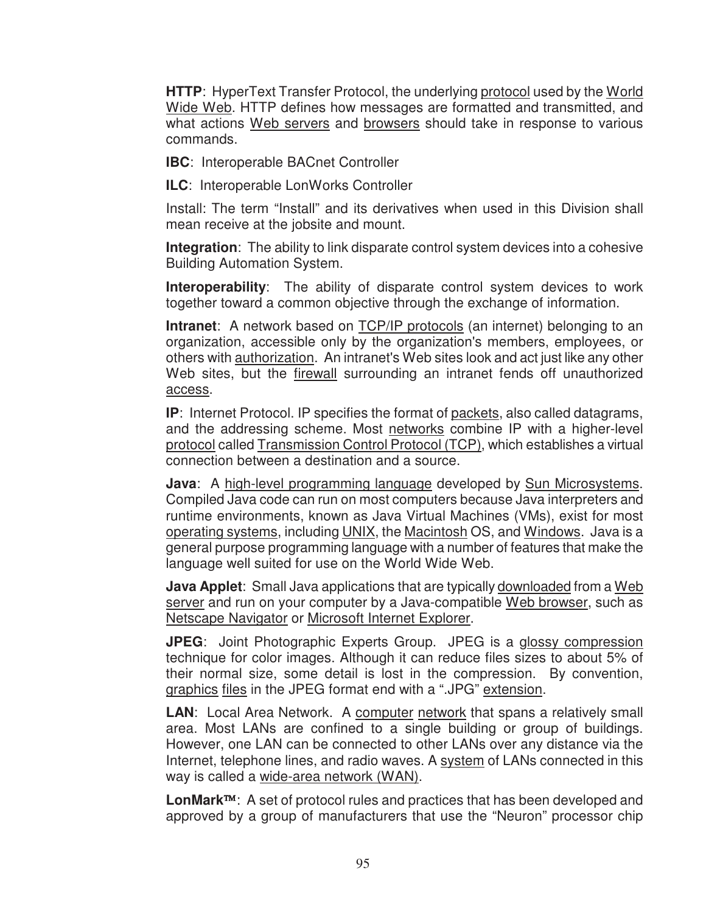**HTTP**: HyperText Transfer Protocol, the underlying protocol used by the World Wide Web. HTTP defines how messages are formatted and transmitted, and what actions Web servers and browsers should take in response to various commands.

**IBC**: Interoperable BACnet Controller

**ILC**: Interoperable LonWorks Controller

Install: The term “Install” and its derivatives when used in this Division shall mean receive at the jobsite and mount.

**Integration**: The ability to link disparate control system devices into a cohesive Building Automation System.

**Interoperability**: The ability of disparate control system devices to work together toward a common objective through the exchange of information.

**Intranet**: A network based on TCP/IP protocols (an internet) belonging to an organization, accessible only by the organization's members, employees, or others with authorization. An intranet's Web sites look and act just like any other Web sites, but the firewall surrounding an intranet fends off unauthorized access.

**IP**: Internet Protocol. IP specifies the format of packets, also called datagrams, and the addressing scheme. Most networks combine IP with a higher-level protocol called Transmission Control Protocol (TCP), which establishes a virtual connection between a destination and a source.

**Java**: A high-level programming language developed by Sun Microsystems. Compiled Java code can run on most computers because Java interpreters and runtime environments, known as Java Virtual Machines (VMs), exist for most operating systems, including UNIX, the Macintosh OS, and Windows. Java is a general purpose programming language with a number of features that make the language well suited for use on the World Wide Web.

**Java Applet**: Small Java applications that are typically downloaded from a Web server and run on your computer by a Java-compatible Web browser, such as Netscape Navigator or Microsoft Internet Explorer.

**JPEG**: Joint Photographic Experts Group. JPEG is a glossy compression technique for color images. Although it can reduce files sizes to about 5% of their normal size, some detail is lost in the compression. By convention, graphics files in the JPEG format end with a “.JPG” extension.

**LAN**: Local Area Network. A computer network that spans a relatively small area. Most LANs are confined to a single building or group of buildings. However, one LAN can be connected to other LANs over any distance via the Internet, telephone lines, and radio waves. A system of LANs connected in this way is called a wide-area network (WAN).

**LonMark™**: A set of protocol rules and practices that has been developed and approved by a group of manufacturers that use the “Neuron” processor chip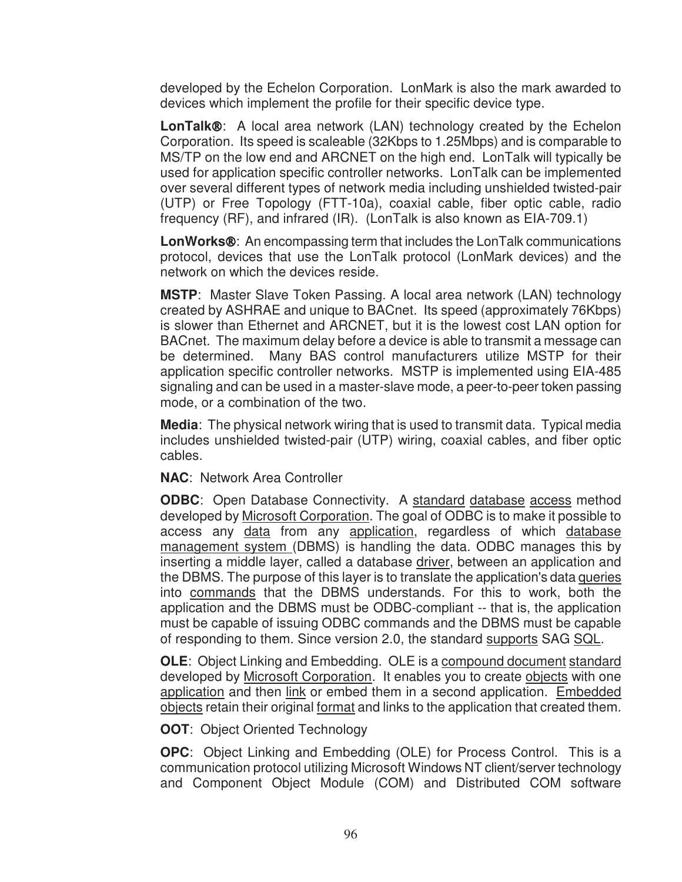developed by the Echelon Corporation. LonMark is also the mark awarded to devices which implement the profile for their specific device type.

**LonTalk®**: A local area network (LAN) technology created by the Echelon Corporation. Its speed is scaleable (32Kbps to 1.25Mbps) and is comparable to MS/TP on the low end and ARCNET on the high end. LonTalk will typically be used for application specific controller networks. LonTalk can be implemented over several different types of network media including unshielded twisted-pair (UTP) or Free Topology (FTT-10a), coaxial cable, fiber optic cable, radio frequency (RF), and infrared (IR). (LonTalk is also known as EIA-709.1)

**LonWorks®**: An encompassing term that includes the LonTalk communications protocol, devices that use the LonTalk protocol (LonMark devices) and the network on which the devices reside.

**MSTP**: Master Slave Token Passing. A local area network (LAN) technology created by ASHRAE and unique to BACnet. Its speed (approximately 76Kbps) is slower than Ethernet and ARCNET, but it is the lowest cost LAN option for BACnet. The maximum delay before a device is able to transmit a message can be determined. Many BAS control manufacturers utilize MSTP for their application specific controller networks. MSTP is implemented using EIA-485 signaling and can be used in a master-slave mode, a peer-to-peer token passing mode, or a combination of the two.

**Media**: The physical network wiring that is used to transmit data. Typical media includes unshielded twisted-pair (UTP) wiring, coaxial cables, and fiber optic cables.

**NAC**: Network Area Controller

**ODBC**: Open Database Connectivity. A standard database access method developed by Microsoft Corporation. The goal of ODBC is to make it possible to access any data from any application, regardless of which database management system (DBMS) is handling the data. ODBC manages this by inserting a middle layer, called a database driver, between an application and the DBMS. The purpose of this layer is to translate the application's data queries into commands that the DBMS understands. For this to work, both the application and the DBMS must be ODBC-compliant -- that is, the application must be capable of issuing ODBC commands and the DBMS must be capable of responding to them. Since version 2.0, the standard supports SAG SQL.

**OLE**: Object Linking and Embedding. OLE is a compound document standard developed by Microsoft Corporation. It enables you to create objects with one application and then link or embed them in a second application. Embedded objects retain their original format and links to the application that created them.

**OOT**: Object Oriented Technology

**OPC**: Object Linking and Embedding (OLE) for Process Control. This is a communication protocol utilizing Microsoft Windows NT client/server technology and Component Object Module (COM) and Distributed COM software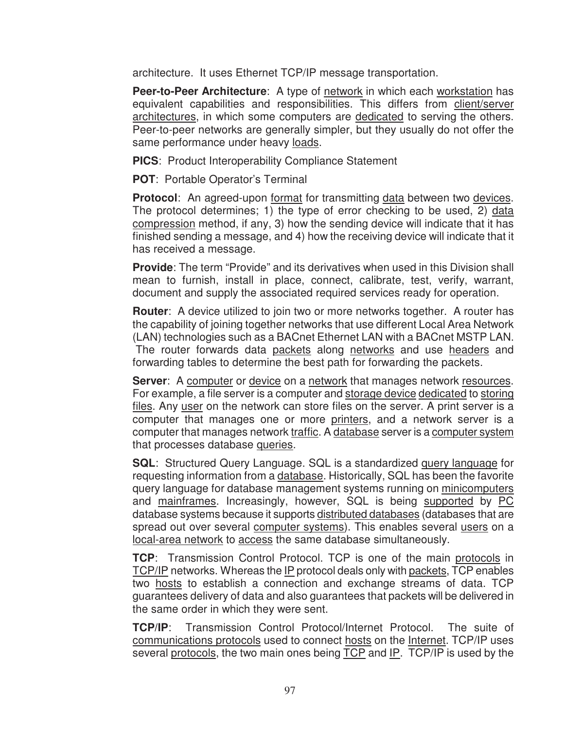architecture. It uses Ethernet TCP/IP message transportation.

**Peer-to-Peer Architecture**: A type of network in which each workstation has equivalent capabilities and responsibilities. This differs from client/server architectures, in which some computers are dedicated to serving the others. Peer-to-peer networks are generally simpler, but they usually do not offer the same performance under heavy loads.

**PICS**: Product Interoperability Compliance Statement

**POT**: Portable Operator's Terminal

**Protocol**: An agreed-upon format for transmitting data between two devices. The protocol determines; 1) the type of error checking to be used, 2) data compression method, if any, 3) how the sending device will indicate that it has finished sending a message, and 4) how the receiving device will indicate that it has received a message.

**Provide**: The term "Provide" and its derivatives when used in this Division shall mean to furnish, install in place, connect, calibrate, test, verify, warrant, document and supply the associated required services ready for operation.

**Router**: A device utilized to join two or more networks together. A router has the capability of joining together networks that use different Local Area Network (LAN) technologies such as a BACnet Ethernet LAN with a BACnet MSTP LAN. The router forwards data packets along networks and use headers and forwarding tables to determine the best path for forwarding the packets.

**Server**: A computer or device on a network that manages network resources. For example, a file server is a computer and storage device dedicated to storing files. Any user on the network can store files on the server. A print server is a computer that manages one or more printers, and a network server is a computer that manages network traffic. A database server is a computer system that processes database queries.

**SQL**: Structured Query Language. SQL is a standardized query language for requesting information from a database. Historically, SQL has been the favorite query language for database management systems running on minicomputers and mainframes. Increasingly, however, SQL is being supported by PC database systems because it supports distributed databases (databases that are spread out over several computer systems). This enables several users on a local-area network to access the same database simultaneously.

**TCP**: Transmission Control Protocol. TCP is one of the main protocols in TCP/IP networks. Whereas the IP protocol deals only with packets, TCP enables two hosts to establish a connection and exchange streams of data. TCP guarantees delivery of data and also guarantees that packets will be delivered in the same order in which they were sent.

**TCP/IP**: Transmission Control Protocol/Internet Protocol. The suite of communications protocols used to connect hosts on the Internet. TCP/IP uses several protocols, the two main ones being TCP and IP. TCP/IP is used by the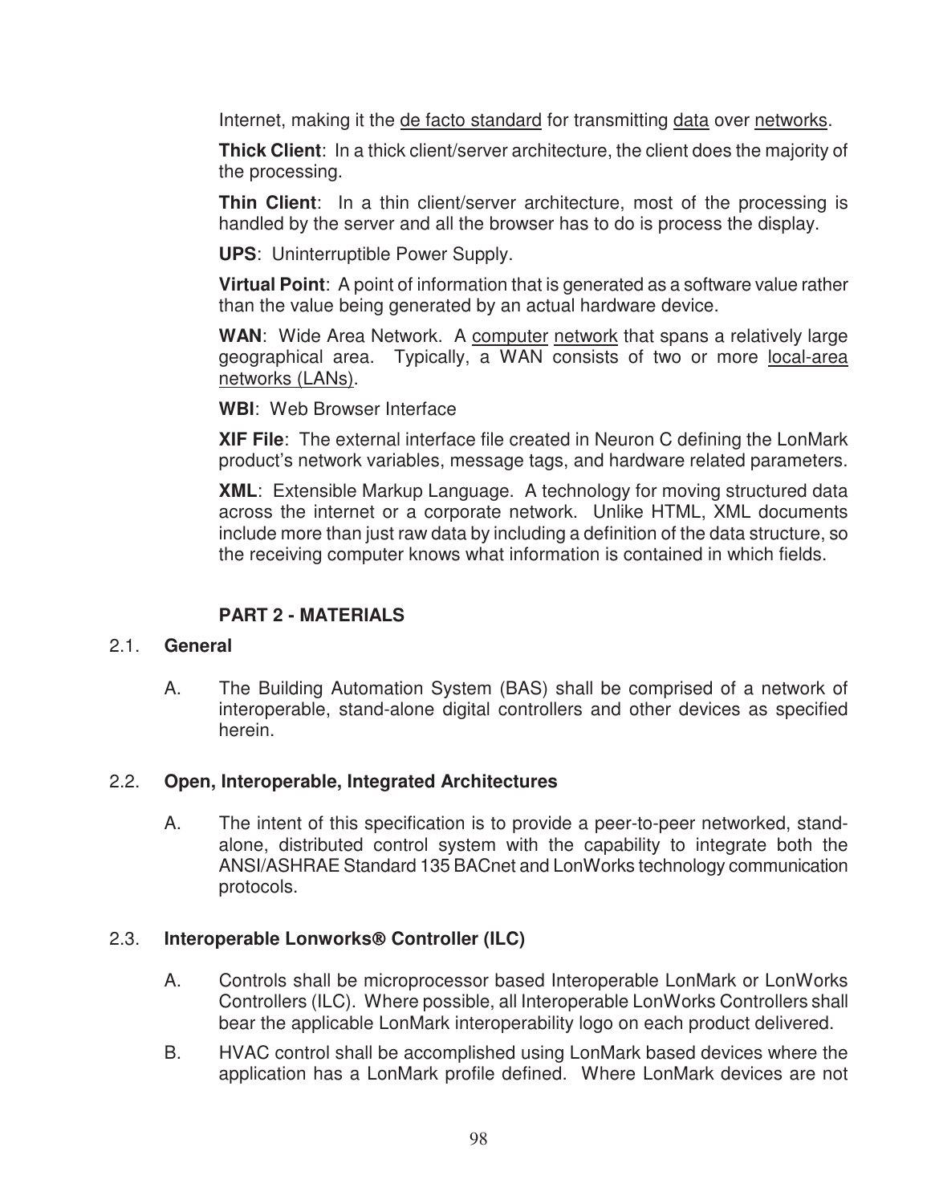Internet, making it the de facto standard for transmitting data over networks.

**Thick Client**: In a thick client/server architecture, the client does the majority of the processing.

**Thin Client**: In a thin client/server architecture, most of the processing is handled by the server and all the browser has to do is process the display.

**UPS**: Uninterruptible Power Supply.

**Virtual Point**: A point of information that is generated as a software value rather than the value being generated by an actual hardware device.

**WAN**: Wide Area Network. A computer network that spans a relatively large geographical area. Typically, a WAN consists of two or more local-area networks (LANs).

**WBI**: Web Browser Interface

**XIF File**: The external interface file created in Neuron C defining the LonMark product's network variables, message tags, and hardware related parameters.

**XML**: Extensible Markup Language. A technology for moving structured data across the internet or a corporate network. Unlike HTML, XML documents include more than just raw data by including a definition of the data structure, so the receiving computer knows what information is contained in which fields.

## PART 2 - MATERIALS

### 2.1. General

A. The Building Automation System (BAS) shall be comprised of a network of interoperable, stand-alone digital controllers and other devices as specified herein.

### 2.2. Open, Interoperable, Integrated Architectures

A. The intent of this specification is to provide a peer-to-peer networked, stand-alone, distributed control system with the capability to integrate both the ANSI/ASHRAE Standard 135 BACnet and LonWorks technology communication protocols.

### 2.3. Interoperable Lonworks® Controller (ILC)

A. Controls shall be microprocessor based Interoperable LonMark or LonWorks Controllers (ILC). Where possible, all Interoperable LonWorks Controllers shall bear the applicable LonMark interoperability logo on each product delivered.

B. HVAC control shall be accomplished using LonMark based devices where the application has a LonMark profile defined. Where LonMark devices are not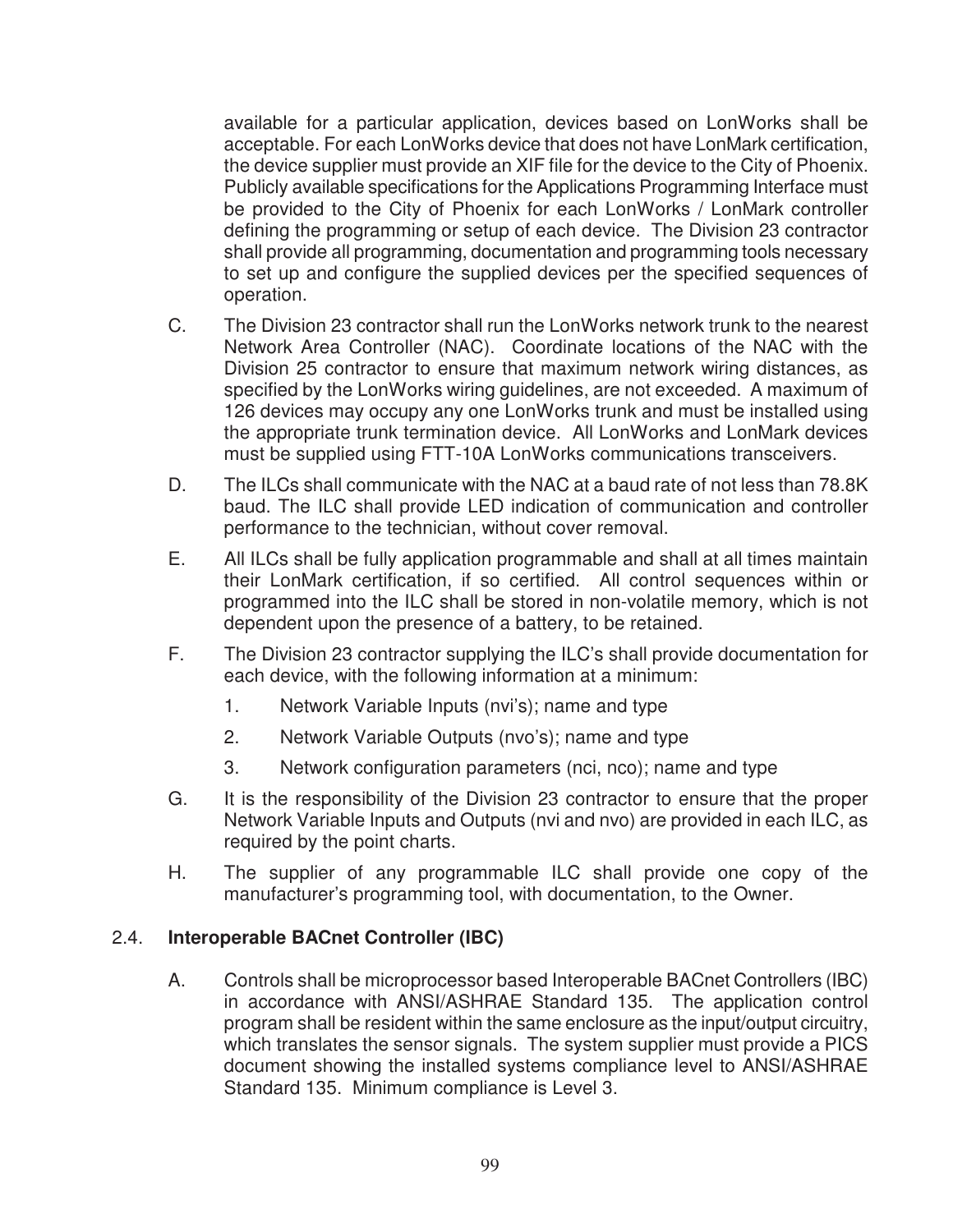available for a particular application, devices based on LonWorks shall be acceptable. For each LonWorks device that does not have LonMark certification, the device supplier must provide an XIF file for the device to the City of Phoenix. Publicly available specifications for the Applications Programming Interface must be provided to the City of Phoenix for each LonWorks / LonMark controller defining the programming or setup of each device. The Division 23 contractor shall provide all programming, documentation and programming tools necessary to set up and configure the supplied devices per the specified sequences of operation.

C. The Division 23 contractor shall run the LonWorks network trunk to the nearest Network Area Controller (NAC). Coordinate locations of the NAC with the Division 25 contractor to ensure that maximum network wiring distances, as specified by the LonWorks wiring guidelines, are not exceeded. A maximum of 126 devices may occupy any one LonWorks trunk and must be installed using the appropriate trunk termination device. All LonWorks and LonMark devices must be supplied using FTT-10A LonWorks communications transceivers.

D. The ILCs shall communicate with the NAC at a baud rate of not less than 78.8K baud. The ILC shall provide LED indication of communication and controller performance to the technician, without cover removal.

E. All ILCs shall be fully application programmable and shall at all times maintain their LonMark certification, if so certified. All control sequences within or programmed into the ILC shall be stored in non-volatile memory, which is not dependent upon the presence of a battery, to be retained.

F. The Division 23 contractor supplying the ILC's shall provide documentation for each device, with the following information at a minimum:

1. Network Variable Inputs (nvi's); name and type
2. Network Variable Outputs (nvo's); name and type
3. Network configuration parameters (nci, nco); name and type

G. It is the responsibility of the Division 23 contractor to ensure that the proper Network Variable Inputs and Outputs (nvi and nvo) are provided in each ILC, as required by the point charts.

H. The supplier of any programmable ILC shall provide one copy of the manufacturer's programming tool, with documentation, to the Owner.

## 2.4. **Interoperable BACnet Controller (IBC)**

A. Controls shall be microprocessor based Interoperable BACnet Controllers (IBC) in accordance with ANSI/ASHRAE Standard 135. The application control program shall be resident within the same enclosure as the input/output circuitry, which translates the sensor signals. The system supplier must provide a PICS document showing the installed systems compliance level to ANSI/ASHRAE Standard 135. Minimum compliance is Level 3.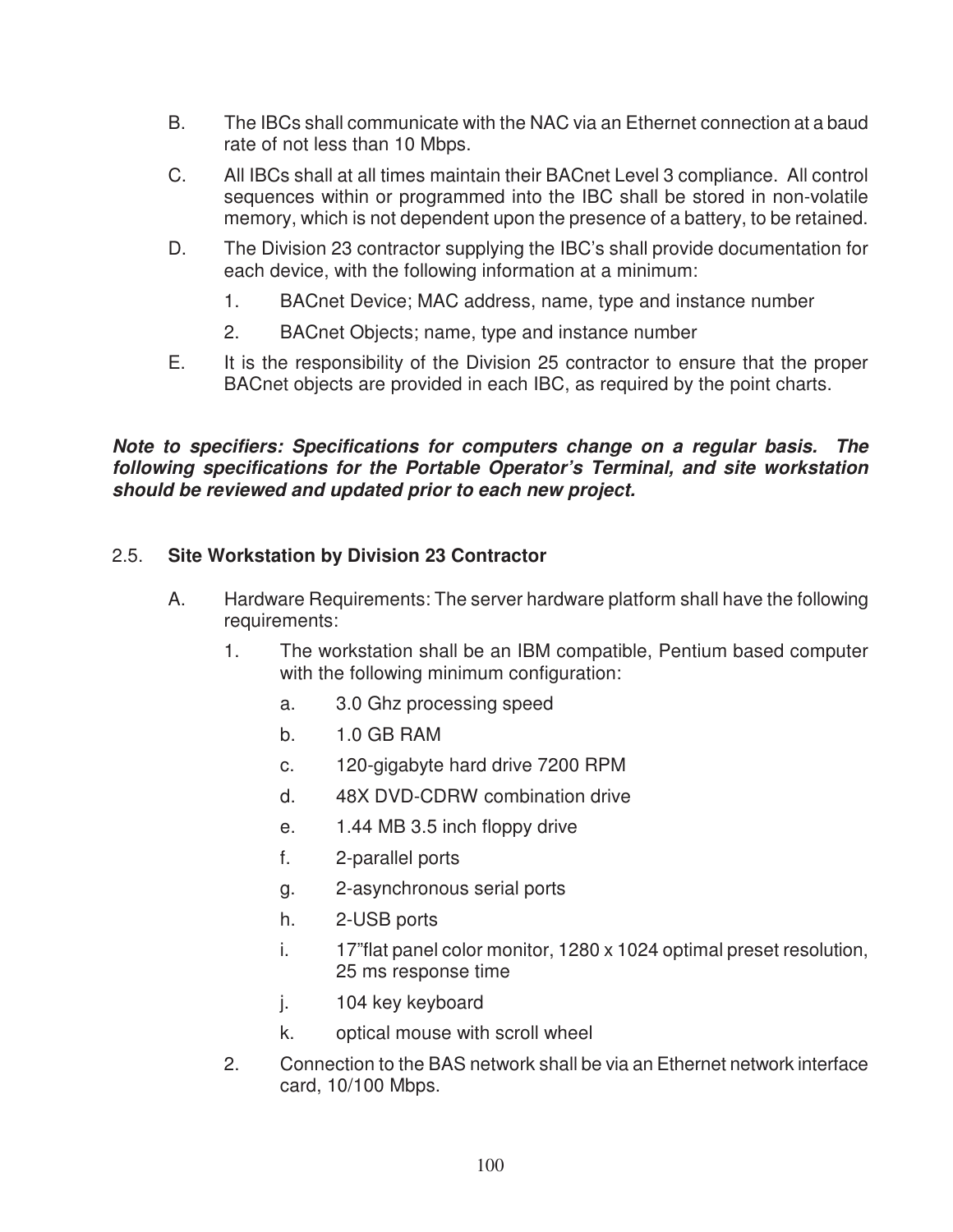B. The IBCs shall communicate with the NAC via an Ethernet connection at a baud rate of not less than 10 Mbps.

C. All IBCs shall at all times maintain their BACnet Level 3 compliance. All control sequences within or programmed into the IBC shall be stored in non-volatile memory, which is not dependent upon the presence of a battery, to be retained.

D. The Division 23 contractor supplying the IBC's shall provide documentation for each device, with the following information at a minimum:

   1. BACnet Device; MAC address, name, type and instance number

   2. BACnet Objects; name, type and instance number

E. It is the responsibility of the Division 25 contractor to ensure that the proper BACnet objects are provided in each IBC, as required by the point charts.

***Note to specifiers: Specifications for computers change on a regular basis. The following specifications for the Portable Operator's Terminal, and site workstation should be reviewed and updated prior to each new project.***

## 2.5. Site Workstation by Division 23 Contractor

A. Hardware Requirements: The server hardware platform shall have the following requirements:

   1. The workstation shall be an IBM compatible, Pentium based computer with the following minimum configuration:

      a. 3.0 Ghz processing speed

      b. 1.0 GB RAM

      c. 120-gigabyte hard drive 7200 RPM

      d. 48X DVD-CDRW combination drive

      e. 1.44 MB 3.5 inch floppy drive

      f. 2-parallel ports

      g. 2-asynchronous serial ports

      h. 2-USB ports

      i. 17"flat panel color monitor, 1280 x 1024 optimal preset resolution, 25 ms response time

      j. 104 key keyboard

      k. optical mouse with scroll wheel

   2. Connection to the BAS network shall be via an Ethernet network interface card, 10/100 Mbps.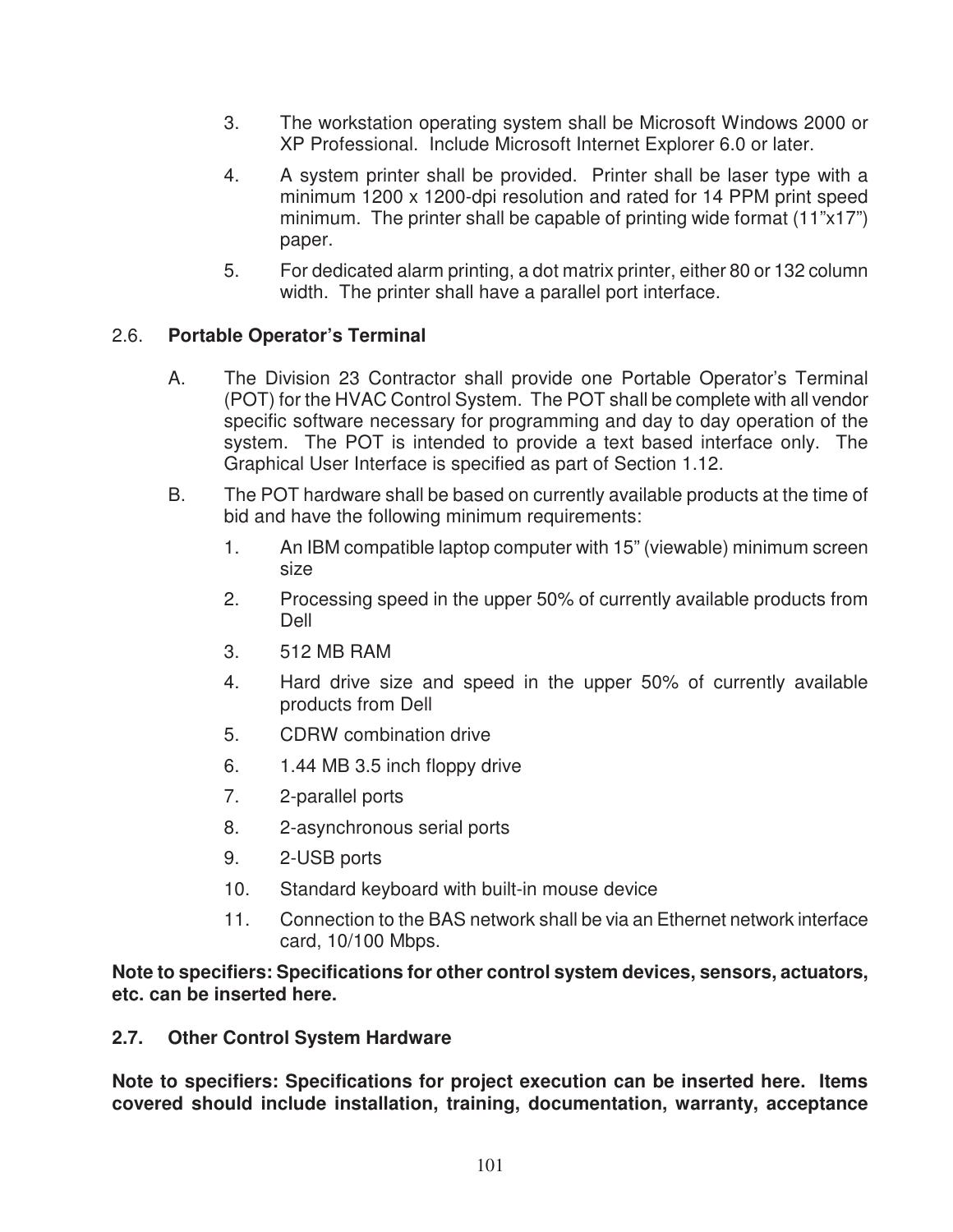3. The workstation operating system shall be Microsoft Windows 2000 or XP Professional. Include Microsoft Internet Explorer 6.0 or later.

4. A system printer shall be provided. Printer shall be laser type with a minimum 1200 x 1200-dpi resolution and rated for 14 PPM print speed minimum. The printer shall be capable of printing wide format (11"x17") paper.

5. For dedicated alarm printing, a dot matrix printer, either 80 or 132 column width. The printer shall have a parallel port interface.

### 2.6. Portable Operator's Terminal

A. The Division 23 Contractor shall provide one Portable Operator's Terminal (POT) for the HVAC Control System. The POT shall be complete with all vendor specific software necessary for programming and day to day operation of the system. The POT is intended to provide a text based interface only. The Graphical User Interface is specified as part of Section 1.12.

B. The POT hardware shall be based on currently available products at the time of bid and have the following minimum requirements:

1. An IBM compatible laptop computer with 15" (viewable) minimum screen size
2. Processing speed in the upper 50% of currently available products from Dell
3. 512 MB RAM
4. Hard drive size and speed in the upper 50% of currently available products from Dell
5. CDRW combination drive
6. 1.44 MB 3.5 inch floppy drive
7. 2-parallel ports
8. 2-asynchronous serial ports
9. 2-USB ports
10. Standard keyboard with built-in mouse device
11. Connection to the BAS network shall be via an Ethernet network interface card, 10/100 Mbps.

**Note to specifiers: Specifications for other control system devices, sensors, actuators, etc. can be inserted here.**

### 2.7. Other Control System Hardware

**Note to specifiers: Specifications for project execution can be inserted here. Items covered should include installation, training, documentation, warranty, acceptance**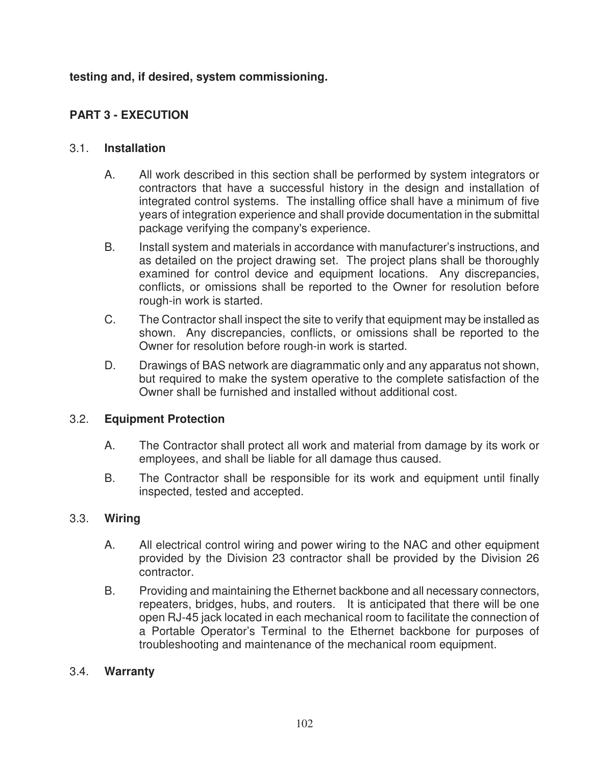**testing and, if desired, system commissioning.**

## PART 3 - EXECUTION

### 3.1. Installation

A. All work described in this section shall be performed by system integrators or contractors that have a successful history in the design and installation of integrated control systems. The installing office shall have a minimum of five years of integration experience and shall provide documentation in the submittal package verifying the company's experience.

B. Install system and materials in accordance with manufacturer's instructions, and as detailed on the project drawing set. The project plans shall be thoroughly examined for control device and equipment locations. Any discrepancies, conflicts, or omissions shall be reported to the Owner for resolution before rough-in work is started.

C. The Contractor shall inspect the site to verify that equipment may be installed as shown. Any discrepancies, conflicts, or omissions shall be reported to the Owner for resolution before rough-in work is started.

D. Drawings of BAS network are diagrammatic only and any apparatus not shown, but required to make the system operative to the complete satisfaction of the Owner shall be furnished and installed without additional cost.

### 3.2. Equipment Protection

A. The Contractor shall protect all work and material from damage by its work or employees, and shall be liable for all damage thus caused.

B. The Contractor shall be responsible for its work and equipment until finally inspected, tested and accepted.

### 3.3. Wiring

A. All electrical control wiring and power wiring to the NAC and other equipment provided by the Division 23 contractor shall be provided by the Division 26 contractor.

B. Providing and maintaining the Ethernet backbone and all necessary connectors, repeaters, bridges, hubs, and routers. It is anticipated that there will be one open RJ-45 jack located in each mechanical room to facilitate the connection of a Portable Operator's Terminal to the Ethernet backbone for purposes of troubleshooting and maintenance of the mechanical room equipment.

### 3.4. Warranty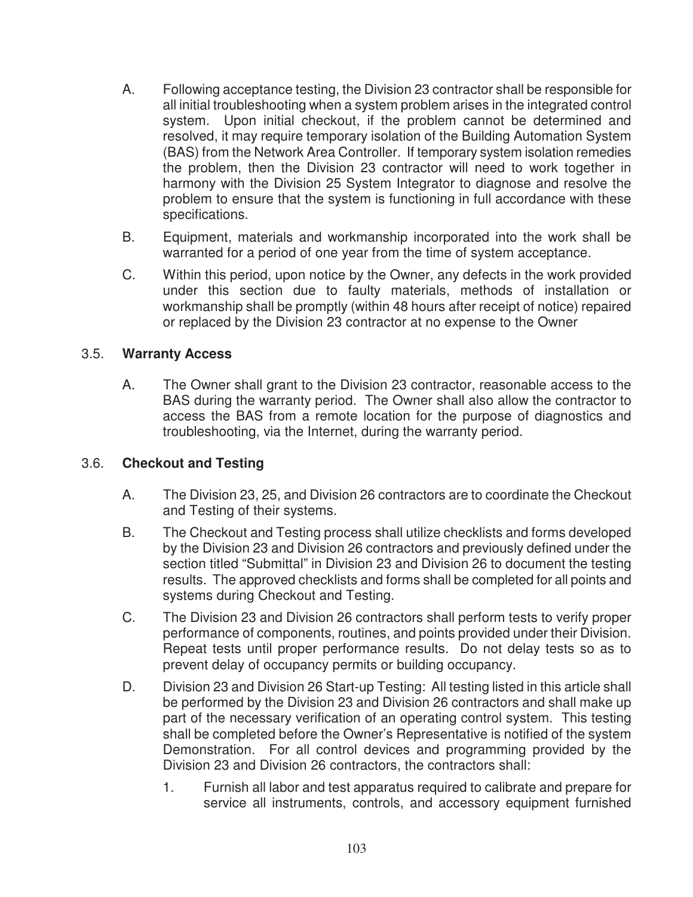A. Following acceptance testing, the Division 23 contractor shall be responsible for all initial troubleshooting when a system problem arises in the integrated control system. Upon initial checkout, if the problem cannot be determined and resolved, it may require temporary isolation of the Building Automation System (BAS) from the Network Area Controller. If temporary system isolation remedies the problem, then the Division 23 contractor will need to work together in harmony with the Division 25 System Integrator to diagnose and resolve the problem to ensure that the system is functioning in full accordance with these specifications.

B. Equipment, materials and workmanship incorporated into the work shall be warranted for a period of one year from the time of system acceptance.

C. Within this period, upon notice by the Owner, any defects in the work provided under this section due to faulty materials, methods of installation or workmanship shall be promptly (within 48 hours after receipt of notice) repaired or replaced by the Division 23 contractor at no expense to the Owner

### 3.5. **Warranty Access**

A. The Owner shall grant to the Division 23 contractor, reasonable access to the BAS during the warranty period. The Owner shall also allow the contractor to access the BAS from a remote location for the purpose of diagnostics and troubleshooting, via the Internet, during the warranty period.

### 3.6. **Checkout and Testing**

A. The Division 23, 25, and Division 26 contractors are to coordinate the Checkout and Testing of their systems.

B. The Checkout and Testing process shall utilize checklists and forms developed by the Division 23 and Division 26 contractors and previously defined under the section titled "Submittal" in Division 23 and Division 26 to document the testing results. The approved checklists and forms shall be completed for all points and systems during Checkout and Testing.

C. The Division 23 and Division 26 contractors shall perform tests to verify proper performance of components, routines, and points provided under their Division. Repeat tests until proper performance results. Do not delay tests so as to prevent delay of occupancy permits or building occupancy.

D. Division 23 and Division 26 Start-up Testing: All testing listed in this article shall be performed by the Division 23 and Division 26 contractors and shall make up part of the necessary verification of an operating control system. This testing shall be completed before the Owner's Representative is notified of the system Demonstration. For all control devices and programming provided by the Division 23 and Division 26 contractors, the contractors shall:

1. Furnish all labor and test apparatus required to calibrate and prepare for service all instruments, controls, and accessory equipment furnished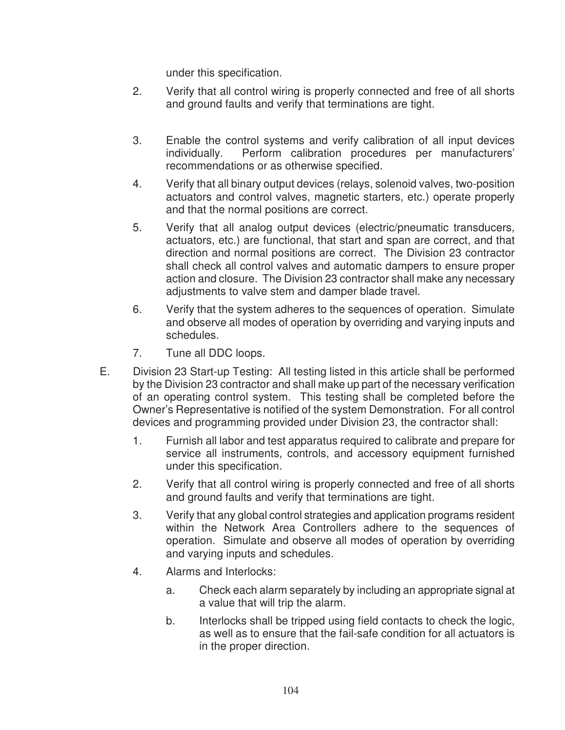under this specification.

2. Verify that all control wiring is properly connected and free of all shorts and ground faults and verify that terminations are tight.

3. Enable the control systems and verify calibration of all input devices individually. Perform calibration procedures per manufacturers' recommendations or as otherwise specified.

4. Verify that all binary output devices (relays, solenoid valves, two-position actuators and control valves, magnetic starters, etc.) operate properly and that the normal positions are correct.

5. Verify that all analog output devices (electric/pneumatic transducers, actuators, etc.) are functional, that start and span are correct, and that direction and normal positions are correct. The Division 23 contractor shall check all control valves and automatic dampers to ensure proper action and closure. The Division 23 contractor shall make any necessary adjustments to valve stem and damper blade travel.

6. Verify that the system adheres to the sequences of operation. Simulate and observe all modes of operation by overriding and varying inputs and schedules.

7. Tune all DDC loops.

E. Division 23 Start-up Testing: All testing listed in this article shall be performed by the Division 23 contractor and shall make up part of the necessary verification of an operating control system. This testing shall be completed before the Owner's Representative is notified of the system Demonstration. For all control devices and programming provided under Division 23, the contractor shall:

1. Furnish all labor and test apparatus required to calibrate and prepare for service all instruments, controls, and accessory equipment furnished under this specification.

2. Verify that all control wiring is properly connected and free of all shorts and ground faults and verify that terminations are tight.

3. Verify that any global control strategies and application programs resident within the Network Area Controllers adhere to the sequences of operation. Simulate and observe all modes of operation by overriding and varying inputs and schedules.

4. Alarms and Interlocks:

   a. Check each alarm separately by including an appropriate signal at a value that will trip the alarm.

   b. Interlocks shall be tripped using field contacts to check the logic, as well as to ensure that the fail-safe condition for all actuators is in the proper direction.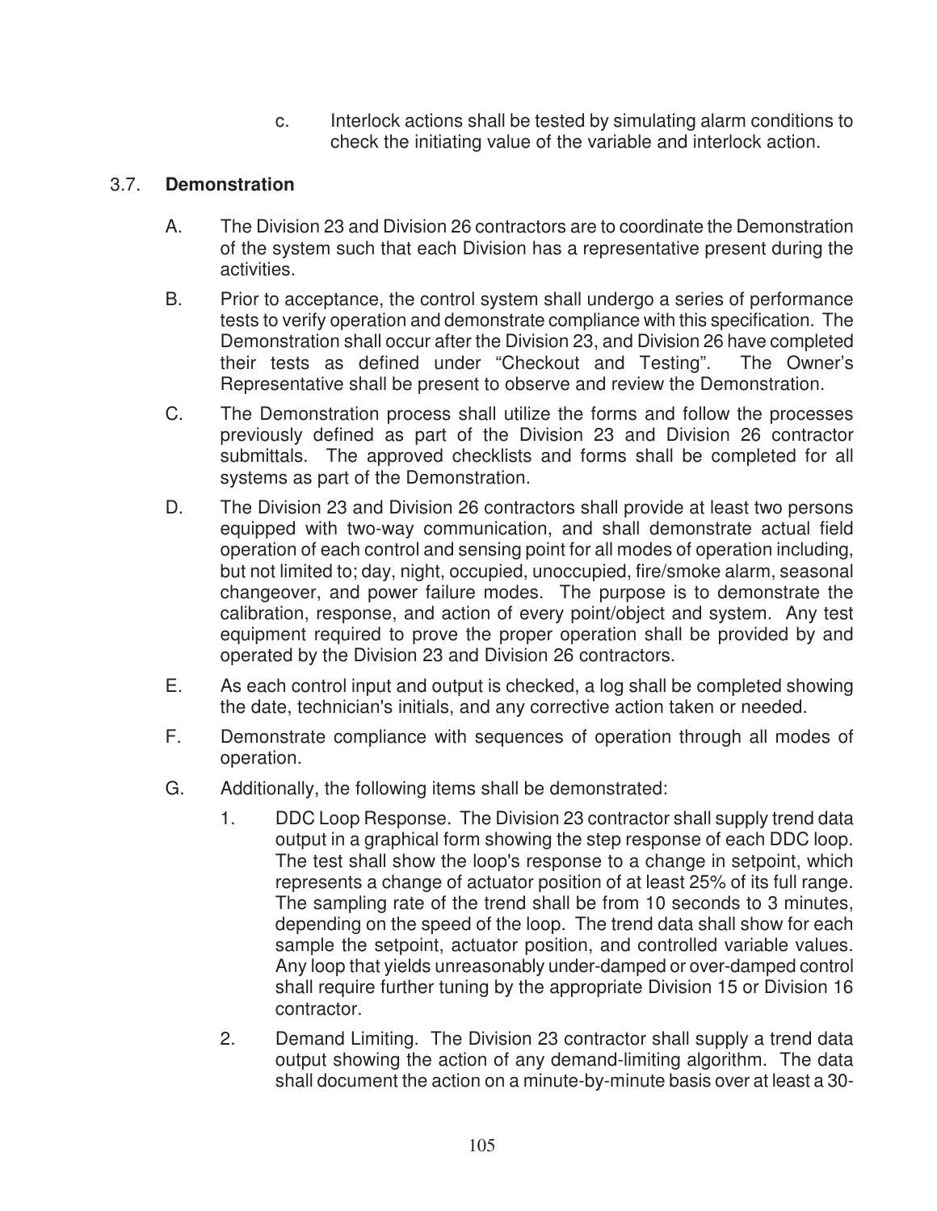c. Interlock actions shall be tested by simulating alarm conditions to check the initiating value of the variable and interlock action.

## 3.7. Demonstration

A. The Division 23 and Division 26 contractors are to coordinate the Demonstration of the system such that each Division has a representative present during the activities.

B. Prior to acceptance, the control system shall undergo a series of performance tests to verify operation and demonstrate compliance with this specification. The Demonstration shall occur after the Division 23, and Division 26 have completed their tests as defined under “Checkout and Testing”. The Owner’s Representative shall be present to observe and review the Demonstration.

C. The Demonstration process shall utilize the forms and follow the processes previously defined as part of the Division 23 and Division 26 contractor submittals. The approved checklists and forms shall be completed for all systems as part of the Demonstration.

D. The Division 23 and Division 26 contractors shall provide at least two persons equipped with two-way communication, and shall demonstrate actual field operation of each control and sensing point for all modes of operation including, but not limited to; day, night, occupied, unoccupied, fire/smoke alarm, seasonal changeover, and power failure modes. The purpose is to demonstrate the calibration, response, and action of every point/object and system. Any test equipment required to prove the proper operation shall be provided by and operated by the Division 23 and Division 26 contractors.

E. As each control input and output is checked, a log shall be completed showing the date, technician's initials, and any corrective action taken or needed.

F. Demonstrate compliance with sequences of operation through all modes of operation.

G. Additionally, the following items shall be demonstrated:

1. DDC Loop Response. The Division 23 contractor shall supply trend data output in a graphical form showing the step response of each DDC loop. The test shall show the loop's response to a change in setpoint, which represents a change of actuator position of at least 25% of its full range. The sampling rate of the trend shall be from 10 seconds to 3 minutes, depending on the speed of the loop. The trend data shall show for each sample the setpoint, actuator position, and controlled variable values. Any loop that yields unreasonably under-damped or over-damped control shall require further tuning by the appropriate Division 15 or Division 16 contractor.

2. Demand Limiting. The Division 23 contractor shall supply a trend data output showing the action of any demand-limiting algorithm. The data shall document the action on a minute-by-minute basis over at least a 30-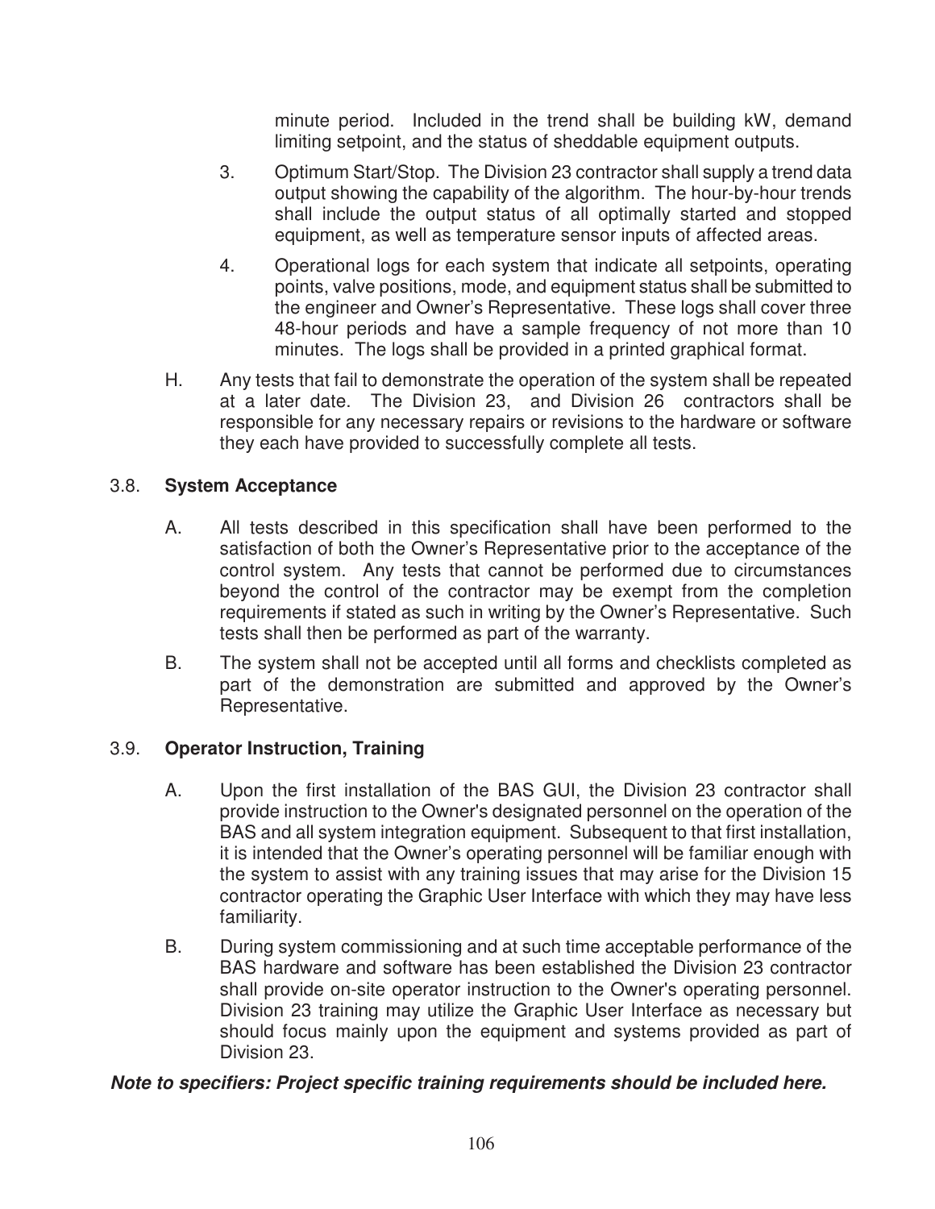minute period. Included in the trend shall be building kW, demand limiting setpoint, and the status of sheddable equipment outputs.

3. Optimum Start/Stop. The Division 23 contractor shall supply a trend data output showing the capability of the algorithm. The hour-by-hour trends shall include the output status of all optimally started and stopped equipment, as well as temperature sensor inputs of affected areas.

4. Operational logs for each system that indicate all setpoints, operating points, valve positions, mode, and equipment status shall be submitted to the engineer and Owner's Representative. These logs shall cover three 48-hour periods and have a sample frequency of not more than 10 minutes. The logs shall be provided in a printed graphical format.

H. Any tests that fail to demonstrate the operation of the system shall be repeated at a later date. The Division 23, and Division 26 contractors shall be responsible for any necessary repairs or revisions to the hardware or software they each have provided to successfully complete all tests.

## 3.8. **System Acceptance**

A. All tests described in this specification shall have been performed to the satisfaction of both the Owner's Representative prior to the acceptance of the control system. Any tests that cannot be performed due to circumstances beyond the control of the contractor may be exempt from the completion requirements if stated as such in writing by the Owner's Representative. Such tests shall then be performed as part of the warranty.

B. The system shall not be accepted until all forms and checklists completed as part of the demonstration are submitted and approved by the Owner's Representative.

## 3.9. **Operator Instruction, Training**

A. Upon the first installation of the BAS GUI, the Division 23 contractor shall provide instruction to the Owner's designated personnel on the operation of the BAS and all system integration equipment. Subsequent to that first installation, it is intended that the Owner's operating personnel will be familiar enough with the system to assist with any training issues that may arise for the Division 15 contractor operating the Graphic User Interface with which they may have less familiarity.

B. During system commissioning and at such time acceptable performance of the BAS hardware and software has been established the Division 23 contractor shall provide on-site operator instruction to the Owner's operating personnel. Division 23 training may utilize the Graphic User Interface as necessary but should focus mainly upon the equipment and systems provided as part of Division 23.

***Note to specifiers: Project specific training requirements should be included here.***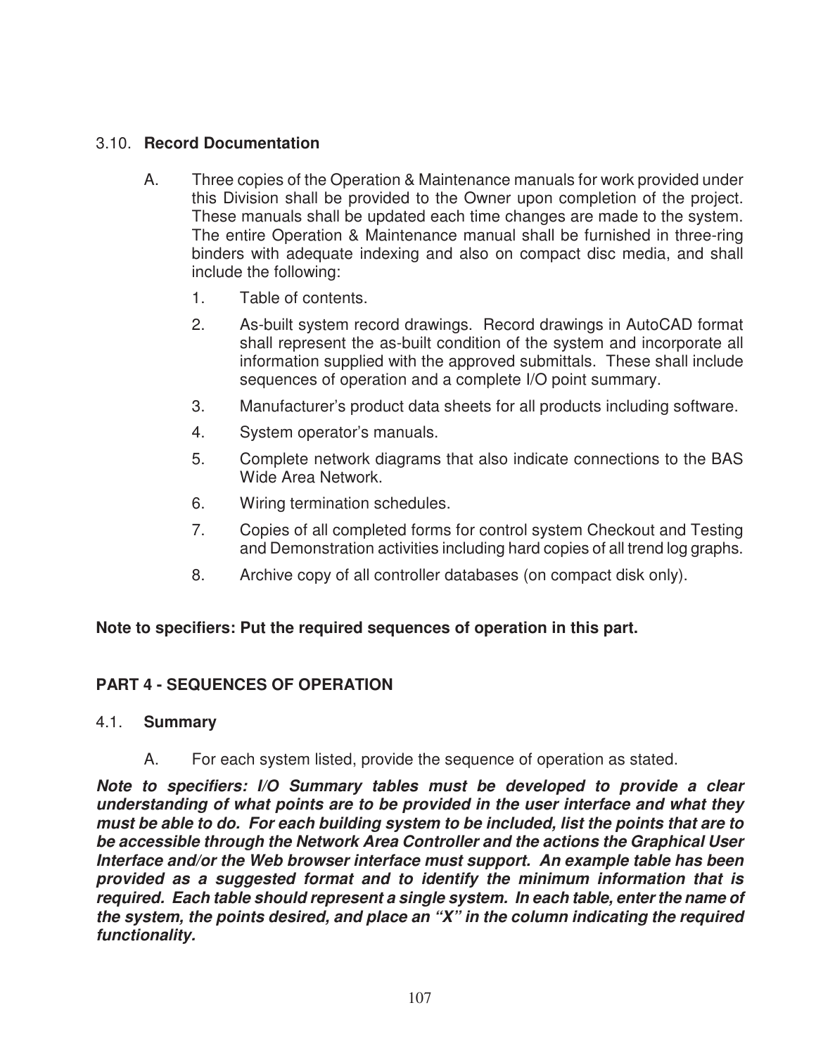### 3.10. **Record Documentation**

A. Three copies of the Operation & Maintenance manuals for work provided under this Division shall be provided to the Owner upon completion of the project. These manuals shall be updated each time changes are made to the system. The entire Operation & Maintenance manual shall be furnished in three-ring binders with adequate indexing and also on compact disc media, and shall include the following:

1. Table of contents.
2. As-built system record drawings. Record drawings in AutoCAD format shall represent the as-built condition of the system and incorporate all information supplied with the approved submittals. These shall include sequences of operation and a complete I/O point summary.
3. Manufacturer's product data sheets for all products including software.
4. System operator's manuals.
5. Complete network diagrams that also indicate connections to the BAS Wide Area Network.
6. Wiring termination schedules.
7. Copies of all completed forms for control system Checkout and Testing and Demonstration activities including hard copies of all trend log graphs.
8. Archive copy of all controller databases (on compact disk only).

**Note to specifiers: Put the required sequences of operation in this part.**

## PART 4 - SEQUENCES OF OPERATION

### 4.1. **Summary**

A. For each system listed, provide the sequence of operation as stated.

***Note to specifiers: I/O Summary tables must be developed to provide a clear understanding of what points are to be provided in the user interface and what they must be able to do. For each building system to be included, list the points that are to be accessible through the Network Area Controller and the actions the Graphical User Interface and/or the Web browser interface must support. An example table has been provided as a suggested format and to identify the minimum information that is required. Each table should represent a single system. In each table, enter the name of the system, the points desired, and place an "X" in the column indicating the required functionality.***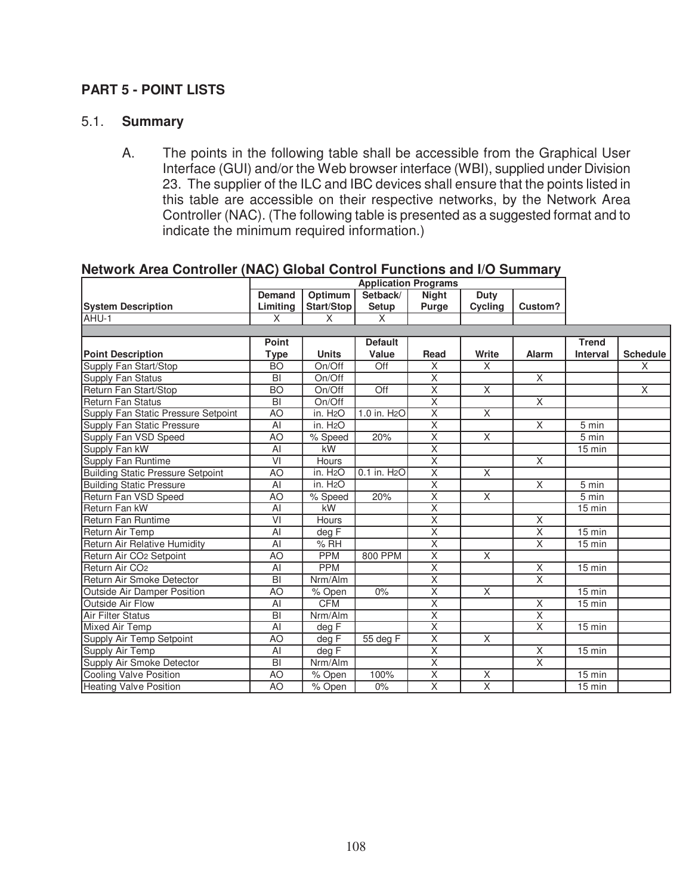## PART 5 - POINT LISTS

### 5.1. Summary

A. The points in the following table shall be accessible from the Graphical User Interface (GUI) and/or the Web browser interface (WBI), supplied under Division 23. The supplier of the ILC and IBC devices shall ensure that the points listed in this table are accessible on their respective networks, by the Network Area Controller (NAC). (The following table is presented as a suggested format and to indicate the minimum required information.)

**Network Area Controller (NAC) Global Control Functions and I/O Summary**

| | Application Programs | | | | | | | |
|---|---|---|---|---|---|---|---|---|
| **System Description** | **Demand Limiting** | **Optimum Start/Stop** | **Setback/ Setup** | **Night Purge** | **Duty Cycling** | **Custom?** | | |
| AHU-1 | X | X | X | | | | | |
| | | | | | | | | |
| **Point Description** | **Point Type** | **Units** | **Default Value** | **Read** | **Write** | **Alarm** | **Trend Interval** | **Schedule** |
| Supply Fan Start/Stop | BO | On/Off | Off | X | X | | | X |
| Supply Fan Status | BI | On/Off | | X | | X | | |
| Return Fan Start/Stop | BO | On/Off | Off | X | X | | | X |
| Return Fan Status | BI | On/Off | | X | | X | | |
| Supply Fan Static Pressure Setpoint | AO | in. $H_2O$ | 1.0 in. $H_2O$ | X | X | | | |
| Supply Fan Static Pressure | AI | in. $H_2O$ | | X | | X | 5 min | |
| Supply Fan VSD Speed | AO | % Speed | 20% | X | X | | 5 min | |
| Supply Fan kW | AI | kW | | X | | | 15 min | |
| Supply Fan Runtime | VI | Hours | | X | | X | | |
| Building Static Pressure Setpoint | AO | in. $H_2O$ | 0.1 in. $H_2O$ | X | X | | | |
| Building Static Pressure | AI | in. $H_2O$ | | X | | X | 5 min | |
| Return Fan VSD Speed | AO | % Speed | 20% | X | X | | 5 min | |
| Return Fan kW | AI | kW | | X | | | 15 min | |
| Return Fan Runtime | VI | Hours | | X | | X | | |
| Return Air Temp | AI | deg F | | X | | X | 15 min | |
| Return Air Relative Humidity | AI | % RH | | X | | X | 15 min | |
| Return Air $CO_2$ Setpoint | AO | PPM | 800 PPM | X | X | | | |
| Return Air $CO_2$ | AI | PPM | | X | | X | 15 min | |
| Return Air Smoke Detector | BI | Nrm/Alm | | X | | X | | |
| Outside Air Damper Position | AO | % Open | 0% | X | X | | 15 min | |
| Outside Air Flow | AI | CFM | | X | | X | 15 min | |
| Air Filter Status | BI | Nrm/Alm | | X | | X | | |
| Mixed Air Temp | AI | deg F | | X | | X | 15 min | |
| Supply Air Temp Setpoint | AO | deg F | 55 deg F | X | X | | | |
| Supply Air Temp | AI | deg F | | X | | X | 15 min | |
| Supply Air Smoke Detector | BI | Nrm/Alm | | X | | X | | |
| Cooling Valve Position | AO | % Open | 100% | X | X | | 15 min | |
| Heating Valve Position | AO | % Open | 0% | X | X | | 15 min | |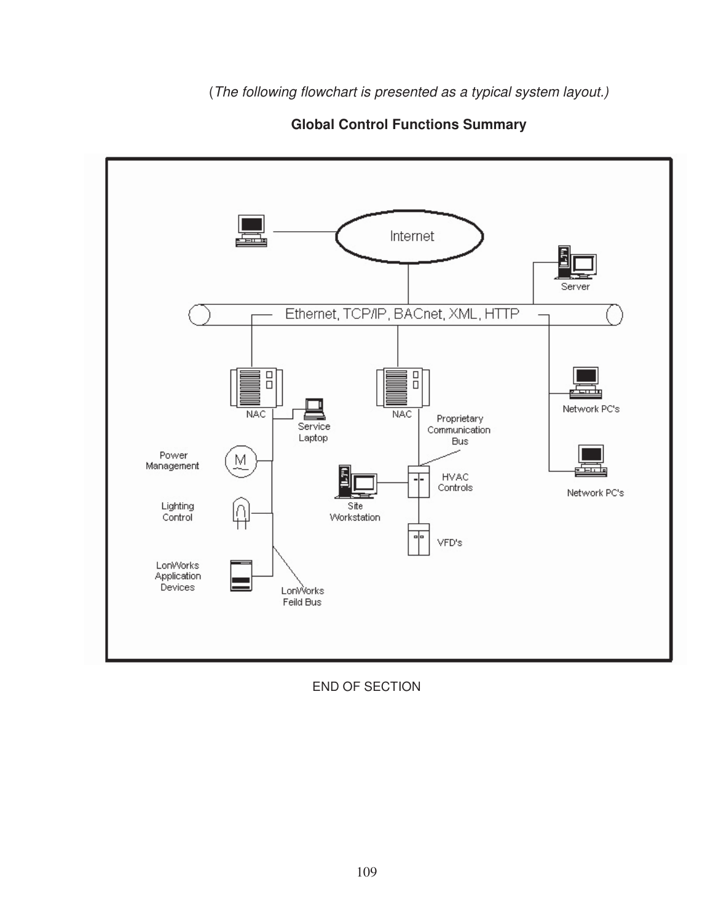*(The following flowchart is presented as a typical system layout.)*

**Global Control Functions Summary**

END OF SECTION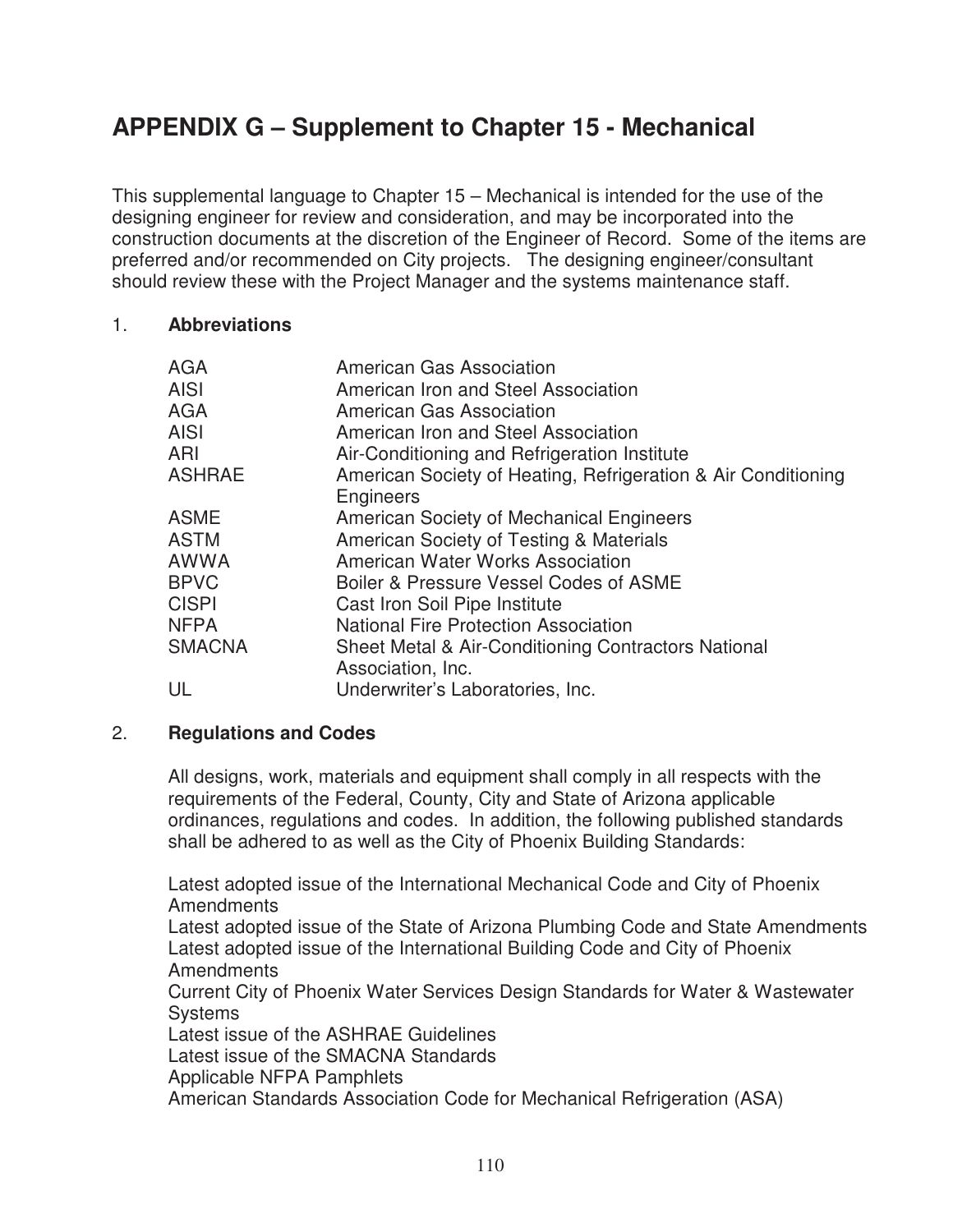# APPENDIX G – Supplement to Chapter 15 - Mechanical

This supplemental language to Chapter 15 – Mechanical is intended for the use of the designing engineer for review and consideration, and may be incorporated into the construction documents at the discretion of the Engineer of Record. Some of the items are preferred and/or recommended on City projects. The designing engineer/consultant should review these with the Project Manager and the systems maintenance staff.

## 1. Abbreviations

| | |
|---|---|
| AGA | American Gas Association |
| AISI | American Iron and Steel Association |
| AGA | American Gas Association |
| AISI | American Iron and Steel Association |
| ARI | Air-Conditioning and Refrigeration Institute |
| ASHRAE | American Society of Heating, Refrigeration & Air Conditioning Engineers |
| ASME | American Society of Mechanical Engineers |
| ASTM | American Society of Testing & Materials |
| AWWA | American Water Works Association |
| BPVC | Boiler & Pressure Vessel Codes of ASME |
| CISPI | Cast Iron Soil Pipe Institute |
| NFPA | National Fire Protection Association |
| SMACNA | Sheet Metal & Air-Conditioning Contractors National Association, Inc. |
| UL | Underwriter's Laboratories, Inc. |

## 2. Regulations and Codes

All designs, work, materials and equipment shall comply in all respects with the requirements of the Federal, County, City and State of Arizona applicable ordinances, regulations and codes. In addition, the following published standards shall be adhered to as well as the City of Phoenix Building Standards:

Latest adopted issue of the International Mechanical Code and City of Phoenix Amendments
Latest adopted issue of the State of Arizona Plumbing Code and State Amendments
Latest adopted issue of the International Building Code and City of Phoenix Amendments
Current City of Phoenix Water Services Design Standards for Water & Wastewater Systems
Latest issue of the ASHRAE Guidelines
Latest issue of the SMACNA Standards
Applicable NFPA Pamphlets
American Standards Association Code for Mechanical Refrigeration (ASA)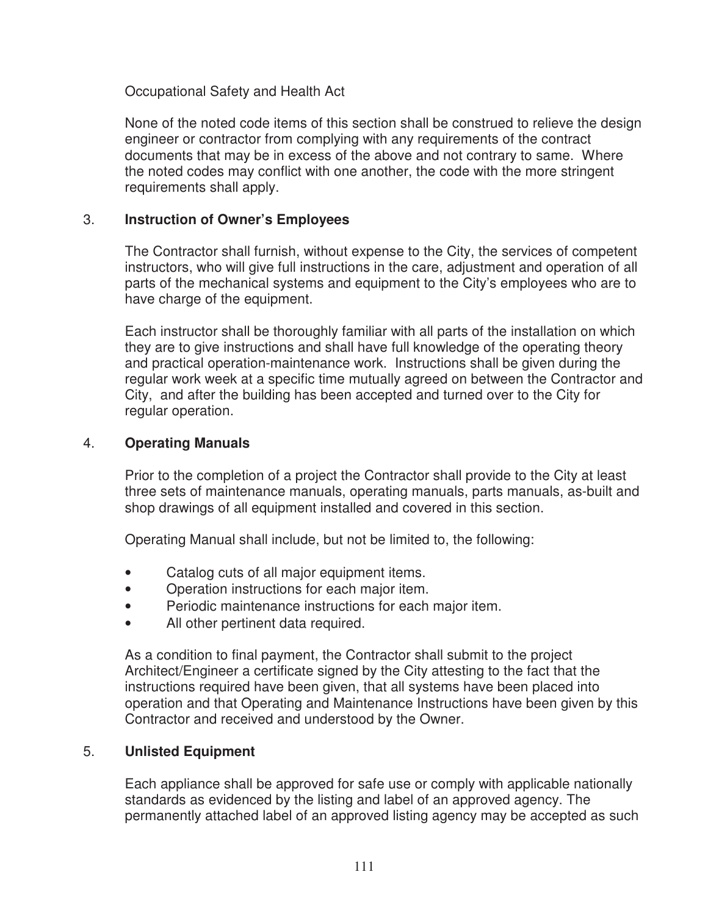Occupational Safety and Health Act

None of the noted code items of this section shall be construed to relieve the design engineer or contractor from complying with any requirements of the contract documents that may be in excess of the above and not contrary to same. Where the noted codes may conflict with one another, the code with the more stringent requirements shall apply.

3. **Instruction of Owner's Employees**

The Contractor shall furnish, without expense to the City, the services of competent instructors, who will give full instructions in the care, adjustment and operation of all parts of the mechanical systems and equipment to the City's employees who are to have charge of the equipment.

Each instructor shall be thoroughly familiar with all parts of the installation on which they are to give instructions and shall have full knowledge of the operating theory and practical operation-maintenance work. Instructions shall be given during the regular work week at a specific time mutually agreed on between the Contractor and City, and after the building has been accepted and turned over to the City for regular operation.

4. **Operating Manuals**

Prior to the completion of a project the Contractor shall provide to the City at least three sets of maintenance manuals, operating manuals, parts manuals, as-built and shop drawings of all equipment installed and covered in this section.

Operating Manual shall include, but not be limited to, the following:

- Catalog cuts of all major equipment items.
- Operation instructions for each major item.
- Periodic maintenance instructions for each major item.
- All other pertinent data required.

As a condition to final payment, the Contractor shall submit to the project Architect/Engineer a certificate signed by the City attesting to the fact that the instructions required have been given, that all systems have been placed into operation and that Operating and Maintenance Instructions have been given by this Contractor and received and understood by the Owner.

5. **Unlisted Equipment**

Each appliance shall be approved for safe use or comply with applicable nationally standards as evidenced by the listing and label of an approved agency. The permanently attached label of an approved listing agency may be accepted as such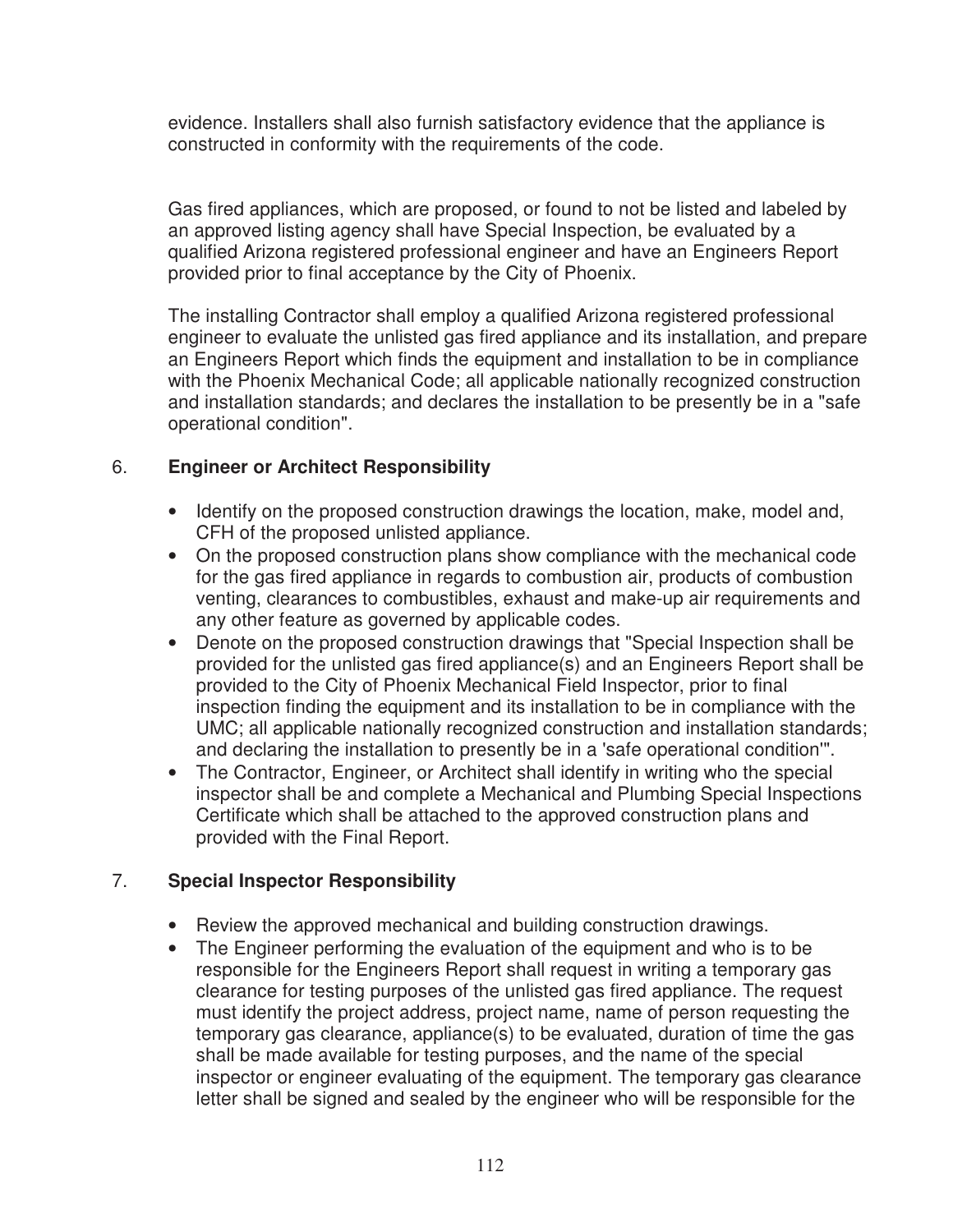evidence. Installers shall also furnish satisfactory evidence that the appliance is constructed in conformity with the requirements of the code.

Gas fired appliances, which are proposed, or found to not be listed and labeled by an approved listing agency shall have Special Inspection, be evaluated by a qualified Arizona registered professional engineer and have an Engineers Report provided prior to final acceptance by the City of Phoenix.

The installing Contractor shall employ a qualified Arizona registered professional engineer to evaluate the unlisted gas fired appliance and its installation, and prepare an Engineers Report which finds the equipment and installation to be in compliance with the Phoenix Mechanical Code; all applicable nationally recognized construction and installation standards; and declares the installation to be presently be in a "safe operational condition".

6. **Engineer or Architect Responsibility**

- Identify on the proposed construction drawings the location, make, model and, CFH of the proposed unlisted appliance.
- On the proposed construction plans show compliance with the mechanical code for the gas fired appliance in regards to combustion air, products of combustion venting, clearances to combustibles, exhaust and make-up air requirements and any other feature as governed by applicable codes.
- Denote on the proposed construction drawings that "Special Inspection shall be provided for the unlisted gas fired appliance(s) and an Engineers Report shall be provided to the City of Phoenix Mechanical Field Inspector, prior to final inspection finding the equipment and its installation to be in compliance with the UMC; all applicable nationally recognized construction and installation standards; and declaring the installation to presently be in a 'safe operational condition'".
- The Contractor, Engineer, or Architect shall identify in writing who the special inspector shall be and complete a Mechanical and Plumbing Special Inspections Certificate which shall be attached to the approved construction plans and provided with the Final Report.

7. **Special Inspector Responsibility**

- Review the approved mechanical and building construction drawings.
- The Engineer performing the evaluation of the equipment and who is to be responsible for the Engineers Report shall request in writing a temporary gas clearance for testing purposes of the unlisted gas fired appliance. The request must identify the project address, project name, name of person requesting the temporary gas clearance, appliance(s) to be evaluated, duration of time the gas shall be made available for testing purposes, and the name of the special inspector or engineer evaluating of the equipment. The temporary gas clearance letter shall be signed and sealed by the engineer who will be responsible for the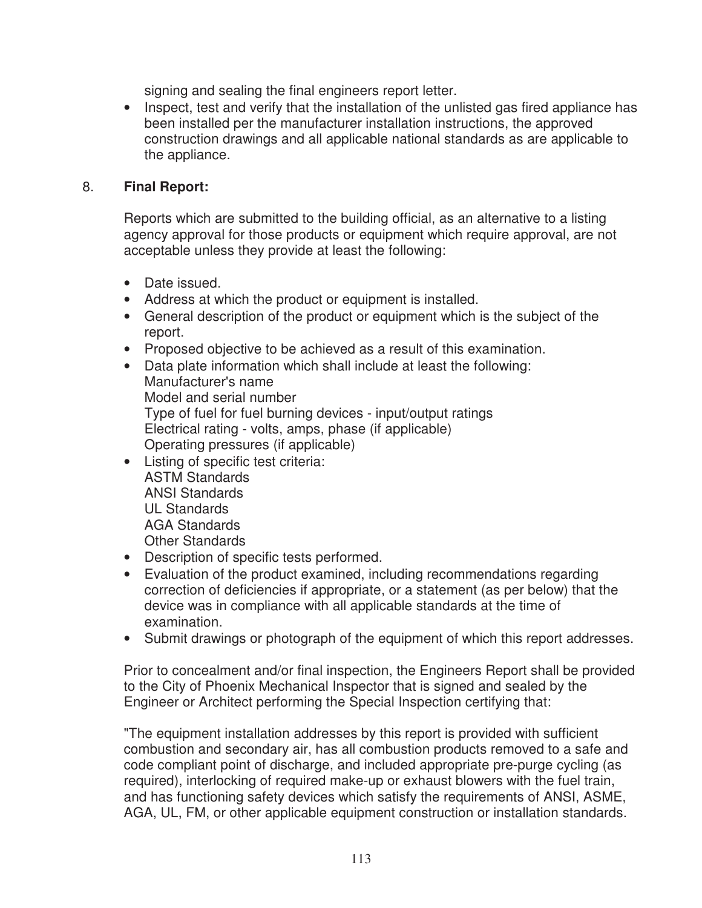signing and sealing the final engineers report letter.

- Inspect, test and verify that the installation of the unlisted gas fired appliance has been installed per the manufacturer installation instructions, the approved construction drawings and all applicable national standards as are applicable to the appliance.

8. **Final Report:**

Reports which are submitted to the building official, as an alternative to a listing agency approval for those products or equipment which require approval, are not acceptable unless they provide at least the following:

- Date issued.
- Address at which the product or equipment is installed.
- General description of the product or equipment which is the subject of the report.
- Proposed objective to be achieved as a result of this examination.
- Data plate information which shall include at least the following:
  Manufacturer's name
  Model and serial number
  Type of fuel for fuel burning devices - input/output ratings
  Electrical rating - volts, amps, phase (if applicable)
  Operating pressures (if applicable)
- Listing of specific test criteria:
  ASTM Standards
  ANSI Standards
  UL Standards
  AGA Standards
  Other Standards
- Description of specific tests performed.
- Evaluation of the product examined, including recommendations regarding correction of deficiencies if appropriate, or a statement (as per below) that the device was in compliance with all applicable standards at the time of examination.
- Submit drawings or photograph of the equipment of which this report addresses.

Prior to concealment and/or final inspection, the Engineers Report shall be provided to the City of Phoenix Mechanical Inspector that is signed and sealed by the Engineer or Architect performing the Special Inspection certifying that:

"The equipment installation addresses by this report is provided with sufficient combustion and secondary air, has all combustion products removed to a safe and code compliant point of discharge, and included appropriate pre-purge cycling (as required), interlocking of required make-up or exhaust blowers with the fuel train, and has functioning safety devices which satisfy the requirements of ANSI, ASME, AGA, UL, FM, or other applicable equipment construction or installation standards.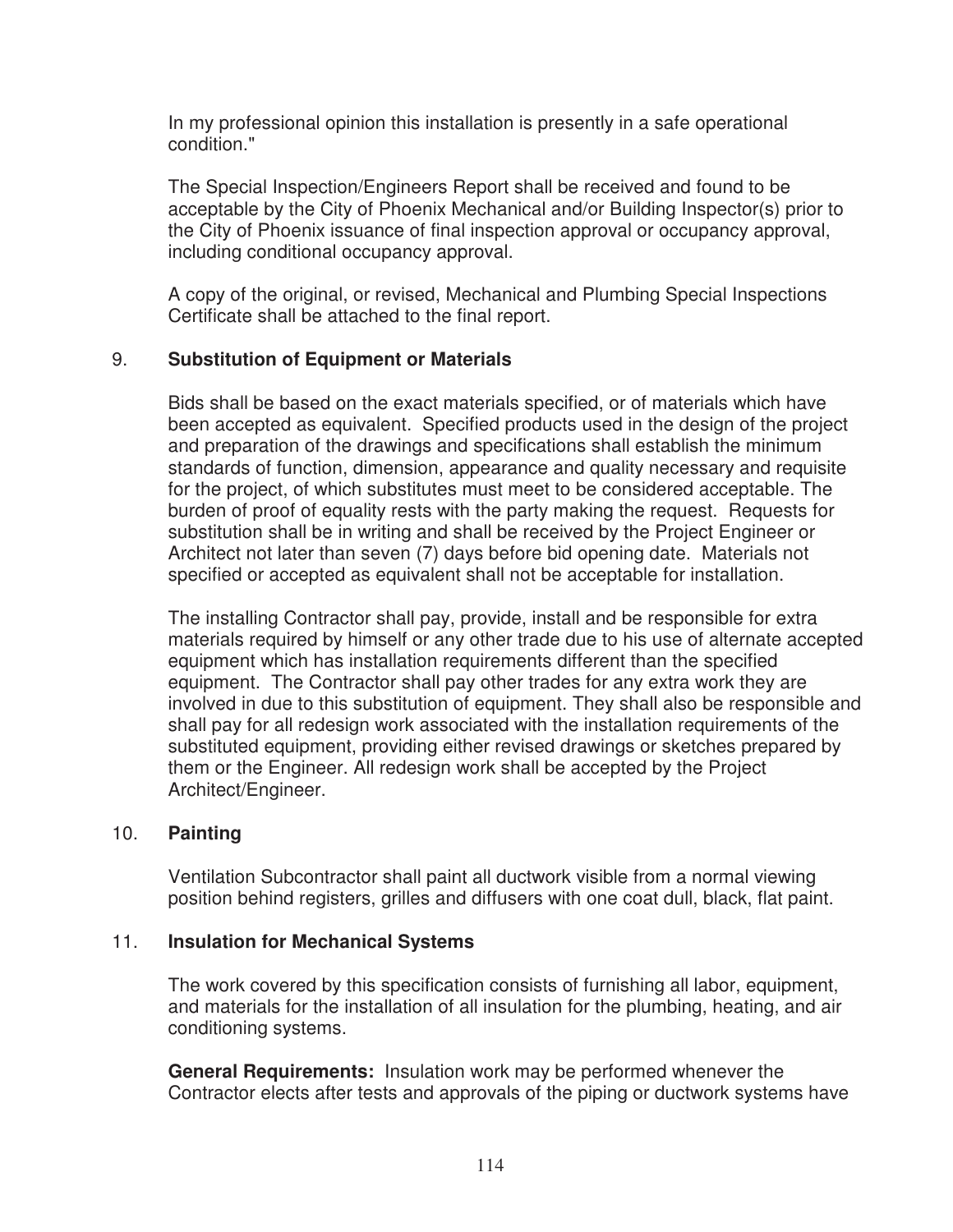In my professional opinion this installation is presently in a safe operational condition."

The Special Inspection/Engineers Report shall be received and found to be acceptable by the City of Phoenix Mechanical and/or Building Inspector(s) prior to the City of Phoenix issuance of final inspection approval or occupancy approval, including conditional occupancy approval.

A copy of the original, or revised, Mechanical and Plumbing Special Inspections Certificate shall be attached to the final report.

9. **Substitution of Equipment or Materials**

Bids shall be based on the exact materials specified, or of materials which have been accepted as equivalent. Specified products used in the design of the project and preparation of the drawings and specifications shall establish the minimum standards of function, dimension, appearance and quality necessary and requisite for the project, of which substitutes must meet to be considered acceptable. The burden of proof of equality rests with the party making the request. Requests for substitution shall be in writing and shall be received by the Project Engineer or Architect not later than seven (7) days before bid opening date. Materials not specified or accepted as equivalent shall not be acceptable for installation.

The installing Contractor shall pay, provide, install and be responsible for extra materials required by himself or any other trade due to his use of alternate accepted equipment which has installation requirements different than the specified equipment. The Contractor shall pay other trades for any extra work they are involved in due to this substitution of equipment. They shall also be responsible and shall pay for all redesign work associated with the installation requirements of the substituted equipment, providing either revised drawings or sketches prepared by them or the Engineer. All redesign work shall be accepted by the Project Architect/Engineer.

10. **Painting**

Ventilation Subcontractor shall paint all ductwork visible from a normal viewing position behind registers, grilles and diffusers with one coat dull, black, flat paint.

11. **Insulation for Mechanical Systems**

The work covered by this specification consists of furnishing all labor, equipment, and materials for the installation of all insulation for the plumbing, heating, and air conditioning systems.

**General Requirements:** Insulation work may be performed whenever the Contractor elects after tests and approvals of the piping or ductwork systems have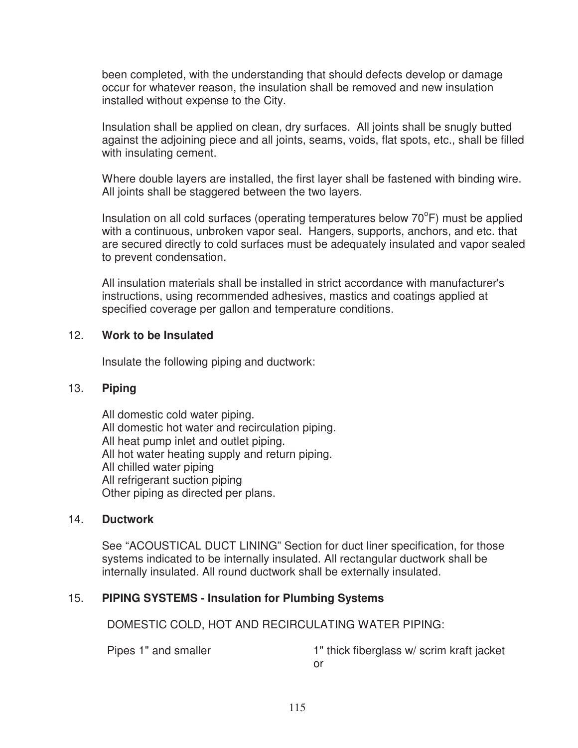been completed, with the understanding that should defects develop or damage occur for whatever reason, the insulation shall be removed and new insulation installed without expense to the City.

Insulation shall be applied on clean, dry surfaces. All joints shall be snugly butted against the adjoining piece and all joints, seams, voids, flat spots, etc., shall be filled with insulating cement.

Where double layers are installed, the first layer shall be fastened with binding wire. All joints shall be staggered between the two layers.

Insulation on all cold surfaces (operating temperatures below 70$^{o}$F) must be applied with a continuous, unbroken vapor seal. Hangers, supports, anchors, and etc. that are secured directly to cold surfaces must be adequately insulated and vapor sealed to prevent condensation.

All insulation materials shall be installed in strict accordance with manufacturer's instructions, using recommended adhesives, mastics and coatings applied at specified coverage per gallon and temperature conditions.

12. **Work to be Insulated**

Insulate the following piping and ductwork:

13. **Piping**

All domestic cold water piping.
All domestic hot water and recirculation piping.
All heat pump inlet and outlet piping.
All hot water heating supply and return piping.
All chilled water piping
All refrigerant suction piping
Other piping as directed per plans.

14. **Ductwork**

See “ACOUSTICAL DUCT LINING” Section for duct liner specification, for those systems indicated to be internally insulated. All rectangular ductwork shall be internally insulated. All round ductwork shall be externally insulated.

15. **PIPING SYSTEMS - Insulation for Plumbing Systems**

DOMESTIC COLD, HOT AND RECIRCULATING WATER PIPING:

Pipes 1" and smaller — 1" thick fiberglass w/ scrim kraft jacket or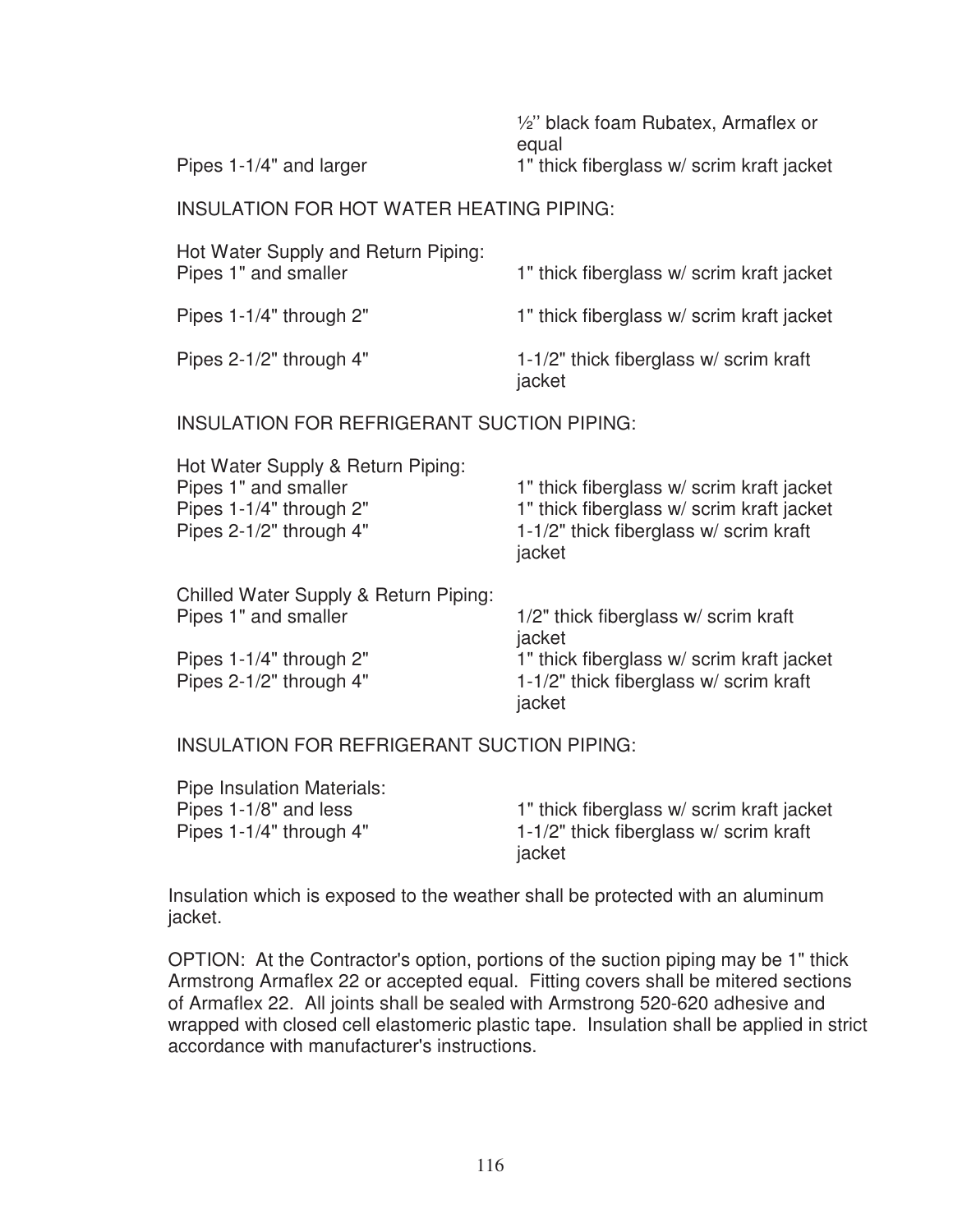| | |
|---|---|
| | ½'' black foam Rubatex, Armaflex or equal |
| Pipes 1-1/4" and larger | 1" thick fiberglass w/ scrim kraft jacket |

INSULATION FOR HOT WATER HEATING PIPING:

| Hot Water Supply and Return Piping: | |
|---|---|
| Pipes 1" and smaller | 1" thick fiberglass w/ scrim kraft jacket |
| Pipes 1-1/4" through 2" | 1" thick fiberglass w/ scrim kraft jacket |
| Pipes 2-1/2" through 4" | 1-1/2" thick fiberglass w/ scrim kraft jacket |

INSULATION FOR REFRIGERANT SUCTION PIPING:

| Hot Water Supply & Return Piping: | |
|---|---|
| Pipes 1" and smaller | 1" thick fiberglass w/ scrim kraft jacket |
| Pipes 1-1/4" through 2" | 1" thick fiberglass w/ scrim kraft jacket |
| Pipes 2-1/2" through 4" | 1-1/2" thick fiberglass w/ scrim kraft jacket |

| Chilled Water Supply & Return Piping: | |
|---|---|
| Pipes 1" and smaller | 1/2" thick fiberglass w/ scrim kraft jacket |
| Pipes 1-1/4" through 2" | 1" thick fiberglass w/ scrim kraft jacket |
| Pipes 2-1/2" through 4" | 1-1/2" thick fiberglass w/ scrim kraft jacket |

INSULATION FOR REFRIGERANT SUCTION PIPING:

| Pipe Insulation Materials: | |
|---|---|
| Pipes 1-1/8" and less | 1" thick fiberglass w/ scrim kraft jacket |
| Pipes 1-1/4" through 4" | 1-1/2" thick fiberglass w/ scrim kraft jacket |

Insulation which is exposed to the weather shall be protected with an aluminum jacket.

OPTION: At the Contractor's option, portions of the suction piping may be 1" thick Armstrong Armaflex 22 or accepted equal. Fitting covers shall be mitered sections of Armaflex 22. All joints shall be sealed with Armstrong 520-620 adhesive and wrapped with closed cell elastomeric plastic tape. Insulation shall be applied in strict accordance with manufacturer's instructions.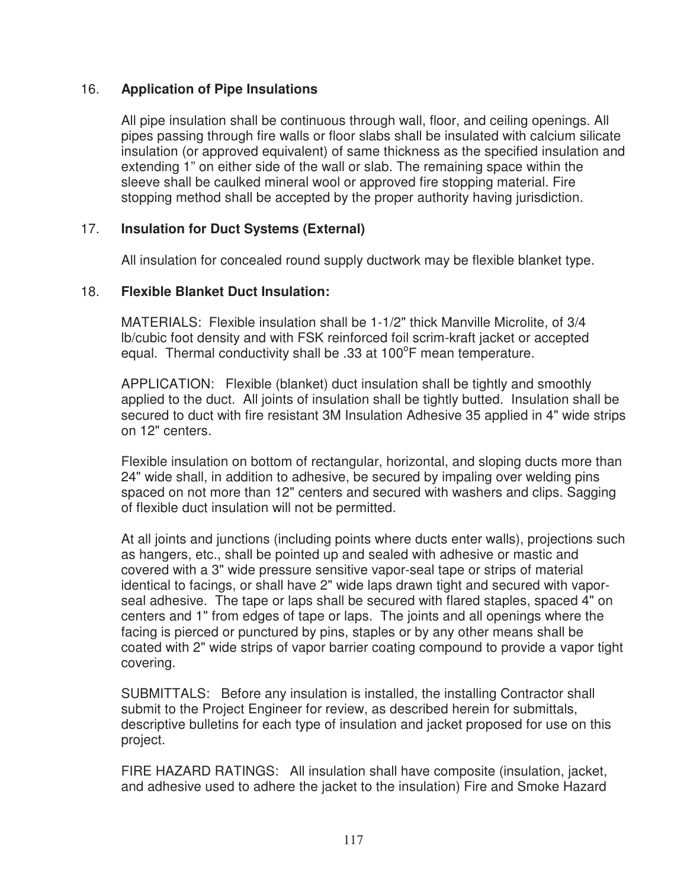16. **Application of Pipe Insulations**

All pipe insulation shall be continuous through wall, floor, and ceiling openings. All pipes passing through fire walls or floor slabs shall be insulated with calcium silicate insulation (or approved equivalent) of same thickness as the specified insulation and extending 1” on either side of the wall or slab. The remaining space within the sleeve shall be caulked mineral wool or approved fire stopping material. Fire stopping method shall be accepted by the proper authority having jurisdiction.

17. **Insulation for Duct Systems (External)**

All insulation for concealed round supply ductwork may be flexible blanket type.

18. **Flexible Blanket Duct Insulation:**

MATERIALS: Flexible insulation shall be 1-1/2" thick Manville Microlite, of 3/4 lb/cubic foot density and with FSK reinforced foil scrim-kraft jacket or accepted equal. Thermal conductivity shall be .33 at 100°F mean temperature.

APPLICATION: Flexible (blanket) duct insulation shall be tightly and smoothly applied to the duct. All joints of insulation shall be tightly butted. Insulation shall be secured to duct with fire resistant 3M Insulation Adhesive 35 applied in 4" wide strips on 12" centers.

Flexible insulation on bottom of rectangular, horizontal, and sloping ducts more than 24" wide shall, in addition to adhesive, be secured by impaling over welding pins spaced on not more than 12" centers and secured with washers and clips. Sagging of flexible duct insulation will not be permitted.

At all joints and junctions (including points where ducts enter walls), projections such as hangers, etc., shall be pointed up and sealed with adhesive or mastic and covered with a 3" wide pressure sensitive vapor-seal tape or strips of material identical to facings, or shall have 2" wide laps drawn tight and secured with vapor-seal adhesive. The tape or laps shall be secured with flared staples, spaced 4" on centers and 1" from edges of tape or laps. The joints and all openings where the facing is pierced or punctured by pins, staples or by any other means shall be coated with 2" wide strips of vapor barrier coating compound to provide a vapor tight covering.

SUBMITTALS: Before any insulation is installed, the installing Contractor shall submit to the Project Engineer for review, as described herein for submittals, descriptive bulletins for each type of insulation and jacket proposed for use on this project.

FIRE HAZARD RATINGS: All insulation shall have composite (insulation, jacket, and adhesive used to adhere the jacket to the insulation) Fire and Smoke Hazard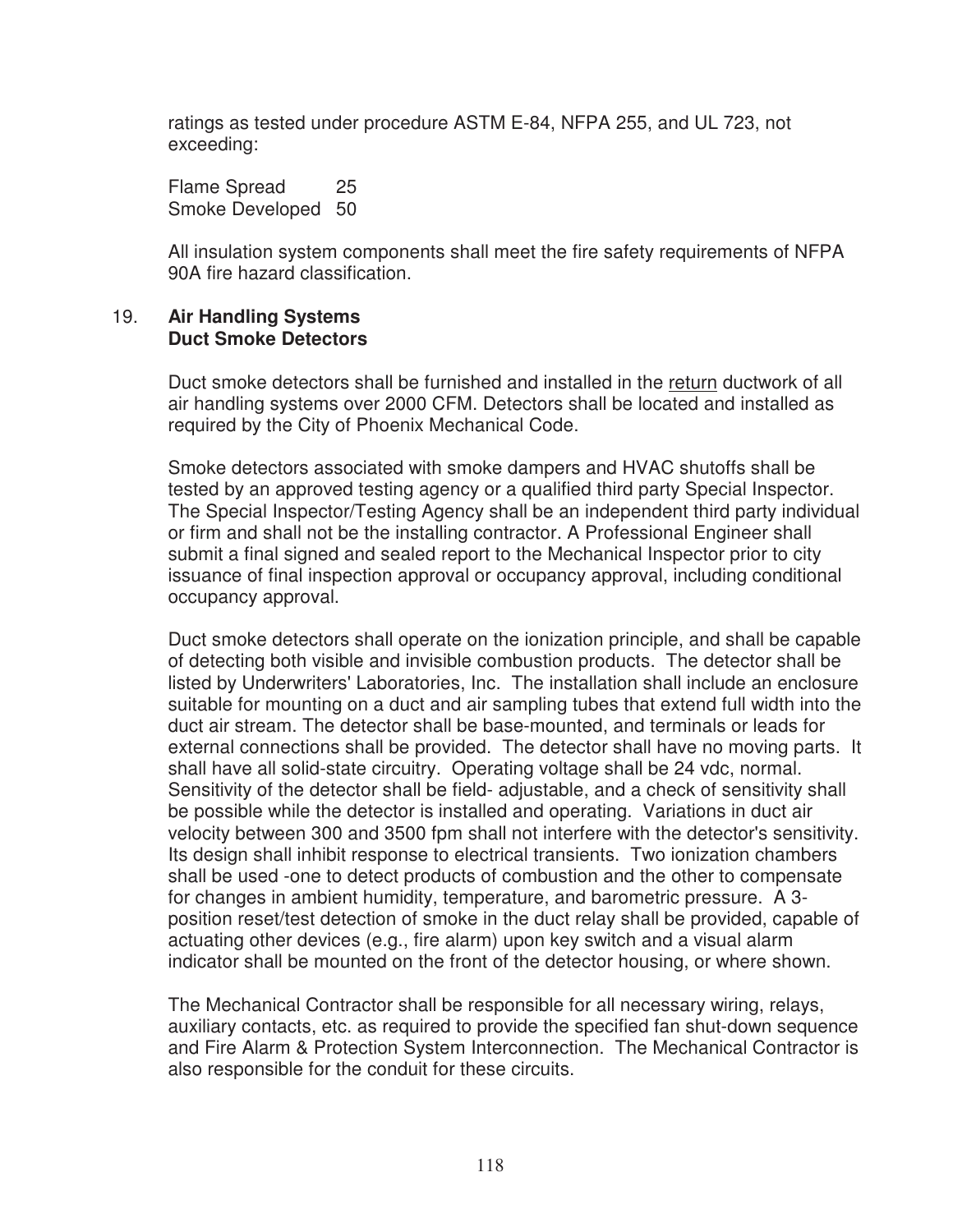ratings as tested under procedure ASTM E-84, NFPA 255, and UL 723, not exceeding:

| | |
|---|---|
| Flame Spread | 25 |
| Smoke Developed | 50 |

All insulation system components shall meet the fire safety requirements of NFPA 90A fire hazard classification.

## 19. Air Handling Systems
### Duct Smoke Detectors

Duct smoke detectors shall be furnished and installed in the return ductwork of all air handling systems over 2000 CFM. Detectors shall be located and installed as required by the City of Phoenix Mechanical Code.

Smoke detectors associated with smoke dampers and HVAC shutoffs shall be tested by an approved testing agency or a qualified third party Special Inspector. The Special Inspector/Testing Agency shall be an independent third party individual or firm and shall not be the installing contractor. A Professional Engineer shall submit a final signed and sealed report to the Mechanical Inspector prior to city issuance of final inspection approval or occupancy approval, including conditional occupancy approval.

Duct smoke detectors shall operate on the ionization principle, and shall be capable of detecting both visible and invisible combustion products. The detector shall be listed by Underwriters' Laboratories, Inc. The installation shall include an enclosure suitable for mounting on a duct and air sampling tubes that extend full width into the duct air stream. The detector shall be base-mounted, and terminals or leads for external connections shall be provided. The detector shall have no moving parts. It shall have all solid-state circuitry. Operating voltage shall be 24 vdc, normal. Sensitivity of the detector shall be field- adjustable, and a check of sensitivity shall be possible while the detector is installed and operating. Variations in duct air velocity between 300 and 3500 fpm shall not interfere with the detector's sensitivity. Its design shall inhibit response to electrical transients. Two ionization chambers shall be used -one to detect products of combustion and the other to compensate for changes in ambient humidity, temperature, and barometric pressure. A 3-position reset/test detection of smoke in the duct relay shall be provided, capable of actuating other devices (e.g., fire alarm) upon key switch and a visual alarm indicator shall be mounted on the front of the detector housing, or where shown.

The Mechanical Contractor shall be responsible for all necessary wiring, relays, auxiliary contacts, etc. as required to provide the specified fan shut-down sequence and Fire Alarm & Protection System Interconnection. The Mechanical Contractor is also responsible for the conduit for these circuits.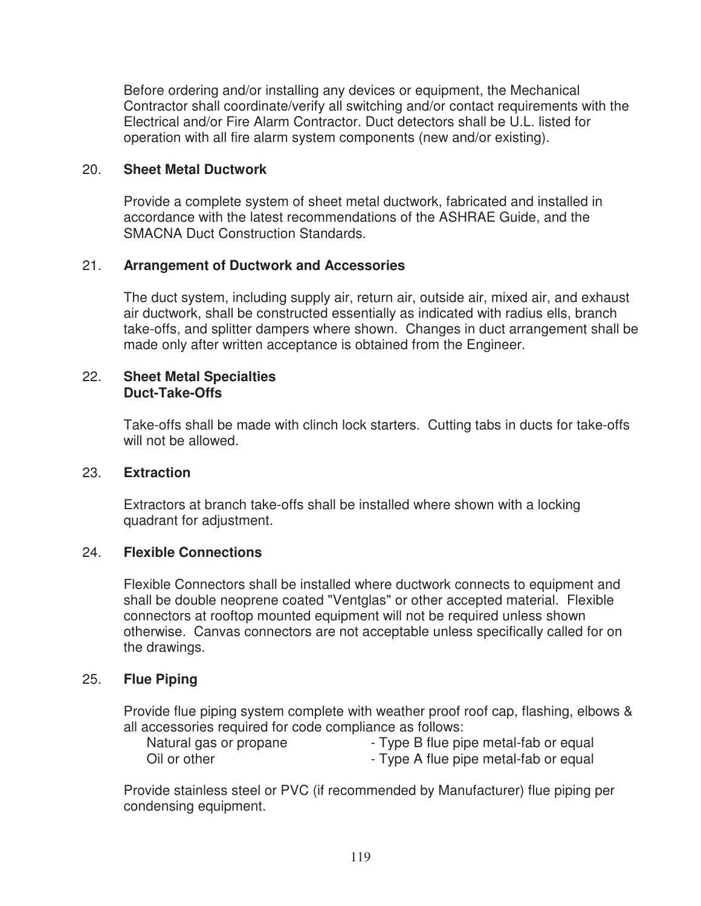Before ordering and/or installing any devices or equipment, the Mechanical Contractor shall coordinate/verify all switching and/or contact requirements with the Electrical and/or Fire Alarm Contractor. Duct detectors shall be U.L. listed for operation with all fire alarm system components (new and/or existing).

20. **Sheet Metal Ductwork**

Provide a complete system of sheet metal ductwork, fabricated and installed in accordance with the latest recommendations of the ASHRAE Guide, and the SMACNA Duct Construction Standards.

21. **Arrangement of Ductwork and Accessories**

The duct system, including supply air, return air, outside air, mixed air, and exhaust air ductwork, shall be constructed essentially as indicated with radius ells, branch take-offs, and splitter dampers where shown. Changes in duct arrangement shall be made only after written acceptance is obtained from the Engineer.

22. **Sheet Metal Specialties**
**Duct-Take-Offs**

Take-offs shall be made with clinch lock starters. Cutting tabs in ducts for take-offs will not be allowed.

23. **Extraction**

Extractors at branch take-offs shall be installed where shown with a locking quadrant for adjustment.

24. **Flexible Connections**

Flexible Connectors shall be installed where ductwork connects to equipment and shall be double neoprene coated "Ventglas" or other accepted material. Flexible connectors at rooftop mounted equipment will not be required unless shown otherwise. Canvas connectors are not acceptable unless specifically called for on the drawings.

25. **Flue Piping**

Provide flue piping system complete with weather proof roof cap, flashing, elbows & all accessories required for code compliance as follows:

Natural gas or propane - Type B flue pipe metal-fab or equal
Oil or other - Type A flue pipe metal-fab or equal

Provide stainless steel or PVC (if recommended by Manufacturer) flue piping per condensing equipment.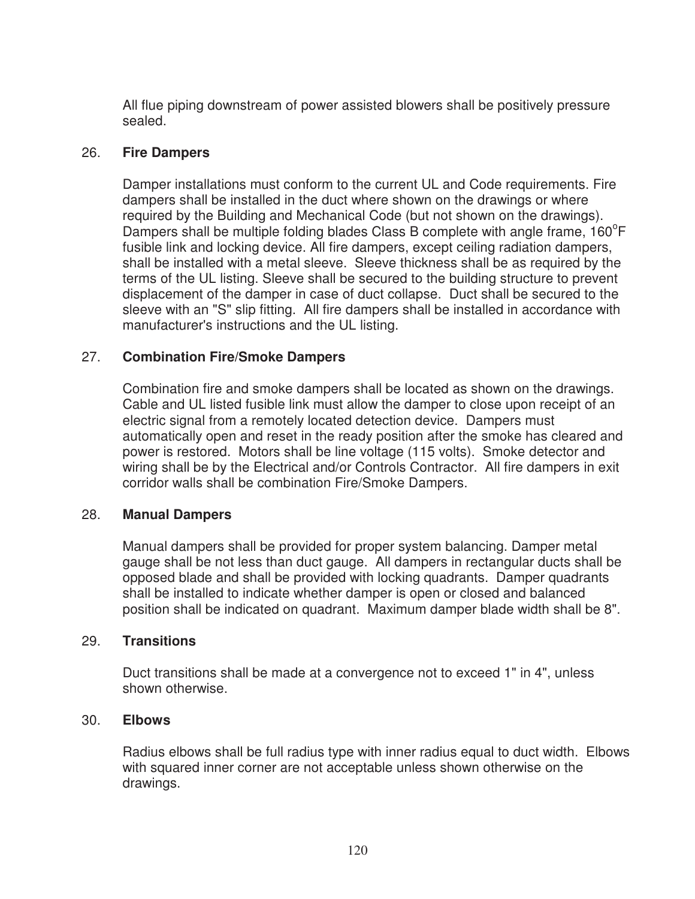All flue piping downstream of power assisted blowers shall be positively pressure sealed.

26. **Fire Dampers**

Damper installations must conform to the current UL and Code requirements. Fire dampers shall be installed in the duct where shown on the drawings or where required by the Building and Mechanical Code (but not shown on the drawings). Dampers shall be multiple folding blades Class B complete with angle frame, 160°F fusible link and locking device. All fire dampers, except ceiling radiation dampers, shall be installed with a metal sleeve. Sleeve thickness shall be as required by the terms of the UL listing. Sleeve shall be secured to the building structure to prevent displacement of the damper in case of duct collapse. Duct shall be secured to the sleeve with an "S" slip fitting. All fire dampers shall be installed in accordance with manufacturer's instructions and the UL listing.

27. **Combination Fire/Smoke Dampers**

Combination fire and smoke dampers shall be located as shown on the drawings. Cable and UL listed fusible link must allow the damper to close upon receipt of an electric signal from a remotely located detection device. Dampers must automatically open and reset in the ready position after the smoke has cleared and power is restored. Motors shall be line voltage (115 volts). Smoke detector and wiring shall be by the Electrical and/or Controls Contractor. All fire dampers in exit corridor walls shall be combination Fire/Smoke Dampers.

28. **Manual Dampers**

Manual dampers shall be provided for proper system balancing. Damper metal gauge shall be not less than duct gauge. All dampers in rectangular ducts shall be opposed blade and shall be provided with locking quadrants. Damper quadrants shall be installed to indicate whether damper is open or closed and balanced position shall be indicated on quadrant. Maximum damper blade width shall be 8".

29. **Transitions**

Duct transitions shall be made at a convergence not to exceed 1" in 4", unless shown otherwise.

30. **Elbows**

Radius elbows shall be full radius type with inner radius equal to duct width. Elbows with squared inner corner are not acceptable unless shown otherwise on the drawings.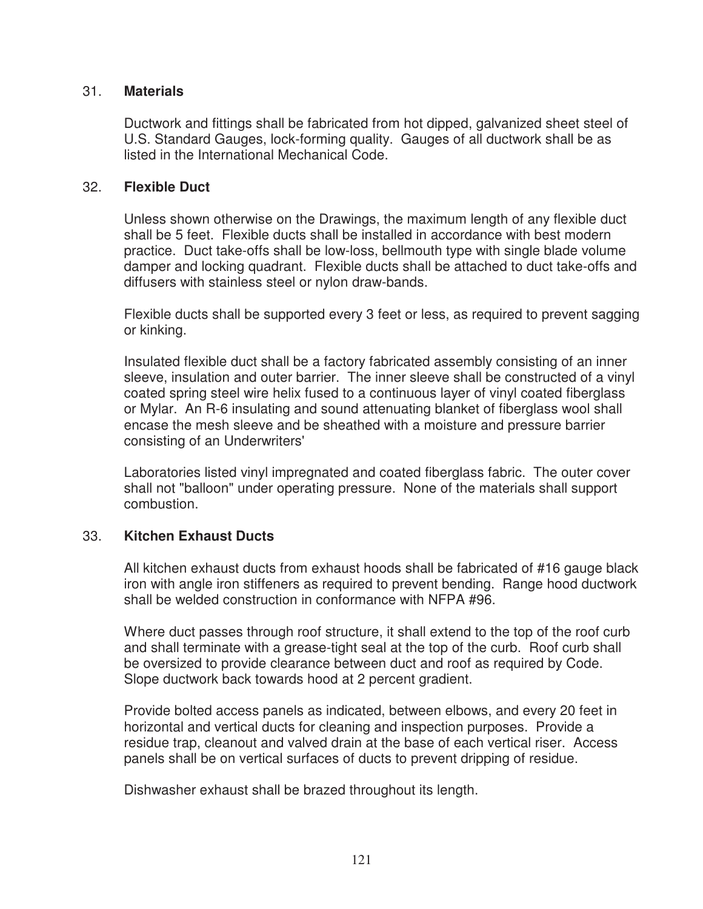31. **Materials**

Ductwork and fittings shall be fabricated from hot dipped, galvanized sheet steel of U.S. Standard Gauges, lock-forming quality. Gauges of all ductwork shall be as listed in the International Mechanical Code.

32. **Flexible Duct**

Unless shown otherwise on the Drawings, the maximum length of any flexible duct shall be 5 feet. Flexible ducts shall be installed in accordance with best modern practice. Duct take-offs shall be low-loss, bellmouth type with single blade volume damper and locking quadrant. Flexible ducts shall be attached to duct take-offs and diffusers with stainless steel or nylon draw-bands.

Flexible ducts shall be supported every 3 feet or less, as required to prevent sagging or kinking.

Insulated flexible duct shall be a factory fabricated assembly consisting of an inner sleeve, insulation and outer barrier. The inner sleeve shall be constructed of a vinyl coated spring steel wire helix fused to a continuous layer of vinyl coated fiberglass or Mylar. An R-6 insulating and sound attenuating blanket of fiberglass wool shall encase the mesh sleeve and be sheathed with a moisture and pressure barrier consisting of an Underwriters'

Laboratories listed vinyl impregnated and coated fiberglass fabric. The outer cover shall not "balloon" under operating pressure. None of the materials shall support combustion.

33. **Kitchen Exhaust Ducts**

All kitchen exhaust ducts from exhaust hoods shall be fabricated of #16 gauge black iron with angle iron stiffeners as required to prevent bending. Range hood ductwork shall be welded construction in conformance with NFPA #96.

Where duct passes through roof structure, it shall extend to the top of the roof curb and shall terminate with a grease-tight seal at the top of the curb. Roof curb shall be oversized to provide clearance between duct and roof as required by Code. Slope ductwork back towards hood at 2 percent gradient.

Provide bolted access panels as indicated, between elbows, and every 20 feet in horizontal and vertical ducts for cleaning and inspection purposes. Provide a residue trap, cleanout and valved drain at the base of each vertical riser. Access panels shall be on vertical surfaces of ducts to prevent dripping of residue.

Dishwasher exhaust shall be brazed throughout its length.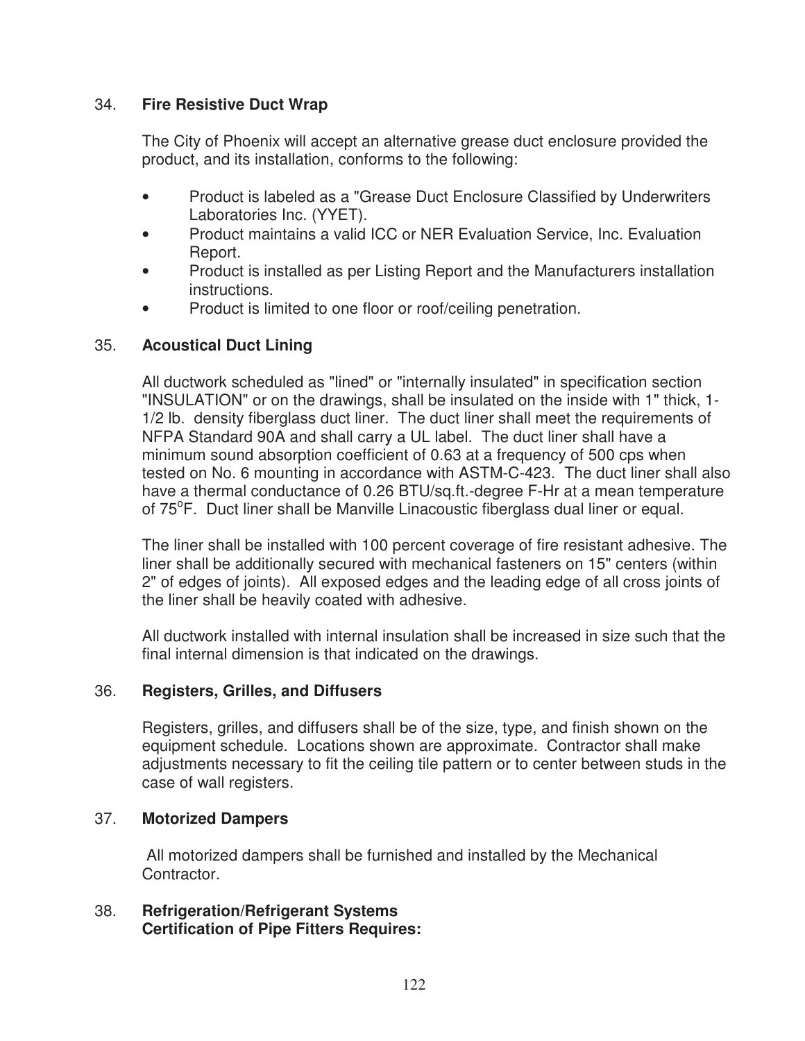## 34. **Fire Resistive Duct Wrap**

The City of Phoenix will accept an alternative grease duct enclosure provided the product, and its installation, conforms to the following:

- Product is labeled as a "Grease Duct Enclosure Classified by Underwriters Laboratories Inc. (YYET).
- Product maintains a valid ICC or NER Evaluation Service, Inc. Evaluation Report.
- Product is installed as per Listing Report and the Manufacturers installation instructions.
- Product is limited to one floor or roof/ceiling penetration.

## 35. **Acoustical Duct Lining**

All ductwork scheduled as "lined" or "internally insulated" in specification section "INSULATION" or on the drawings, shall be insulated on the inside with 1" thick, 1-1/2 lb. density fiberglass duct liner. The duct liner shall meet the requirements of NFPA Standard 90A and shall carry a UL label. The duct liner shall have a minimum sound absorption coefficient of 0.63 at a frequency of 500 cps when tested on No. 6 mounting in accordance with ASTM-C-423. The duct liner shall also have a thermal conductance of 0.26 BTU/sq.ft.-degree F-Hr at a mean temperature of 75°F. Duct liner shall be Manville Linacoustic fiberglass dual liner or equal.

The liner shall be installed with 100 percent coverage of fire resistant adhesive. The liner shall be additionally secured with mechanical fasteners on 15" centers (within 2" of edges of joints). All exposed edges and the leading edge of all cross joints of the liner shall be heavily coated with adhesive.

All ductwork installed with internal insulation shall be increased in size such that the final internal dimension is that indicated on the drawings.

## 36. **Registers, Grilles, and Diffusers**

Registers, grilles, and diffusers shall be of the size, type, and finish shown on the equipment schedule. Locations shown are approximate. Contractor shall make adjustments necessary to fit the ceiling tile pattern or to center between studs in the case of wall registers.

## 37. **Motorized Dampers**

All motorized dampers shall be furnished and installed by the Mechanical Contractor.

## 38. **Refrigeration/Refrigerant Systems**
**Certification of Pipe Fitters Requires:**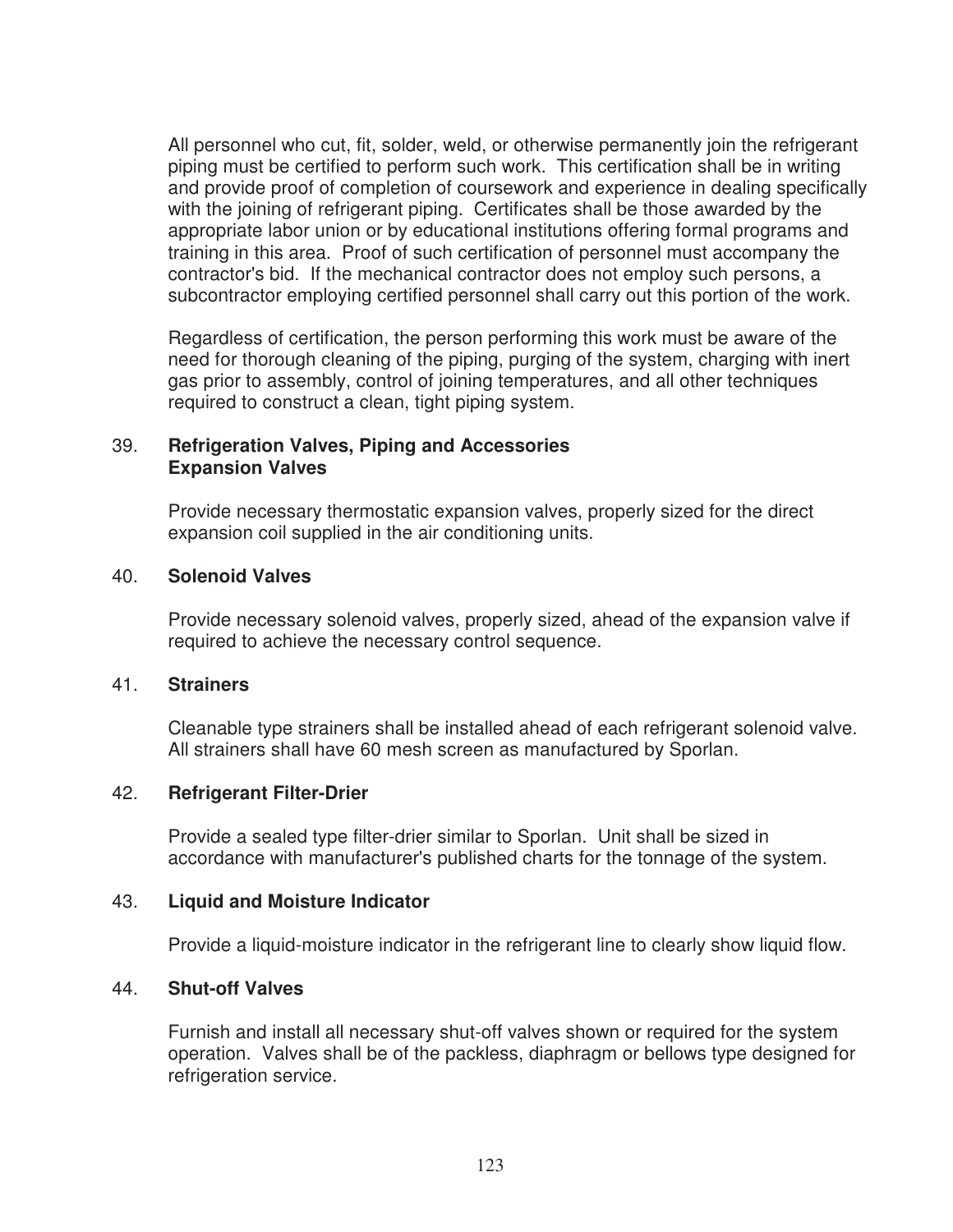All personnel who cut, fit, solder, weld, or otherwise permanently join the refrigerant piping must be certified to perform such work. This certification shall be in writing and provide proof of completion of coursework and experience in dealing specifically with the joining of refrigerant piping. Certificates shall be those awarded by the appropriate labor union or by educational institutions offering formal programs and training in this area. Proof of such certification of personnel must accompany the contractor's bid. If the mechanical contractor does not employ such persons, a subcontractor employing certified personnel shall carry out this portion of the work.

Regardless of certification, the person performing this work must be aware of the need for thorough cleaning of the piping, purging of the system, charging with inert gas prior to assembly, control of joining temperatures, and all other techniques required to construct a clean, tight piping system.

39. **Refrigeration Valves, Piping and Accessories**
    **Expansion Valves**

    Provide necessary thermostatic expansion valves, properly sized for the direct expansion coil supplied in the air conditioning units.

40. **Solenoid Valves**

    Provide necessary solenoid valves, properly sized, ahead of the expansion valve if required to achieve the necessary control sequence.

41. **Strainers**

    Cleanable type strainers shall be installed ahead of each refrigerant solenoid valve. All strainers shall have 60 mesh screen as manufactured by Sporlan.

42. **Refrigerant Filter-Drier**

    Provide a sealed type filter-drier similar to Sporlan. Unit shall be sized in accordance with manufacturer's published charts for the tonnage of the system.

43. **Liquid and Moisture Indicator**

    Provide a liquid-moisture indicator in the refrigerant line to clearly show liquid flow.

44. **Shut-off Valves**

    Furnish and install all necessary shut-off valves shown or required for the system operation. Valves shall be of the packless, diaphragm or bellows type designed for refrigeration service.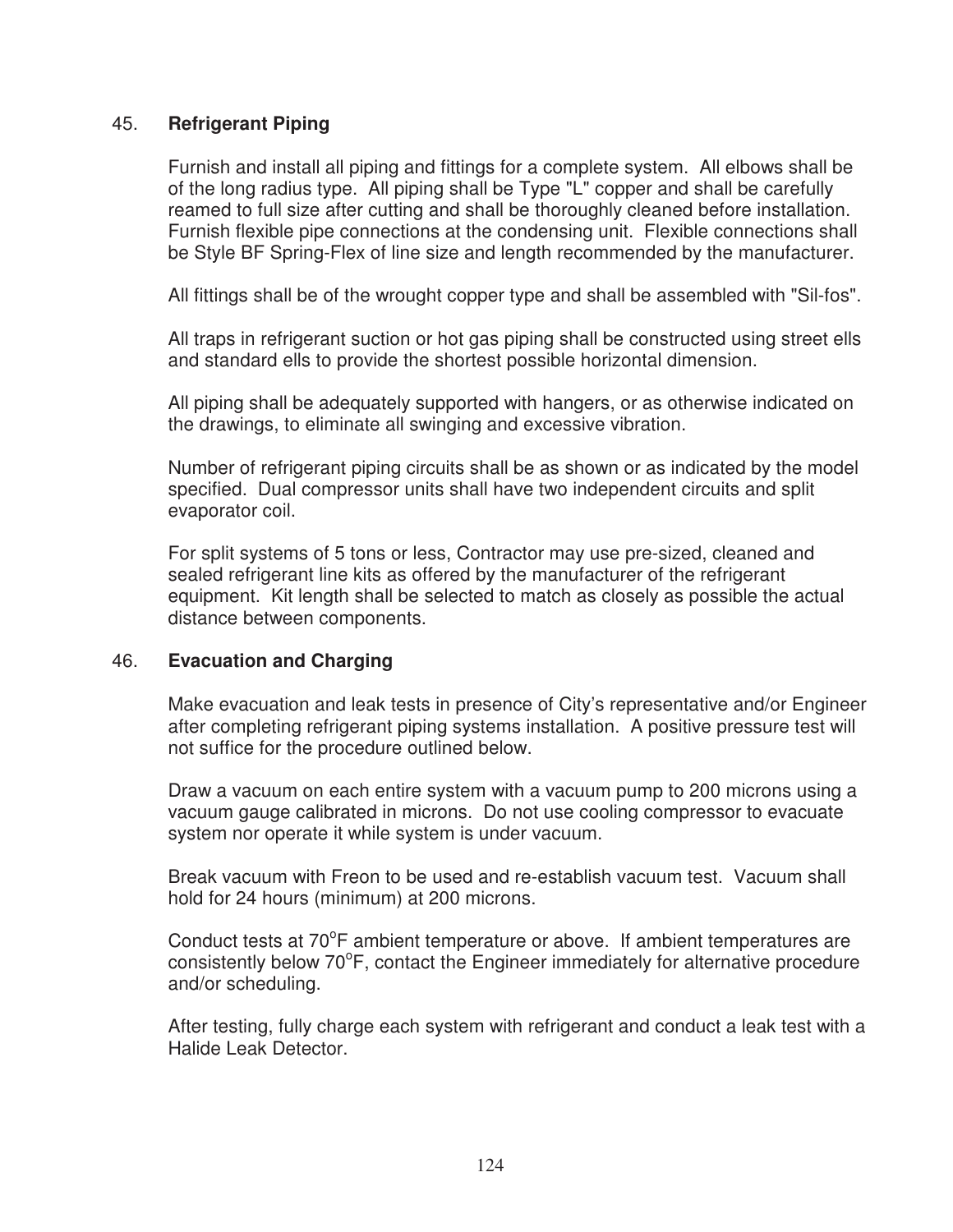## 45. **Refrigerant Piping**

Furnish and install all piping and fittings for a complete system. All elbows shall be of the long radius type. All piping shall be Type "L" copper and shall be carefully reamed to full size after cutting and shall be thoroughly cleaned before installation. Furnish flexible pipe connections at the condensing unit. Flexible connections shall be Style BF Spring-Flex of line size and length recommended by the manufacturer.

All fittings shall be of the wrought copper type and shall be assembled with "Sil-fos".

All traps in refrigerant suction or hot gas piping shall be constructed using street ells and standard ells to provide the shortest possible horizontal dimension.

All piping shall be adequately supported with hangers, or as otherwise indicated on the drawings, to eliminate all swinging and excessive vibration.

Number of refrigerant piping circuits shall be as shown or as indicated by the model specified. Dual compressor units shall have two independent circuits and split evaporator coil.

For split systems of 5 tons or less, Contractor may use pre-sized, cleaned and sealed refrigerant line kits as offered by the manufacturer of the refrigerant equipment. Kit length shall be selected to match as closely as possible the actual distance between components.

## 46. **Evacuation and Charging**

Make evacuation and leak tests in presence of City's representative and/or Engineer after completing refrigerant piping systems installation. A positive pressure test will not suffice for the procedure outlined below.

Draw a vacuum on each entire system with a vacuum pump to 200 microns using a vacuum gauge calibrated in microns. Do not use cooling compressor to evacuate system nor operate it while system is under vacuum.

Break vacuum with Freon to be used and re-establish vacuum test. Vacuum shall hold for 24 hours (minimum) at 200 microns.

Conduct tests at 70°F ambient temperature or above. If ambient temperatures are consistently below 70°F, contact the Engineer immediately for alternative procedure and/or scheduling.

After testing, fully charge each system with refrigerant and conduct a leak test with a Halide Leak Detector.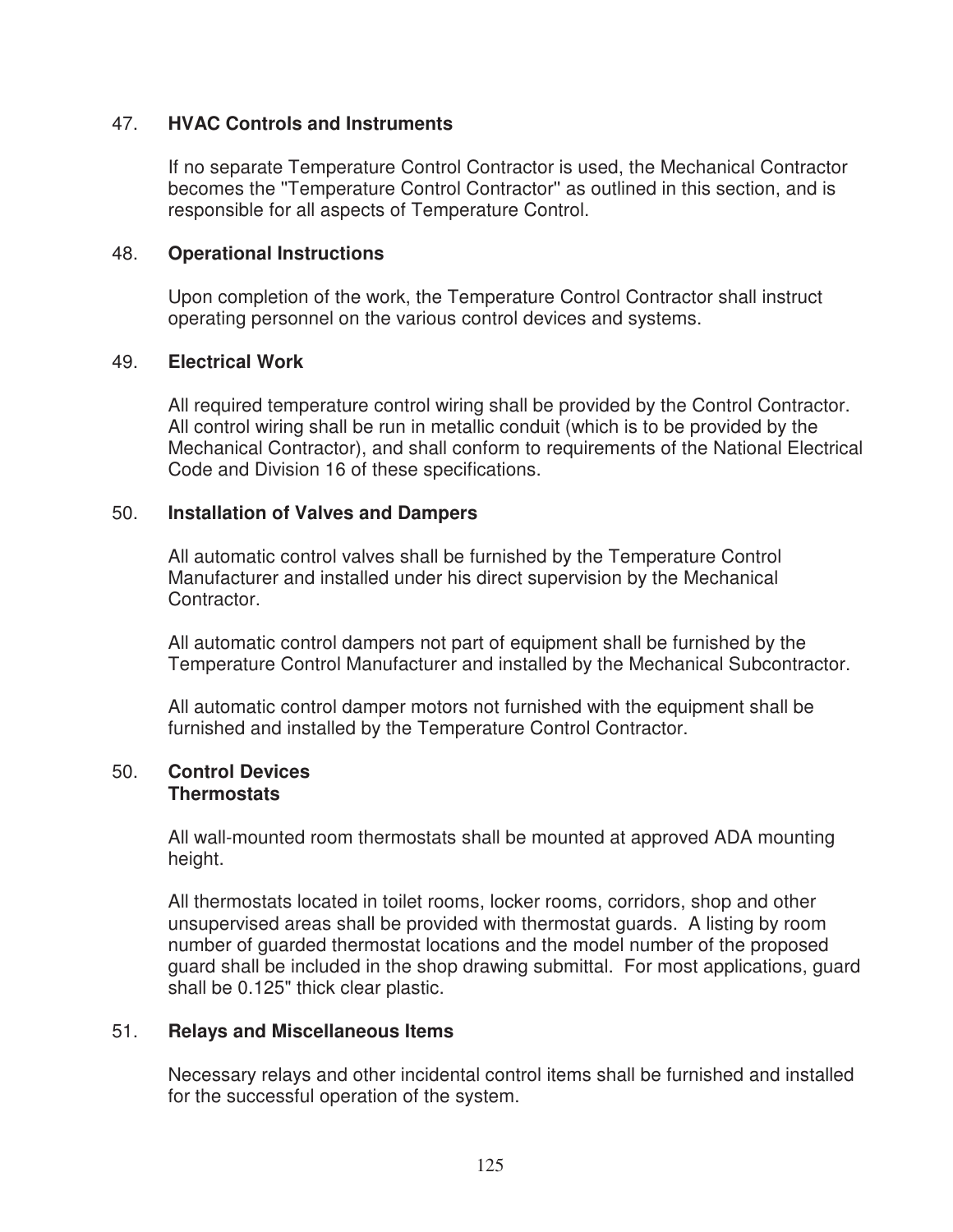## 47. HVAC Controls and Instruments

If no separate Temperature Control Contractor is used, the Mechanical Contractor becomes the "Temperature Control Contractor" as outlined in this section, and is responsible for all aspects of Temperature Control.

## 48. Operational Instructions

Upon completion of the work, the Temperature Control Contractor shall instruct operating personnel on the various control devices and systems.

## 49. Electrical Work

All required temperature control wiring shall be provided by the Control Contractor. All control wiring shall be run in metallic conduit (which is to be provided by the Mechanical Contractor), and shall conform to requirements of the National Electrical Code and Division 16 of these specifications.

## 50. Installation of Valves and Dampers

All automatic control valves shall be furnished by the Temperature Control Manufacturer and installed under his direct supervision by the Mechanical Contractor.

All automatic control dampers not part of equipment shall be furnished by the Temperature Control Manufacturer and installed by the Mechanical Subcontractor.

All automatic control damper motors not furnished with the equipment shall be furnished and installed by the Temperature Control Contractor.

## 50. Control Devices
**Thermostats**

All wall-mounted room thermostats shall be mounted at approved ADA mounting height.

All thermostats located in toilet rooms, locker rooms, corridors, shop and other unsupervised areas shall be provided with thermostat guards. A listing by room number of guarded thermostat locations and the model number of the proposed guard shall be included in the shop drawing submittal. For most applications, guard shall be 0.125" thick clear plastic.

## 51. Relays and Miscellaneous Items

Necessary relays and other incidental control items shall be furnished and installed for the successful operation of the system.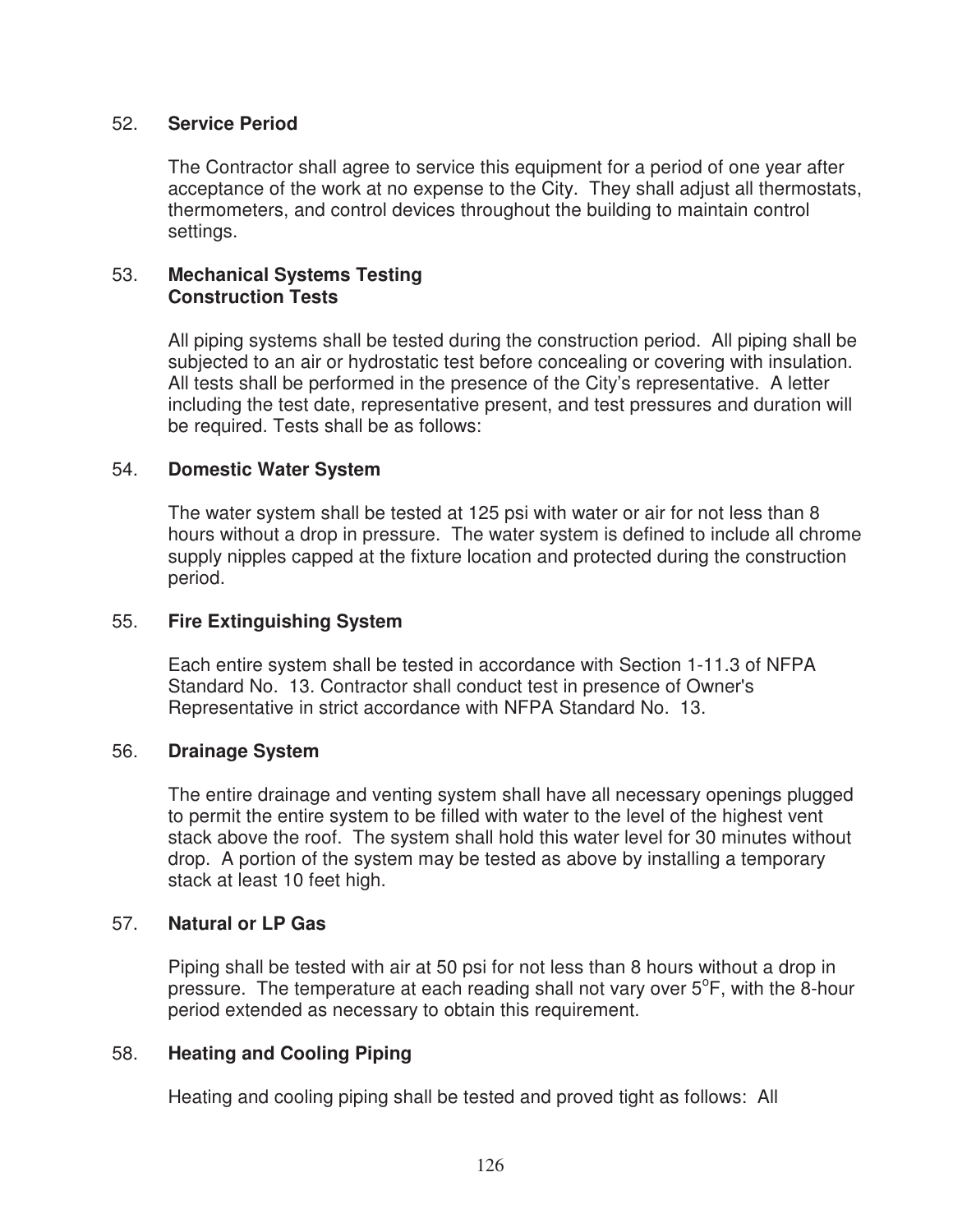52. **Service Period**

The Contractor shall agree to service this equipment for a period of one year after acceptance of the work at no expense to the City. They shall adjust all thermostats, thermometers, and control devices throughout the building to maintain control settings.

53. **Mechanical Systems Testing**
**Construction Tests**

All piping systems shall be tested during the construction period. All piping shall be subjected to an air or hydrostatic test before concealing or covering with insulation. All tests shall be performed in the presence of the City's representative. A letter including the test date, representative present, and test pressures and duration will be required. Tests shall be as follows:

54. **Domestic Water System**

The water system shall be tested at 125 psi with water or air for not less than 8 hours without a drop in pressure. The water system is defined to include all chrome supply nipples capped at the fixture location and protected during the construction period.

55. **Fire Extinguishing System**

Each entire system shall be tested in accordance with Section 1-11.3 of NFPA Standard No. 13. Contractor shall conduct test in presence of Owner's Representative in strict accordance with NFPA Standard No. 13.

56. **Drainage System**

The entire drainage and venting system shall have all necessary openings plugged to permit the entire system to be filled with water to the level of the highest vent stack above the roof. The system shall hold this water level for 30 minutes without drop. A portion of the system may be tested as above by installing a temporary stack at least 10 feet high.

57. **Natural or LP Gas**

Piping shall be tested with air at 50 psi for not less than 8 hours without a drop in pressure. The temperature at each reading shall not vary over 5°F, with the 8-hour period extended as necessary to obtain this requirement.

58. **Heating and Cooling Piping**

Heating and cooling piping shall be tested and proved tight as follows: All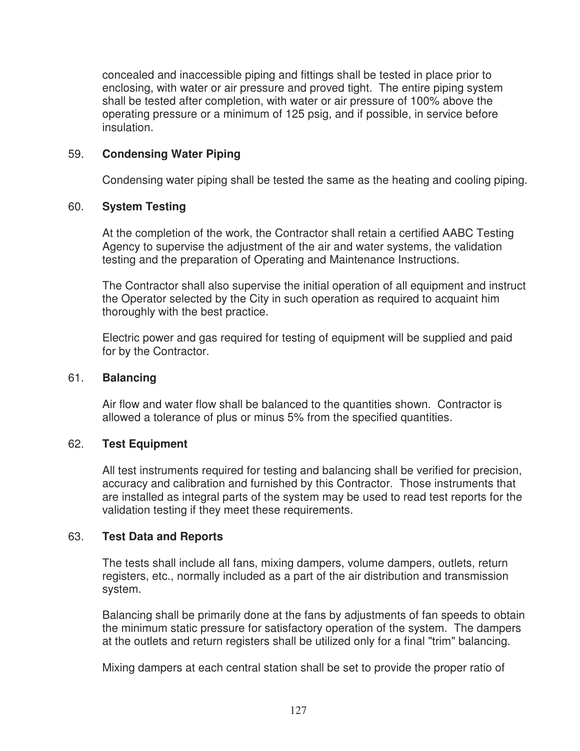concealed and inaccessible piping and fittings shall be tested in place prior to enclosing, with water or air pressure and proved tight. The entire piping system shall be tested after completion, with water or air pressure of 100% above the operating pressure or a minimum of 125 psig, and if possible, in service before insulation.

59. **Condensing Water Piping**

Condensing water piping shall be tested the same as the heating and cooling piping.

60. **System Testing**

At the completion of the work, the Contractor shall retain a certified AABC Testing Agency to supervise the adjustment of the air and water systems, the validation testing and the preparation of Operating and Maintenance Instructions.

The Contractor shall also supervise the initial operation of all equipment and instruct the Operator selected by the City in such operation as required to acquaint him thoroughly with the best practice.

Electric power and gas required for testing of equipment will be supplied and paid for by the Contractor.

61. **Balancing**

Air flow and water flow shall be balanced to the quantities shown. Contractor is allowed a tolerance of plus or minus 5% from the specified quantities.

62. **Test Equipment**

All test instruments required for testing and balancing shall be verified for precision, accuracy and calibration and furnished by this Contractor. Those instruments that are installed as integral parts of the system may be used to read test reports for the validation testing if they meet these requirements.

63. **Test Data and Reports**

The tests shall include all fans, mixing dampers, volume dampers, outlets, return registers, etc., normally included as a part of the air distribution and transmission system.

Balancing shall be primarily done at the fans by adjustments of fan speeds to obtain the minimum static pressure for satisfactory operation of the system. The dampers at the outlets and return registers shall be utilized only for a final "trim" balancing.

Mixing dampers at each central station shall be set to provide the proper ratio of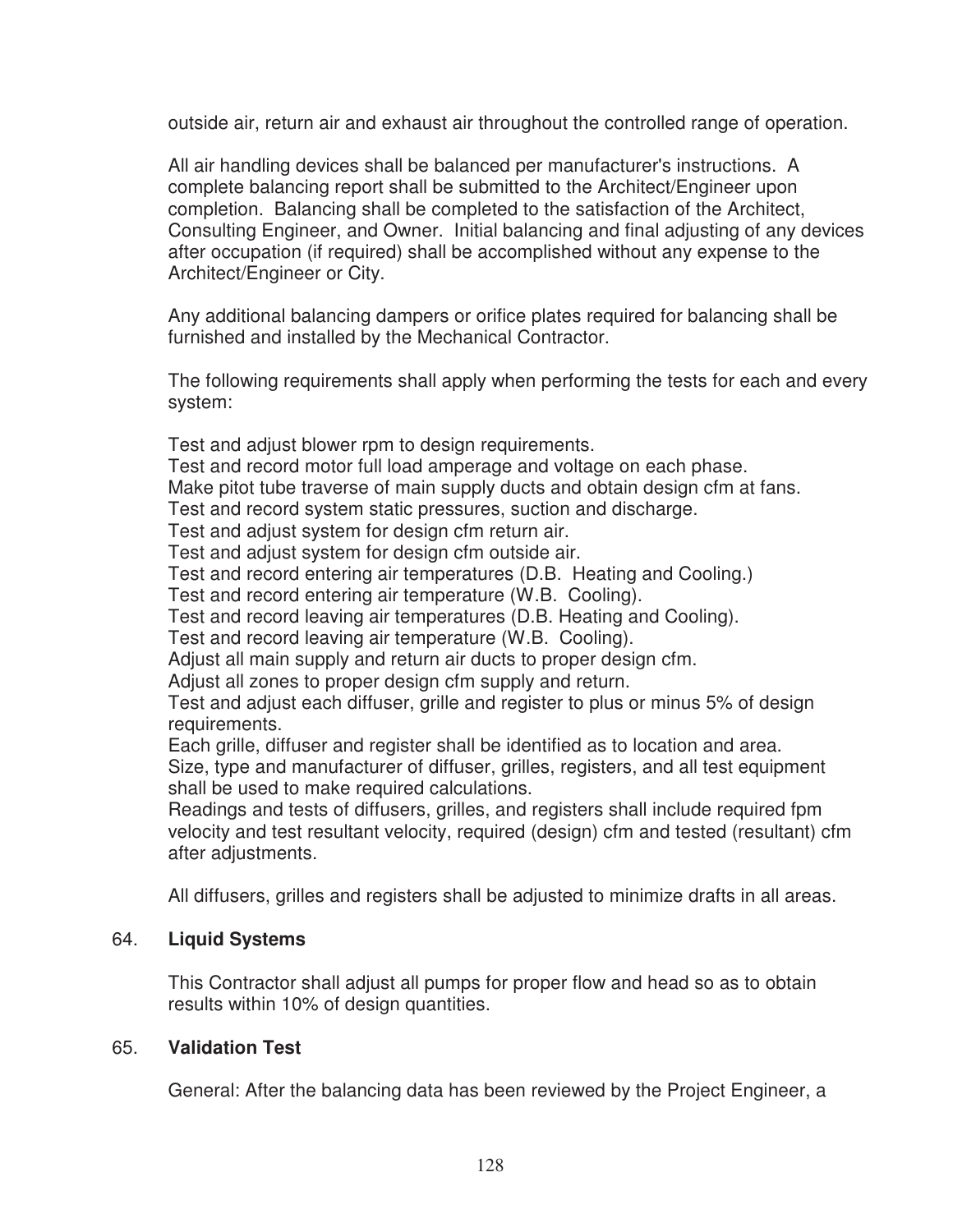outside air, return air and exhaust air throughout the controlled range of operation.

All air handling devices shall be balanced per manufacturer's instructions. A complete balancing report shall be submitted to the Architect/Engineer upon completion. Balancing shall be completed to the satisfaction of the Architect, Consulting Engineer, and Owner. Initial balancing and final adjusting of any devices after occupation (if required) shall be accomplished without any expense to the Architect/Engineer or City.

Any additional balancing dampers or orifice plates required for balancing shall be furnished and installed by the Mechanical Contractor.

The following requirements shall apply when performing the tests for each and every system:

Test and adjust blower rpm to design requirements.
Test and record motor full load amperage and voltage on each phase.
Make pitot tube traverse of main supply ducts and obtain design cfm at fans.
Test and record system static pressures, suction and discharge.
Test and adjust system for design cfm return air.
Test and adjust system for design cfm outside air.
Test and record entering air temperatures (D.B. Heating and Cooling.)
Test and record entering air temperature (W.B. Cooling).
Test and record leaving air temperatures (D.B. Heating and Cooling).
Test and record leaving air temperature (W.B. Cooling).
Adjust all main supply and return air ducts to proper design cfm.
Adjust all zones to proper design cfm supply and return.
Test and adjust each diffuser, grille and register to plus or minus 5% of design requirements.
Each grille, diffuser and register shall be identified as to location and area.
Size, type and manufacturer of diffuser, grilles, registers, and all test equipment shall be used to make required calculations.
Readings and tests of diffusers, grilles, and registers shall include required fpm velocity and test resultant velocity, required (design) cfm and tested (resultant) cfm after adjustments.

All diffusers, grilles and registers shall be adjusted to minimize drafts in all areas.

## 64. **Liquid Systems**

This Contractor shall adjust all pumps for proper flow and head so as to obtain results within 10% of design quantities.

## 65. **Validation Test**

General: After the balancing data has been reviewed by the Project Engineer, a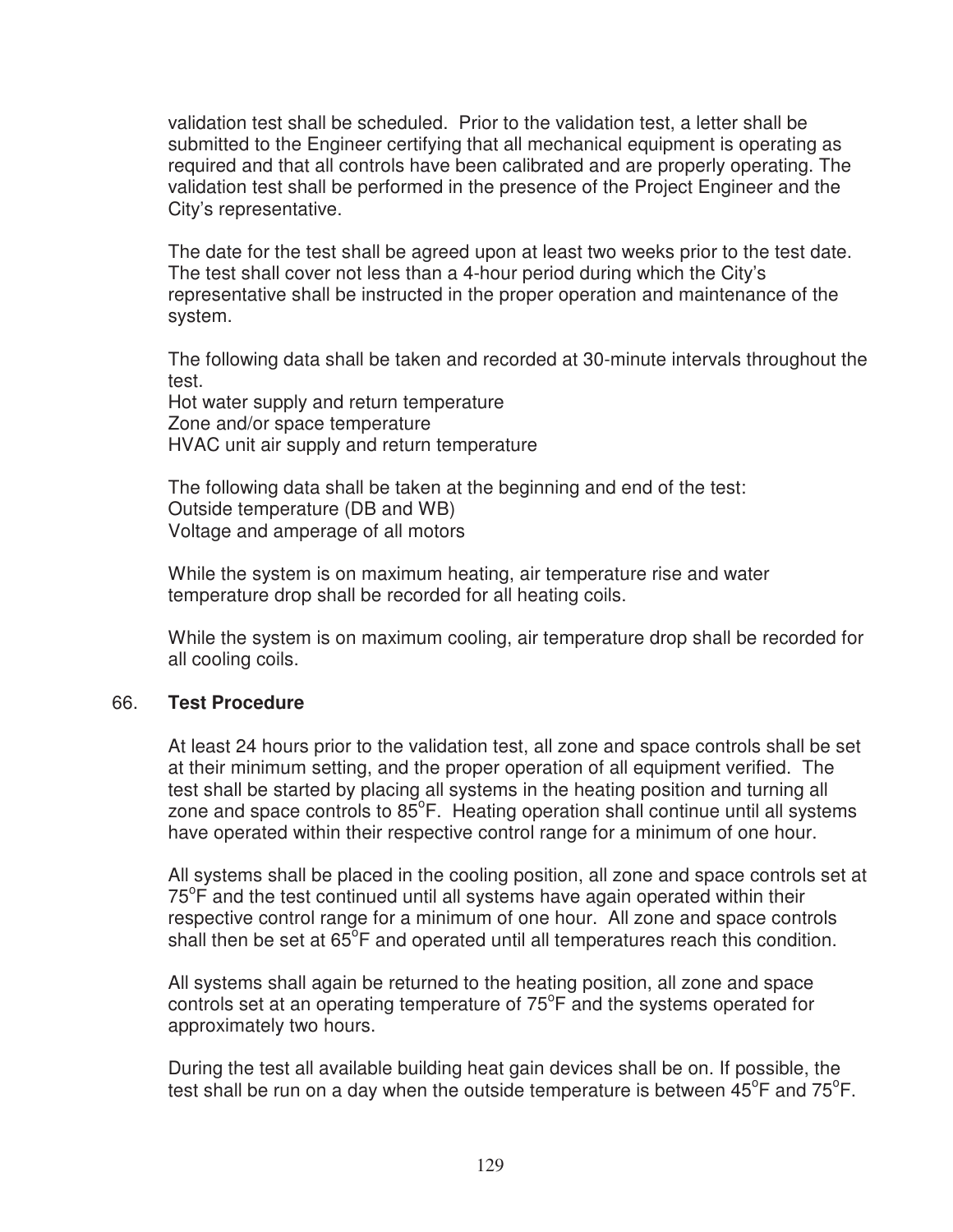validation test shall be scheduled. Prior to the validation test, a letter shall be submitted to the Engineer certifying that all mechanical equipment is operating as required and that all controls have been calibrated and are properly operating. The validation test shall be performed in the presence of the Project Engineer and the City's representative.

The date for the test shall be agreed upon at least two weeks prior to the test date. The test shall cover not less than a 4-hour period during which the City's representative shall be instructed in the proper operation and maintenance of the system.

The following data shall be taken and recorded at 30-minute intervals throughout the test.
Hot water supply and return temperature
Zone and/or space temperature
HVAC unit air supply and return temperature

The following data shall be taken at the beginning and end of the test:
Outside temperature (DB and WB)
Voltage and amperage of all motors

While the system is on maximum heating, air temperature rise and water temperature drop shall be recorded for all heating coils.

While the system is on maximum cooling, air temperature drop shall be recorded for all cooling coils.

## 66. **Test Procedure**

At least 24 hours prior to the validation test, all zone and space controls shall be set at their minimum setting, and the proper operation of all equipment verified. The test shall be started by placing all systems in the heating position and turning all zone and space controls to 85°F. Heating operation shall continue until all systems have operated within their respective control range for a minimum of one hour.

All systems shall be placed in the cooling position, all zone and space controls set at 75°F and the test continued until all systems have again operated within their respective control range for a minimum of one hour. All zone and space controls shall then be set at 65°F and operated until all temperatures reach this condition.

All systems shall again be returned to the heating position, all zone and space controls set at an operating temperature of 75°F and the systems operated for approximately two hours.

During the test all available building heat gain devices shall be on. If possible, the test shall be run on a day when the outside temperature is between 45°F and 75°F.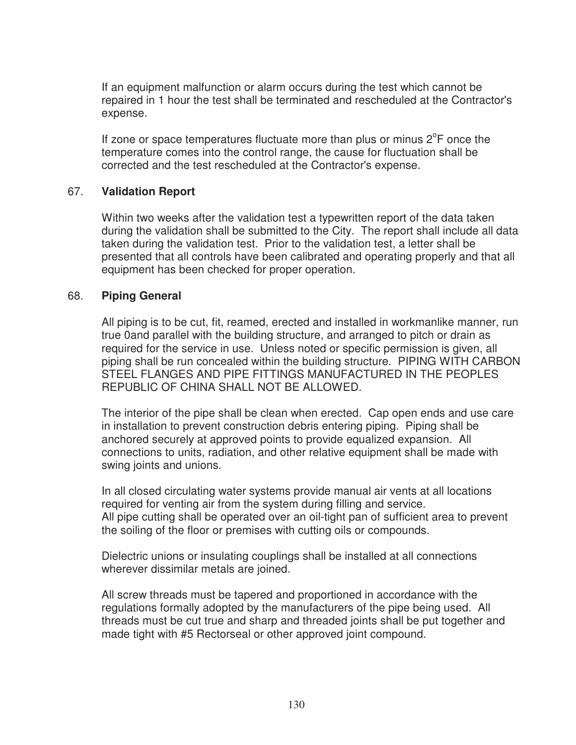If an equipment malfunction or alarm occurs during the test which cannot be repaired in 1 hour the test shall be terminated and rescheduled at the Contractor's expense.

If zone or space temperatures fluctuate more than plus or minus 2°F once the temperature comes into the control range, the cause for fluctuation shall be corrected and the test rescheduled at the Contractor's expense.

67. **Validation Report**

Within two weeks after the validation test a typewritten report of the data taken during the validation shall be submitted to the City. The report shall include all data taken during the validation test. Prior to the validation test, a letter shall be presented that all controls have been calibrated and operating properly and that all equipment has been checked for proper operation.

68. **Piping General**

All piping is to be cut, fit, reamed, erected and installed in workmanlike manner, run true 0and parallel with the building structure, and arranged to pitch or drain as required for the service in use. Unless noted or specific permission is given, all piping shall be run concealed within the building structure. PIPING WITH CARBON STEEL FLANGES AND PIPE FITTINGS MANUFACTURED IN THE PEOPLES REPUBLIC OF CHINA SHALL NOT BE ALLOWED.

The interior of the pipe shall be clean when erected. Cap open ends and use care in installation to prevent construction debris entering piping. Piping shall be anchored securely at approved points to provide equalized expansion. All connections to units, radiation, and other relative equipment shall be made with swing joints and unions.

In all closed circulating water systems provide manual air vents at all locations required for venting air from the system during filling and service.
All pipe cutting shall be operated over an oil-tight pan of sufficient area to prevent the soiling of the floor or premises with cutting oils or compounds.

Dielectric unions or insulating couplings shall be installed at all connections wherever dissimilar metals are joined.

All screw threads must be tapered and proportioned in accordance with the regulations formally adopted by the manufacturers of the pipe being used. All threads must be cut true and sharp and threaded joints shall be put together and made tight with #5 Rectorseal or other approved joint compound.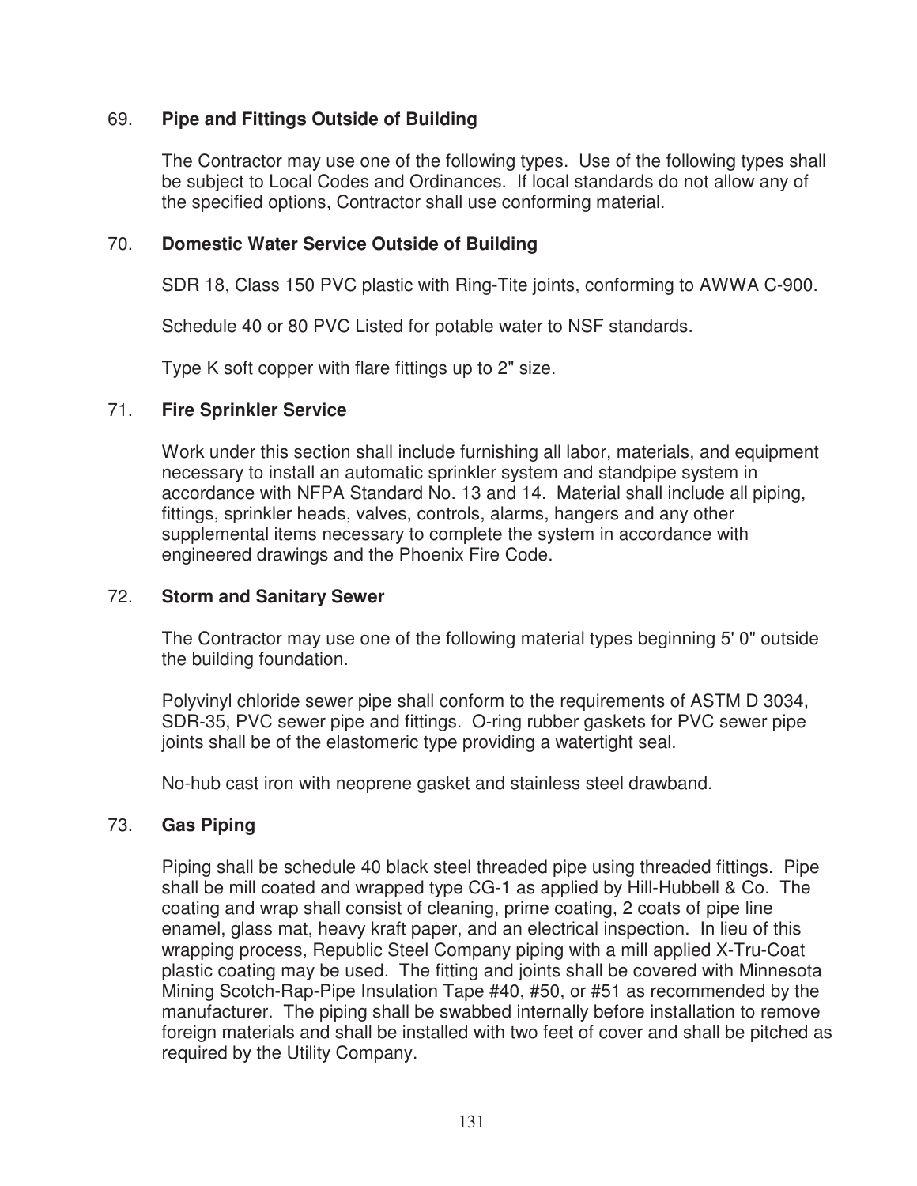## 69. **Pipe and Fittings Outside of Building**

The Contractor may use one of the following types. Use of the following types shall be subject to Local Codes and Ordinances. If local standards do not allow any of the specified options, Contractor shall use conforming material.

## 70. **Domestic Water Service Outside of Building**

SDR 18, Class 150 PVC plastic with Ring-Tite joints, conforming to AWWA C-900.

Schedule 40 or 80 PVC Listed for potable water to NSF standards.

Type K soft copper with flare fittings up to 2" size.

## 71. **Fire Sprinkler Service**

Work under this section shall include furnishing all labor, materials, and equipment necessary to install an automatic sprinkler system and standpipe system in accordance with NFPA Standard No. 13 and 14. Material shall include all piping, fittings, sprinkler heads, valves, controls, alarms, hangers and any other supplemental items necessary to complete the system in accordance with engineered drawings and the Phoenix Fire Code.

## 72. **Storm and Sanitary Sewer**

The Contractor may use one of the following material types beginning 5' 0" outside the building foundation.

Polyvinyl chloride sewer pipe shall conform to the requirements of ASTM D 3034, SDR-35, PVC sewer pipe and fittings. O-ring rubber gaskets for PVC sewer pipe joints shall be of the elastomeric type providing a watertight seal.

No-hub cast iron with neoprene gasket and stainless steel drawband.

## 73. **Gas Piping**

Piping shall be schedule 40 black steel threaded pipe using threaded fittings. Pipe shall be mill coated and wrapped type CG-1 as applied by Hill-Hubbell & Co. The coating and wrap shall consist of cleaning, prime coating, 2 coats of pipe line enamel, glass mat, heavy kraft paper, and an electrical inspection. In lieu of this wrapping process, Republic Steel Company piping with a mill applied X-Tru-Coat plastic coating may be used. The fitting and joints shall be covered with Minnesota Mining Scotch-Rap-Pipe Insulation Tape #40, #50, or #51 as recommended by the manufacturer. The piping shall be swabbed internally before installation to remove foreign materials and shall be installed with two feet of cover and shall be pitched as required by the Utility Company.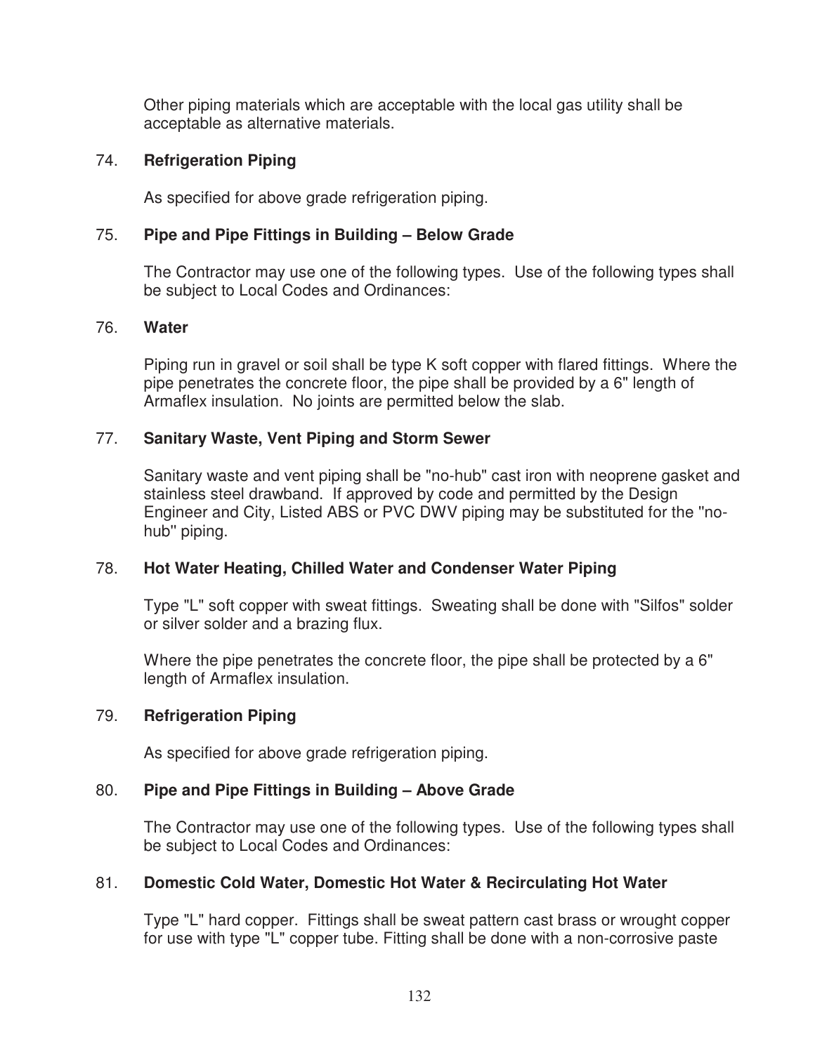Other piping materials which are acceptable with the local gas utility shall be acceptable as alternative materials.

74. **Refrigeration Piping**

As specified for above grade refrigeration piping.

75. **Pipe and Pipe Fittings in Building – Below Grade**

The Contractor may use one of the following types. Use of the following types shall be subject to Local Codes and Ordinances:

76. **Water**

Piping run in gravel or soil shall be type K soft copper with flared fittings. Where the pipe penetrates the concrete floor, the pipe shall be provided by a 6" length of Armaflex insulation. No joints are permitted below the slab.

77. **Sanitary Waste, Vent Piping and Storm Sewer**

Sanitary waste and vent piping shall be "no-hub" cast iron with neoprene gasket and stainless steel drawband. If approved by code and permitted by the Design Engineer and City, Listed ABS or PVC DWV piping may be substituted for the "no-hub" piping.

78. **Hot Water Heating, Chilled Water and Condenser Water Piping**

Type "L" soft copper with sweat fittings. Sweating shall be done with "Silfos" solder or silver solder and a brazing flux.

Where the pipe penetrates the concrete floor, the pipe shall be protected by a 6" length of Armaflex insulation.

79. **Refrigeration Piping**

As specified for above grade refrigeration piping.

80. **Pipe and Pipe Fittings in Building – Above Grade**

The Contractor may use one of the following types. Use of the following types shall be subject to Local Codes and Ordinances:

81. **Domestic Cold Water, Domestic Hot Water & Recirculating Hot Water**

Type "L" hard copper. Fittings shall be sweat pattern cast brass or wrought copper for use with type "L" copper tube. Fitting shall be done with a non-corrosive paste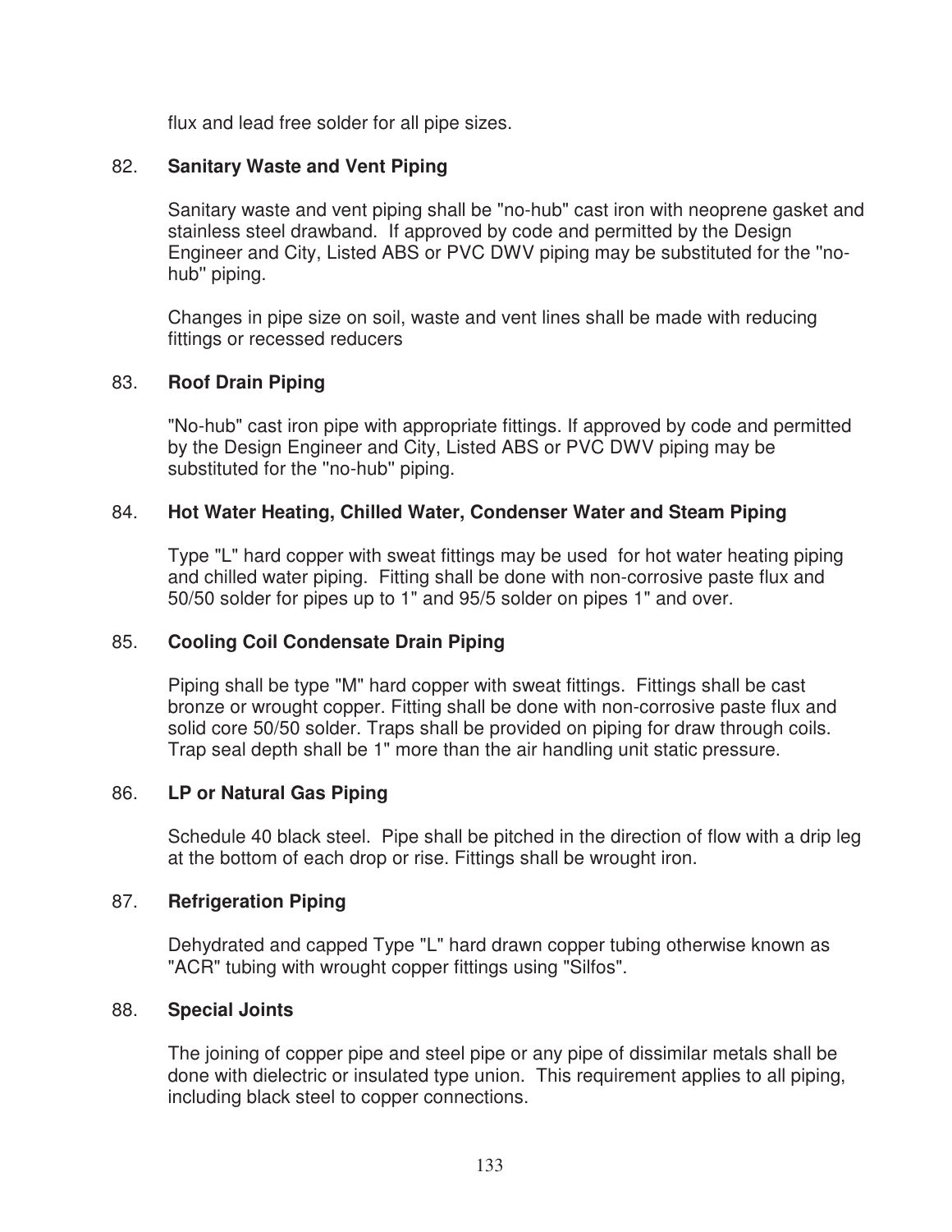flux and lead free solder for all pipe sizes.

82. **Sanitary Waste and Vent Piping**

Sanitary waste and vent piping shall be "no-hub" cast iron with neoprene gasket and stainless steel drawband. If approved by code and permitted by the Design Engineer and City, Listed ABS or PVC DWV piping may be substituted for the "no-hub" piping.

Changes in pipe size on soil, waste and vent lines shall be made with reducing fittings or recessed reducers

83. **Roof Drain Piping**

"No-hub" cast iron pipe with appropriate fittings. If approved by code and permitted by the Design Engineer and City, Listed ABS or PVC DWV piping may be substituted for the "no-hub" piping.

84. **Hot Water Heating, Chilled Water, Condenser Water and Steam Piping**

Type "L" hard copper with sweat fittings may be used for hot water heating piping and chilled water piping. Fitting shall be done with non-corrosive paste flux and 50/50 solder for pipes up to 1" and 95/5 solder on pipes 1" and over.

85. **Cooling Coil Condensate Drain Piping**

Piping shall be type "M" hard copper with sweat fittings. Fittings shall be cast bronze or wrought copper. Fitting shall be done with non-corrosive paste flux and solid core 50/50 solder. Traps shall be provided on piping for draw through coils. Trap seal depth shall be 1" more than the air handling unit static pressure.

86. **LP or Natural Gas Piping**

Schedule 40 black steel. Pipe shall be pitched in the direction of flow with a drip leg at the bottom of each drop or rise. Fittings shall be wrought iron.

87. **Refrigeration Piping**

Dehydrated and capped Type "L" hard drawn copper tubing otherwise known as "ACR" tubing with wrought copper fittings using "Silfos".

88. **Special Joints**

The joining of copper pipe and steel pipe or any pipe of dissimilar metals shall be done with dielectric or insulated type union. This requirement applies to all piping, including black steel to copper connections.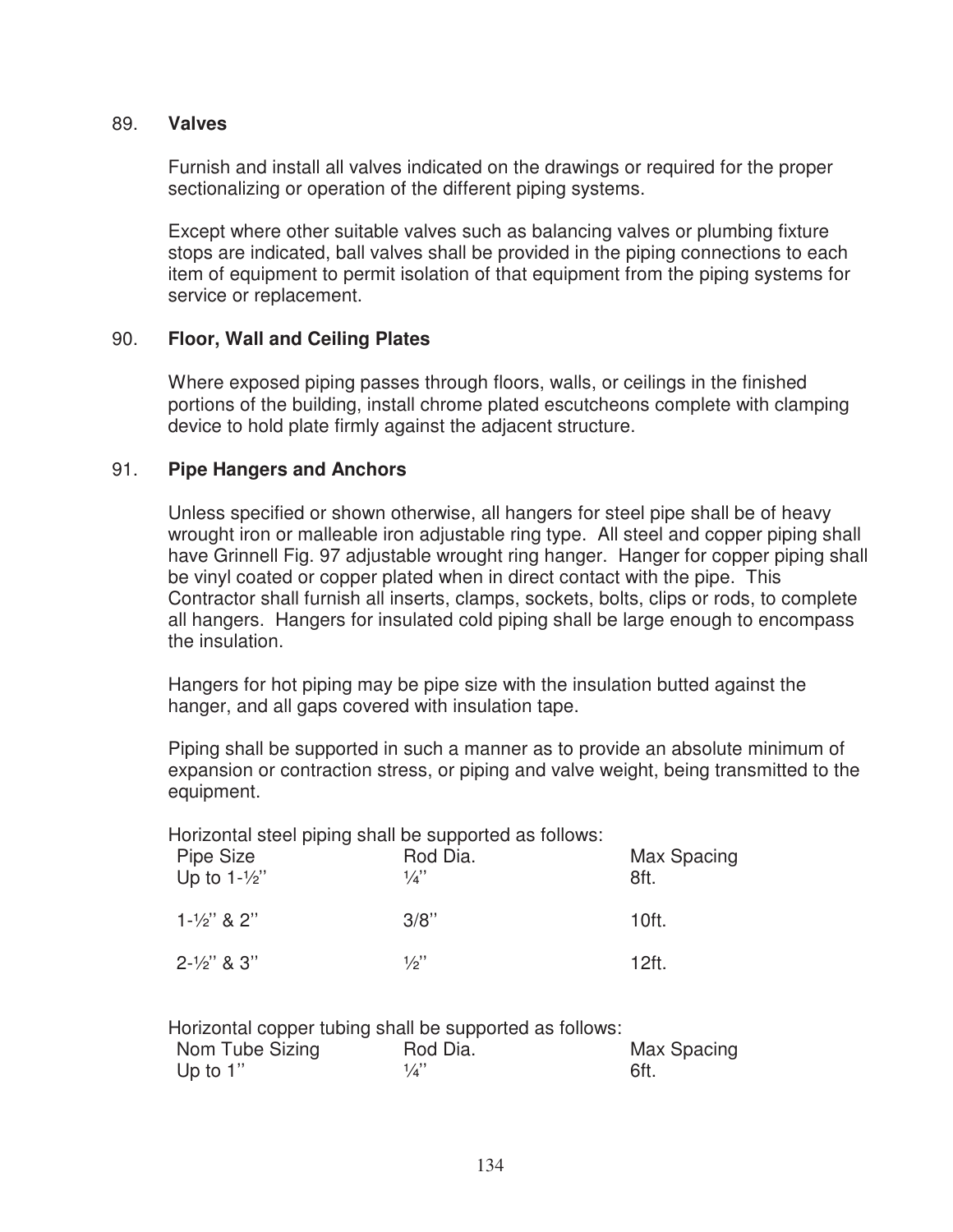## 89. **Valves**

Furnish and install all valves indicated on the drawings or required for the proper sectionalizing or operation of the different piping systems.

Except where other suitable valves such as balancing valves or plumbing fixture stops are indicated, ball valves shall be provided in the piping connections to each item of equipment to permit isolation of that equipment from the piping systems for service or replacement.

## 90. **Floor, Wall and Ceiling Plates**

Where exposed piping passes through floors, walls, or ceilings in the finished portions of the building, install chrome plated escutcheons complete with clamping device to hold plate firmly against the adjacent structure.

## 91. **Pipe Hangers and Anchors**

Unless specified or shown otherwise, all hangers for steel pipe shall be of heavy wrought iron or malleable iron adjustable ring type. All steel and copper piping shall have Grinnell Fig. 97 adjustable wrought ring hanger. Hanger for copper piping shall be vinyl coated or copper plated when in direct contact with the pipe. This Contractor shall furnish all inserts, clamps, sockets, bolts, clips or rods, to complete all hangers. Hangers for insulated cold piping shall be large enough to encompass the insulation.

Hangers for hot piping may be pipe size with the insulation butted against the hanger, and all gaps covered with insulation tape.

Piping shall be supported in such a manner as to provide an absolute minimum of expansion or contraction stress, or piping and valve weight, being transmitted to the equipment.

Horizontal steel piping shall be supported as follows:

| Pipe Size | Rod Dia. | Max Spacing |
|---|---|---|
| Up to 1-½" | ¼" | 8ft. |
| 1-½" & 2" | 3/8" | 10ft. |
| 2-½" & 3" | ½" | 12ft. |

Horizontal copper tubing shall be supported as follows:

| Nom Tube Sizing | Rod Dia. | Max Spacing |
|---|---|---|
| Up to 1" | ¼" | 6ft. |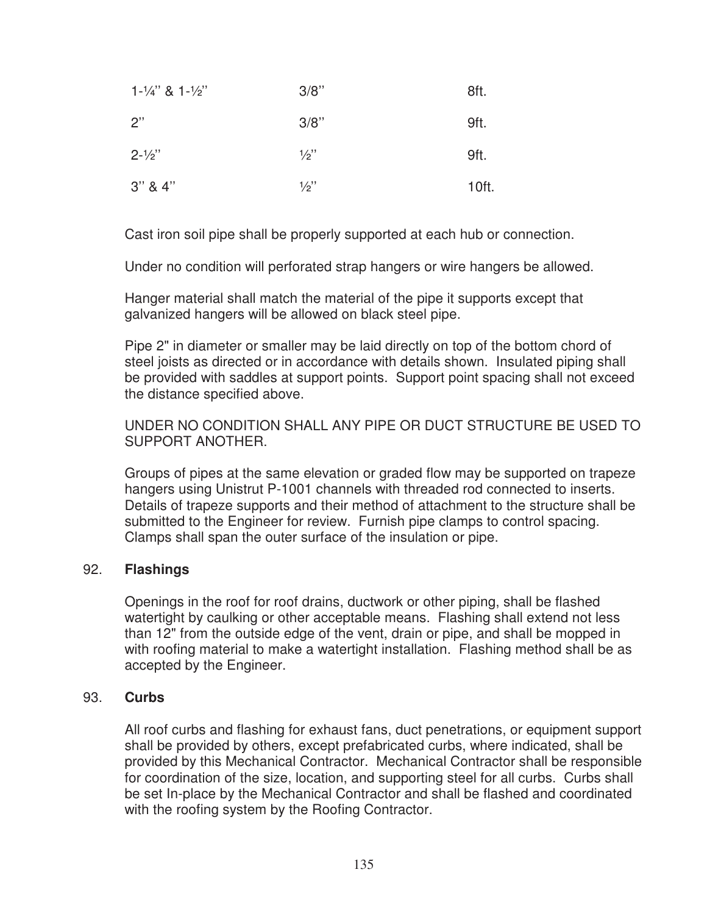| | | |
|---|---|---|
| 1-¼" & 1-½" | 3/8" | 8ft. |
| 2" | 3/8" | 9ft. |
| 2-½" | ½" | 9ft. |
| 3" & 4" | ½" | 10ft. |

Cast iron soil pipe shall be properly supported at each hub or connection.

Under no condition will perforated strap hangers or wire hangers be allowed.

Hanger material shall match the material of the pipe it supports except that galvanized hangers will be allowed on black steel pipe.

Pipe 2" in diameter or smaller may be laid directly on top of the bottom chord of steel joists as directed or in accordance with details shown. Insulated piping shall be provided with saddles at support points. Support point spacing shall not exceed the distance specified above.

UNDER NO CONDITION SHALL ANY PIPE OR DUCT STRUCTURE BE USED TO SUPPORT ANOTHER.

Groups of pipes at the same elevation or graded flow may be supported on trapeze hangers using Unistrut P-1001 channels with threaded rod connected to inserts. Details of trapeze supports and their method of attachment to the structure shall be submitted to the Engineer for review. Furnish pipe clamps to control spacing. Clamps shall span the outer surface of the insulation or pipe.

92. **Flashings**

Openings in the roof for roof drains, ductwork or other piping, shall be flashed watertight by caulking or other acceptable means. Flashing shall extend not less than 12" from the outside edge of the vent, drain or pipe, and shall be mopped in with roofing material to make a watertight installation. Flashing method shall be as accepted by the Engineer.

93. **Curbs**

All roof curbs and flashing for exhaust fans, duct penetrations, or equipment support shall be provided by others, except prefabricated curbs, where indicated, shall be provided by this Mechanical Contractor. Mechanical Contractor shall be responsible for coordination of the size, location, and supporting steel for all curbs. Curbs shall be set In-place by the Mechanical Contractor and shall be flashed and coordinated with the roofing system by the Roofing Contractor.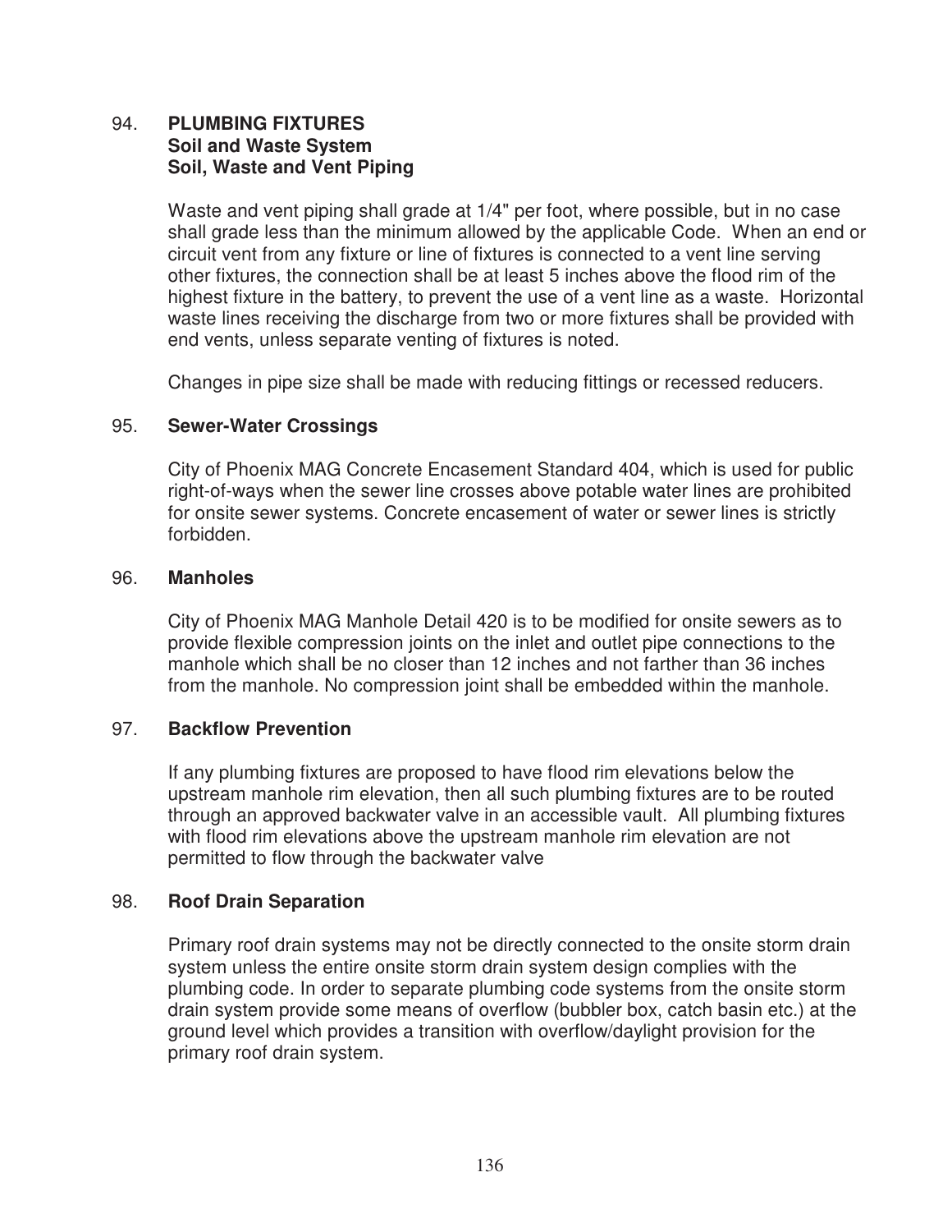## 94. PLUMBING FIXTURES
### Soil and Waste System
### Soil, Waste and Vent Piping

Waste and vent piping shall grade at 1/4" per foot, where possible, but in no case shall grade less than the minimum allowed by the applicable Code. When an end or circuit vent from any fixture or line of fixtures is connected to a vent line serving other fixtures, the connection shall be at least 5 inches above the flood rim of the highest fixture in the battery, to prevent the use of a vent line as a waste. Horizontal waste lines receiving the discharge from two or more fixtures shall be provided with end vents, unless separate venting of fixtures is noted.

Changes in pipe size shall be made with reducing fittings or recessed reducers.

## 95. Sewer-Water Crossings

City of Phoenix MAG Concrete Encasement Standard 404, which is used for public right-of-ways when the sewer line crosses above potable water lines are prohibited for onsite sewer systems. Concrete encasement of water or sewer lines is strictly forbidden.

## 96. Manholes

City of Phoenix MAG Manhole Detail 420 is to be modified for onsite sewers as to provide flexible compression joints on the inlet and outlet pipe connections to the manhole which shall be no closer than 12 inches and not farther than 36 inches from the manhole. No compression joint shall be embedded within the manhole.

## 97. Backflow Prevention

If any plumbing fixtures are proposed to have flood rim elevations below the upstream manhole rim elevation, then all such plumbing fixtures are to be routed through an approved backwater valve in an accessible vault. All plumbing fixtures with flood rim elevations above the upstream manhole rim elevation are not permitted to flow through the backwater valve

## 98. Roof Drain Separation

Primary roof drain systems may not be directly connected to the onsite storm drain system unless the entire onsite storm drain system design complies with the plumbing code. In order to separate plumbing code systems from the onsite storm drain system provide some means of overflow (bubbler box, catch basin etc.) at the ground level which provides a transition with overflow/daylight provision for the primary roof drain system.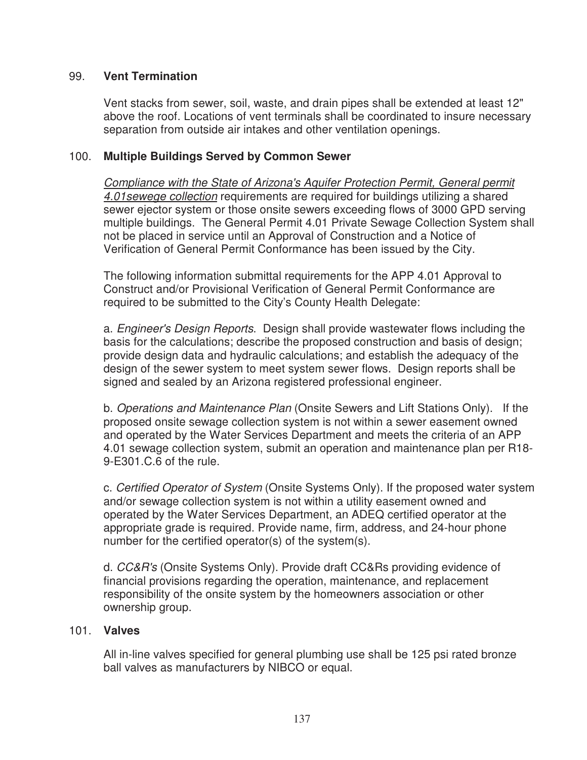## 99. **Vent Termination**

Vent stacks from sewer, soil, waste, and drain pipes shall be extended at least 12" above the roof. Locations of vent terminals shall be coordinated to insure necessary separation from outside air intakes and other ventilation openings.

## 100. **Multiple Buildings Served by Common Sewer**

*Compliance with the State of Arizona's Aquifer Protection Permit, General permit 4.01sewege collection* requirements are required for buildings utilizing a shared sewer ejector system or those onsite sewers exceeding flows of 3000 GPD serving multiple buildings. The General Permit 4.01 Private Sewage Collection System shall not be placed in service until an Approval of Construction and a Notice of Verification of General Permit Conformance has been issued by the City.

The following information submittal requirements for the APP 4.01 Approval to Construct and/or Provisional Verification of General Permit Conformance are required to be submitted to the City's County Health Delegate:

a. *Engineer's Design Reports*. Design shall provide wastewater flows including the basis for the calculations; describe the proposed construction and basis of design; provide design data and hydraulic calculations; and establish the adequacy of the design of the sewer system to meet system sewer flows. Design reports shall be signed and sealed by an Arizona registered professional engineer.

b. *Operations and Maintenance Plan* (Onsite Sewers and Lift Stations Only). If the proposed onsite sewage collection system is not within a sewer easement owned and operated by the Water Services Department and meets the criteria of an APP 4.01 sewage collection system, submit an operation and maintenance plan per R18-9-E301.C.6 of the rule.

c. *Certified Operator of System* (Onsite Systems Only). If the proposed water system and/or sewage collection system is not within a utility easement owned and operated by the Water Services Department, an ADEQ certified operator at the appropriate grade is required. Provide name, firm, address, and 24-hour phone number for the certified operator(s) of the system(s).

d. *CC&R's* (Onsite Systems Only). Provide draft CC&Rs providing evidence of financial provisions regarding the operation, maintenance, and replacement responsibility of the onsite system by the homeowners association or other ownership group.

## 101. **Valves**

All in-line valves specified for general plumbing use shall be 125 psi rated bronze ball valves as manufacturers by NIBCO or equal.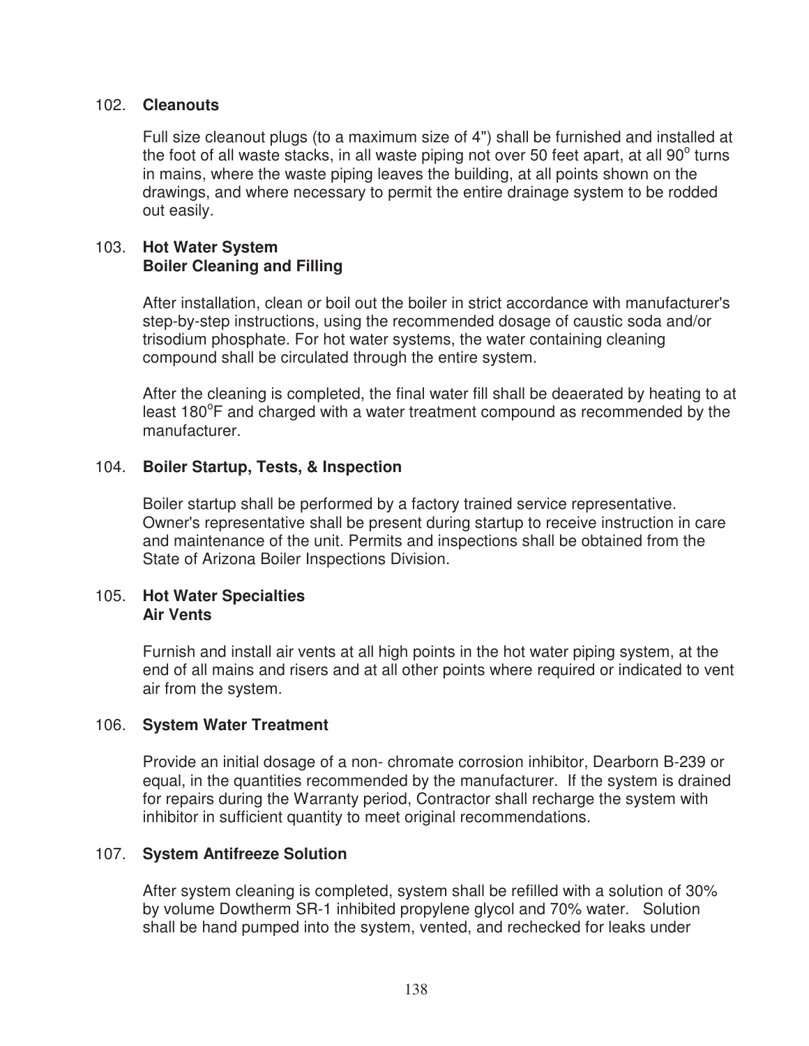## 102. **Cleanouts**

Full size cleanout plugs (to a maximum size of 4") shall be furnished and installed at the foot of all waste stacks, in all waste piping not over 50 feet apart, at all 90$^o$ turns in mains, where the waste piping leaves the building, at all points shown on the drawings, and where necessary to permit the entire drainage system to be rodded out easily.

## 103. **Hot Water System**
**Boiler Cleaning and Filling**

After installation, clean or boil out the boiler in strict accordance with manufacturer's step-by-step instructions, using the recommended dosage of caustic soda and/or trisodium phosphate. For hot water systems, the water containing cleaning compound shall be circulated through the entire system.

After the cleaning is completed, the final water fill shall be deaerated by heating to at least 180$^o$F and charged with a water treatment compound as recommended by the manufacturer.

## 104. **Boiler Startup, Tests, & Inspection**

Boiler startup shall be performed by a factory trained service representative. Owner's representative shall be present during startup to receive instruction in care and maintenance of the unit. Permits and inspections shall be obtained from the State of Arizona Boiler Inspections Division.

## 105. **Hot Water Specialties**
**Air Vents**

Furnish and install air vents at all high points in the hot water piping system, at the end of all mains and risers and at all other points where required or indicated to vent air from the system.

## 106. **System Water Treatment**

Provide an initial dosage of a non- chromate corrosion inhibitor, Dearborn B-239 or equal, in the quantities recommended by the manufacturer. If the system is drained for repairs during the Warranty period, Contractor shall recharge the system with inhibitor in sufficient quantity to meet original recommendations.

## 107. **System Antifreeze Solution**

After system cleaning is completed, system shall be refilled with a solution of 30% by volume Dowtherm SR-1 inhibited propylene glycol and 70% water. Solution shall be hand pumped into the system, vented, and rechecked for leaks under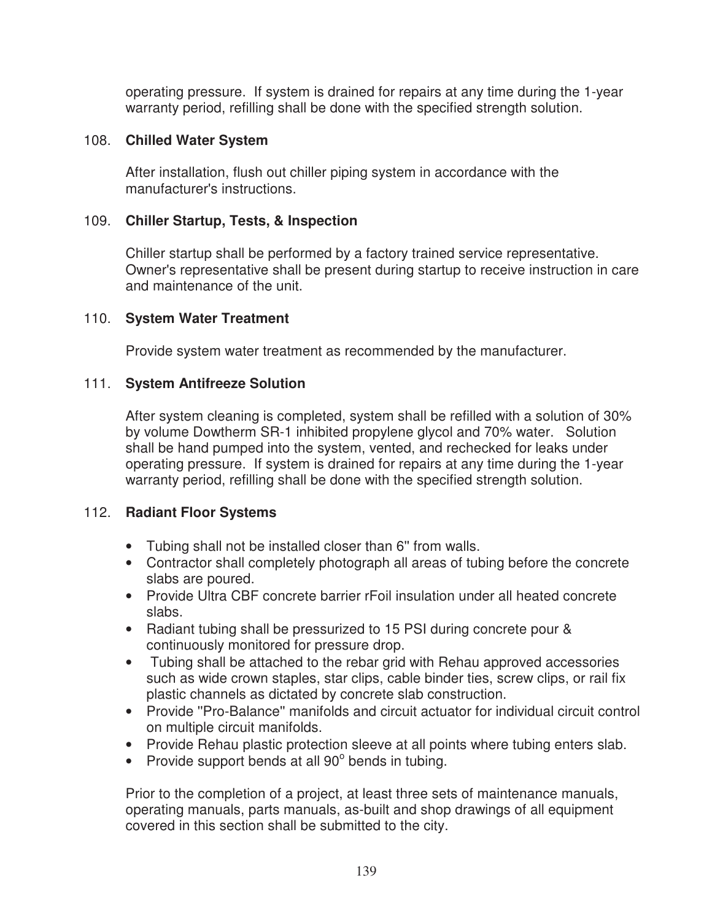operating pressure. If system is drained for repairs at any time during the 1-year warranty period, refilling shall be done with the specified strength solution.

108. **Chilled Water System**

After installation, flush out chiller piping system in accordance with the manufacturer's instructions.

109. **Chiller Startup, Tests, & Inspection**

Chiller startup shall be performed by a factory trained service representative. Owner's representative shall be present during startup to receive instruction in care and maintenance of the unit.

110. **System Water Treatment**

Provide system water treatment as recommended by the manufacturer.

111. **System Antifreeze Solution**

After system cleaning is completed, system shall be refilled with a solution of 30% by volume Dowtherm SR-1 inhibited propylene glycol and 70% water. Solution shall be hand pumped into the system, vented, and rechecked for leaks under operating pressure. If system is drained for repairs at any time during the 1-year warranty period, refilling shall be done with the specified strength solution.

112. **Radiant Floor Systems**

- Tubing shall not be installed closer than 6" from walls.
- Contractor shall completely photograph all areas of tubing before the concrete slabs are poured.
- Provide Ultra CBF concrete barrier rFoil insulation under all heated concrete slabs.
- Radiant tubing shall be pressurized to 15 PSI during concrete pour & continuously monitored for pressure drop.
- Tubing shall be attached to the rebar grid with Rehau approved accessories such as wide crown staples, star clips, cable binder ties, screw clips, or rail fix plastic channels as dictated by concrete slab construction.
- Provide "Pro-Balance" manifolds and circuit actuator for individual circuit control on multiple circuit manifolds.
- Provide Rehau plastic protection sleeve at all points where tubing enters slab.
- Provide support bends at all 90° bends in tubing.

Prior to the completion of a project, at least three sets of maintenance manuals, operating manuals, parts manuals, as-built and shop drawings of all equipment covered in this section shall be submitted to the city.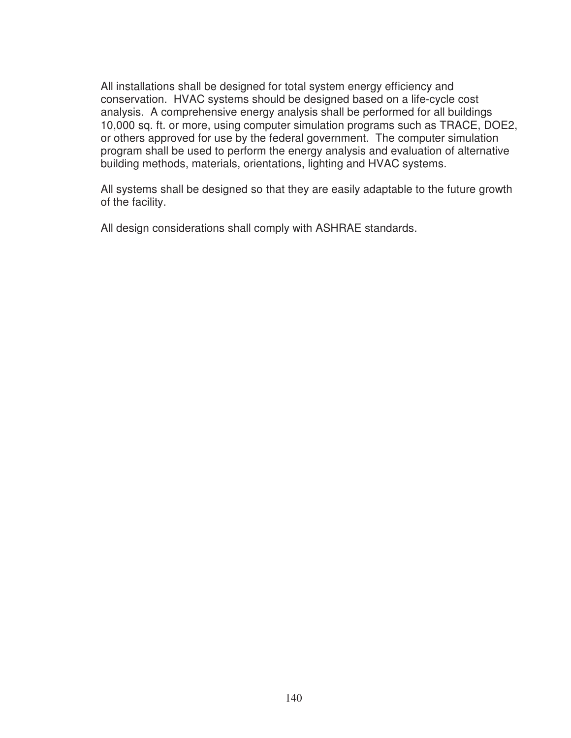All installations shall be designed for total system energy efficiency and conservation. HVAC systems should be designed based on a life-cycle cost analysis. A comprehensive energy analysis shall be performed for all buildings 10,000 sq. ft. or more, using computer simulation programs such as TRACE, DOE2, or others approved for use by the federal government. The computer simulation program shall be used to perform the energy analysis and evaluation of alternative building methods, materials, orientations, lighting and HVAC systems.

All systems shall be designed so that they are easily adaptable to the future growth of the facility.

All design considerations shall comply with ASHRAE standards.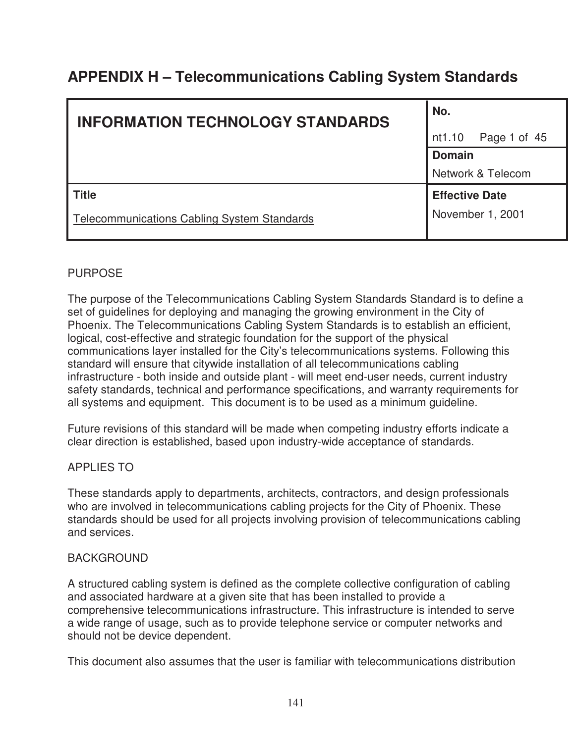# APPENDIX H – Telecommunications Cabling System Standards

| INFORMATION TECHNOLOGY STANDARDS | No. nt1.10 Page 1 of 45 |
|---|---|
| | Domain Network & Telecom |
| Title Telecommunications Cabling System Standards | Effective Date November 1, 2001 |

PURPOSE

The purpose of the Telecommunications Cabling System Standards Standard is to define a set of guidelines for deploying and managing the growing environment in the City of Phoenix. The Telecommunications Cabling System Standards is to establish an efficient, logical, cost-effective and strategic foundation for the support of the physical communications layer installed for the City's telecommunications systems. Following this standard will ensure that citywide installation of all telecommunications cabling infrastructure - both inside and outside plant - will meet end-user needs, current industry safety standards, technical and performance specifications, and warranty requirements for all systems and equipment. This document is to be used as a minimum guideline.

Future revisions of this standard will be made when competing industry efforts indicate a clear direction is established, based upon industry-wide acceptance of standards.

APPLIES TO

These standards apply to departments, architects, contractors, and design professionals who are involved in telecommunications cabling projects for the City of Phoenix. These standards should be used for all projects involving provision of telecommunications cabling and services.

BACKGROUND

A structured cabling system is defined as the complete collective configuration of cabling and associated hardware at a given site that has been installed to provide a comprehensive telecommunications infrastructure. This infrastructure is intended to serve a wide range of usage, such as to provide telephone service or computer networks and should not be device dependent.

This document also assumes that the user is familiar with telecommunications distribution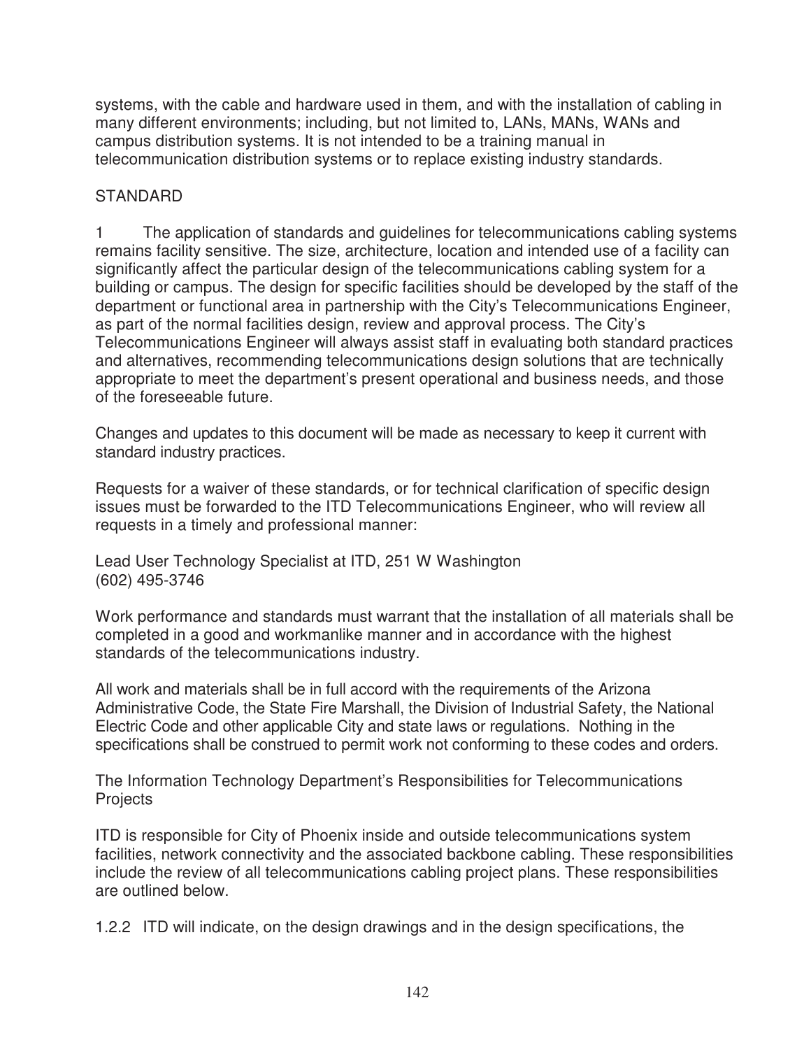systems, with the cable and hardware used in them, and with the installation of cabling in many different environments; including, but not limited to, LANs, MANs, WANs and campus distribution systems. It is not intended to be a training manual in telecommunication distribution systems or to replace existing industry standards.

STANDARD

1 The application of standards and guidelines for telecommunications cabling systems remains facility sensitive. The size, architecture, location and intended use of a facility can significantly affect the particular design of the telecommunications cabling system for a building or campus. The design for specific facilities should be developed by the staff of the department or functional area in partnership with the City's Telecommunications Engineer, as part of the normal facilities design, review and approval process. The City's Telecommunications Engineer will always assist staff in evaluating both standard practices and alternatives, recommending telecommunications design solutions that are technically appropriate to meet the department's present operational and business needs, and those of the foreseeable future.

Changes and updates to this document will be made as necessary to keep it current with standard industry practices.

Requests for a waiver of these standards, or for technical clarification of specific design issues must be forwarded to the ITD Telecommunications Engineer, who will review all requests in a timely and professional manner:

Lead User Technology Specialist at ITD, 251 W Washington
(602) 495-3746

Work performance and standards must warrant that the installation of all materials shall be completed in a good and workmanlike manner and in accordance with the highest standards of the telecommunications industry.

All work and materials shall be in full accord with the requirements of the Arizona Administrative Code, the State Fire Marshall, the Division of Industrial Safety, the National Electric Code and other applicable City and state laws or regulations. Nothing in the specifications shall be construed to permit work not conforming to these codes and orders.

The Information Technology Department's Responsibilities for Telecommunications Projects

ITD is responsible for City of Phoenix inside and outside telecommunications system facilities, network connectivity and the associated backbone cabling. These responsibilities include the review of all telecommunications cabling project plans. These responsibilities are outlined below.

1.2.2 ITD will indicate, on the design drawings and in the design specifications, the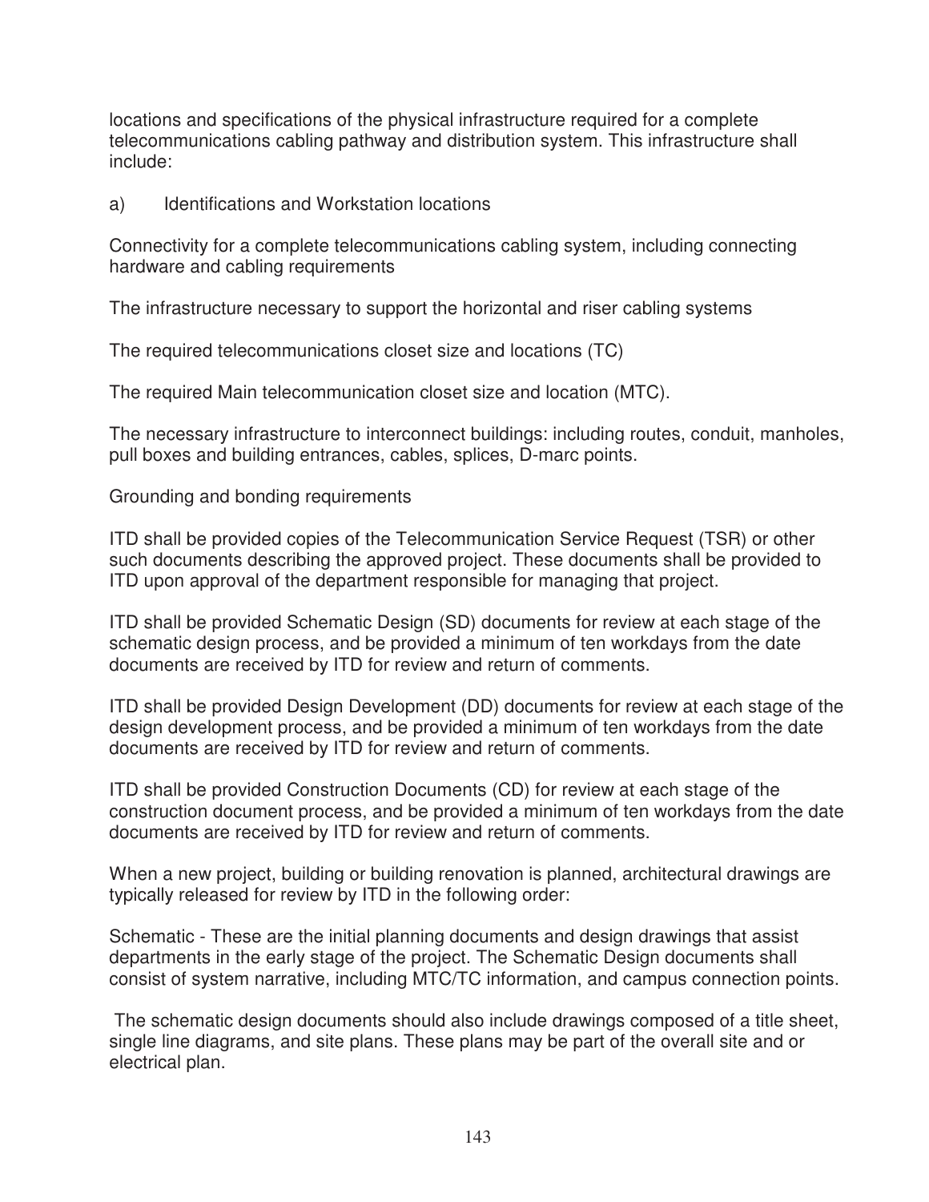locations and specifications of the physical infrastructure required for a complete telecommunications cabling pathway and distribution system. This infrastructure shall include:

a) Identifications and Workstation locations

Connectivity for a complete telecommunications cabling system, including connecting hardware and cabling requirements

The infrastructure necessary to support the horizontal and riser cabling systems

The required telecommunications closet size and locations (TC)

The required Main telecommunication closet size and location (MTC).

The necessary infrastructure to interconnect buildings: including routes, conduit, manholes, pull boxes and building entrances, cables, splices, D-marc points.

Grounding and bonding requirements

ITD shall be provided copies of the Telecommunication Service Request (TSR) or other such documents describing the approved project. These documents shall be provided to ITD upon approval of the department responsible for managing that project.

ITD shall be provided Schematic Design (SD) documents for review at each stage of the schematic design process, and be provided a minimum of ten workdays from the date documents are received by ITD for review and return of comments.

ITD shall be provided Design Development (DD) documents for review at each stage of the design development process, and be provided a minimum of ten workdays from the date documents are received by ITD for review and return of comments.

ITD shall be provided Construction Documents (CD) for review at each stage of the construction document process, and be provided a minimum of ten workdays from the date documents are received by ITD for review and return of comments.

When a new project, building or building renovation is planned, architectural drawings are typically released for review by ITD in the following order:

Schematic - These are the initial planning documents and design drawings that assist departments in the early stage of the project. The Schematic Design documents shall consist of system narrative, including MTC/TC information, and campus connection points.

The schematic design documents should also include drawings composed of a title sheet, single line diagrams, and site plans. These plans may be part of the overall site and or electrical plan.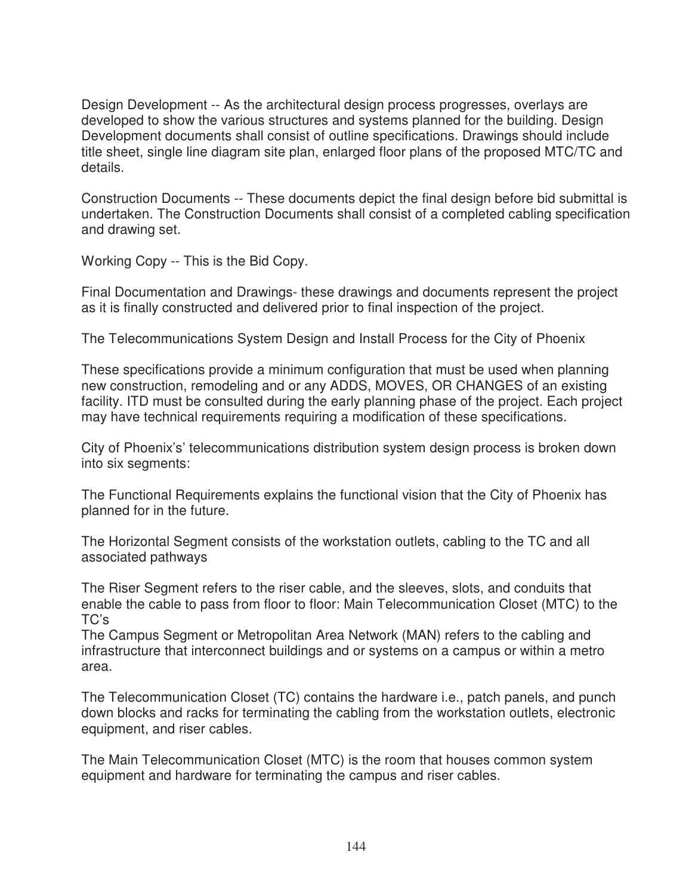Design Development -- As the architectural design process progresses, overlays are developed to show the various structures and systems planned for the building. Design Development documents shall consist of outline specifications. Drawings should include title sheet, single line diagram site plan, enlarged floor plans of the proposed MTC/TC and details.

Construction Documents -- These documents depict the final design before bid submittal is undertaken. The Construction Documents shall consist of a completed cabling specification and drawing set.

Working Copy -- This is the Bid Copy.

Final Documentation and Drawings- these drawings and documents represent the project as it is finally constructed and delivered prior to final inspection of the project.

The Telecommunications System Design and Install Process for the City of Phoenix

These specifications provide a minimum configuration that must be used when planning new construction, remodeling and or any ADDS, MOVES, OR CHANGES of an existing facility. ITD must be consulted during the early planning phase of the project. Each project may have technical requirements requiring a modification of these specifications.

City of Phoenix's' telecommunications distribution system design process is broken down into six segments:

The Functional Requirements explains the functional vision that the City of Phoenix has planned for in the future.

The Horizontal Segment consists of the workstation outlets, cabling to the TC and all associated pathways

The Riser Segment refers to the riser cable, and the sleeves, slots, and conduits that enable the cable to pass from floor to floor: Main Telecommunication Closet (MTC) to the TC's
The Campus Segment or Metropolitan Area Network (MAN) refers to the cabling and infrastructure that interconnect buildings and or systems on a campus or within a metro area.

The Telecommunication Closet (TC) contains the hardware i.e., patch panels, and punch down blocks and racks for terminating the cabling from the workstation outlets, electronic equipment, and riser cables.

The Main Telecommunication Closet (MTC) is the room that houses common system equipment and hardware for terminating the campus and riser cables.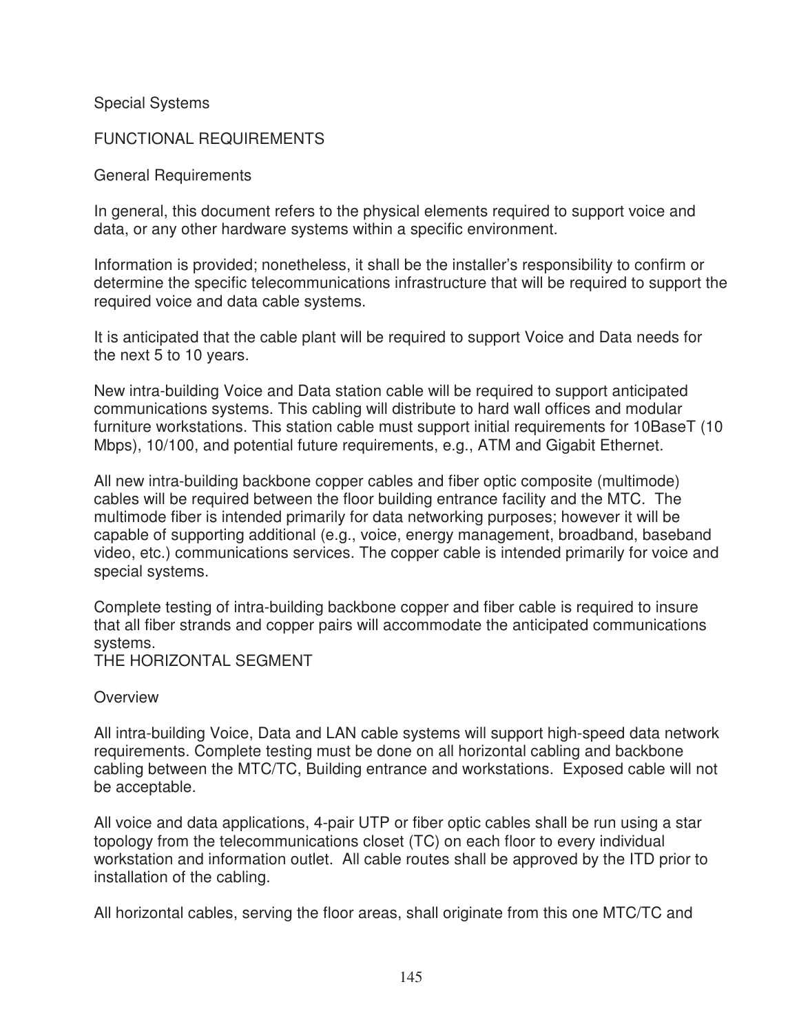Special Systems

FUNCTIONAL REQUIREMENTS

General Requirements

In general, this document refers to the physical elements required to support voice and data, or any other hardware systems within a specific environment.

Information is provided; nonetheless, it shall be the installer's responsibility to confirm or determine the specific telecommunications infrastructure that will be required to support the required voice and data cable systems.

It is anticipated that the cable plant will be required to support Voice and Data needs for the next 5 to 10 years.

New intra-building Voice and Data station cable will be required to support anticipated communications systems. This cabling will distribute to hard wall offices and modular furniture workstations. This station cable must support initial requirements for 10BaseT (10 Mbps), 10/100, and potential future requirements, e.g., ATM and Gigabit Ethernet.

All new intra-building backbone copper cables and fiber optic composite (multimode) cables will be required between the floor building entrance facility and the MTC. The multimode fiber is intended primarily for data networking purposes; however it will be capable of supporting additional (e.g., voice, energy management, broadband, baseband video, etc.) communications services. The copper cable is intended primarily for voice and special systems.

Complete testing of intra-building backbone copper and fiber cable is required to insure that all fiber strands and copper pairs will accommodate the anticipated communications systems.

THE HORIZONTAL SEGMENT

Overview

All intra-building Voice, Data and LAN cable systems will support high-speed data network requirements. Complete testing must be done on all horizontal cabling and backbone cabling between the MTC/TC, Building entrance and workstations. Exposed cable will not be acceptable.

All voice and data applications, 4-pair UTP or fiber optic cables shall be run using a star topology from the telecommunications closet (TC) on each floor to every individual workstation and information outlet. All cable routes shall be approved by the ITD prior to installation of the cabling.

All horizontal cables, serving the floor areas, shall originate from this one MTC/TC and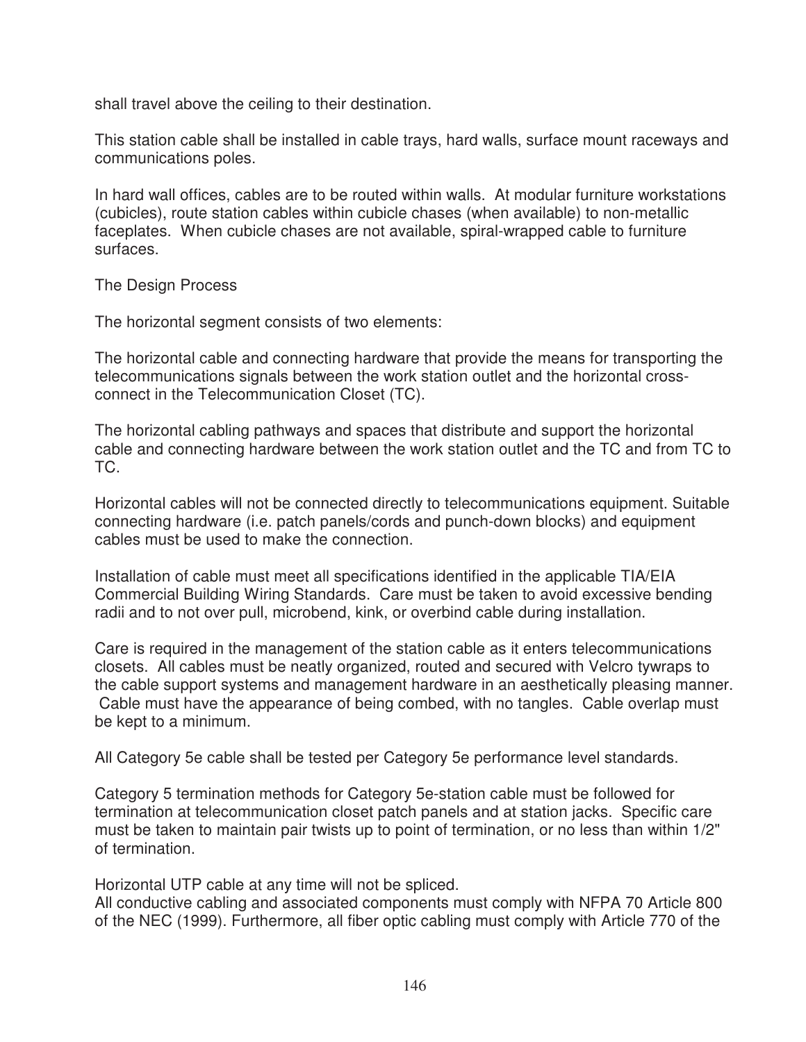shall travel above the ceiling to their destination.

This station cable shall be installed in cable trays, hard walls, surface mount raceways and communications poles.

In hard wall offices, cables are to be routed within walls. At modular furniture workstations (cubicles), route station cables within cubicle chases (when available) to non-metallic faceplates. When cubicle chases are not available, spiral-wrapped cable to furniture surfaces.

The Design Process

The horizontal segment consists of two elements:

The horizontal cable and connecting hardware that provide the means for transporting the telecommunications signals between the work station outlet and the horizontal cross-connect in the Telecommunication Closet (TC).

The horizontal cabling pathways and spaces that distribute and support the horizontal cable and connecting hardware between the work station outlet and the TC and from TC to TC.

Horizontal cables will not be connected directly to telecommunications equipment. Suitable connecting hardware (i.e. patch panels/cords and punch-down blocks) and equipment cables must be used to make the connection.

Installation of cable must meet all specifications identified in the applicable TIA/EIA Commercial Building Wiring Standards. Care must be taken to avoid excessive bending radii and to not over pull, microbend, kink, or overbind cable during installation.

Care is required in the management of the station cable as it enters telecommunications closets. All cables must be neatly organized, routed and secured with Velcro tywraps to the cable support systems and management hardware in an aesthetically pleasing manner. Cable must have the appearance of being combed, with no tangles. Cable overlap must be kept to a minimum.

All Category 5e cable shall be tested per Category 5e performance level standards.

Category 5 termination methods for Category 5e-station cable must be followed for termination at telecommunication closet patch panels and at station jacks. Specific care must be taken to maintain pair twists up to point of termination, or no less than within 1/2" of termination.

Horizontal UTP cable at any time will not be spliced.
All conductive cabling and associated components must comply with NFPA 70 Article 800 of the NEC (1999). Furthermore, all fiber optic cabling must comply with Article 770 of the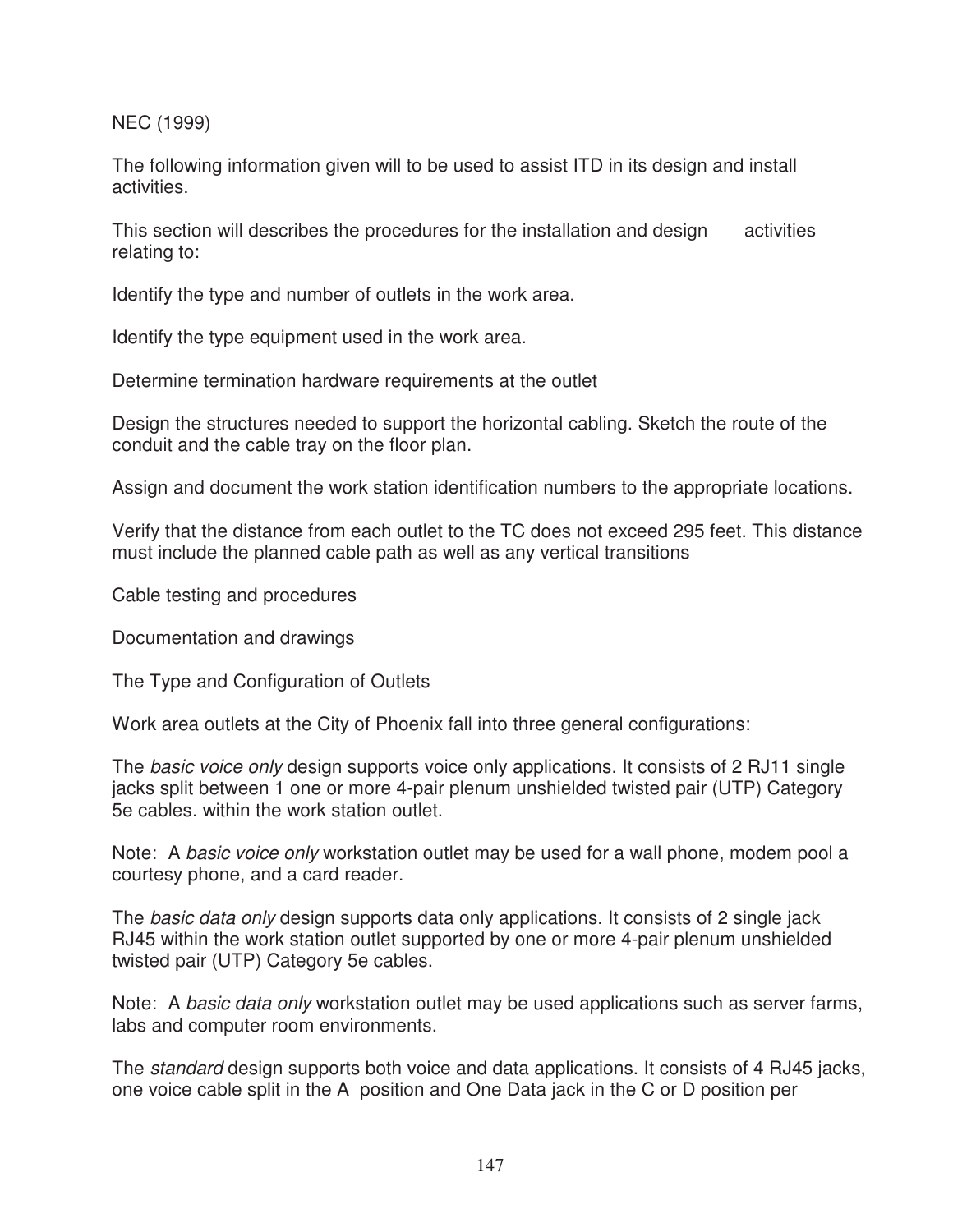NEC (1999)

The following information given will to be used to assist ITD in its design and install activities.

This section will describes the procedures for the installation and design activities relating to:

Identify the type and number of outlets in the work area.

Identify the type equipment used in the work area.

Determine termination hardware requirements at the outlet

Design the structures needed to support the horizontal cabling. Sketch the route of the conduit and the cable tray on the floor plan.

Assign and document the work station identification numbers to the appropriate locations.

Verify that the distance from each outlet to the TC does not exceed 295 feet. This distance must include the planned cable path as well as any vertical transitions

Cable testing and procedures

Documentation and drawings

The Type and Configuration of Outlets

Work area outlets at the City of Phoenix fall into three general configurations:

The *basic voice only* design supports voice only applications. It consists of 2 RJ11 single jacks split between 1 one or more 4-pair plenum unshielded twisted pair (UTP) Category 5e cables. within the work station outlet.

Note: A *basic voice only* workstation outlet may be used for a wall phone, modem pool a courtesy phone, and a card reader.

The *basic data only* design supports data only applications. It consists of 2 single jack RJ45 within the work station outlet supported by one or more 4-pair plenum unshielded twisted pair (UTP) Category 5e cables.

Note: A *basic data only* workstation outlet may be used applications such as server farms, labs and computer room environments.

The *standard* design supports both voice and data applications. It consists of 4 RJ45 jacks, one voice cable split in the A position and One Data jack in the C or D position per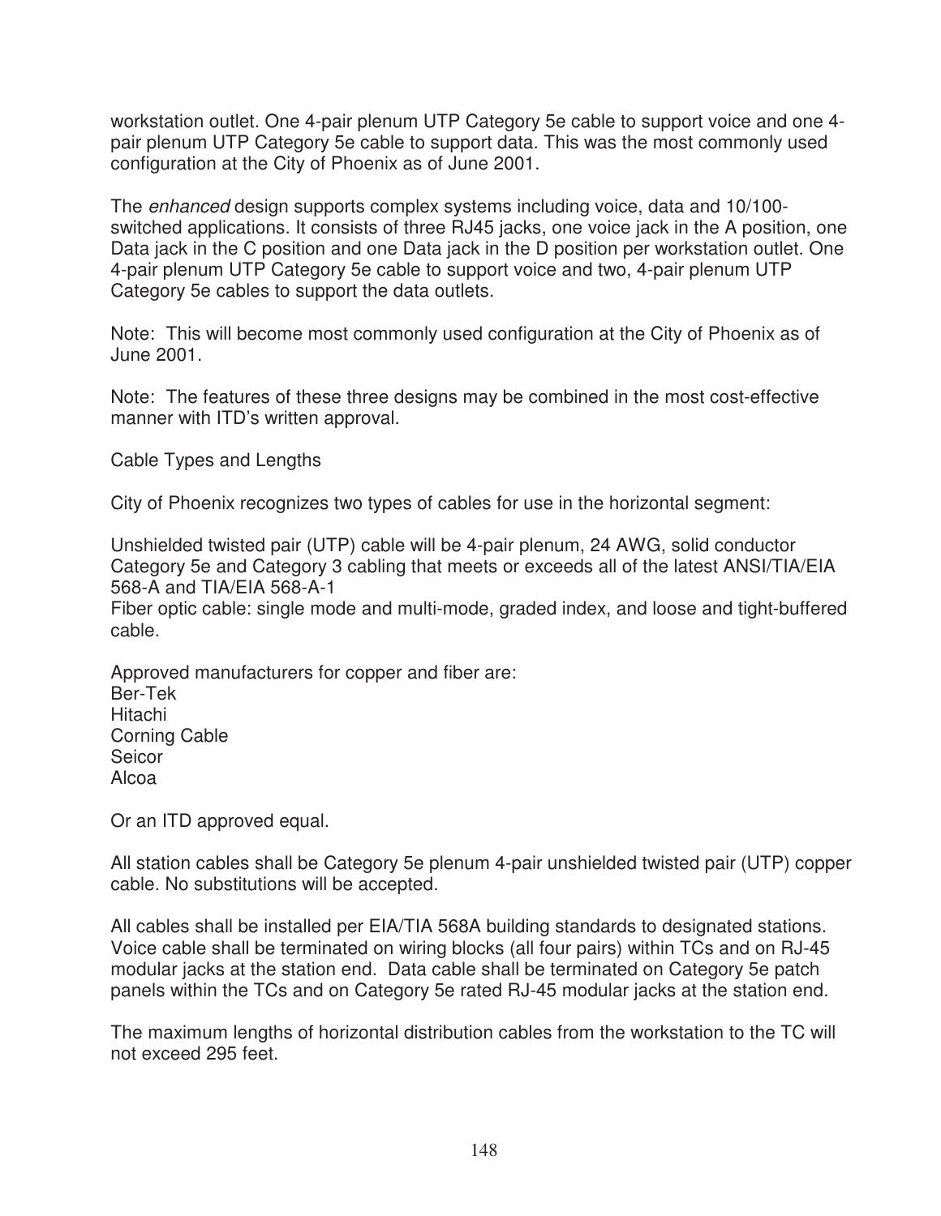workstation outlet. One 4-pair plenum UTP Category 5e cable to support voice and one 4-pair plenum UTP Category 5e cable to support data. This was the most commonly used configuration at the City of Phoenix as of June 2001.

The *enhanced* design supports complex systems including voice, data and 10/100-switched applications. It consists of three RJ45 jacks, one voice jack in the A position, one Data jack in the C position and one Data jack in the D position per workstation outlet. One 4-pair plenum UTP Category 5e cable to support voice and two, 4-pair plenum UTP Category 5e cables to support the data outlets.

Note: This will become most commonly used configuration at the City of Phoenix as of June 2001.

Note: The features of these three designs may be combined in the most cost-effective manner with ITD's written approval.

Cable Types and Lengths

City of Phoenix recognizes two types of cables for use in the horizontal segment:

Unshielded twisted pair (UTP) cable will be 4-pair plenum, 24 AWG, solid conductor Category 5e and Category 3 cabling that meets or exceeds all of the latest ANSI/TIA/EIA 568-A and TIA/EIA 568-A-1
Fiber optic cable: single mode and multi-mode, graded index, and loose and tight-buffered cable.

Approved manufacturers for copper and fiber are:
Ber-Tek
Hitachi
Corning Cable
Seicor
Alcoa

Or an ITD approved equal.

All station cables shall be Category 5e plenum 4-pair unshielded twisted pair (UTP) copper cable. No substitutions will be accepted.

All cables shall be installed per EIA/TIA 568A building standards to designated stations. Voice cable shall be terminated on wiring blocks (all four pairs) within TCs and on RJ-45 modular jacks at the station end. Data cable shall be terminated on Category 5e patch panels within the TCs and on Category 5e rated RJ-45 modular jacks at the station end.

The maximum lengths of horizontal distribution cables from the workstation to the TC will not exceed 295 feet.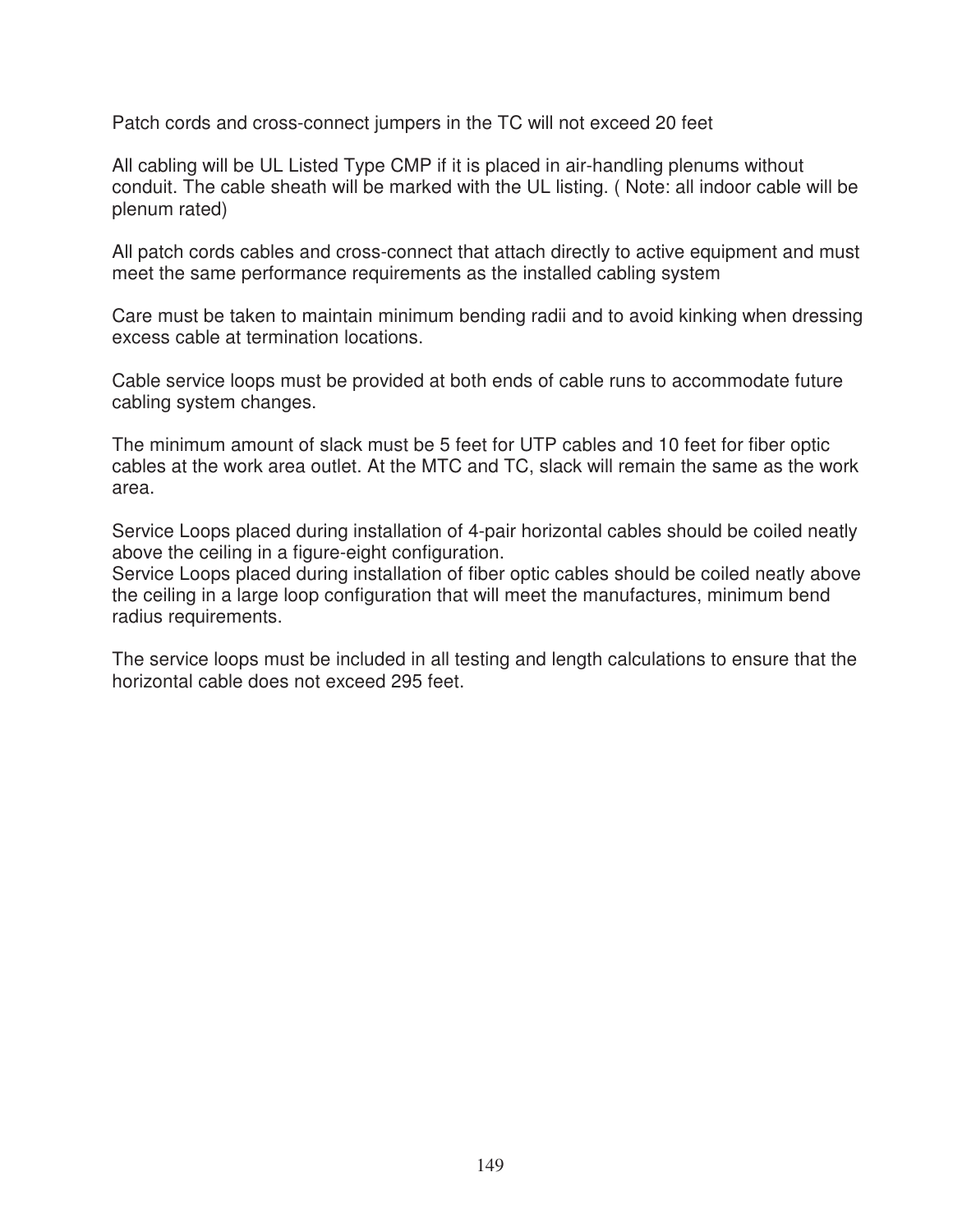Patch cords and cross-connect jumpers in the TC will not exceed 20 feet

All cabling will be UL Listed Type CMP if it is placed in air-handling plenums without conduit. The cable sheath will be marked with the UL listing. ( Note: all indoor cable will be plenum rated)

All patch cords cables and cross-connect that attach directly to active equipment and must meet the same performance requirements as the installed cabling system

Care must be taken to maintain minimum bending radii and to avoid kinking when dressing excess cable at termination locations.

Cable service loops must be provided at both ends of cable runs to accommodate future cabling system changes.

The minimum amount of slack must be 5 feet for UTP cables and 10 feet for fiber optic cables at the work area outlet. At the MTC and TC, slack will remain the same as the work area.

Service Loops placed during installation of 4-pair horizontal cables should be coiled neatly above the ceiling in a figure-eight configuration.
Service Loops placed during installation of fiber optic cables should be coiled neatly above the ceiling in a large loop configuration that will meet the manufactures, minimum bend radius requirements.

The service loops must be included in all testing and length calculations to ensure that the horizontal cable does not exceed 295 feet.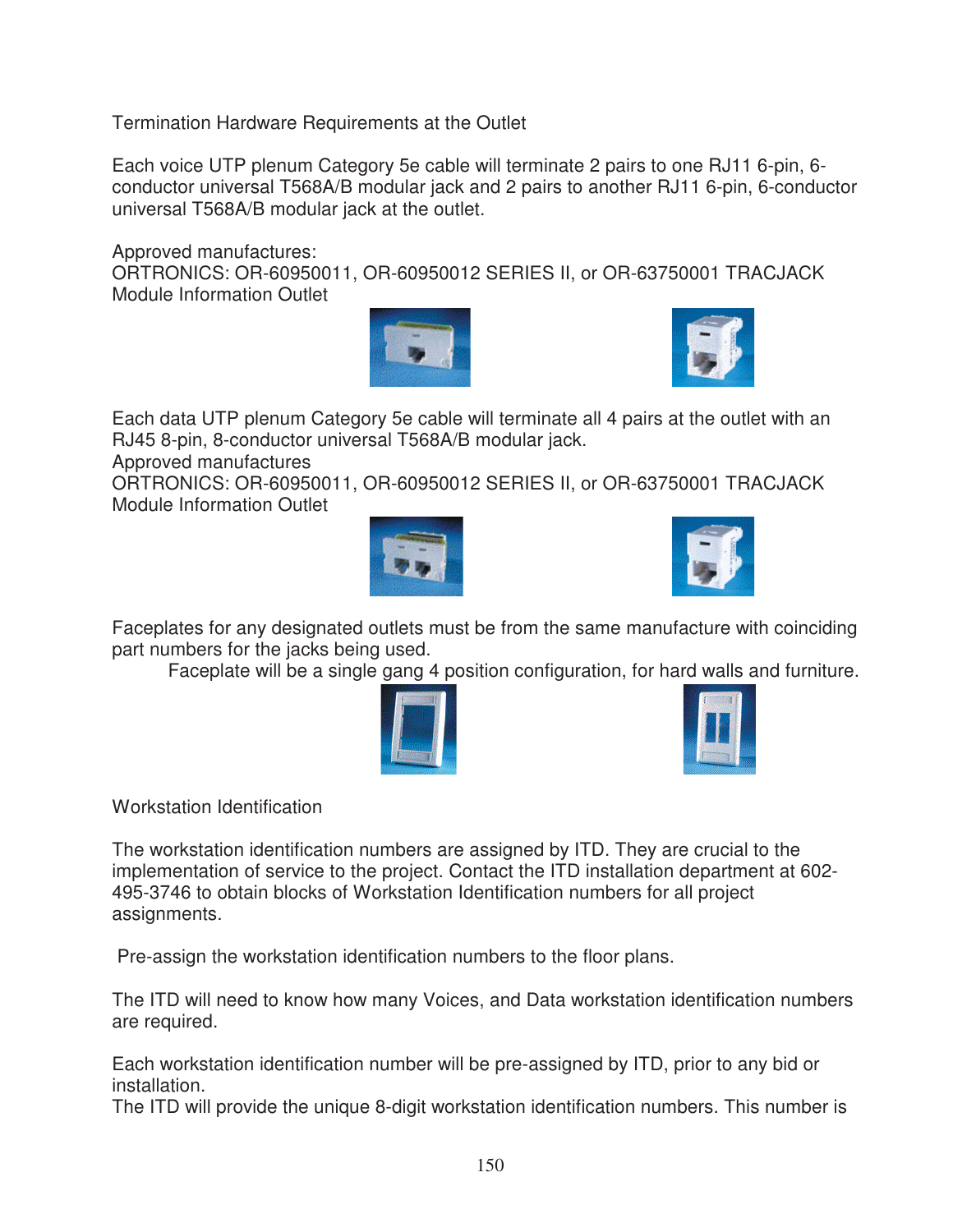Termination Hardware Requirements at the Outlet

Each voice UTP plenum Category 5e cable will terminate 2 pairs to one RJ11 6-pin, 6-conductor universal T568A/B modular jack and 2 pairs to another RJ11 6-pin, 6-conductor universal T568A/B modular jack at the outlet.

Approved manufactures:
ORTRONICS: OR-60950011, OR-60950012 SERIES II, or OR-63750001 TRACJACK Module Information Outlet

Each data UTP plenum Category 5e cable will terminate all 4 pairs at the outlet with an RJ45 8-pin, 8-conductor universal T568A/B modular jack.
Approved manufactures
ORTRONICS: OR-60950011, OR-60950012 SERIES II, or OR-63750001 TRACJACK Module Information Outlet

Faceplates for any designated outlets must be from the same manufacture with coinciding part numbers for the jacks being used.
Faceplate will be a single gang 4 position configuration, for hard walls and furniture.

Workstation Identification

The workstation identification numbers are assigned by ITD. They are crucial to the implementation of service to the project. Contact the ITD installation department at 602-495-3746 to obtain blocks of Workstation Identification numbers for all project assignments.

Pre-assign the workstation identification numbers to the floor plans.

The ITD will need to know how many Voices, and Data workstation identification numbers are required.

Each workstation identification number will be pre-assigned by ITD, prior to any bid or installation.
The ITD will provide the unique 8-digit workstation identification numbers. This number is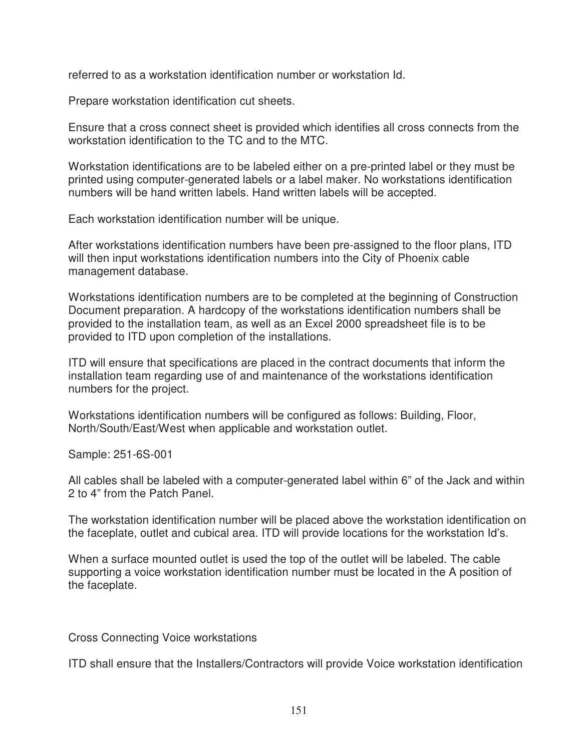referred to as a workstation identification number or workstation Id.

Prepare workstation identification cut sheets.

Ensure that a cross connect sheet is provided which identifies all cross connects from the workstation identification to the TC and to the MTC.

Workstation identifications are to be labeled either on a pre-printed label or they must be printed using computer-generated labels or a label maker. No workstations identification numbers will be hand written labels. Hand written labels will be accepted.

Each workstation identification number will be unique.

After workstations identification numbers have been pre-assigned to the floor plans, ITD will then input workstations identification numbers into the City of Phoenix cable management database.

Workstations identification numbers are to be completed at the beginning of Construction Document preparation. A hardcopy of the workstations identification numbers shall be provided to the installation team, as well as an Excel 2000 spreadsheet file is to be provided to ITD upon completion of the installations.

ITD will ensure that specifications are placed in the contract documents that inform the installation team regarding use of and maintenance of the workstations identification numbers for the project.

Workstations identification numbers will be configured as follows: Building, Floor, North/South/East/West when applicable and workstation outlet.

Sample: 251-6S-001

All cables shall be labeled with a computer-generated label within 6" of the Jack and within 2 to 4" from the Patch Panel.

The workstation identification number will be placed above the workstation identification on the faceplate, outlet and cubical area. ITD will provide locations for the workstation Id's.

When a surface mounted outlet is used the top of the outlet will be labeled. The cable supporting a voice workstation identification number must be located in the A position of the faceplate.

Cross Connecting Voice workstations

ITD shall ensure that the Installers/Contractors will provide Voice workstation identification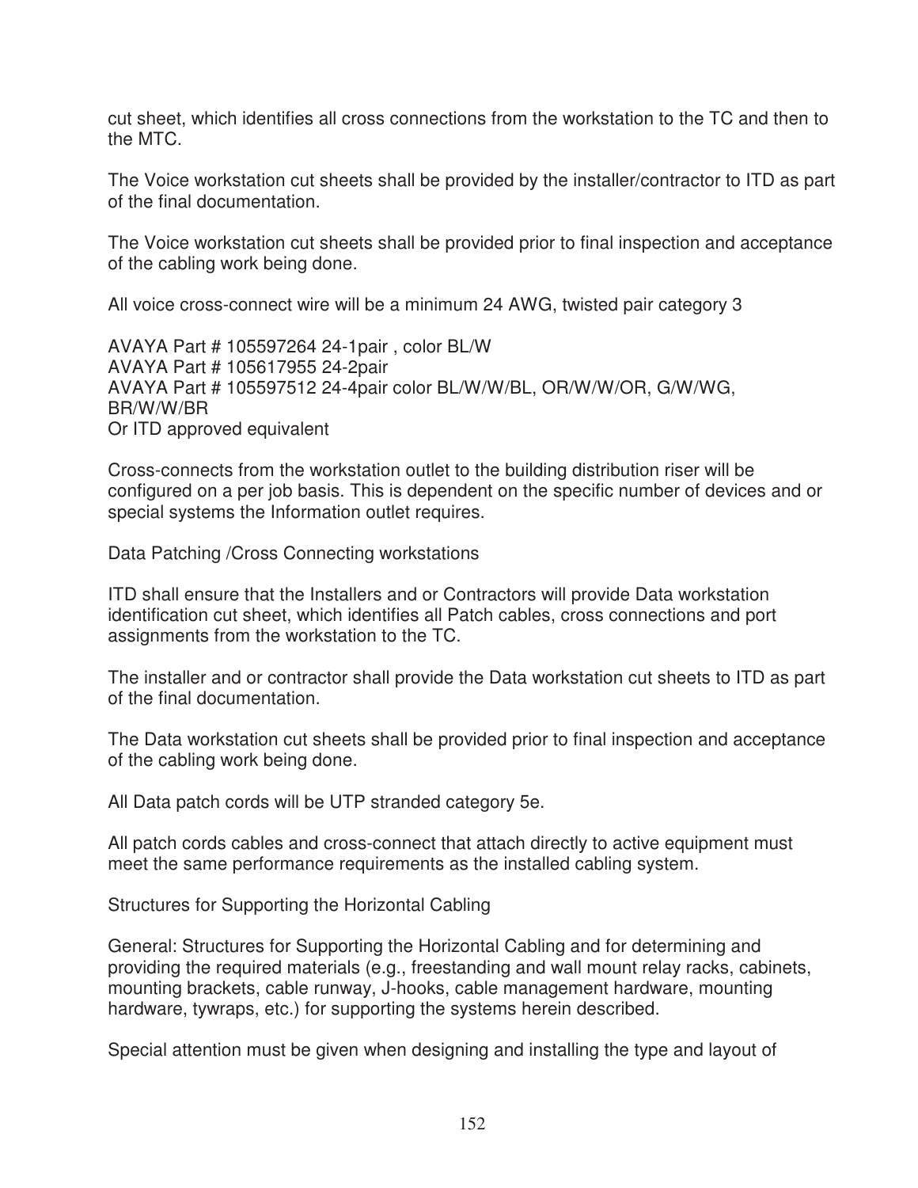cut sheet, which identifies all cross connections from the workstation to the TC and then to the MTC.

The Voice workstation cut sheets shall be provided by the installer/contractor to ITD as part of the final documentation.

The Voice workstation cut sheets shall be provided prior to final inspection and acceptance of the cabling work being done.

All voice cross-connect wire will be a minimum 24 AWG, twisted pair category 3

AVAYA Part # 105597264 24-1pair , color BL/W
AVAYA Part # 105617955 24-2pair
AVAYA Part # 105597512 24-4pair color BL/W/W/BL, OR/W/W/OR, G/W/WG, BR/W/W/BR
Or ITD approved equivalent

Cross-connects from the workstation outlet to the building distribution riser will be configured on a per job basis. This is dependent on the specific number of devices and or special systems the Information outlet requires.

Data Patching /Cross Connecting workstations

ITD shall ensure that the Installers and or Contractors will provide Data workstation identification cut sheet, which identifies all Patch cables, cross connections and port assignments from the workstation to the TC.

The installer and or contractor shall provide the Data workstation cut sheets to ITD as part of the final documentation.

The Data workstation cut sheets shall be provided prior to final inspection and acceptance of the cabling work being done.

All Data patch cords will be UTP stranded category 5e.

All patch cords cables and cross-connect that attach directly to active equipment must meet the same performance requirements as the installed cabling system.

Structures for Supporting the Horizontal Cabling

General: Structures for Supporting the Horizontal Cabling and for determining and providing the required materials (e.g., freestanding and wall mount relay racks, cabinets, mounting brackets, cable runway, J-hooks, cable management hardware, mounting hardware, tywraps, etc.) for supporting the systems herein described.

Special attention must be given when designing and installing the type and layout of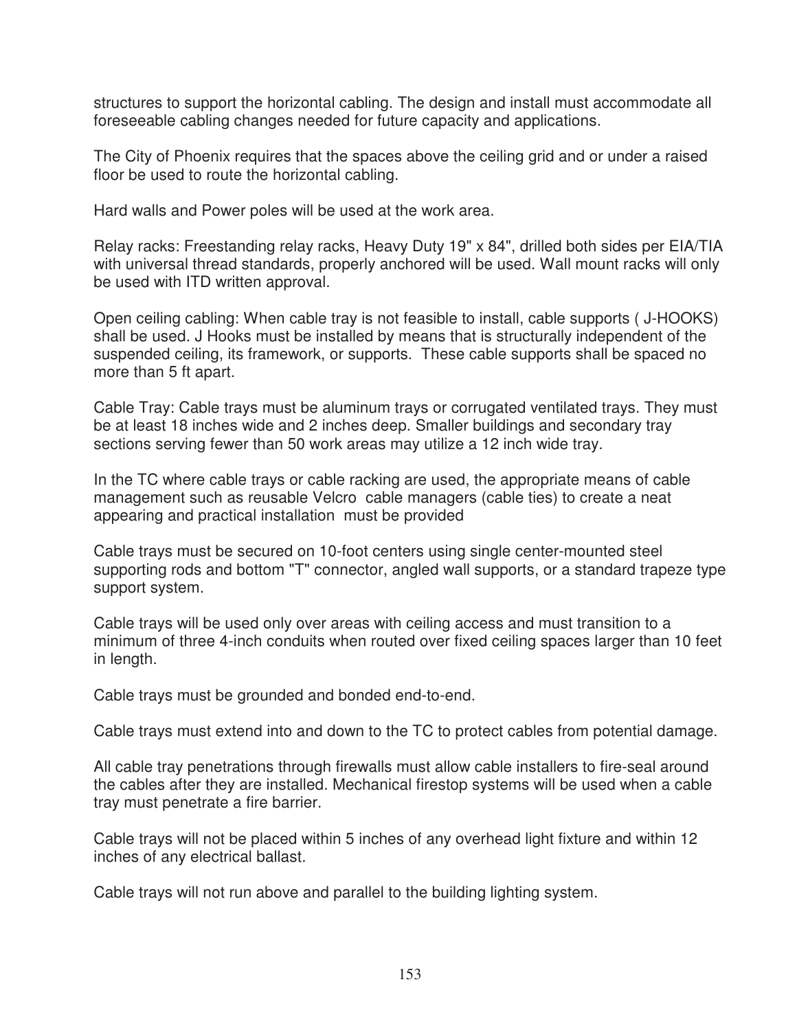structures to support the horizontal cabling. The design and install must accommodate all foreseeable cabling changes needed for future capacity and applications.

The City of Phoenix requires that the spaces above the ceiling grid and or under a raised floor be used to route the horizontal cabling.

Hard walls and Power poles will be used at the work area.

Relay racks: Freestanding relay racks, Heavy Duty 19" x 84", drilled both sides per EIA/TIA with universal thread standards, properly anchored will be used. Wall mount racks will only be used with ITD written approval.

Open ceiling cabling: When cable tray is not feasible to install, cable supports ( J-HOOKS) shall be used. J Hooks must be installed by means that is structurally independent of the suspended ceiling, its framework, or supports. These cable supports shall be spaced no more than 5 ft apart.

Cable Tray: Cable trays must be aluminum trays or corrugated ventilated trays. They must be at least 18 inches wide and 2 inches deep. Smaller buildings and secondary tray sections serving fewer than 50 work areas may utilize a 12 inch wide tray.

In the TC where cable trays or cable racking are used, the appropriate means of cable management such as reusable Velcro cable managers (cable ties) to create a neat appearing and practical installation must be provided

Cable trays must be secured on 10-foot centers using single center-mounted steel supporting rods and bottom "T" connector, angled wall supports, or a standard trapeze type support system.

Cable trays will be used only over areas with ceiling access and must transition to a minimum of three 4-inch conduits when routed over fixed ceiling spaces larger than 10 feet in length.

Cable trays must be grounded and bonded end-to-end.

Cable trays must extend into and down to the TC to protect cables from potential damage.

All cable tray penetrations through firewalls must allow cable installers to fire-seal around the cables after they are installed. Mechanical firestop systems will be used when a cable tray must penetrate a fire barrier.

Cable trays will not be placed within 5 inches of any overhead light fixture and within 12 inches of any electrical ballast.

Cable trays will not run above and parallel to the building lighting system.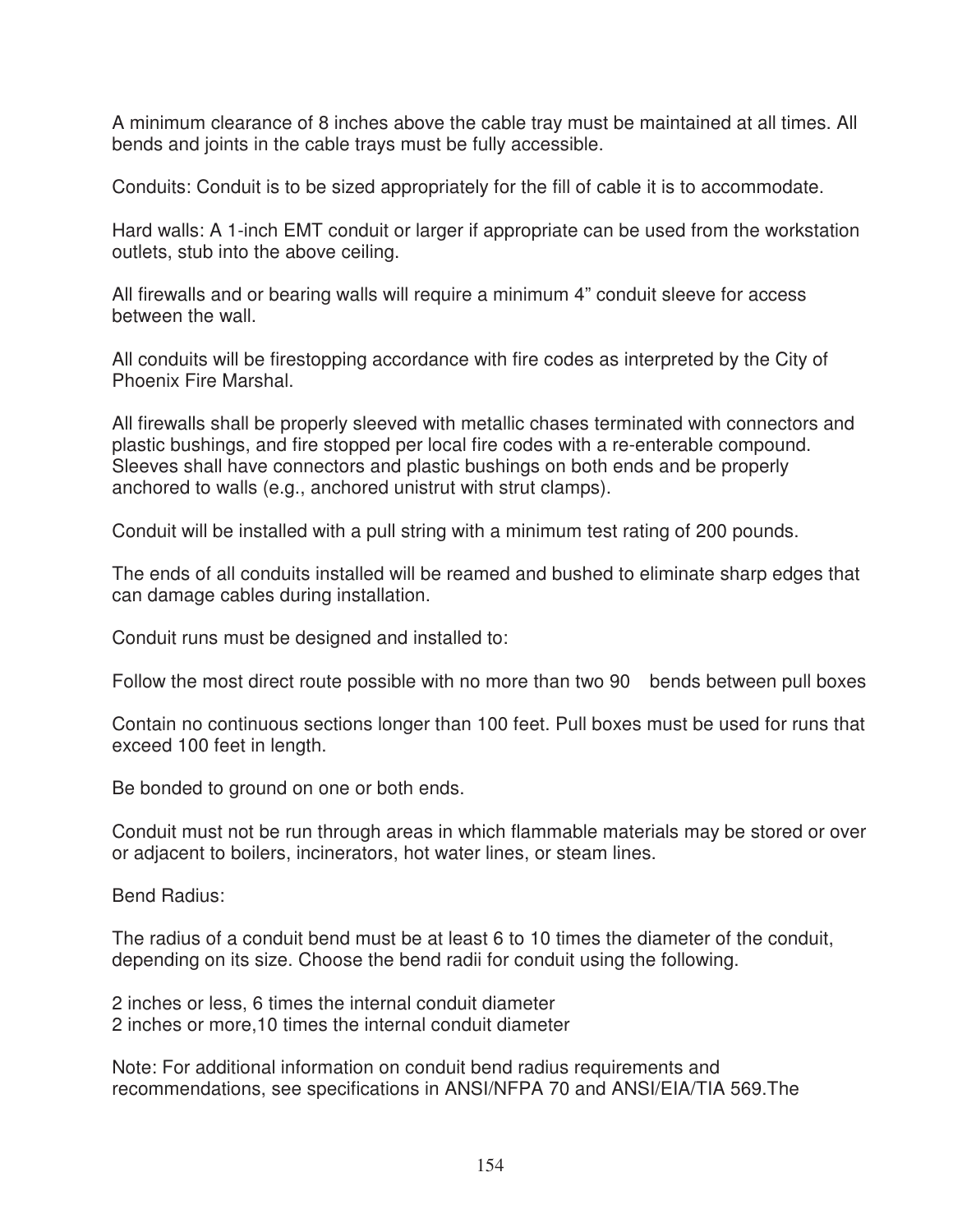A minimum clearance of 8 inches above the cable tray must be maintained at all times. All bends and joints in the cable trays must be fully accessible.

Conduits: Conduit is to be sized appropriately for the fill of cable it is to accommodate.

Hard walls: A 1-inch EMT conduit or larger if appropriate can be used from the workstation outlets, stub into the above ceiling.

All firewalls and or bearing walls will require a minimum 4" conduit sleeve for access between the wall.

All conduits will be firestopping accordance with fire codes as interpreted by the City of Phoenix Fire Marshal.

All firewalls shall be properly sleeved with metallic chases terminated with connectors and plastic bushings, and fire stopped per local fire codes with a re-enterable compound. Sleeves shall have connectors and plastic bushings on both ends and be properly anchored to walls (e.g., anchored unistrut with strut clamps).

Conduit will be installed with a pull string with a minimum test rating of 200 pounds.

The ends of all conduits installed will be reamed and bushed to eliminate sharp edges that can damage cables during installation.

Conduit runs must be designed and installed to:

Follow the most direct route possible with no more than two 90    bends between pull boxes

Contain no continuous sections longer than 100 feet. Pull boxes must be used for runs that exceed 100 feet in length.

Be bonded to ground on one or both ends.

Conduit must not be run through areas in which flammable materials may be stored or over or adjacent to boilers, incinerators, hot water lines, or steam lines.

Bend Radius:

The radius of a conduit bend must be at least 6 to 10 times the diameter of the conduit, depending on its size. Choose the bend radii for conduit using the following.

2 inches or less, 6 times the internal conduit diameter
2 inches or more,10 times the internal conduit diameter

Note: For additional information on conduit bend radius requirements and recommendations, see specifications in ANSI/NFPA 70 and ANSI/EIA/TIA 569.The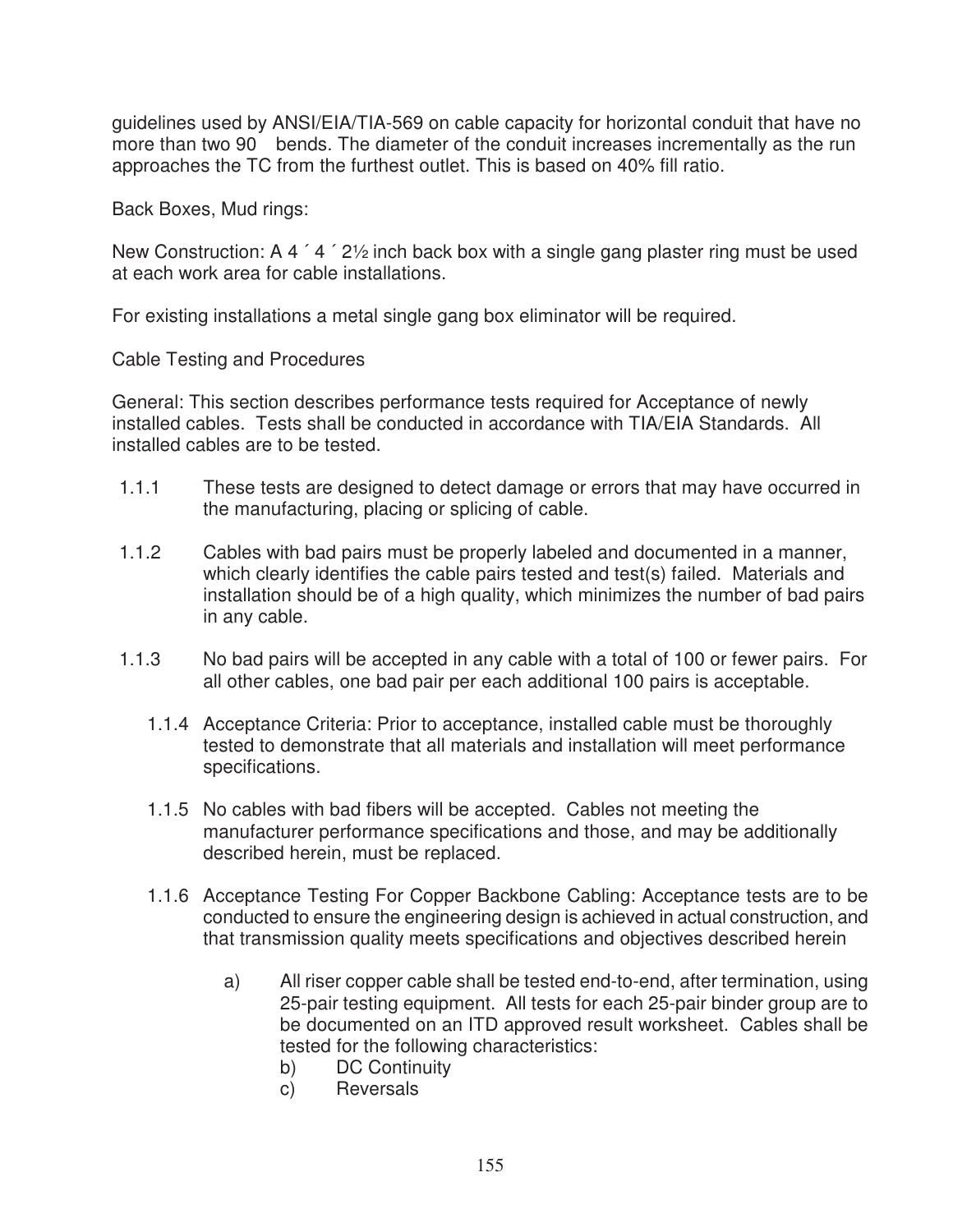guidelines used by ANSI/EIA/TIA-569 on cable capacity for horizontal conduit that have no more than two 90 bends. The diameter of the conduit increases incrementally as the run approaches the TC from the furthest outlet. This is based on 40% fill ratio.

Back Boxes, Mud rings:

New Construction: A 4 ´ 4 ´ 2½ inch back box with a single gang plaster ring must be used at each work area for cable installations.

For existing installations a metal single gang box eliminator will be required.

Cable Testing and Procedures

General: This section describes performance tests required for Acceptance of newly installed cables. Tests shall be conducted in accordance with TIA/EIA Standards. All installed cables are to be tested.

1.1.1 These tests are designed to detect damage or errors that may have occurred in the manufacturing, placing or splicing of cable.

1.1.2 Cables with bad pairs must be properly labeled and documented in a manner, which clearly identifies the cable pairs tested and test(s) failed. Materials and installation should be of a high quality, which minimizes the number of bad pairs in any cable.

1.1.3 No bad pairs will be accepted in any cable with a total of 100 or fewer pairs. For all other cables, one bad pair per each additional 100 pairs is acceptable.

1.1.4 Acceptance Criteria: Prior to acceptance, installed cable must be thoroughly tested to demonstrate that all materials and installation will meet performance specifications.

1.1.5 No cables with bad fibers will be accepted. Cables not meeting the manufacturer performance specifications and those, and may be additionally described herein, must be replaced.

1.1.6 Acceptance Testing For Copper Backbone Cabling: Acceptance tests are to be conducted to ensure the engineering design is achieved in actual construction, and that transmission quality meets specifications and objectives described herein

a) All riser copper cable shall be tested end-to-end, after termination, using 25-pair testing equipment. All tests for each 25-pair binder group are to be documented on an ITD approved result worksheet. Cables shall be tested for the following characteristics:

b) DC Continuity

c) Reversals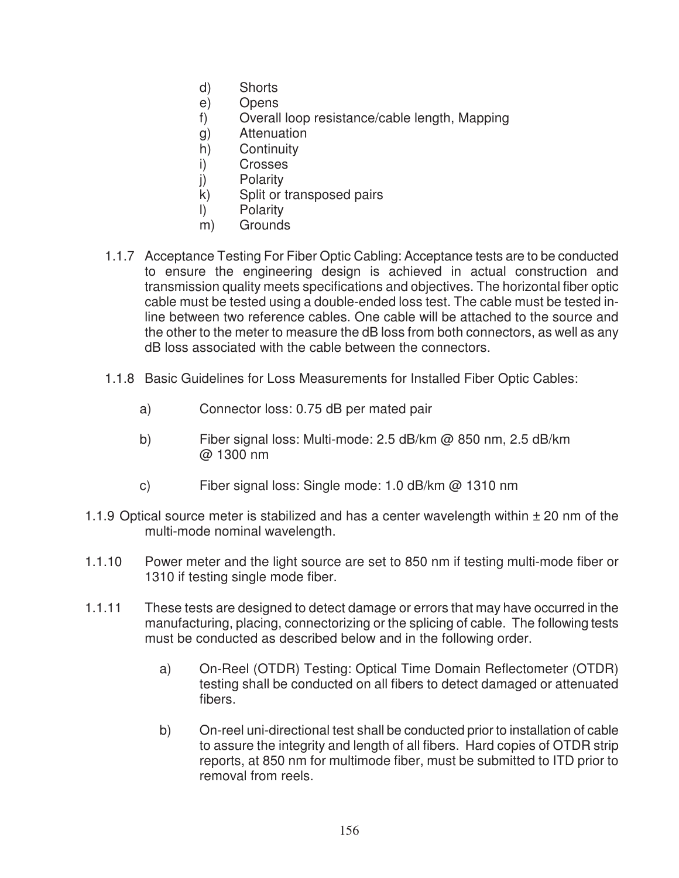d) Shorts
e) Opens
f) Overall loop resistance/cable length, Mapping
g) Attenuation
h) Continuity
i) Crosses
j) Polarity
k) Split or transposed pairs
l) Polarity
m) Grounds

1.1.7 Acceptance Testing For Fiber Optic Cabling: Acceptance tests are to be conducted to ensure the engineering design is achieved in actual construction and transmission quality meets specifications and objectives. The horizontal fiber optic cable must be tested using a double-ended loss test. The cable must be tested in-line between two reference cables. One cable will be attached to the source and the other to the meter to measure the dB loss from both connectors, as well as any dB loss associated with the cable between the connectors.

1.1.8 Basic Guidelines for Loss Measurements for Installed Fiber Optic Cables:

a) Connector loss: 0.75 dB per mated pair

b) Fiber signal loss: Multi-mode: 2.5 dB/km @ 850 nm, 2.5 dB/km @ 1300 nm

c) Fiber signal loss: Single mode: 1.0 dB/km @ 1310 nm

1.1.9 Optical source meter is stabilized and has a center wavelength within ± 20 nm of the multi-mode nominal wavelength.

1.1.10 Power meter and the light source are set to 850 nm if testing multi-mode fiber or 1310 if testing single mode fiber.

1.1.11 These tests are designed to detect damage or errors that may have occurred in the manufacturing, placing, connectorizing or the splicing of cable. The following tests must be conducted as described below and in the following order.

a) On-Reel (OTDR) Testing: Optical Time Domain Reflectometer (OTDR) testing shall be conducted on all fibers to detect damaged or attenuated fibers.

b) On-reel uni-directional test shall be conducted prior to installation of cable to assure the integrity and length of all fibers. Hard copies of OTDR strip reports, at 850 nm for multimode fiber, must be submitted to ITD prior to removal from reels.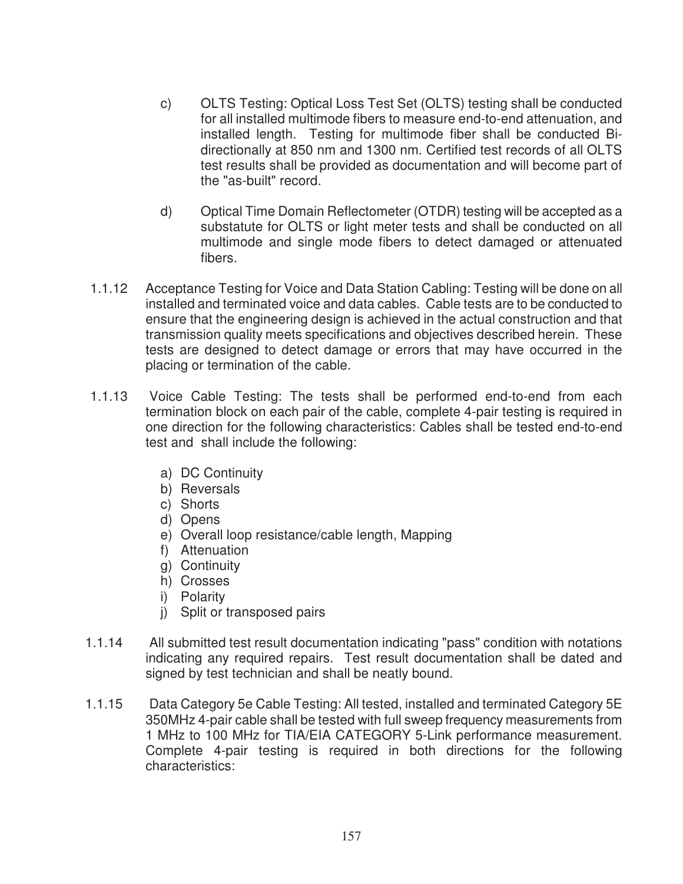c) OLTS Testing: Optical Loss Test Set (OLTS) testing shall be conducted for all installed multimode fibers to measure end-to-end attenuation, and installed length. Testing for multimode fiber shall be conducted Bi-directionally at 850 nm and 1300 nm. Certified test records of all OLTS test results shall be provided as documentation and will become part of the "as-built" record.

d) Optical Time Domain Reflectometer (OTDR) testing will be accepted as a substatute for OLTS or light meter tests and shall be conducted on all multimode and single mode fibers to detect damaged or attenuated fibers.

1.1.12 Acceptance Testing for Voice and Data Station Cabling: Testing will be done on all installed and terminated voice and data cables. Cable tests are to be conducted to ensure that the engineering design is achieved in the actual construction and that transmission quality meets specifications and objectives described herein. These tests are designed to detect damage or errors that may have occurred in the placing or termination of the cable.

1.1.13 Voice Cable Testing: The tests shall be performed end-to-end from each termination block on each pair of the cable, complete 4-pair testing is required in one direction for the following characteristics: Cables shall be tested end-to-end test and shall include the following:

a) DC Continuity
b) Reversals
c) Shorts
d) Opens
e) Overall loop resistance/cable length, Mapping
f) Attenuation
g) Continuity
h) Crosses
i) Polarity
j) Split or transposed pairs

1.1.14 All submitted test result documentation indicating "pass" condition with notations indicating any required repairs. Test result documentation shall be dated and signed by test technician and shall be neatly bound.

1.1.15 Data Category 5e Cable Testing: All tested, installed and terminated Category 5E 350MHz 4-pair cable shall be tested with full sweep frequency measurements from 1 MHz to 100 MHz for TIA/EIA CATEGORY 5-Link performance measurement. Complete 4-pair testing is required in both directions for the following characteristics: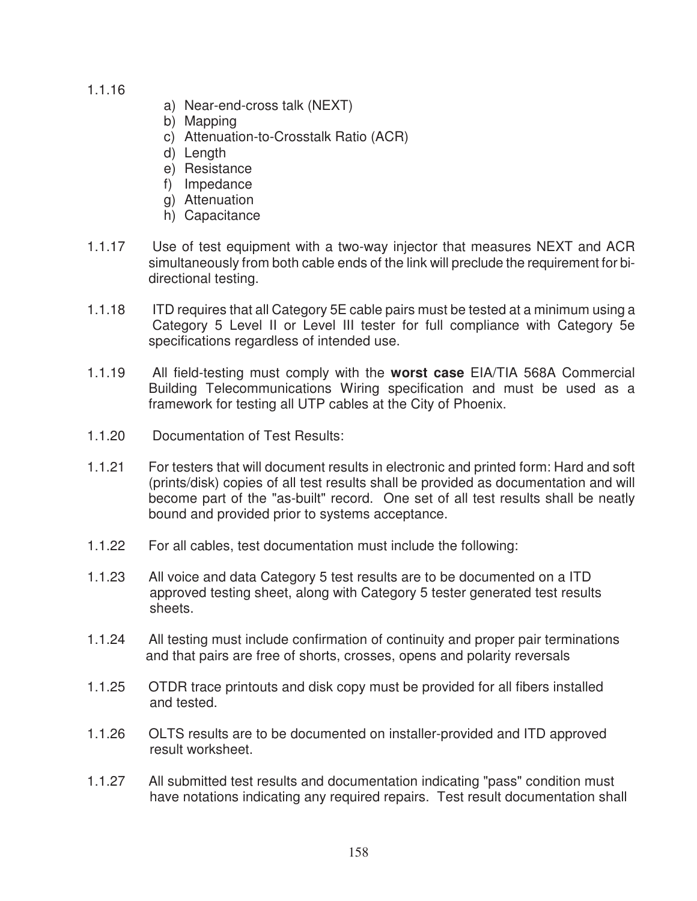1.1.16

a) Near-end-cross talk (NEXT)
b) Mapping
c) Attenuation-to-Crosstalk Ratio (ACR)
d) Length
e) Resistance
f) Impedance
g) Attenuation
h) Capacitance

1.1.17 Use of test equipment with a two-way injector that measures NEXT and ACR simultaneously from both cable ends of the link will preclude the requirement for bi-directional testing.

1.1.18 ITD requires that all Category 5E cable pairs must be tested at a minimum using a Category 5 Level II or Level III tester for full compliance with Category 5e specifications regardless of intended use.

1.1.19 All field-testing must comply with the **worst case** EIA/TIA 568A Commercial Building Telecommunications Wiring specification and must be used as a framework for testing all UTP cables at the City of Phoenix.

1.1.20 Documentation of Test Results:

1.1.21 For testers that will document results in electronic and printed form: Hard and soft (prints/disk) copies of all test results shall be provided as documentation and will become part of the "as-built" record. One set of all test results shall be neatly bound and provided prior to systems acceptance.

1.1.22 For all cables, test documentation must include the following:

1.1.23 All voice and data Category 5 test results are to be documented on a ITD approved testing sheet, along with Category 5 tester generated test results sheets.

1.1.24 All testing must include confirmation of continuity and proper pair terminations and that pairs are free of shorts, crosses, opens and polarity reversals

1.1.25 OTDR trace printouts and disk copy must be provided for all fibers installed and tested.

1.1.26 OLTS results are to be documented on installer-provided and ITD approved result worksheet.

1.1.27 All submitted test results and documentation indicating "pass" condition must have notations indicating any required repairs. Test result documentation shall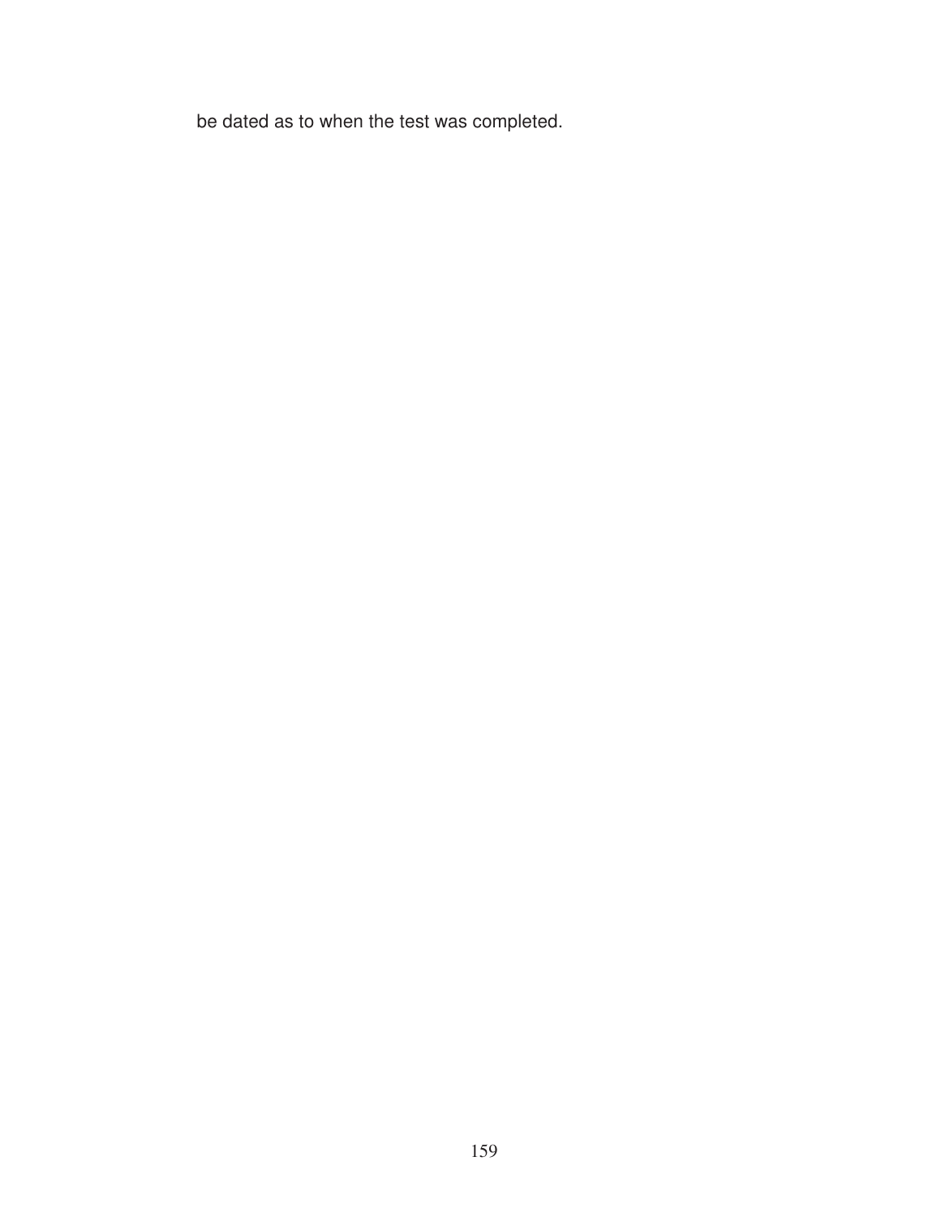be dated as to when the test was completed.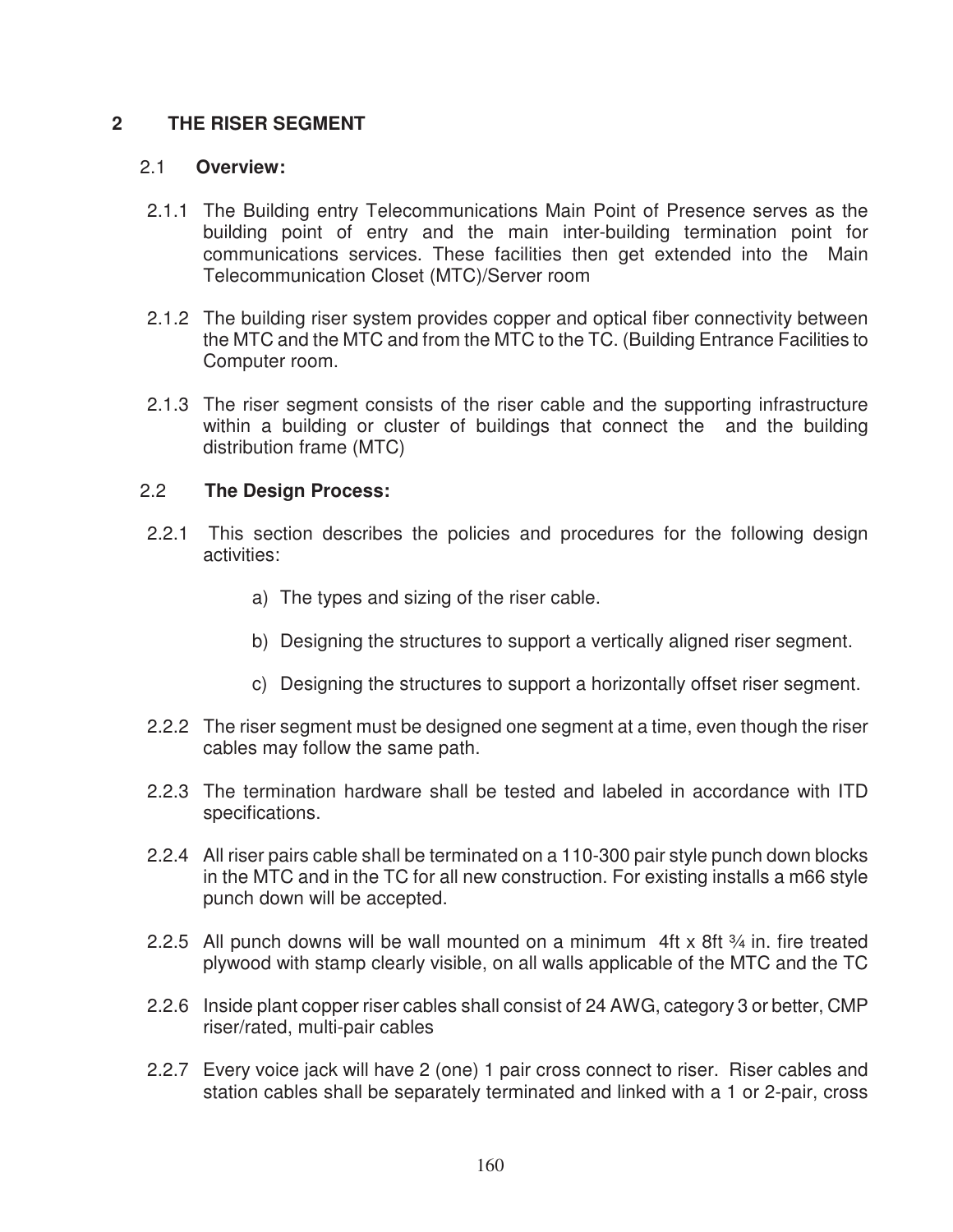## 2 THE RISER SEGMENT

### 2.1 **Overview:**

2.1.1 The Building entry Telecommunications Main Point of Presence serves as the building point of entry and the main inter-building termination point for communications services. These facilities then get extended into the Main Telecommunication Closet (MTC)/Server room

2.1.2 The building riser system provides copper and optical fiber connectivity between the MTC and the MTC and from the MTC to the TC. (Building Entrance Facilities to Computer room.

2.1.3 The riser segment consists of the riser cable and the supporting infrastructure within a building or cluster of buildings that connect the  and the building distribution frame (MTC)

### 2.2 **The Design Process:**

2.2.1 This section describes the policies and procedures for the following design activities:

a) The types and sizing of the riser cable.

b) Designing the structures to support a vertically aligned riser segment.

c) Designing the structures to support a horizontally offset riser segment.

2.2.2 The riser segment must be designed one segment at a time, even though the riser cables may follow the same path.

2.2.3 The termination hardware shall be tested and labeled in accordance with ITD specifications.

2.2.4 All riser pairs cable shall be terminated on a 110-300 pair style punch down blocks in the MTC and in the TC for all new construction. For existing installs a m66 style punch down will be accepted.

2.2.5 All punch downs will be wall mounted on a minimum 4ft x 8ft ¾ in. fire treated plywood with stamp clearly visible, on all walls applicable of the MTC and the TC

2.2.6 Inside plant copper riser cables shall consist of 24 AWG, category 3 or better, CMP riser/rated, multi-pair cables

2.2.7 Every voice jack will have 2 (one) 1 pair cross connect to riser. Riser cables and station cables shall be separately terminated and linked with a 1 or 2-pair, cross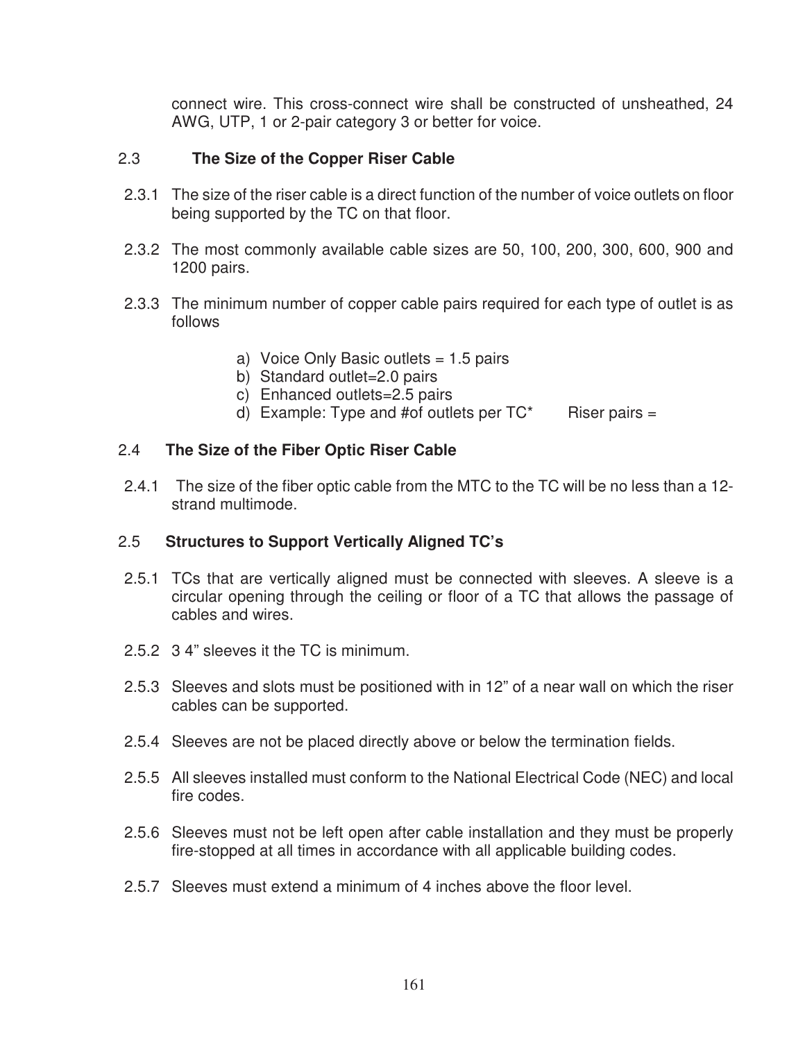connect wire. This cross-connect wire shall be constructed of unsheathed, 24 AWG, UTP, 1 or 2-pair category 3 or better for voice.

## 2.3 The Size of the Copper Riser Cable

2.3.1 The size of the riser cable is a direct function of the number of voice outlets on floor being supported by the TC on that floor.

2.3.2 The most commonly available cable sizes are 50, 100, 200, 300, 600, 900 and 1200 pairs.

2.3.3 The minimum number of copper cable pairs required for each type of outlet is as follows

a) Voice Only Basic outlets = 1.5 pairs
b) Standard outlet=2.0 pairs
c) Enhanced outlets=2.5 pairs
d) Example: Type and #of outlets per TC* Riser pairs =

## 2.4 The Size of the Fiber Optic Riser Cable

2.4.1 The size of the fiber optic cable from the MTC to the TC will be no less than a 12-strand multimode.

## 2.5 Structures to Support Vertically Aligned TC's

2.5.1 TCs that are vertically aligned must be connected with sleeves. A sleeve is a circular opening through the ceiling or floor of a TC that allows the passage of cables and wires.

2.5.2 3 4" sleeves it the TC is minimum.

2.5.3 Sleeves and slots must be positioned with in 12" of a near wall on which the riser cables can be supported.

2.5.4 Sleeves are not be placed directly above or below the termination fields.

2.5.5 All sleeves installed must conform to the National Electrical Code (NEC) and local fire codes.

2.5.6 Sleeves must not be left open after cable installation and they must be properly fire-stopped at all times in accordance with all applicable building codes.

2.5.7 Sleeves must extend a minimum of 4 inches above the floor level.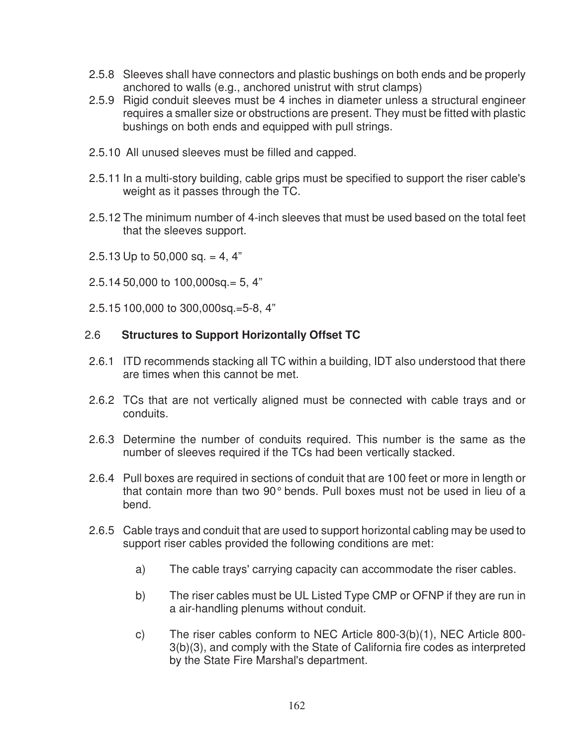2.5.8 Sleeves shall have connectors and plastic bushings on both ends and be properly anchored to walls (e.g., anchored unistrut with strut clamps)

2.5.9 Rigid conduit sleeves must be 4 inches in diameter unless a structural engineer requires a smaller size or obstructions are present. They must be fitted with plastic bushings on both ends and equipped with pull strings.

2.5.10 All unused sleeves must be filled and capped.

2.5.11 In a multi-story building, cable grips must be specified to support the riser cable's weight as it passes through the TC.

2.5.12 The minimum number of 4-inch sleeves that must be used based on the total feet that the sleeves support.

2.5.13 Up to 50,000 sq. = 4, 4"

2.5.14 50,000 to 100,000sq.= 5, 4"

2.5.15 100,000 to 300,000sq.=5-8, 4"

## 2.6 Structures to Support Horizontally Offset TC

2.6.1 ITD recommends stacking all TC within a building, IDT also understood that there are times when this cannot be met.

2.6.2 TCs that are not vertically aligned must be connected with cable trays and or conduits.

2.6.3 Determine the number of conduits required. This number is the same as the number of sleeves required if the TCs had been vertically stacked.

2.6.4 Pull boxes are required in sections of conduit that are 100 feet or more in length or that contain more than two 90° bends. Pull boxes must not be used in lieu of a bend.

2.6.5 Cable trays and conduit that are used to support horizontal cabling may be used to support riser cables provided the following conditions are met:

a) The cable trays' carrying capacity can accommodate the riser cables.

b) The riser cables must be UL Listed Type CMP or OFNP if they are run in a air-handling plenums without conduit.

c) The riser cables conform to NEC Article 800-3(b)(1), NEC Article 800-3(b)(3), and comply with the State of California fire codes as interpreted by the State Fire Marshal's department.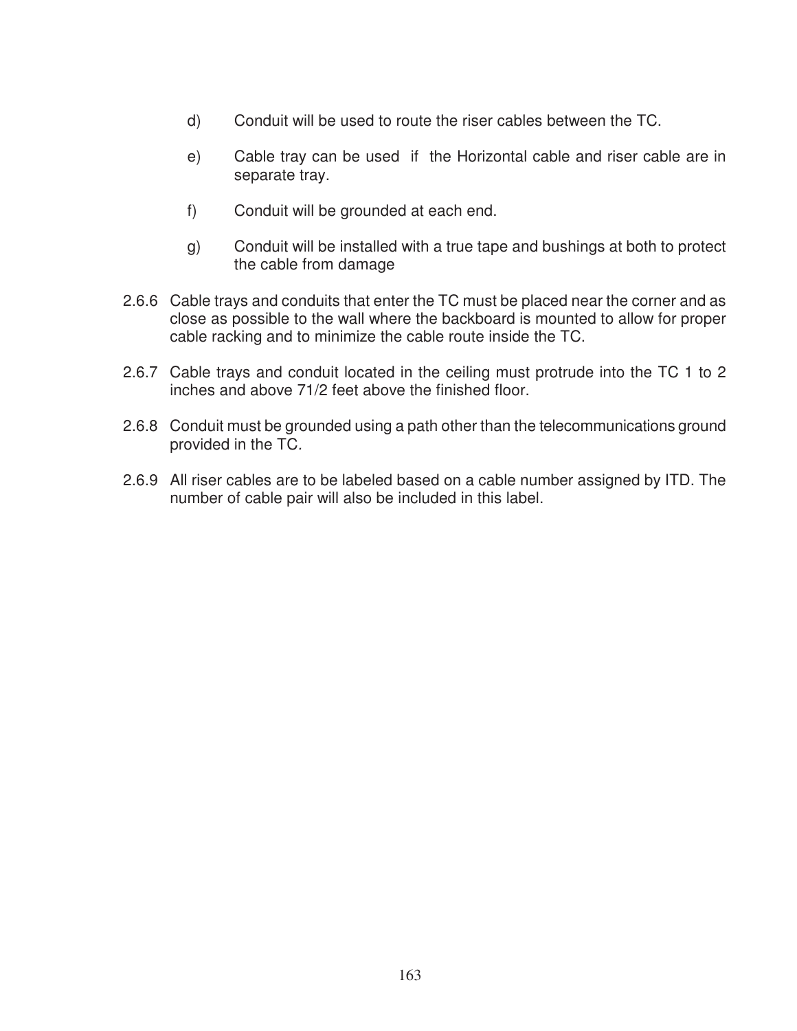d) Conduit will be used to route the riser cables between the TC.

e) Cable tray can be used if the Horizontal cable and riser cable are in separate tray.

f) Conduit will be grounded at each end.

g) Conduit will be installed with a true tape and bushings at both to protect the cable from damage

2.6.6 Cable trays and conduits that enter the TC must be placed near the corner and as close as possible to the wall where the backboard is mounted to allow for proper cable racking and to minimize the cable route inside the TC.

2.6.7 Cable trays and conduit located in the ceiling must protrude into the TC 1 to 2 inches and above 71/2 feet above the finished floor.

2.6.8 Conduit must be grounded using a path other than the telecommunications ground provided in the TC.

2.6.9 All riser cables are to be labeled based on a cable number assigned by ITD. The number of cable pair will also be included in this label.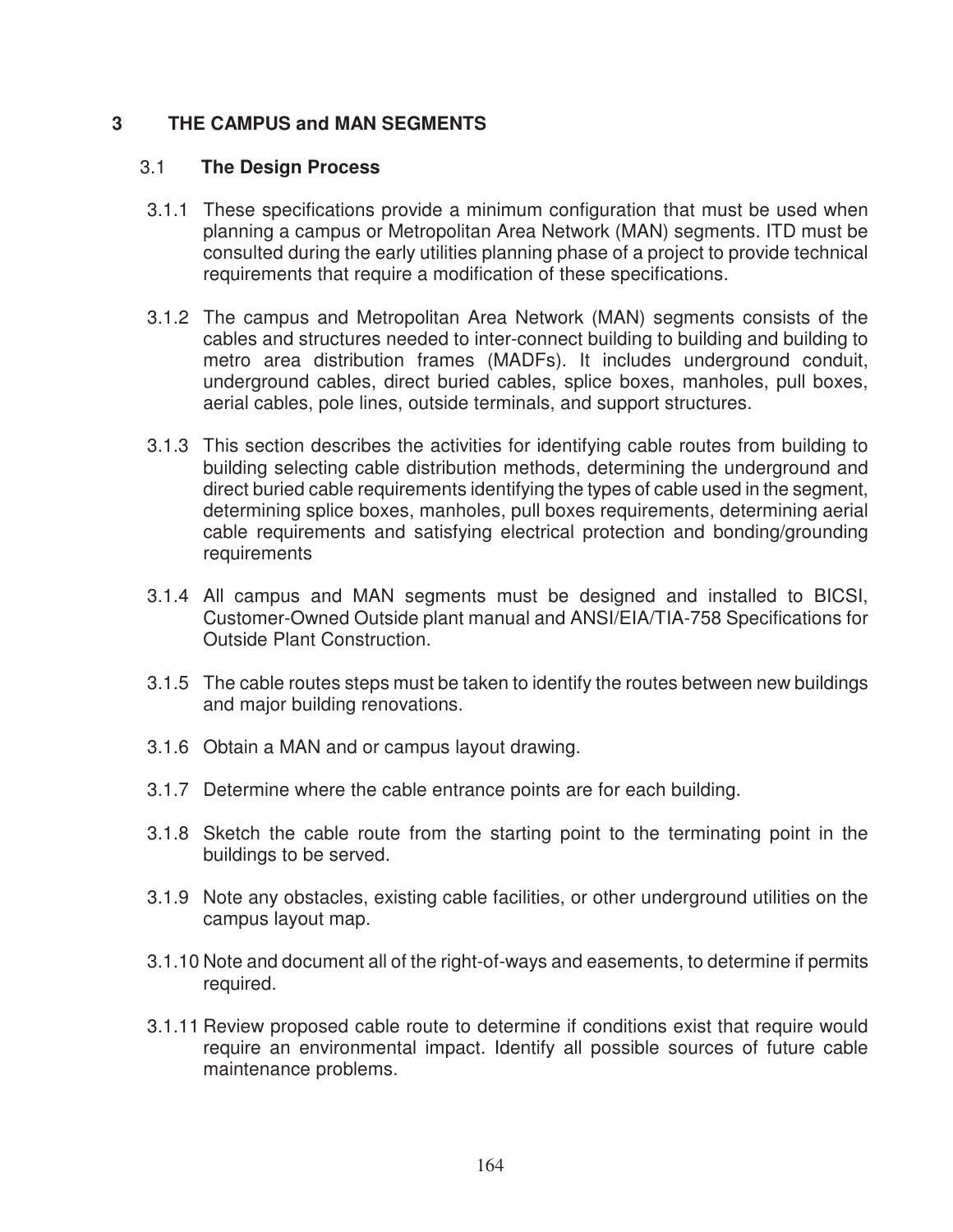# 3 THE CAMPUS and MAN SEGMENTS

## 3.1 The Design Process

3.1.1 These specifications provide a minimum configuration that must be used when planning a campus or Metropolitan Area Network (MAN) segments. ITD must be consulted during the early utilities planning phase of a project to provide technical requirements that require a modification of these specifications.

3.1.2 The campus and Metropolitan Area Network (MAN) segments consists of the cables and structures needed to inter-connect building to building and building to metro area distribution frames (MADFs). It includes underground conduit, underground cables, direct buried cables, splice boxes, manholes, pull boxes, aerial cables, pole lines, outside terminals, and support structures.

3.1.3 This section describes the activities for identifying cable routes from building to building selecting cable distribution methods, determining the underground and direct buried cable requirements identifying the types of cable used in the segment, determining splice boxes, manholes, pull boxes requirements, determining aerial cable requirements and satisfying electrical protection and bonding/grounding requirements

3.1.4 All campus and MAN segments must be designed and installed to BICSI, Customer-Owned Outside plant manual and ANSI/EIA/TIA-758 Specifications for Outside Plant Construction.

3.1.5 The cable routes steps must be taken to identify the routes between new buildings and major building renovations.

3.1.6 Obtain a MAN and or campus layout drawing.

3.1.7 Determine where the cable entrance points are for each building.

3.1.8 Sketch the cable route from the starting point to the terminating point in the buildings to be served.

3.1.9 Note any obstacles, existing cable facilities, or other underground utilities on the campus layout map.

3.1.10 Note and document all of the right-of-ways and easements, to determine if permits required.

3.1.11 Review proposed cable route to determine if conditions exist that require would require an environmental impact. Identify all possible sources of future cable maintenance problems.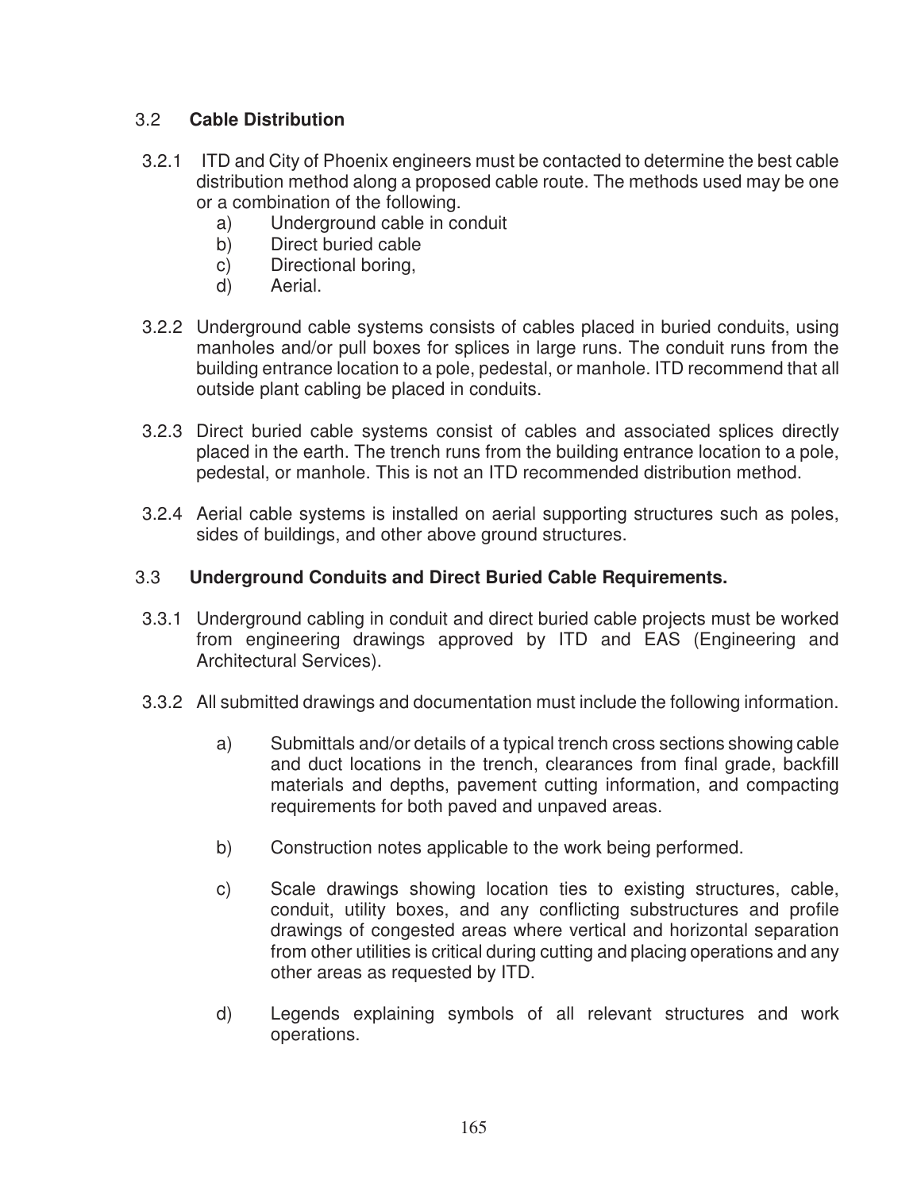## 3.2 **Cable Distribution**

3.2.1 ITD and City of Phoenix engineers must be contacted to determine the best cable distribution method along a proposed cable route. The methods used may be one or a combination of the following.

a) Underground cable in conduit
b) Direct buried cable
c) Directional boring,
d) Aerial.

3.2.2 Underground cable systems consists of cables placed in buried conduits, using manholes and/or pull boxes for splices in large runs. The conduit runs from the building entrance location to a pole, pedestal, or manhole. ITD recommend that all outside plant cabling be placed in conduits.

3.2.3 Direct buried cable systems consist of cables and associated splices directly placed in the earth. The trench runs from the building entrance location to a pole, pedestal, or manhole. This is not an ITD recommended distribution method.

3.2.4 Aerial cable systems is installed on aerial supporting structures such as poles, sides of buildings, and other above ground structures.

## 3.3 **Underground Conduits and Direct Buried Cable Requirements.**

3.3.1 Underground cabling in conduit and direct buried cable projects must be worked from engineering drawings approved by ITD and EAS (Engineering and Architectural Services).

3.3.2 All submitted drawings and documentation must include the following information.

a) Submittals and/or details of a typical trench cross sections showing cable and duct locations in the trench, clearances from final grade, backfill materials and depths, pavement cutting information, and compacting requirements for both paved and unpaved areas.

b) Construction notes applicable to the work being performed.

c) Scale drawings showing location ties to existing structures, cable, conduit, utility boxes, and any conflicting substructures and profile drawings of congested areas where vertical and horizontal separation from other utilities is critical during cutting and placing operations and any other areas as requested by ITD.

d) Legends explaining symbols of all relevant structures and work operations.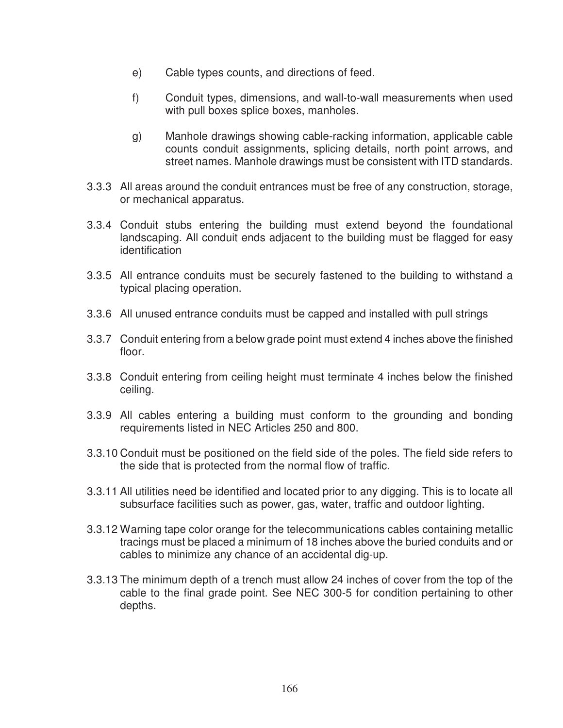e) Cable types counts, and directions of feed.

f) Conduit types, dimensions, and wall-to-wall measurements when used with pull boxes splice boxes, manholes.

g) Manhole drawings showing cable-racking information, applicable cable counts conduit assignments, splicing details, north point arrows, and street names. Manhole drawings must be consistent with ITD standards.

3.3.3 All areas around the conduit entrances must be free of any construction, storage, or mechanical apparatus.

3.3.4 Conduit stubs entering the building must extend beyond the foundational landscaping. All conduit ends adjacent to the building must be flagged for easy identification

3.3.5 All entrance conduits must be securely fastened to the building to withstand a typical placing operation.

3.3.6 All unused entrance conduits must be capped and installed with pull strings

3.3.7 Conduit entering from a below grade point must extend 4 inches above the finished floor.

3.3.8 Conduit entering from ceiling height must terminate 4 inches below the finished ceiling.

3.3.9 All cables entering a building must conform to the grounding and bonding requirements listed in NEC Articles 250 and 800.

3.3.10 Conduit must be positioned on the field side of the poles. The field side refers to the side that is protected from the normal flow of traffic.

3.3.11 All utilities need be identified and located prior to any digging. This is to locate all subsurface facilities such as power, gas, water, traffic and outdoor lighting.

3.3.12 Warning tape color orange for the telecommunications cables containing metallic tracings must be placed a minimum of 18 inches above the buried conduits and or cables to minimize any chance of an accidental dig-up.

3.3.13 The minimum depth of a trench must allow 24 inches of cover from the top of the cable to the final grade point. See NEC 300-5 for condition pertaining to other depths.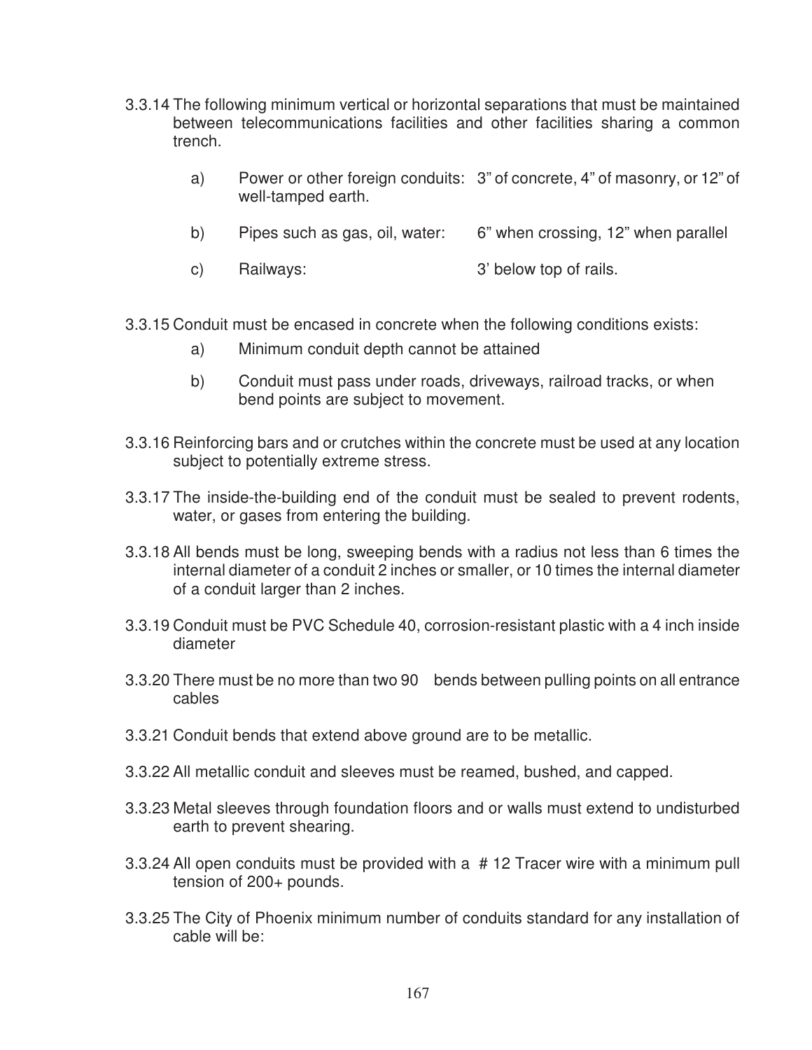3.3.14 The following minimum vertical or horizontal separations that must be maintained between telecommunications facilities and other facilities sharing a common trench.

a) Power or other foreign conduits: 3" of concrete, 4" of masonry, or 12" of well-tamped earth.

b) Pipes such as gas, oil, water: 6" when crossing, 12" when parallel

c) Railways: 3' below top of rails.

3.3.15 Conduit must be encased in concrete when the following conditions exists:

a) Minimum conduit depth cannot be attained

b) Conduit must pass under roads, driveways, railroad tracks, or when bend points are subject to movement.

3.3.16 Reinforcing bars and or crutches within the concrete must be used at any location subject to potentially extreme stress.

3.3.17 The inside-the-building end of the conduit must be sealed to prevent rodents, water, or gases from entering the building.

3.3.18 All bends must be long, sweeping bends with a radius not less than 6 times the internal diameter of a conduit 2 inches or smaller, or 10 times the internal diameter of a conduit larger than 2 inches.

3.3.19 Conduit must be PVC Schedule 40, corrosion-resistant plastic with a 4 inch inside diameter

3.3.20 There must be no more than two 90 bends between pulling points on all entrance cables

3.3.21 Conduit bends that extend above ground are to be metallic.

3.3.22 All metallic conduit and sleeves must be reamed, bushed, and capped.

3.3.23 Metal sleeves through foundation floors and or walls must extend to undisturbed earth to prevent shearing.

3.3.24 All open conduits must be provided with a # 12 Tracer wire with a minimum pull tension of 200+ pounds.

3.3.25 The City of Phoenix minimum number of conduits standard for any installation of cable will be: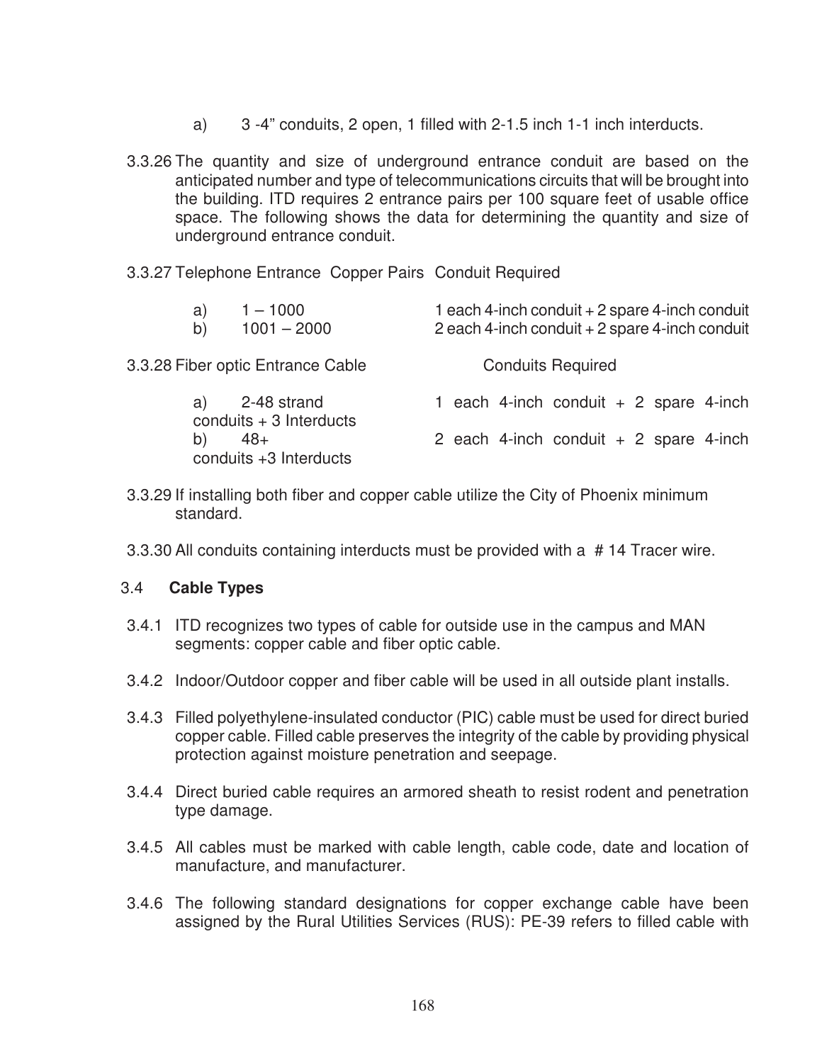a) 3 -4” conduits, 2 open, 1 filled with 2-1.5 inch 1-1 inch interducts.

3.3.26 The quantity and size of underground entrance conduit are based on the anticipated number and type of telecommunications circuits that will be brought into the building. ITD requires 2 entrance pairs per 100 square feet of usable office space. The following shows the data for determining the quantity and size of underground entrance conduit.

3.3.27 Telephone Entrance Copper Pairs Conduit Required

| | Telephone Entrance Copper Pairs | Conduit Required |
|---|---|---|
| a) | 1 – 1000 | 1 each 4-inch conduit + 2 spare 4-inch conduit |
| b) | 1001 – 2000 | 2 each 4-inch conduit + 2 spare 4-inch conduit |

3.3.28 Fiber optic Entrance Cable Conduits Required

| | Fiber optic Entrance Cable | Conduits Required |
|---|---|---|
| a) | 2-48 strand | 1 each 4-inch conduit + 2 spare 4-inch conduits + 3 Interducts |
| b) | 48+ | 2 each 4-inch conduit + 2 spare 4-inch conduits +3 Interducts |

3.3.29 If installing both fiber and copper cable utilize the City of Phoenix minimum standard.

3.3.30 All conduits containing interducts must be provided with a # 14 Tracer wire.

## 3.4 Cable Types

3.4.1 ITD recognizes two types of cable for outside use in the campus and MAN segments: copper cable and fiber optic cable.

3.4.2 Indoor/Outdoor copper and fiber cable will be used in all outside plant installs.

3.4.3 Filled polyethylene-insulated conductor (PIC) cable must be used for direct buried copper cable. Filled cable preserves the integrity of the cable by providing physical protection against moisture penetration and seepage.

3.4.4 Direct buried cable requires an armored sheath to resist rodent and penetration type damage.

3.4.5 All cables must be marked with cable length, cable code, date and location of manufacture, and manufacturer.

3.4.6 The following standard designations for copper exchange cable have been assigned by the Rural Utilities Services (RUS): PE-39 refers to filled cable with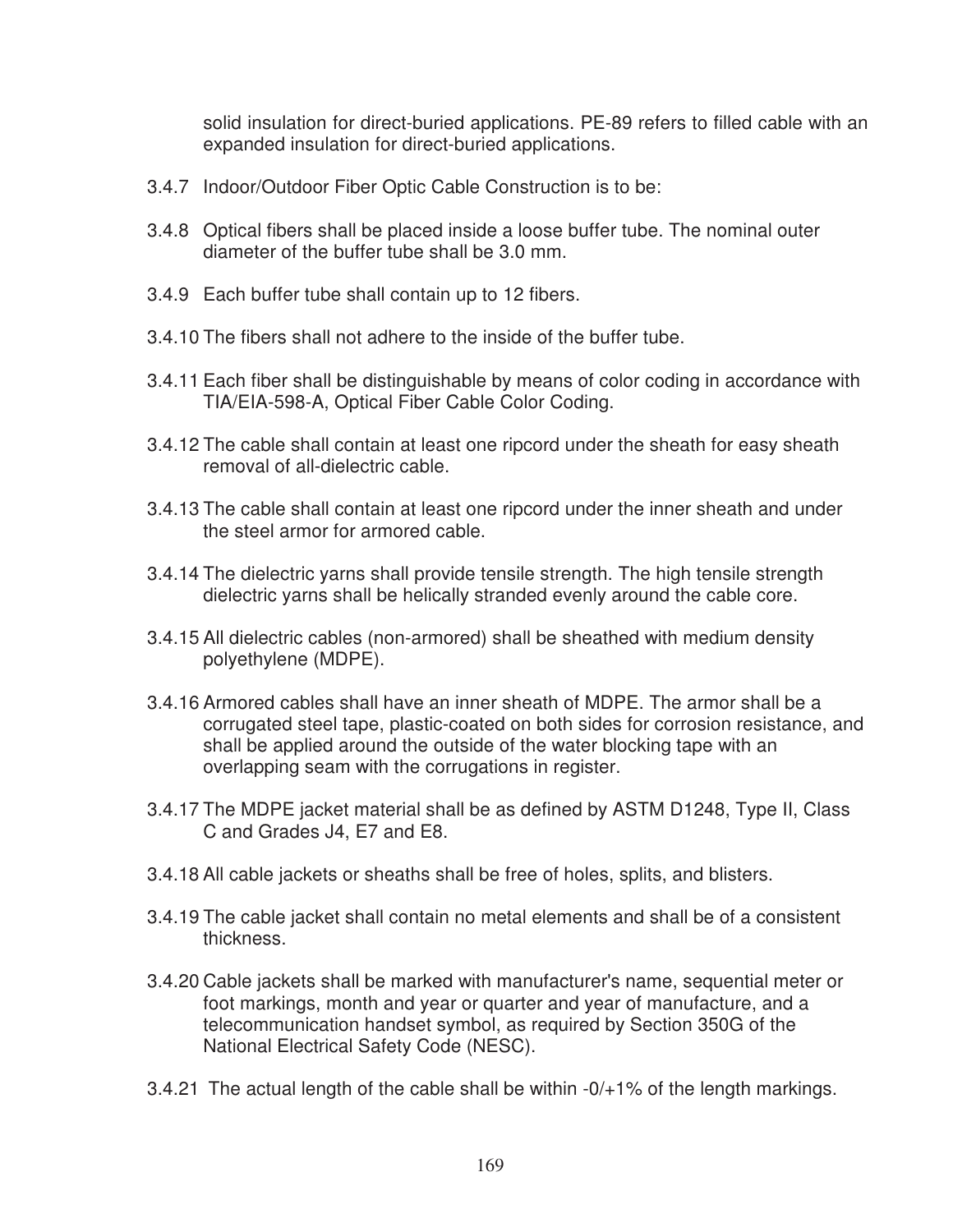solid insulation for direct-buried applications. PE-89 refers to filled cable with an expanded insulation for direct-buried applications.

3.4.7 Indoor/Outdoor Fiber Optic Cable Construction is to be:

3.4.8 Optical fibers shall be placed inside a loose buffer tube. The nominal outer diameter of the buffer tube shall be 3.0 mm.

3.4.9 Each buffer tube shall contain up to 12 fibers.

3.4.10 The fibers shall not adhere to the inside of the buffer tube.

3.4.11 Each fiber shall be distinguishable by means of color coding in accordance with TIA/EIA-598-A, Optical Fiber Cable Color Coding.

3.4.12 The cable shall contain at least one ripcord under the sheath for easy sheath removal of all-dielectric cable.

3.4.13 The cable shall contain at least one ripcord under the inner sheath and under the steel armor for armored cable.

3.4.14 The dielectric yarns shall provide tensile strength. The high tensile strength dielectric yarns shall be helically stranded evenly around the cable core.

3.4.15 All dielectric cables (non-armored) shall be sheathed with medium density polyethylene (MDPE).

3.4.16 Armored cables shall have an inner sheath of MDPE. The armor shall be a corrugated steel tape, plastic-coated on both sides for corrosion resistance, and shall be applied around the outside of the water blocking tape with an overlapping seam with the corrugations in register.

3.4.17 The MDPE jacket material shall be as defined by ASTM D1248, Type II, Class C and Grades J4, E7 and E8.

3.4.18 All cable jackets or sheaths shall be free of holes, splits, and blisters.

3.4.19 The cable jacket shall contain no metal elements and shall be of a consistent thickness.

3.4.20 Cable jackets shall be marked with manufacturer's name, sequential meter or foot markings, month and year or quarter and year of manufacture, and a telecommunication handset symbol, as required by Section 350G of the National Electrical Safety Code (NESC).

3.4.21 The actual length of the cable shall be within -0/+1% of the length markings.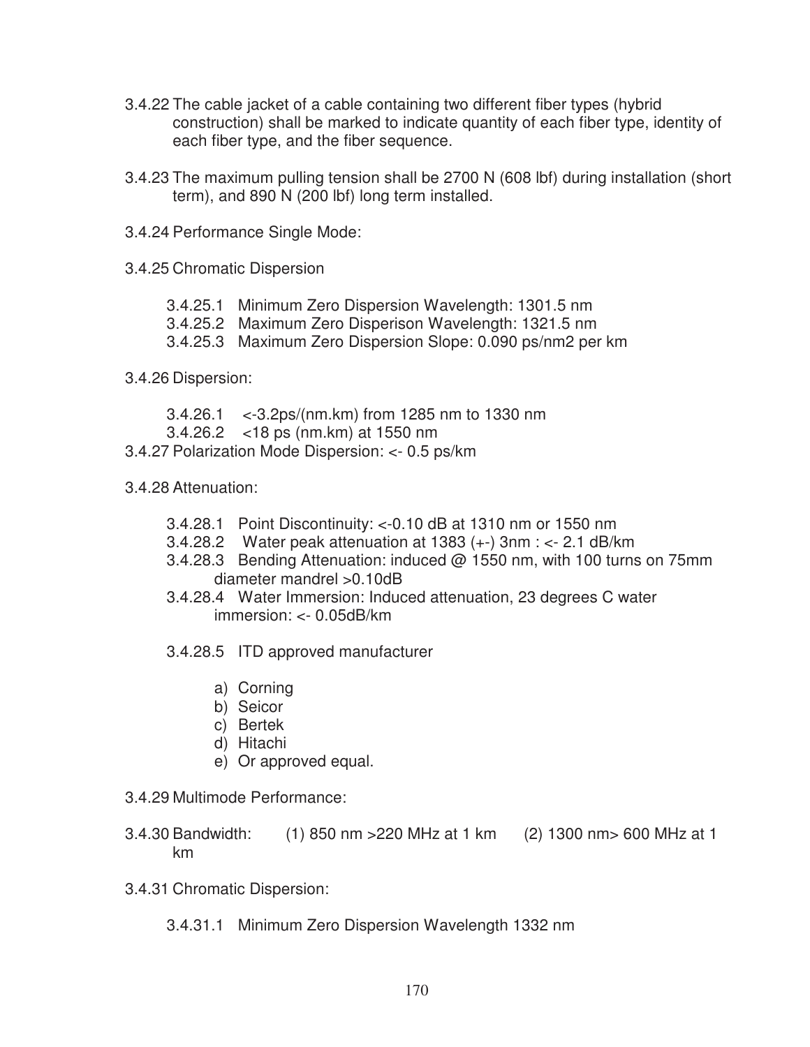3.4.22 The cable jacket of a cable containing two different fiber types (hybrid construction) shall be marked to indicate quantity of each fiber type, identity of each fiber type, and the fiber sequence.

3.4.23 The maximum pulling tension shall be 2700 N (608 lbf) during installation (short term), and 890 N (200 lbf) long term installed.

3.4.24 Performance Single Mode:

3.4.25 Chromatic Dispersion

- 3.4.25.1 Minimum Zero Dispersion Wavelength: 1301.5 nm
- 3.4.25.2 Maximum Zero Disperison Wavelength: 1321.5 nm
- 3.4.25.3 Maximum Zero Dispersion Slope: 0.090 ps/nm2 per km

3.4.26 Dispersion:

- 3.4.26.1 <-3.2ps/(nm.km) from 1285 nm to 1330 nm
- 3.4.26.2 <18 ps (nm.km) at 1550 nm

3.4.27 Polarization Mode Dispersion: <- 0.5 ps/km

3.4.28 Attenuation:

- 3.4.28.1 Point Discontinuity: <-0.10 dB at 1310 nm or 1550 nm
- 3.4.28.2 Water peak attenuation at 1383 (+-) 3nm : <- 2.1 dB/km
- 3.4.28.3 Bending Attenuation: induced @ 1550 nm, with 100 turns on 75mm diameter mandrel >0.10dB
- 3.4.28.4 Water Immersion: Induced attenuation, 23 degrees C water immersion: <- 0.05dB/km
- 3.4.28.5 ITD approved manufacturer
  - a) Corning
  - b) Seicor
  - c) Bertek
  - d) Hitachi
  - e) Or approved equal.

3.4.29 Multimode Performance:

3.4.30 Bandwidth: (1) 850 nm >220 MHz at 1 km (2) 1300 nm> 600 MHz at 1 km

3.4.31 Chromatic Dispersion:

- 3.4.31.1 Minimum Zero Dispersion Wavelength 1332 nm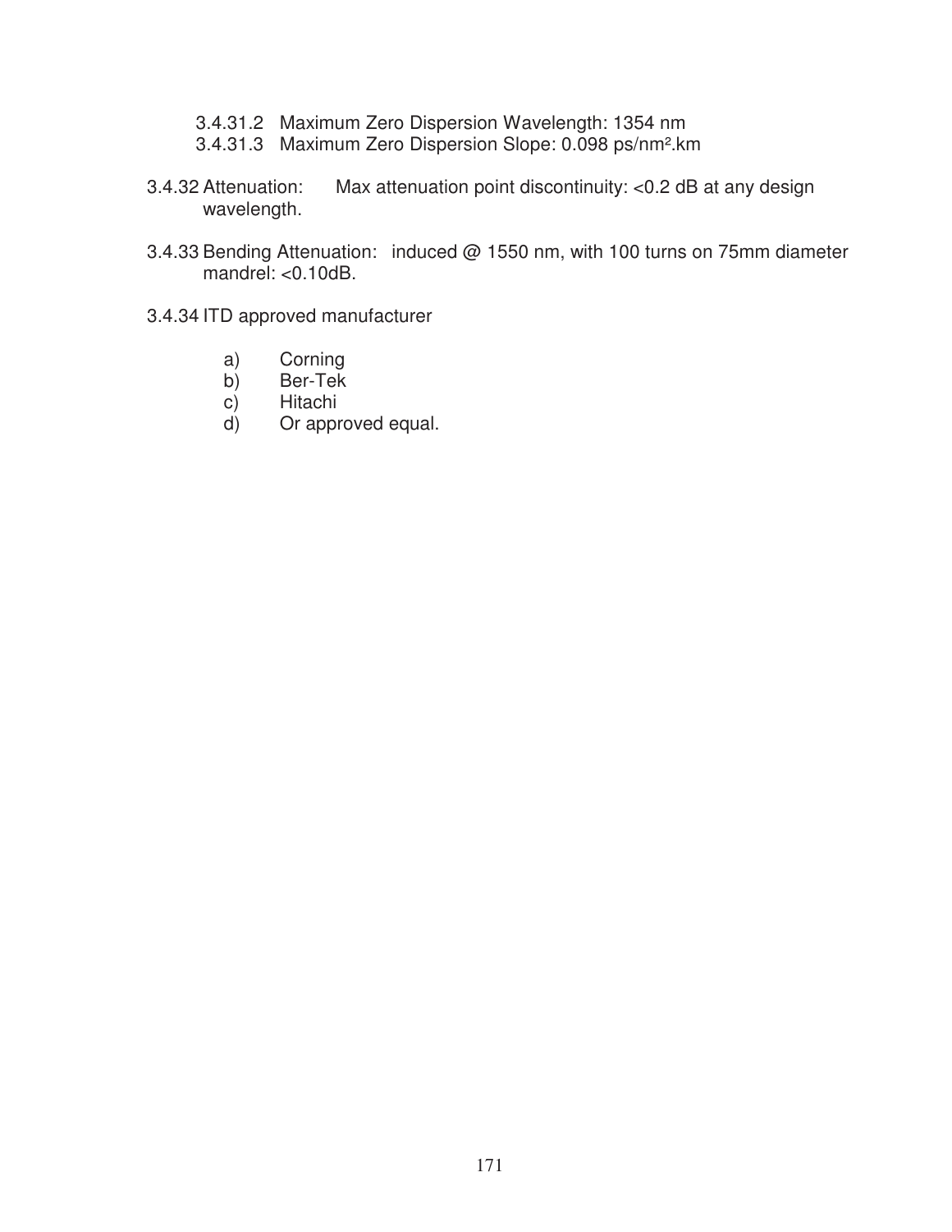3.4.31.2 Maximum Zero Dispersion Wavelength: 1354 nm

3.4.31.3 Maximum Zero Dispersion Slope: 0.098 ps/nm$^2$.km

3.4.32 Attenuation: Max attenuation point discontinuity: <0.2 dB at any design wavelength.

3.4.33 Bending Attenuation: induced @ 1550 nm, with 100 turns on 75mm diameter mandrel: <0.10dB.

3.4.34 ITD approved manufacturer

a) Corning
b) Ber-Tek
c) Hitachi
d) Or approved equal.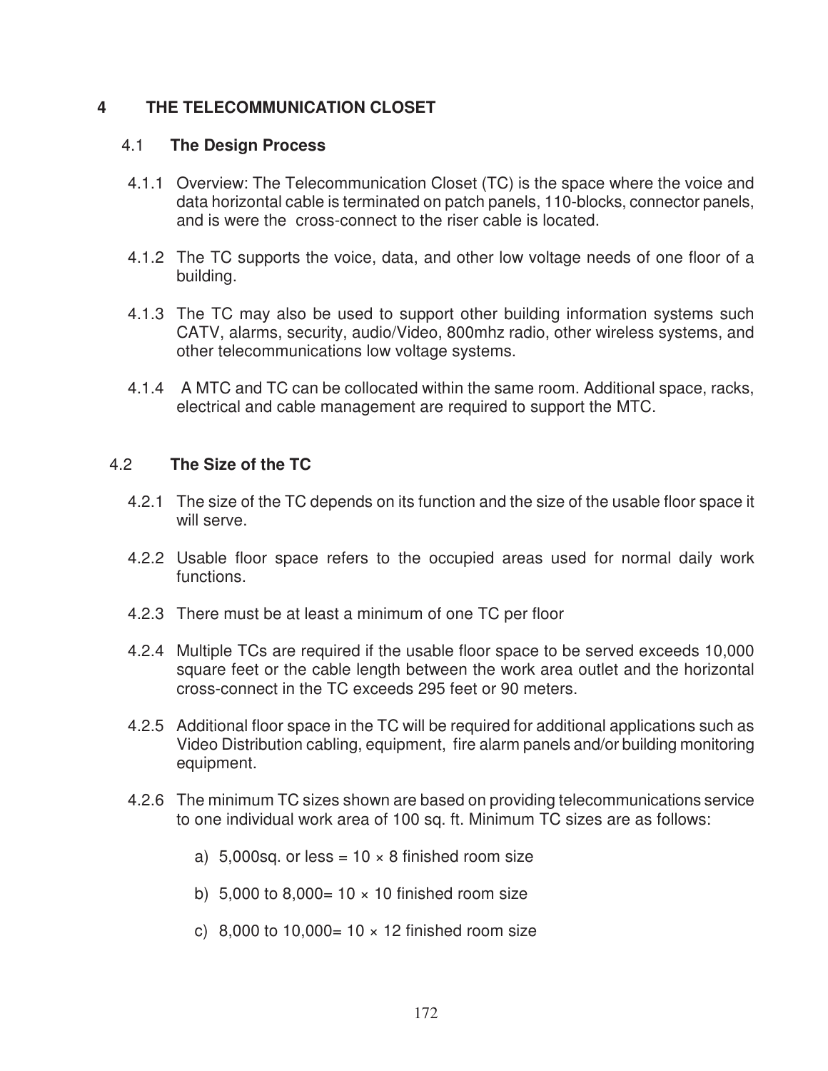# 4 THE TELECOMMUNICATION CLOSET

## 4.1 The Design Process

4.1.1 Overview: The Telecommunication Closet (TC) is the space where the voice and data horizontal cable is terminated on patch panels, 110-blocks, connector panels, and is were the cross-connect to the riser cable is located.

4.1.2 The TC supports the voice, data, and other low voltage needs of one floor of a building.

4.1.3 The TC may also be used to support other building information systems such CATV, alarms, security, audio/Video, 800mhz radio, other wireless systems, and other telecommunications low voltage systems.

4.1.4 A MTC and TC can be collocated within the same room. Additional space, racks, electrical and cable management are required to support the MTC.

## 4.2 The Size of the TC

4.2.1 The size of the TC depends on its function and the size of the usable floor space it will serve.

4.2.2 Usable floor space refers to the occupied areas used for normal daily work functions.

4.2.3 There must be at least a minimum of one TC per floor

4.2.4 Multiple TCs are required if the usable floor space to be served exceeds 10,000 square feet or the cable length between the work area outlet and the horizontal cross-connect in the TC exceeds 295 feet or 90 meters.

4.2.5 Additional floor space in the TC will be required for additional applications such as Video Distribution cabling, equipment, fire alarm panels and/or building monitoring equipment.

4.2.6 The minimum TC sizes shown are based on providing telecommunications service to one individual work area of 100 sq. ft. Minimum TC sizes are as follows:

a) 5,000sq. or less = 10 × 8 finished room size

b) 5,000 to 8,000= 10 × 10 finished room size

c) 8,000 to 10,000= 10 × 12 finished room size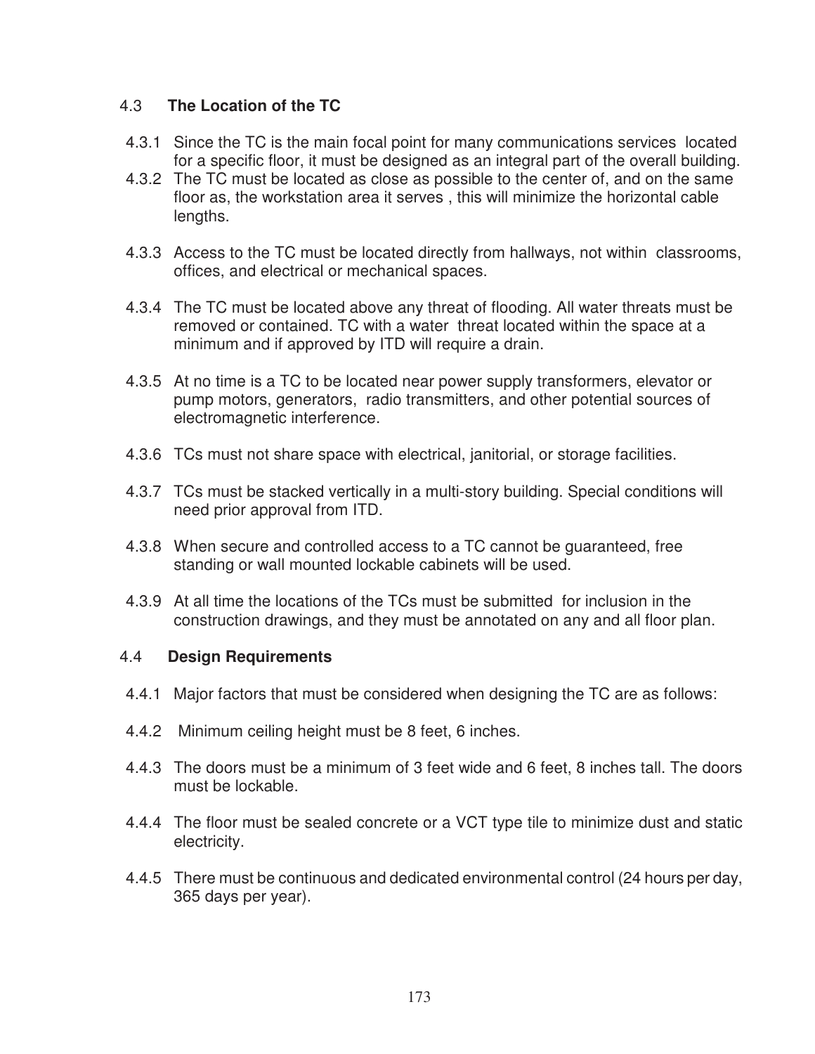## 4.3 **The Location of the TC**

4.3.1 Since the TC is the main focal point for many communications services located for a specific floor, it must be designed as an integral part of the overall building.

4.3.2 The TC must be located as close as possible to the center of, and on the same floor as, the workstation area it serves , this will minimize the horizontal cable lengths.

4.3.3 Access to the TC must be located directly from hallways, not within classrooms, offices, and electrical or mechanical spaces.

4.3.4 The TC must be located above any threat of flooding. All water threats must be removed or contained. TC with a water threat located within the space at a minimum and if approved by ITD will require a drain.

4.3.5 At no time is a TC to be located near power supply transformers, elevator or pump motors, generators, radio transmitters, and other potential sources of electromagnetic interference.

4.3.6 TCs must not share space with electrical, janitorial, or storage facilities.

4.3.7 TCs must be stacked vertically in a multi-story building. Special conditions will need prior approval from ITD.

4.3.8 When secure and controlled access to a TC cannot be guaranteed, free standing or wall mounted lockable cabinets will be used.

4.3.9 At all time the locations of the TCs must be submitted for inclusion in the construction drawings, and they must be annotated on any and all floor plan.

## 4.4 **Design Requirements**

4.4.1 Major factors that must be considered when designing the TC are as follows:

4.4.2 Minimum ceiling height must be 8 feet, 6 inches.

4.4.3 The doors must be a minimum of 3 feet wide and 6 feet, 8 inches tall. The doors must be lockable.

4.4.4 The floor must be sealed concrete or a VCT type tile to minimize dust and static electricity.

4.4.5 There must be continuous and dedicated environmental control (24 hours per day, 365 days per year).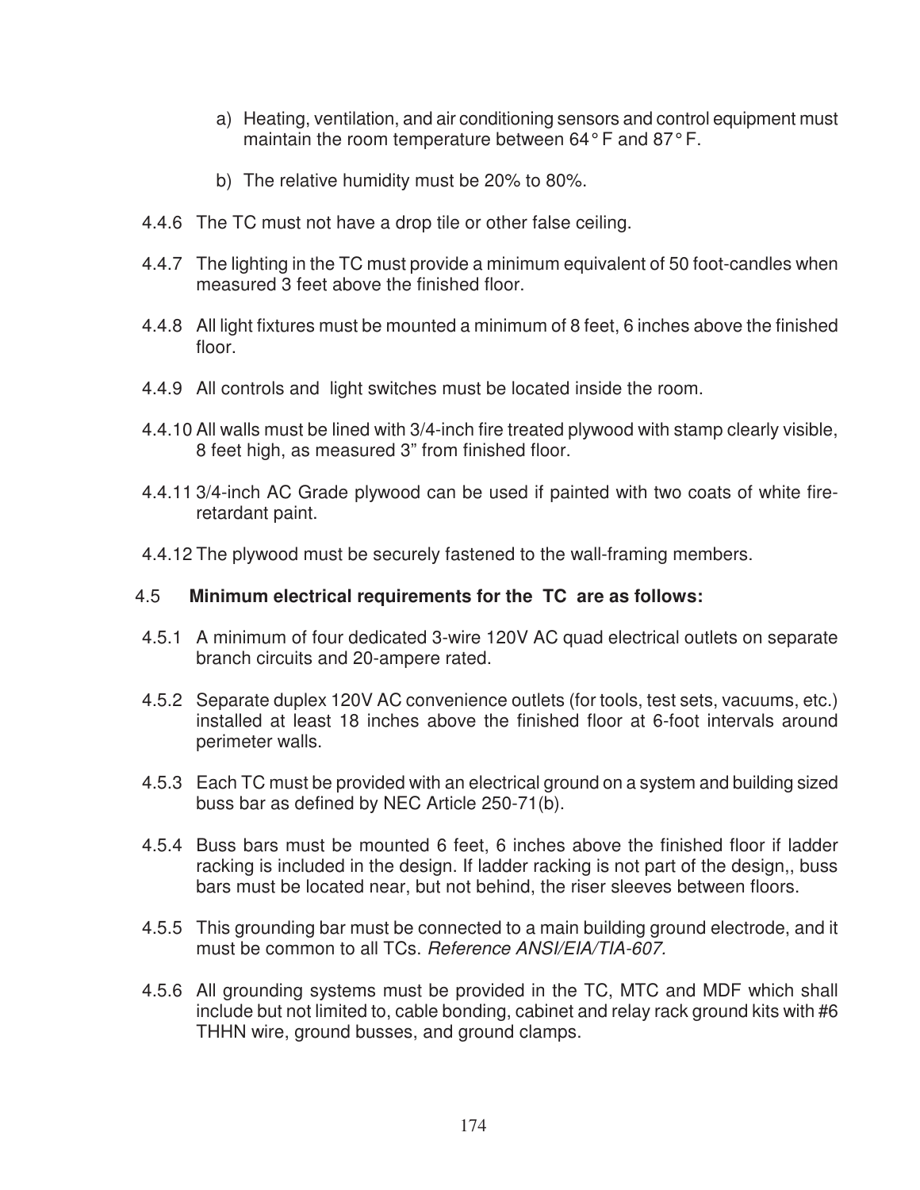a) Heating, ventilation, and air conditioning sensors and control equipment must maintain the room temperature between 64° F and 87° F.

b) The relative humidity must be 20% to 80%.

4.4.6 The TC must not have a drop tile or other false ceiling.

4.4.7 The lighting in the TC must provide a minimum equivalent of 50 foot-candles when measured 3 feet above the finished floor.

4.4.8 All light fixtures must be mounted a minimum of 8 feet, 6 inches above the finished floor.

4.4.9 All controls and light switches must be located inside the room.

4.4.10 All walls must be lined with 3/4-inch fire treated plywood with stamp clearly visible, 8 feet high, as measured 3" from finished floor.

4.4.11 3/4-inch AC Grade plywood can be used if painted with two coats of white fire-retardant paint.

4.4.12 The plywood must be securely fastened to the wall-framing members.

## 4.5 Minimum electrical requirements for the TC are as follows:

4.5.1 A minimum of four dedicated 3-wire 120V AC quad electrical outlets on separate branch circuits and 20-ampere rated.

4.5.2 Separate duplex 120V AC convenience outlets (for tools, test sets, vacuums, etc.) installed at least 18 inches above the finished floor at 6-foot intervals around perimeter walls.

4.5.3 Each TC must be provided with an electrical ground on a system and building sized buss bar as defined by NEC Article 250-71(b).

4.5.4 Buss bars must be mounted 6 feet, 6 inches above the finished floor if ladder racking is included in the design. If ladder racking is not part of the design,, buss bars must be located near, but not behind, the riser sleeves between floors.

4.5.5 This grounding bar must be connected to a main building ground electrode, and it must be common to all TCs. *Reference ANSI/EIA/TIA-607.*

4.5.6 All grounding systems must be provided in the TC, MTC and MDF which shall include but not limited to, cable bonding, cabinet and relay rack ground kits with #6 THHN wire, ground busses, and ground clamps.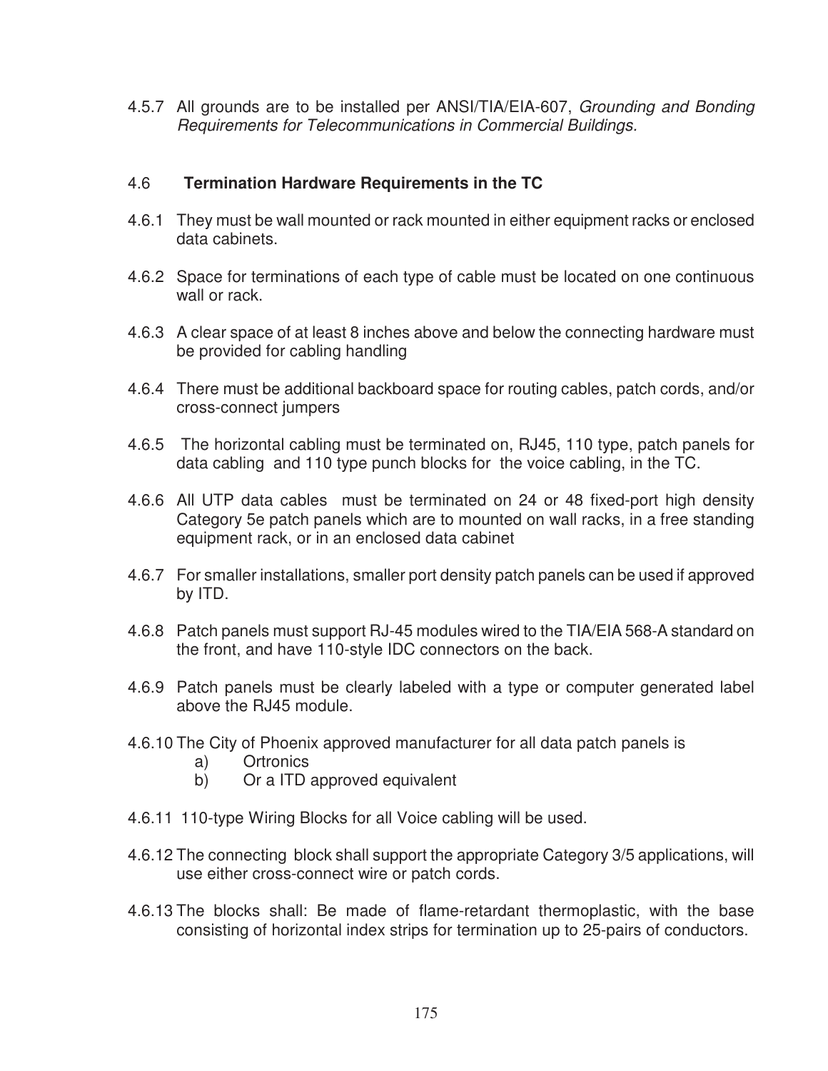4.5.7 All grounds are to be installed per ANSI/TIA/EIA-607, *Grounding and Bonding Requirements for Telecommunications in Commercial Buildings.*

### 4.6 **Termination Hardware Requirements in the TC**

4.6.1 They must be wall mounted or rack mounted in either equipment racks or enclosed data cabinets.

4.6.2 Space for terminations of each type of cable must be located on one continuous wall or rack.

4.6.3 A clear space of at least 8 inches above and below the connecting hardware must be provided for cabling handling

4.6.4 There must be additional backboard space for routing cables, patch cords, and/or cross-connect jumpers

4.6.5 The horizontal cabling must be terminated on, RJ45, 110 type, patch panels for data cabling and 110 type punch blocks for the voice cabling, in the TC.

4.6.6 All UTP data cables must be terminated on 24 or 48 fixed-port high density Category 5e patch panels which are to mounted on wall racks, in a free standing equipment rack, or in an enclosed data cabinet

4.6.7 For smaller installations, smaller port density patch panels can be used if approved by ITD.

4.6.8 Patch panels must support RJ-45 modules wired to the TIA/EIA 568-A standard on the front, and have 110-style IDC connectors on the back.

4.6.9 Patch panels must be clearly labeled with a type or computer generated label above the RJ45 module.

4.6.10 The City of Phoenix approved manufacturer for all data patch panels is
  a) Ortronics
  b) Or a ITD approved equivalent

4.6.11 110-type Wiring Blocks for all Voice cabling will be used.

4.6.12 The connecting block shall support the appropriate Category 3/5 applications, will use either cross-connect wire or patch cords.

4.6.13 The blocks shall: Be made of flame-retardant thermoplastic, with the base consisting of horizontal index strips for termination up to 25-pairs of conductors.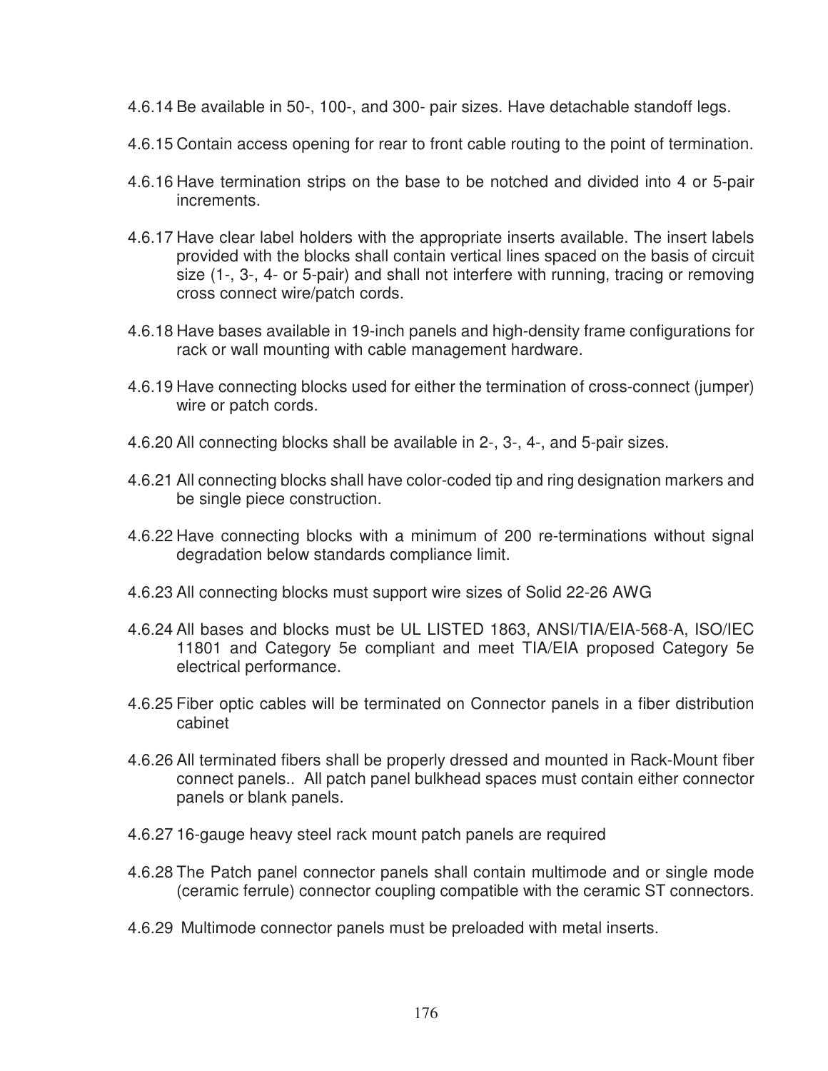4.6.14 Be available in 50-, 100-, and 300- pair sizes. Have detachable standoff legs.

4.6.15 Contain access opening for rear to front cable routing to the point of termination.

4.6.16 Have termination strips on the base to be notched and divided into 4 or 5-pair increments.

4.6.17 Have clear label holders with the appropriate inserts available. The insert labels provided with the blocks shall contain vertical lines spaced on the basis of circuit size (1-, 3-, 4- or 5-pair) and shall not interfere with running, tracing or removing cross connect wire/patch cords.

4.6.18 Have bases available in 19-inch panels and high-density frame configurations for rack or wall mounting with cable management hardware.

4.6.19 Have connecting blocks used for either the termination of cross-connect (jumper) wire or patch cords.

4.6.20 All connecting blocks shall be available in 2-, 3-, 4-, and 5-pair sizes.

4.6.21 All connecting blocks shall have color-coded tip and ring designation markers and be single piece construction.

4.6.22 Have connecting blocks with a minimum of 200 re-terminations without signal degradation below standards compliance limit.

4.6.23 All connecting blocks must support wire sizes of Solid 22-26 AWG

4.6.24 All bases and blocks must be UL LISTED 1863, ANSI/TIA/EIA-568-A, ISO/IEC 11801 and Category 5e compliant and meet TIA/EIA proposed Category 5e electrical performance.

4.6.25 Fiber optic cables will be terminated on Connector panels in a fiber distribution cabinet

4.6.26 All terminated fibers shall be properly dressed and mounted in Rack-Mount fiber connect panels.. All patch panel bulkhead spaces must contain either connector panels or blank panels.

4.6.27 16-gauge heavy steel rack mount patch panels are required

4.6.28 The Patch panel connector panels shall contain multimode and or single mode (ceramic ferrule) connector coupling compatible with the ceramic ST connectors.

4.6.29 Multimode connector panels must be preloaded with metal inserts.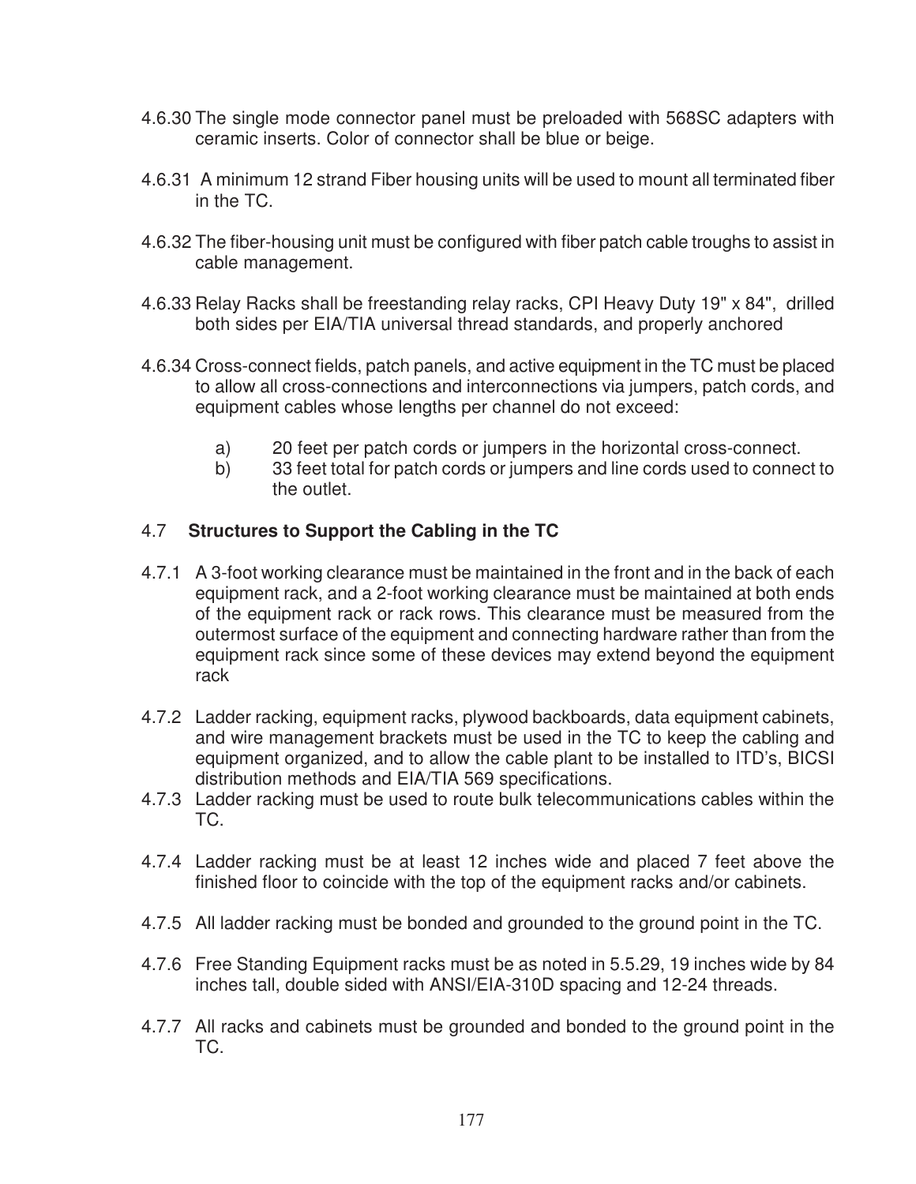4.6.30 The single mode connector panel must be preloaded with 568SC adapters with ceramic inserts. Color of connector shall be blue or beige.

4.6.31 A minimum 12 strand Fiber housing units will be used to mount all terminated fiber in the TC.

4.6.32 The fiber-housing unit must be configured with fiber patch cable troughs to assist in cable management.

4.6.33 Relay Racks shall be freestanding relay racks, CPI Heavy Duty 19" x 84", drilled both sides per EIA/TIA universal thread standards, and properly anchored

4.6.34 Cross-connect fields, patch panels, and active equipment in the TC must be placed to allow all cross-connections and interconnections via jumpers, patch cords, and equipment cables whose lengths per channel do not exceed:

a) 20 feet per patch cords or jumpers in the horizontal cross-connect.

b) 33 feet total for patch cords or jumpers and line cords used to connect to the outlet.

## 4.7 **Structures to Support the Cabling in the TC**

4.7.1 A 3-foot working clearance must be maintained in the front and in the back of each equipment rack, and a 2-foot working clearance must be maintained at both ends of the equipment rack or rack rows. This clearance must be measured from the outermost surface of the equipment and connecting hardware rather than from the equipment rack since some of these devices may extend beyond the equipment rack

4.7.2 Ladder racking, equipment racks, plywood backboards, data equipment cabinets, and wire management brackets must be used in the TC to keep the cabling and equipment organized, and to allow the cable plant to be installed to ITD's, BICSI distribution methods and EIA/TIA 569 specifications.

4.7.3 Ladder racking must be used to route bulk telecommunications cables within the TC.

4.7.4 Ladder racking must be at least 12 inches wide and placed 7 feet above the finished floor to coincide with the top of the equipment racks and/or cabinets.

4.7.5 All ladder racking must be bonded and grounded to the ground point in the TC.

4.7.6 Free Standing Equipment racks must be as noted in 5.5.29, 19 inches wide by 84 inches tall, double sided with ANSI/EIA-310D spacing and 12-24 threads.

4.7.7 All racks and cabinets must be grounded and bonded to the ground point in the TC.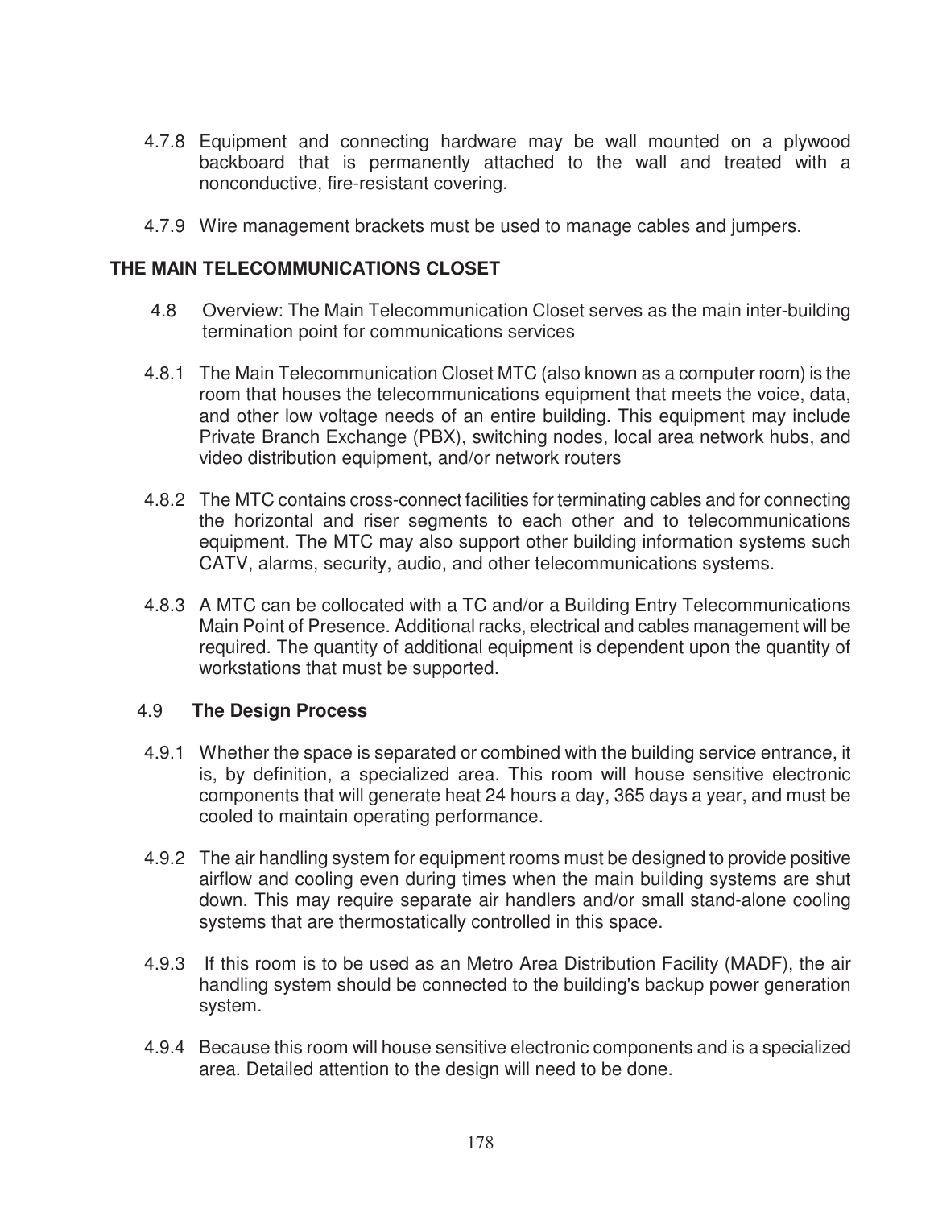4.7.8 Equipment and connecting hardware may be wall mounted on a plywood backboard that is permanently attached to the wall and treated with a nonconductive, fire-resistant covering.

4.7.9 Wire management brackets must be used to manage cables and jumpers.

## THE MAIN TELECOMMUNICATIONS CLOSET

4.8 Overview: The Main Telecommunication Closet serves as the main inter-building termination point for communications services

4.8.1 The Main Telecommunication Closet MTC (also known as a computer room) is the room that houses the telecommunications equipment that meets the voice, data, and other low voltage needs of an entire building. This equipment may include Private Branch Exchange (PBX), switching nodes, local area network hubs, and video distribution equipment, and/or network routers

4.8.2 The MTC contains cross-connect facilities for terminating cables and for connecting the horizontal and riser segments to each other and to telecommunications equipment. The MTC may also support other building information systems such CATV, alarms, security, audio, and other telecommunications systems.

4.8.3 A MTC can be collocated with a TC and/or a Building Entry Telecommunications Main Point of Presence. Additional racks, electrical and cables management will be required. The quantity of additional equipment is dependent upon the quantity of workstations that must be supported.

### 4.9 The Design Process

4.9.1 Whether the space is separated or combined with the building service entrance, it is, by definition, a specialized area. This room will house sensitive electronic components that will generate heat 24 hours a day, 365 days a year, and must be cooled to maintain operating performance.

4.9.2 The air handling system for equipment rooms must be designed to provide positive airflow and cooling even during times when the main building systems are shut down. This may require separate air handlers and/or small stand-alone cooling systems that are thermostatically controlled in this space.

4.9.3 If this room is to be used as an Metro Area Distribution Facility (MADF), the air handling system should be connected to the building's backup power generation system.

4.9.4 Because this room will house sensitive electronic components and is a specialized area. Detailed attention to the design will need to be done.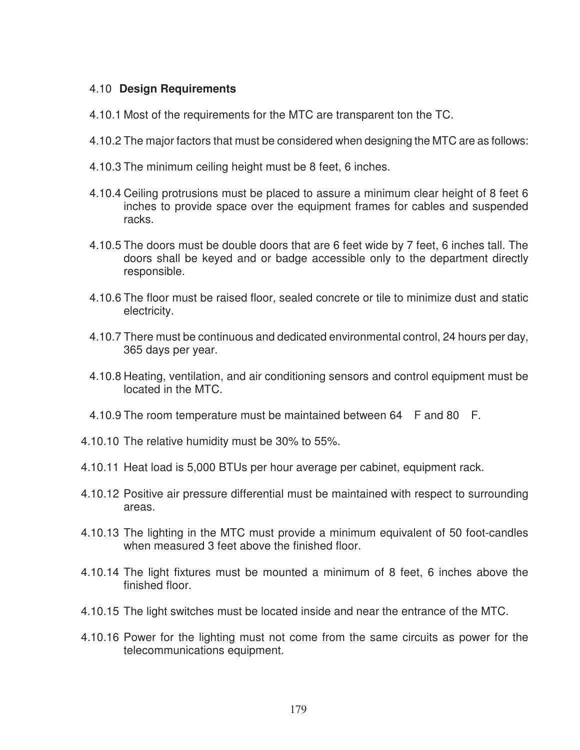### 4.10 **Design Requirements**

4.10.1 Most of the requirements for the MTC are transparent ton the TC.

4.10.2 The major factors that must be considered when designing the MTC are as follows:

4.10.3 The minimum ceiling height must be 8 feet, 6 inches.

4.10.4 Ceiling protrusions must be placed to assure a minimum clear height of 8 feet 6 inches to provide space over the equipment frames for cables and suspended racks.

4.10.5 The doors must be double doors that are 6 feet wide by 7 feet, 6 inches tall. The doors shall be keyed and or badge accessible only to the department directly responsible.

4.10.6 The floor must be raised floor, sealed concrete or tile to minimize dust and static electricity.

4.10.7 There must be continuous and dedicated environmental control, 24 hours per day, 365 days per year.

4.10.8 Heating, ventilation, and air conditioning sensors and control equipment must be located in the MTC.

4.10.9 The room temperature must be maintained between 64 F and 80 F.

4.10.10 The relative humidity must be 30% to 55%.

4.10.11 Heat load is 5,000 BTUs per hour average per cabinet, equipment rack.

4.10.12 Positive air pressure differential must be maintained with respect to surrounding areas.

4.10.13 The lighting in the MTC must provide a minimum equivalent of 50 foot-candles when measured 3 feet above the finished floor.

4.10.14 The light fixtures must be mounted a minimum of 8 feet, 6 inches above the finished floor.

4.10.15 The light switches must be located inside and near the entrance of the MTC.

4.10.16 Power for the lighting must not come from the same circuits as power for the telecommunications equipment.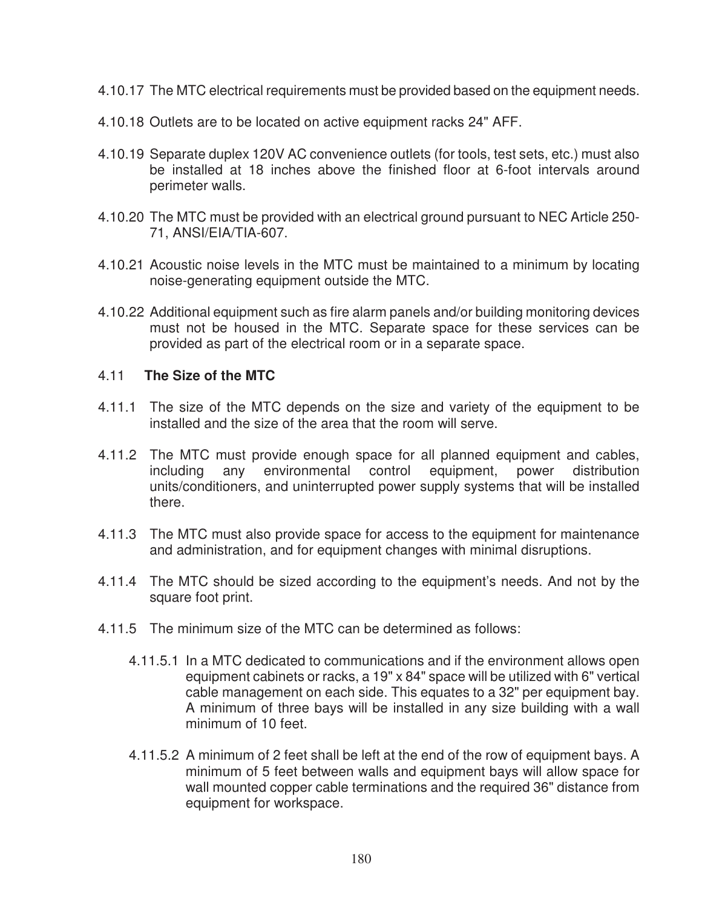4.10.17 The MTC electrical requirements must be provided based on the equipment needs.

4.10.18 Outlets are to be located on active equipment racks 24" AFF.

4.10.19 Separate duplex 120V AC convenience outlets (for tools, test sets, etc.) must also be installed at 18 inches above the finished floor at 6-foot intervals around perimeter walls.

4.10.20 The MTC must be provided with an electrical ground pursuant to NEC Article 250-71, ANSI/EIA/TIA-607.

4.10.21 Acoustic noise levels in the MTC must be maintained to a minimum by locating noise-generating equipment outside the MTC.

4.10.22 Additional equipment such as fire alarm panels and/or building monitoring devices must not be housed in the MTC. Separate space for these services can be provided as part of the electrical room or in a separate space.

## 4.11 The Size of the MTC

4.11.1 The size of the MTC depends on the size and variety of the equipment to be installed and the size of the area that the room will serve.

4.11.2 The MTC must provide enough space for all planned equipment and cables, including any environmental control equipment, power distribution units/conditioners, and uninterrupted power supply systems that will be installed there.

4.11.3 The MTC must also provide space for access to the equipment for maintenance and administration, and for equipment changes with minimal disruptions.

4.11.4 The MTC should be sized according to the equipment's needs. And not by the square foot print.

4.11.5 The minimum size of the MTC can be determined as follows:

4.11.5.1 In a MTC dedicated to communications and if the environment allows open equipment cabinets or racks, a 19" x 84" space will be utilized with 6" vertical cable management on each side. This equates to a 32" per equipment bay. A minimum of three bays will be installed in any size building with a wall minimum of 10 feet.

4.11.5.2 A minimum of 2 feet shall be left at the end of the row of equipment bays. A minimum of 5 feet between walls and equipment bays will allow space for wall mounted copper cable terminations and the required 36" distance from equipment for workspace.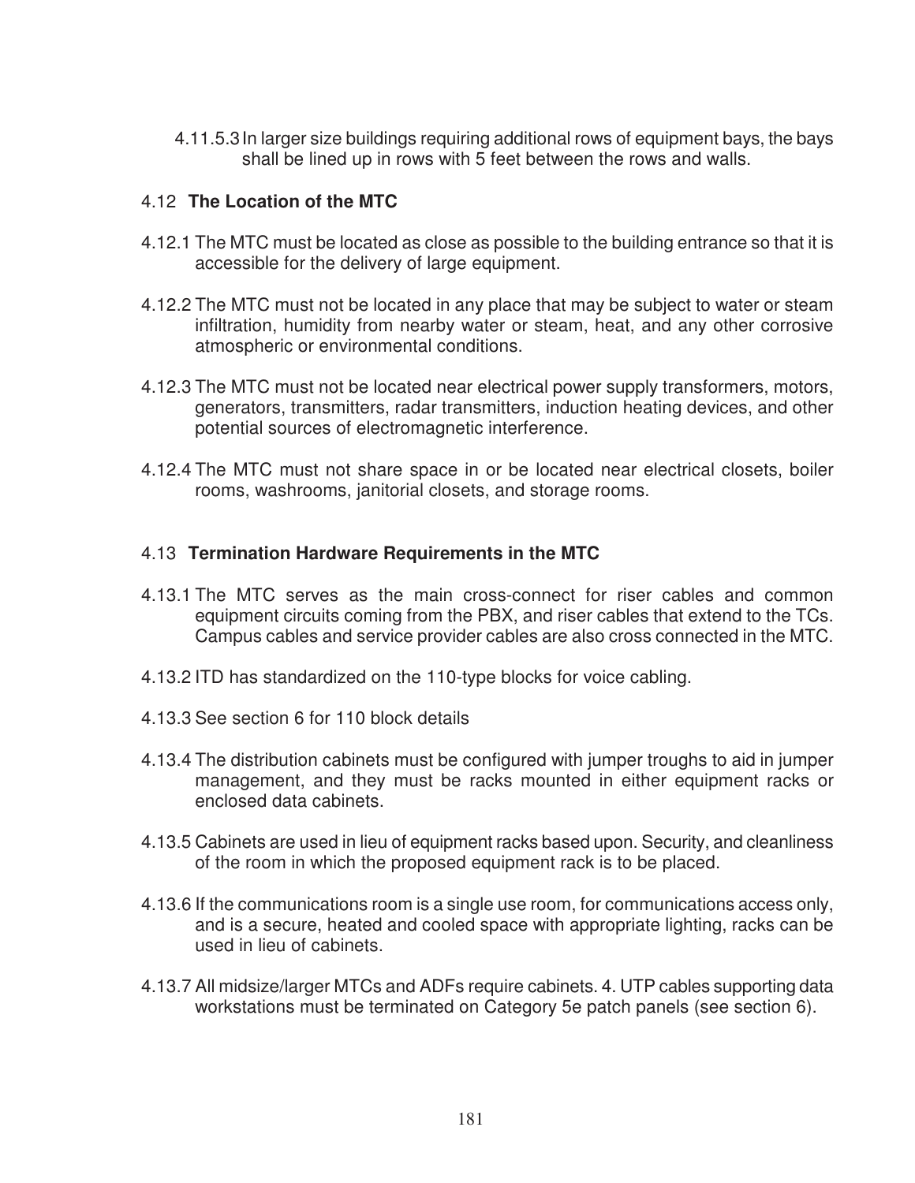4.11.5.3 In larger size buildings requiring additional rows of equipment bays, the bays shall be lined up in rows with 5 feet between the rows and walls.

## 4.12 **The Location of the MTC**

4.12.1 The MTC must be located as close as possible to the building entrance so that it is accessible for the delivery of large equipment.

4.12.2 The MTC must not be located in any place that may be subject to water or steam infiltration, humidity from nearby water or steam, heat, and any other corrosive atmospheric or environmental conditions.

4.12.3 The MTC must not be located near electrical power supply transformers, motors, generators, transmitters, radar transmitters, induction heating devices, and other potential sources of electromagnetic interference.

4.12.4 The MTC must not share space in or be located near electrical closets, boiler rooms, washrooms, janitorial closets, and storage rooms.

## 4.13 **Termination Hardware Requirements in the MTC**

4.13.1 The MTC serves as the main cross-connect for riser cables and common equipment circuits coming from the PBX, and riser cables that extend to the TCs. Campus cables and service provider cables are also cross connected in the MTC.

4.13.2 ITD has standardized on the 110-type blocks for voice cabling.

4.13.3 See section 6 for 110 block details

4.13.4 The distribution cabinets must be configured with jumper troughs to aid in jumper management, and they must be racks mounted in either equipment racks or enclosed data cabinets.

4.13.5 Cabinets are used in lieu of equipment racks based upon. Security, and cleanliness of the room in which the proposed equipment rack is to be placed.

4.13.6 If the communications room is a single use room, for communications access only, and is a secure, heated and cooled space with appropriate lighting, racks can be used in lieu of cabinets.

4.13.7 All midsize/larger MTCs and ADFs require cabinets. 4. UTP cables supporting data workstations must be terminated on Category 5e patch panels (see section 6).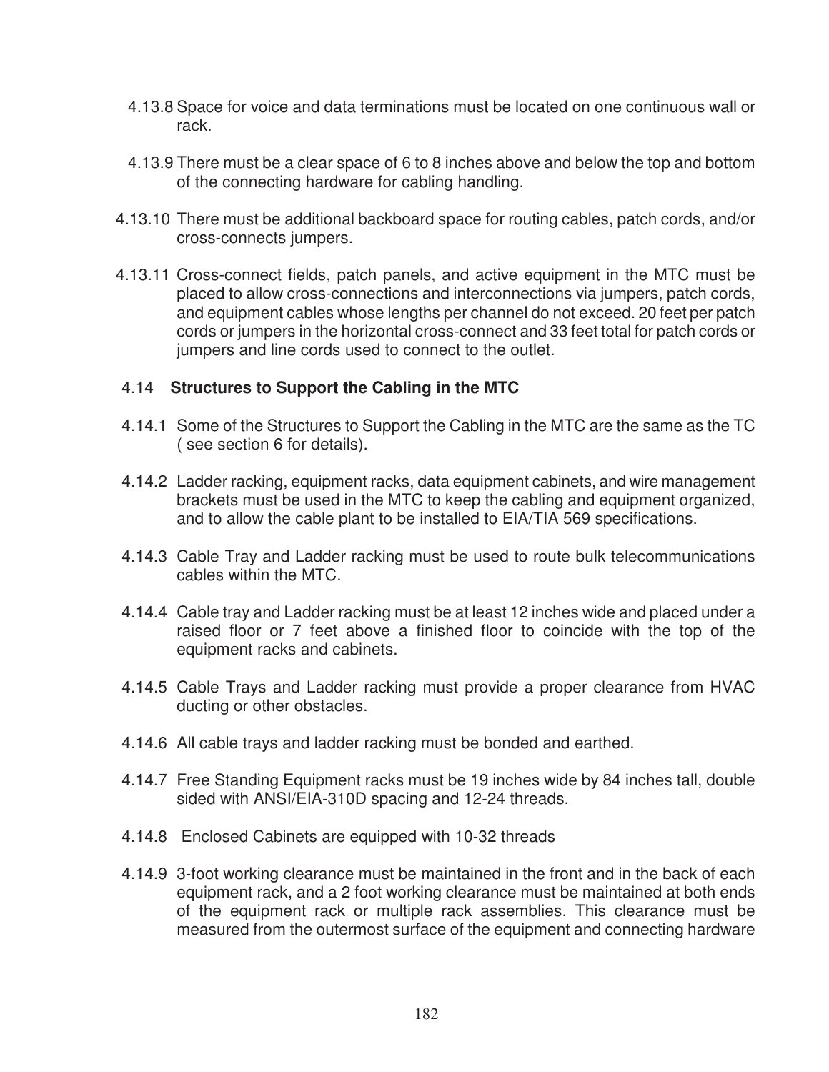4.13.8 Space for voice and data terminations must be located on one continuous wall or rack.

4.13.9 There must be a clear space of 6 to 8 inches above and below the top and bottom of the connecting hardware for cabling handling.

4.13.10 There must be additional backboard space for routing cables, patch cords, and/or cross-connects jumpers.

4.13.11 Cross-connect fields, patch panels, and active equipment in the MTC must be placed to allow cross-connections and interconnections via jumpers, patch cords, and equipment cables whose lengths per channel do not exceed. 20 feet per patch cords or jumpers in the horizontal cross-connect and 33 feet total for patch cords or jumpers and line cords used to connect to the outlet.

### 4.14 **Structures to Support the Cabling in the MTC**

4.14.1 Some of the Structures to Support the Cabling in the MTC are the same as the TC ( see section 6 for details).

4.14.2 Ladder racking, equipment racks, data equipment cabinets, and wire management brackets must be used in the MTC to keep the cabling and equipment organized, and to allow the cable plant to be installed to EIA/TIA 569 specifications.

4.14.3 Cable Tray and Ladder racking must be used to route bulk telecommunications cables within the MTC.

4.14.4 Cable tray and Ladder racking must be at least 12 inches wide and placed under a raised floor or 7 feet above a finished floor to coincide with the top of the equipment racks and cabinets.

4.14.5 Cable Trays and Ladder racking must provide a proper clearance from HVAC ducting or other obstacles.

4.14.6 All cable trays and ladder racking must be bonded and earthed.

4.14.7 Free Standing Equipment racks must be 19 inches wide by 84 inches tall, double sided with ANSI/EIA-310D spacing and 12-24 threads.

4.14.8 Enclosed Cabinets are equipped with 10-32 threads

4.14.9 3-foot working clearance must be maintained in the front and in the back of each equipment rack, and a 2 foot working clearance must be maintained at both ends of the equipment rack or multiple rack assemblies. This clearance must be measured from the outermost surface of the equipment and connecting hardware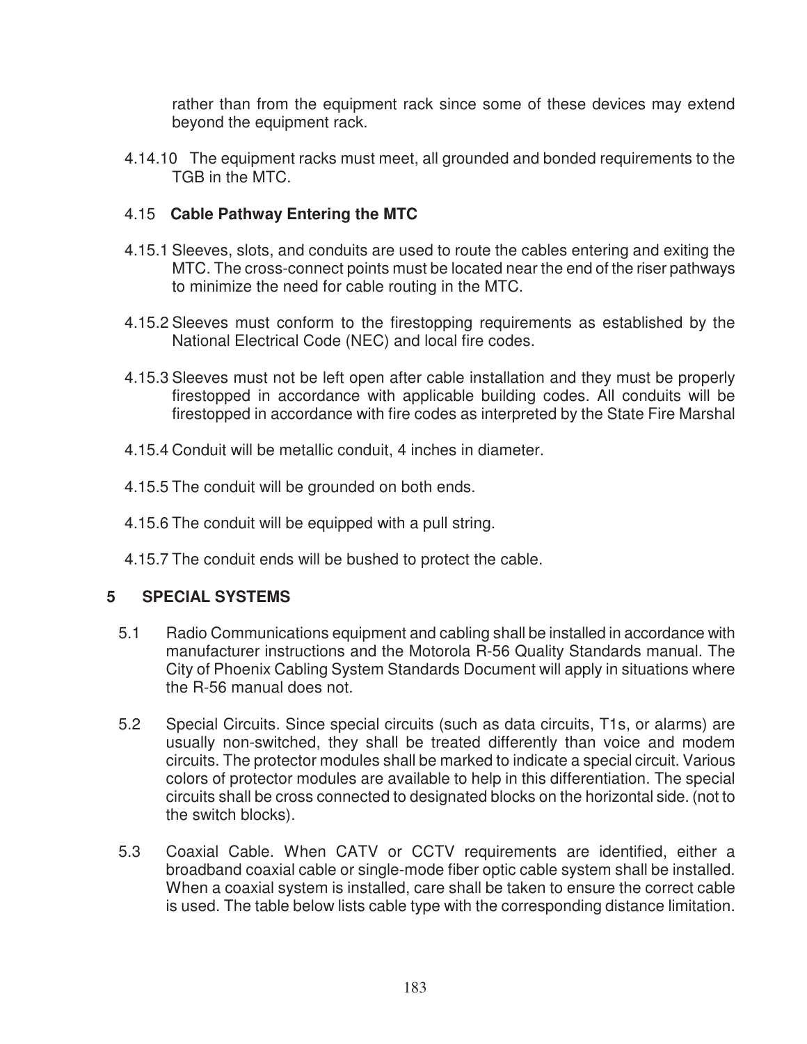rather than from the equipment rack since some of these devices may extend beyond the equipment rack.

4.14.10 The equipment racks must meet, all grounded and bonded requirements to the TGB in the MTC.

### 4.15 Cable Pathway Entering the MTC

4.15.1 Sleeves, slots, and conduits are used to route the cables entering and exiting the MTC. The cross-connect points must be located near the end of the riser pathways to minimize the need for cable routing in the MTC.

4.15.2 Sleeves must conform to the firestopping requirements as established by the National Electrical Code (NEC) and local fire codes.

4.15.3 Sleeves must not be left open after cable installation and they must be properly firestopped in accordance with applicable building codes. All conduits will be firestopped in accordance with fire codes as interpreted by the State Fire Marshal

4.15.4 Conduit will be metallic conduit, 4 inches in diameter.

4.15.5 The conduit will be grounded on both ends.

4.15.6 The conduit will be equipped with a pull string.

4.15.7 The conduit ends will be bushed to protect the cable.

## 5 SPECIAL SYSTEMS

5.1 Radio Communications equipment and cabling shall be installed in accordance with manufacturer instructions and the Motorola R-56 Quality Standards manual. The City of Phoenix Cabling System Standards Document will apply in situations where the R-56 manual does not.

5.2 Special Circuits. Since special circuits (such as data circuits, T1s, or alarms) are usually non-switched, they shall be treated differently than voice and modem circuits. The protector modules shall be marked to indicate a special circuit. Various colors of protector modules are available to help in this differentiation. The special circuits shall be cross connected to designated blocks on the horizontal side. (not to the switch blocks).

5.3 Coaxial Cable. When CATV or CCTV requirements are identified, either a broadband coaxial cable or single-mode fiber optic cable system shall be installed. When a coaxial system is installed, care shall be taken to ensure the correct cable is used. The table below lists cable type with the corresponding distance limitation.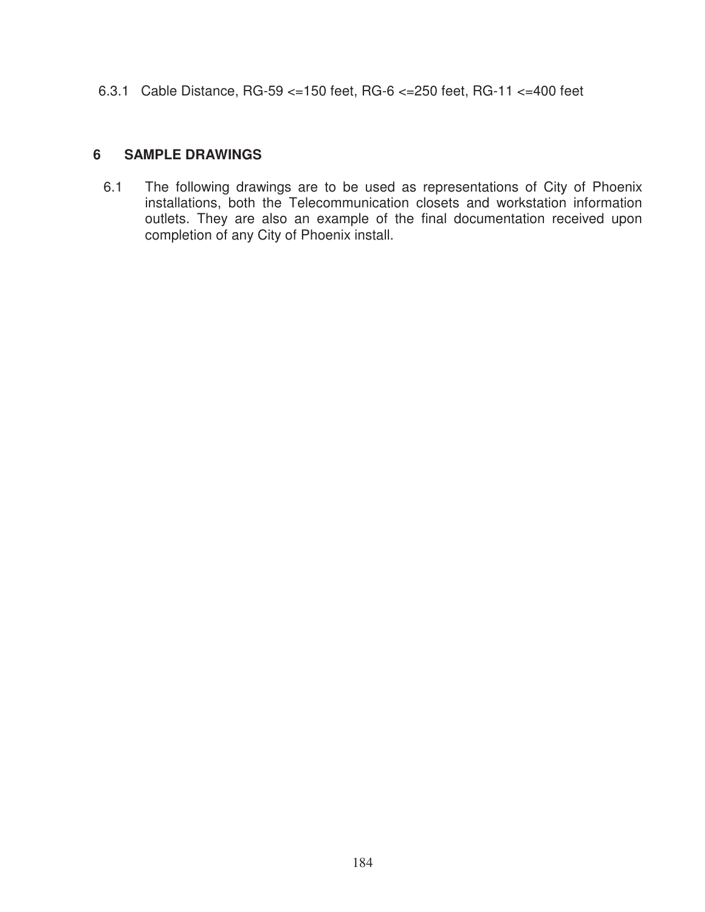6.3.1 Cable Distance, RG-59 <=150 feet, RG-6 <=250 feet, RG-11 <=400 feet

## 6 SAMPLE DRAWINGS

6.1 The following drawings are to be used as representations of City of Phoenix installations, both the Telecommunication closets and workstation information outlets. They are also an example of the final documentation received upon completion of any City of Phoenix install.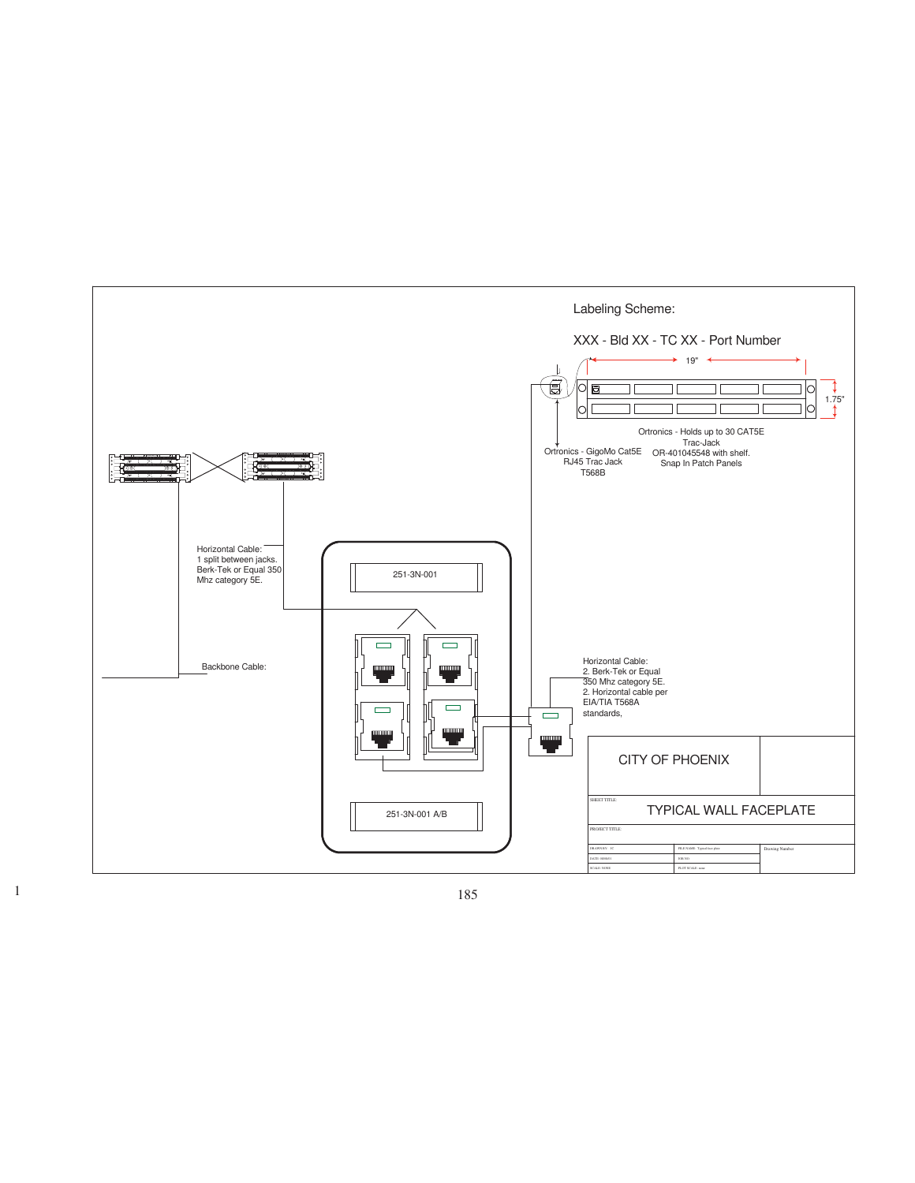Labeling Scheme:

XXX - Bld XX - TC XX - Port Number

19"

1.75"

Ortronics - Holds up to 30 CAT5E Trac-Jack OR-401045548 with shelf. Snap In Patch Panels

Ortronics - GigoMo Cat5E RJ45 Trac Jack T568B

Horizontal Cable: 1 split between jacks. Berk-Tek or Equal 350 Mhz category 5E.

251-3N-001

Backbone Cable:

Horizontal Cable: 2. Berk-Tek or Equal 350 Mhz category 5E. 2. Horizontal cable per EIA/TIA T568A standards,

251-3N-001 A/B

CITY OF PHOENIX

SHEET TITLE:

TYPICAL WALL FACEPLATE

PROJECT TITLE:

| DRAWN BY: TC | FILE NAME: Typical face plate | Drawing Number |
|---|---|---|
| DATE: 000001 | JOB NO: | |
| SCALE: NONE | PLOT SCALE: none | |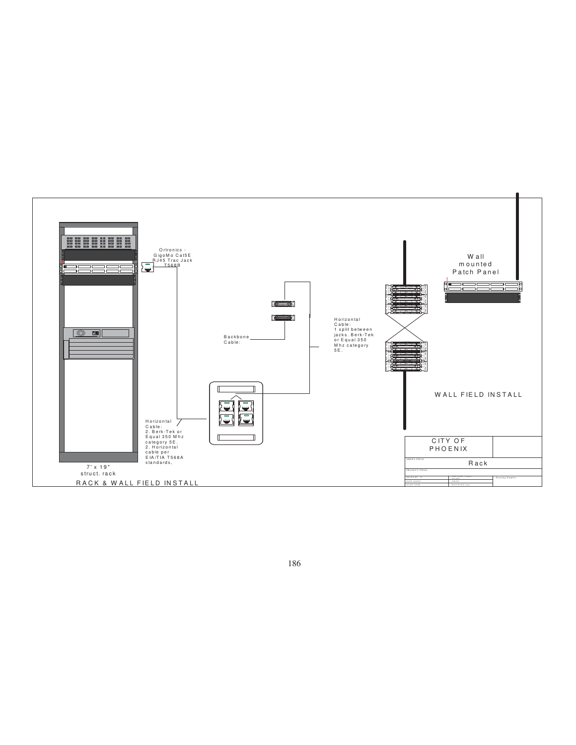Ortronics - GigoMo Cat5E RJ45 Trac Jack T568B

Wall mounted Patch Panel

Horizontal Cable: 1 split between jacks. Berk-Tek or Equal 350 Mhz category 5E.

Backbone Cable:

WALL FIELD INSTALL

Horizontal Cable: 2. Berk-Tek or Equal 350 Mhz category 5E. 2. Horizontal cable per EIA/TIA T568A standards,

7' x 19" struct. rack

RACK & WALL FIELD INSTALL

| CITY OF PHOENIX | |
|---|---|
| SHEET TITLE: | Rack |
| PROJECT TITLE: | |
| | Drawing Number |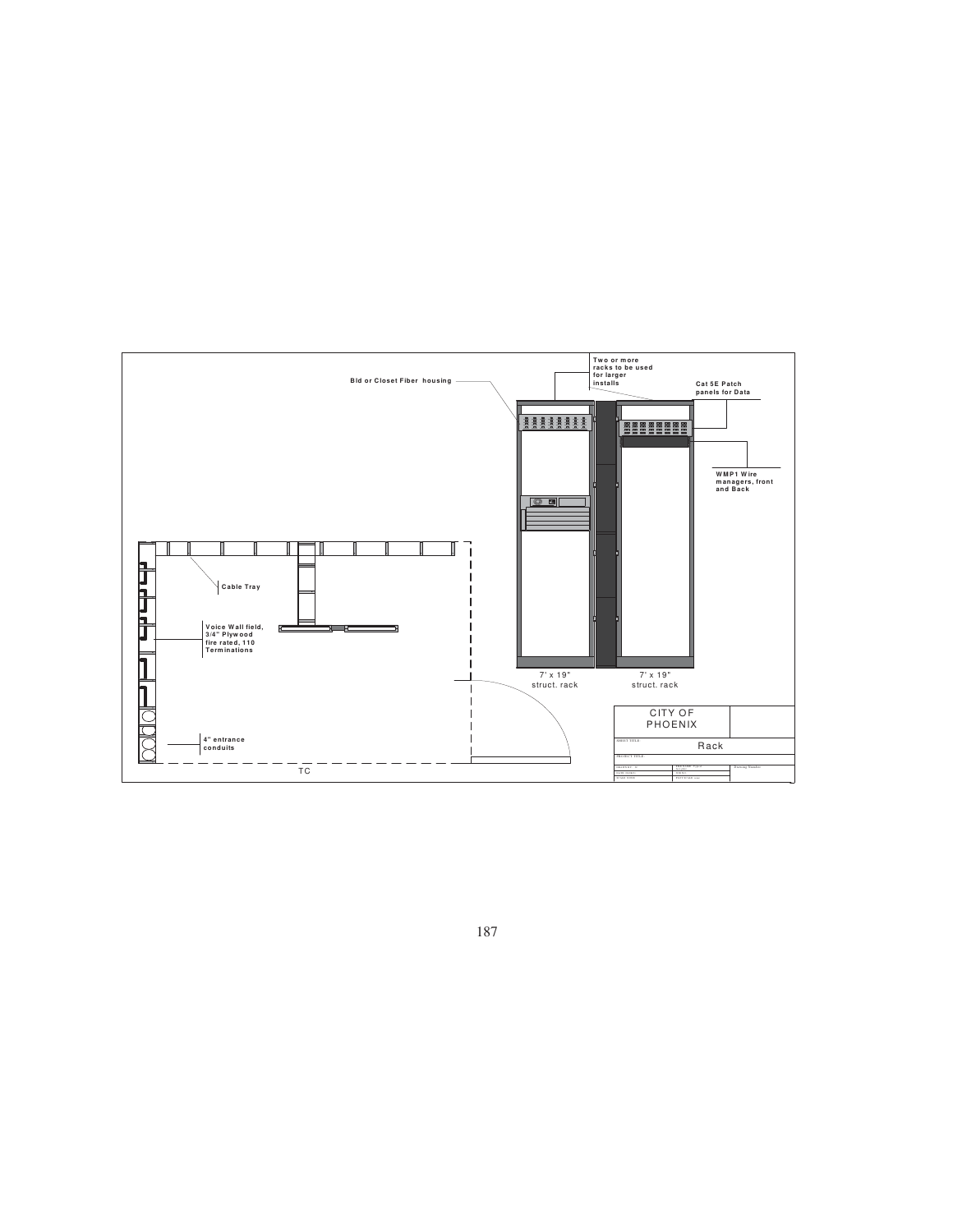Two or more racks to be used for larger installs

Bld or Closet Fiber housing

Cat 5E Patch panels for Data

WMP1 Wire managers, front and Back

Cable Tray

Voice Wall field, 3/4" Plywood fire rated, 110 Terminations

4" entrance conduits

7' x 19" struct. rack

7' x 19" struct. rack

TC

CITY OF PHOENIX

SHEET TITLE

Rack

PROJECT TITLE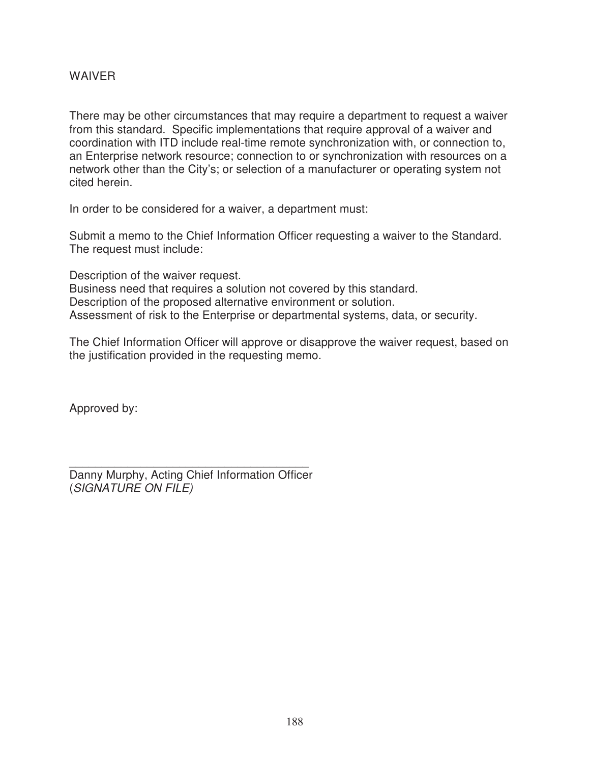## WAIVER

There may be other circumstances that may require a department to request a waiver from this standard. Specific implementations that require approval of a waiver and coordination with ITD include real-time remote synchronization with, or connection to, an Enterprise network resource; connection to or synchronization with resources on a network other than the City's; or selection of a manufacturer or operating system not cited herein.

In order to be considered for a waiver, a department must:

Submit a memo to the Chief Information Officer requesting a waiver to the Standard. The request must include:

Description of the waiver request.
Business need that requires a solution not covered by this standard.
Description of the proposed alternative environment or solution.
Assessment of risk to the Enterprise or departmental systems, data, or security.

The Chief Information Officer will approve or disapprove the waiver request, based on the justification provided in the requesting memo.

Approved by:

_______________________________________
Danny Murphy, Acting Chief Information Officer
(*SIGNATURE ON FILE)*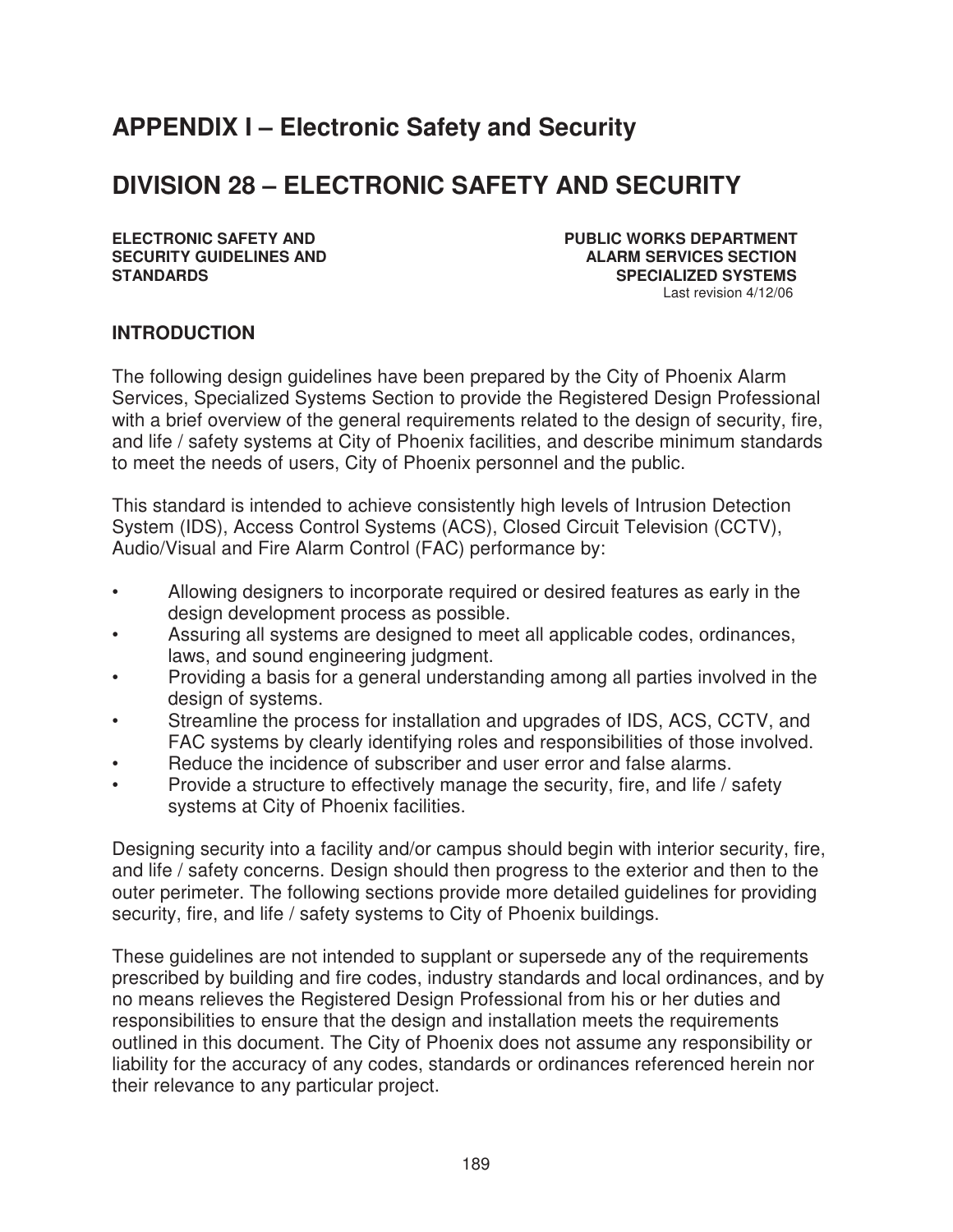# APPENDIX I – Electronic Safety and Security

# DIVISION 28 – ELECTRONIC SAFETY AND SECURITY

**ELECTRONIC SAFETY AND SECURITY GUIDELINES AND STANDARDS**

**PUBLIC WORKS DEPARTMENT**
**ALARM SERVICES SECTION**
**SPECIALIZED SYSTEMS**
Last revision 4/12/06

### INTRODUCTION

The following design guidelines have been prepared by the City of Phoenix Alarm Services, Specialized Systems Section to provide the Registered Design Professional with a brief overview of the general requirements related to the design of security, fire, and life / safety systems at City of Phoenix facilities, and describe minimum standards to meet the needs of users, City of Phoenix personnel and the public.

This standard is intended to achieve consistently high levels of Intrusion Detection System (IDS), Access Control Systems (ACS), Closed Circuit Television (CCTV), Audio/Visual and Fire Alarm Control (FAC) performance by:

- Allowing designers to incorporate required or desired features as early in the design development process as possible.
- Assuring all systems are designed to meet all applicable codes, ordinances, laws, and sound engineering judgment.
- Providing a basis for a general understanding among all parties involved in the design of systems.
- Streamline the process for installation and upgrades of IDS, ACS, CCTV, and FAC systems by clearly identifying roles and responsibilities of those involved.
- Reduce the incidence of subscriber and user error and false alarms.
- Provide a structure to effectively manage the security, fire, and life / safety systems at City of Phoenix facilities.

Designing security into a facility and/or campus should begin with interior security, fire, and life / safety concerns. Design should then progress to the exterior and then to the outer perimeter. The following sections provide more detailed guidelines for providing security, fire, and life / safety systems to City of Phoenix buildings.

These guidelines are not intended to supplant or supersede any of the requirements prescribed by building and fire codes, industry standards and local ordinances, and by no means relieves the Registered Design Professional from his or her duties and responsibilities to ensure that the design and installation meets the requirements outlined in this document. The City of Phoenix does not assume any responsibility or liability for the accuracy of any codes, standards or ordinances referenced herein nor their relevance to any particular project.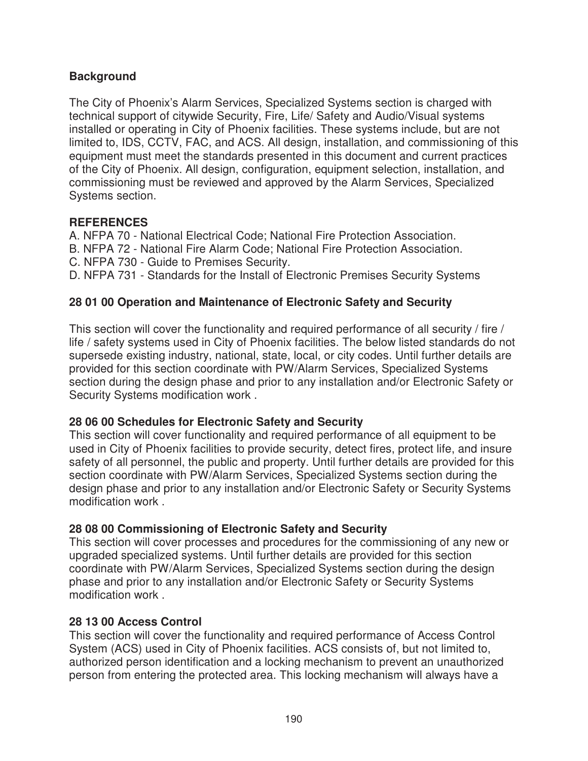## Background

The City of Phoenix's Alarm Services, Specialized Systems section is charged with technical support of citywide Security, Fire, Life/ Safety and Audio/Visual systems installed or operating in City of Phoenix facilities. These systems include, but are not limited to, IDS, CCTV, FAC, and ACS. All design, installation, and commissioning of this equipment must meet the standards presented in this document and current practices of the City of Phoenix. All design, configuration, equipment selection, installation, and commissioning must be reviewed and approved by the Alarm Services, Specialized Systems section.

## REFERENCES

A. NFPA 70 - National Electrical Code; National Fire Protection Association.
B. NFPA 72 - National Fire Alarm Code; National Fire Protection Association.
C. NFPA 730 - Guide to Premises Security.
D. NFPA 731 - Standards for the Install of Electronic Premises Security Systems

## 28 01 00 Operation and Maintenance of Electronic Safety and Security

This section will cover the functionality and required performance of all security / fire / life / safety systems used in City of Phoenix facilities. The below listed standards do not supersede existing industry, national, state, local, or city codes. Until further details are provided for this section coordinate with PW/Alarm Services, Specialized Systems section during the design phase and prior to any installation and/or Electronic Safety or Security Systems modification work .

## 28 06 00 Schedules for Electronic Safety and Security

This section will cover functionality and required performance of all equipment to be used in City of Phoenix facilities to provide security, detect fires, protect life, and insure safety of all personnel, the public and property. Until further details are provided for this section coordinate with PW/Alarm Services, Specialized Systems section during the design phase and prior to any installation and/or Electronic Safety or Security Systems modification work .

## 28 08 00 Commissioning of Electronic Safety and Security

This section will cover processes and procedures for the commissioning of any new or upgraded specialized systems. Until further details are provided for this section coordinate with PW/Alarm Services, Specialized Systems section during the design phase and prior to any installation and/or Electronic Safety or Security Systems modification work .

## 28 13 00 Access Control

This section will cover the functionality and required performance of Access Control System (ACS) used in City of Phoenix facilities. ACS consists of, but not limited to, authorized person identification and a locking mechanism to prevent an unauthorized person from entering the protected area. This locking mechanism will always have a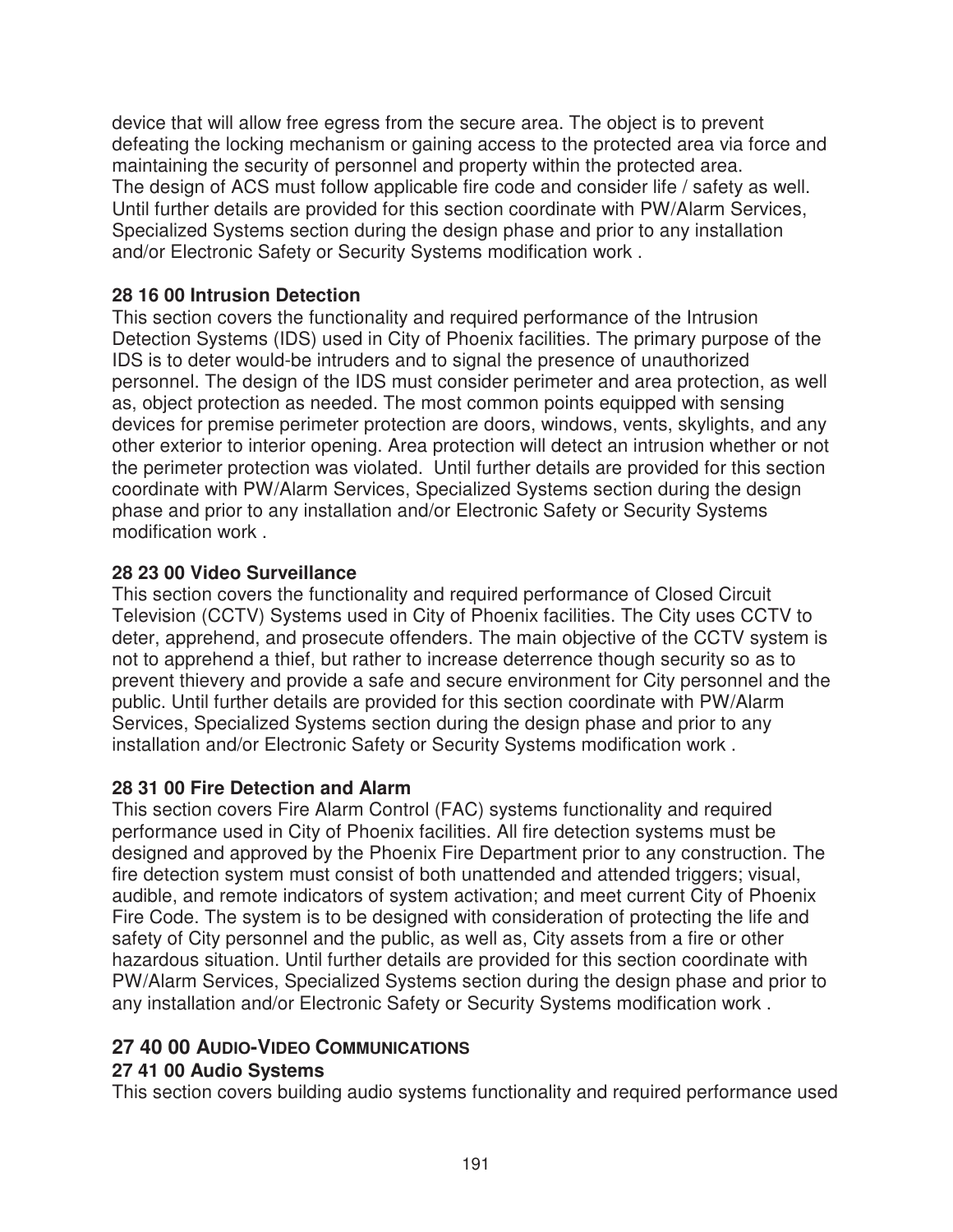device that will allow free egress from the secure area. The object is to prevent defeating the locking mechanism or gaining access to the protected area via force and maintaining the security of personnel and property within the protected area. The design of ACS must follow applicable fire code and consider life / safety as well. Until further details are provided for this section coordinate with PW/Alarm Services, Specialized Systems section during the design phase and prior to any installation and/or Electronic Safety or Security Systems modification work .

**28 16 00 Intrusion Detection**
This section covers the functionality and required performance of the Intrusion Detection Systems (IDS) used in City of Phoenix facilities. The primary purpose of the IDS is to deter would-be intruders and to signal the presence of unauthorized personnel. The design of the IDS must consider perimeter and area protection, as well as, object protection as needed. The most common points equipped with sensing devices for premise perimeter protection are doors, windows, vents, skylights, and any other exterior to interior opening. Area protection will detect an intrusion whether or not the perimeter protection was violated. Until further details are provided for this section coordinate with PW/Alarm Services, Specialized Systems section during the design phase and prior to any installation and/or Electronic Safety or Security Systems modification work .

**28 23 00 Video Surveillance**
This section covers the functionality and required performance of Closed Circuit Television (CCTV) Systems used in City of Phoenix facilities. The City uses CCTV to deter, apprehend, and prosecute offenders. The main objective of the CCTV system is not to apprehend a thief, but rather to increase deterrence though security so as to prevent thievery and provide a safe and secure environment for City personnel and the public. Until further details are provided for this section coordinate with PW/Alarm Services, Specialized Systems section during the design phase and prior to any installation and/or Electronic Safety or Security Systems modification work .

**28 31 00 Fire Detection and Alarm**
This section covers Fire Alarm Control (FAC) systems functionality and required performance used in City of Phoenix facilities. All fire detection systems must be designed and approved by the Phoenix Fire Department prior to any construction. The fire detection system must consist of both unattended and attended triggers; visual, audible, and remote indicators of system activation; and meet current City of Phoenix Fire Code. The system is to be designed with consideration of protecting the life and safety of City personnel and the public, as well as, City assets from a fire or other hazardous situation. Until further details are provided for this section coordinate with PW/Alarm Services, Specialized Systems section during the design phase and prior to any installation and/or Electronic Safety or Security Systems modification work .

## 27 40 00 AUDIO-VIDEO COMMUNICATIONS

**27 41 00 Audio Systems**
This section covers building audio systems functionality and required performance used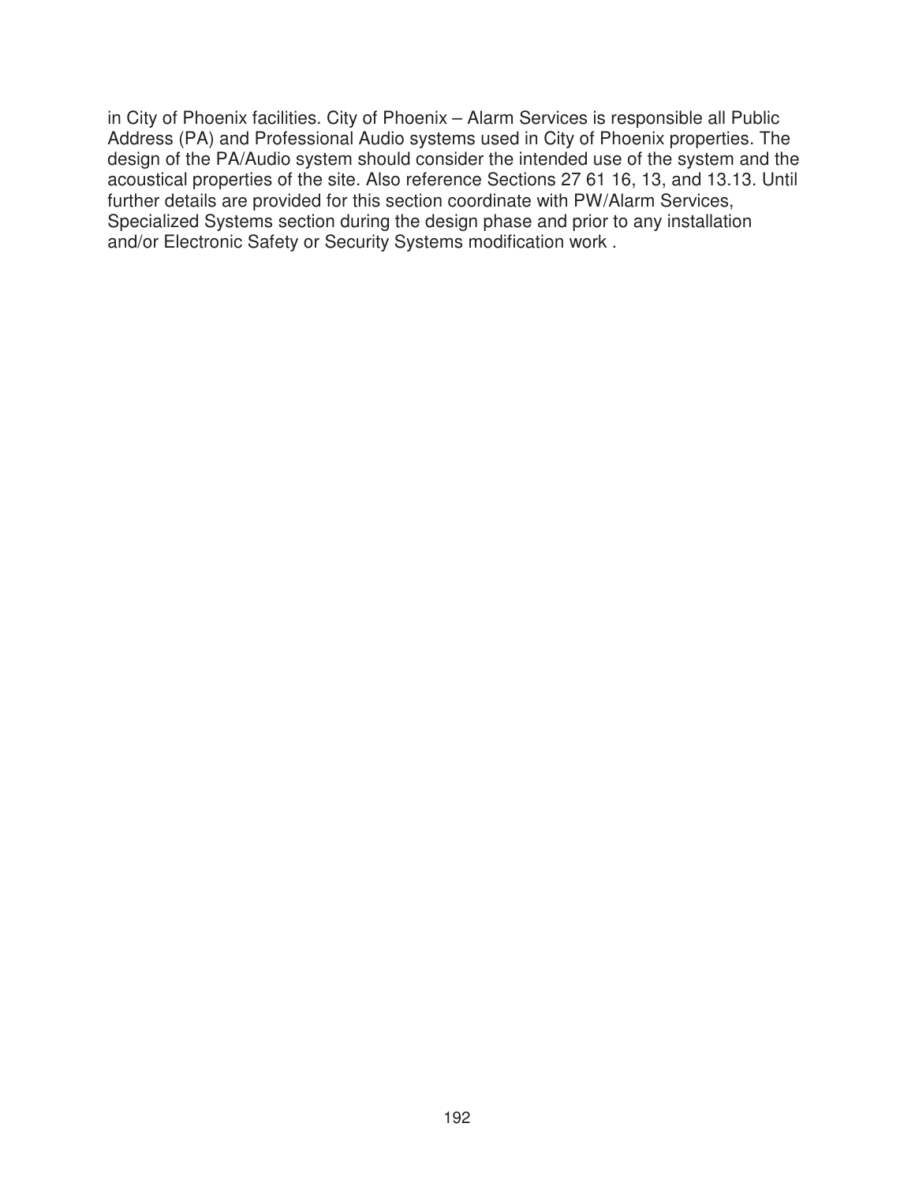in City of Phoenix facilities. City of Phoenix – Alarm Services is responsible all Public Address (PA) and Professional Audio systems used in City of Phoenix properties. The design of the PA/Audio system should consider the intended use of the system and the acoustical properties of the site. Also reference Sections 27 61 16, 13, and 13.13. Until further details are provided for this section coordinate with PW/Alarm Services, Specialized Systems section during the design phase and prior to any installation and/or Electronic Safety or Security Systems modification work .